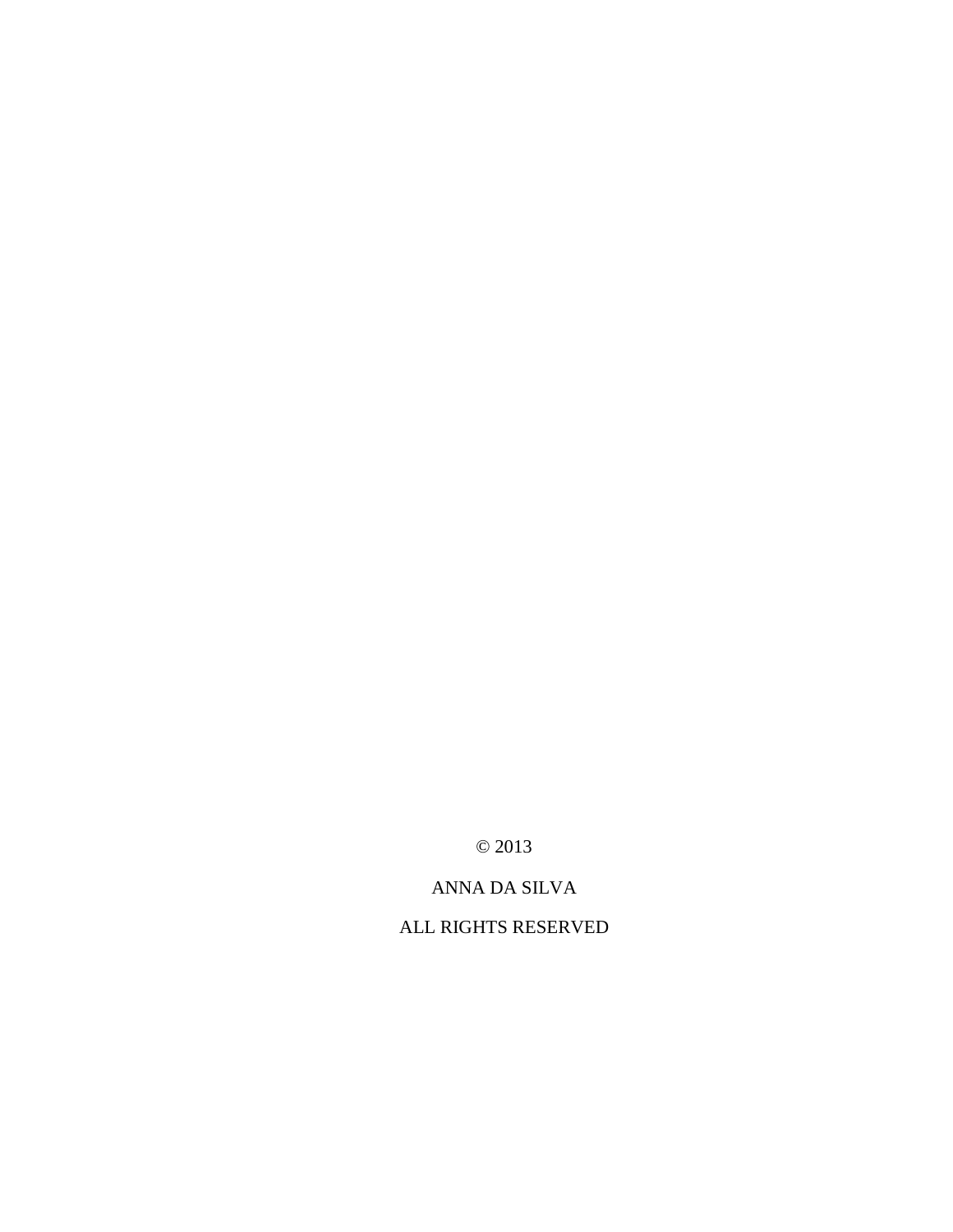© 2013

ANNA DA SILVA

ALL RIGHTS RESERVED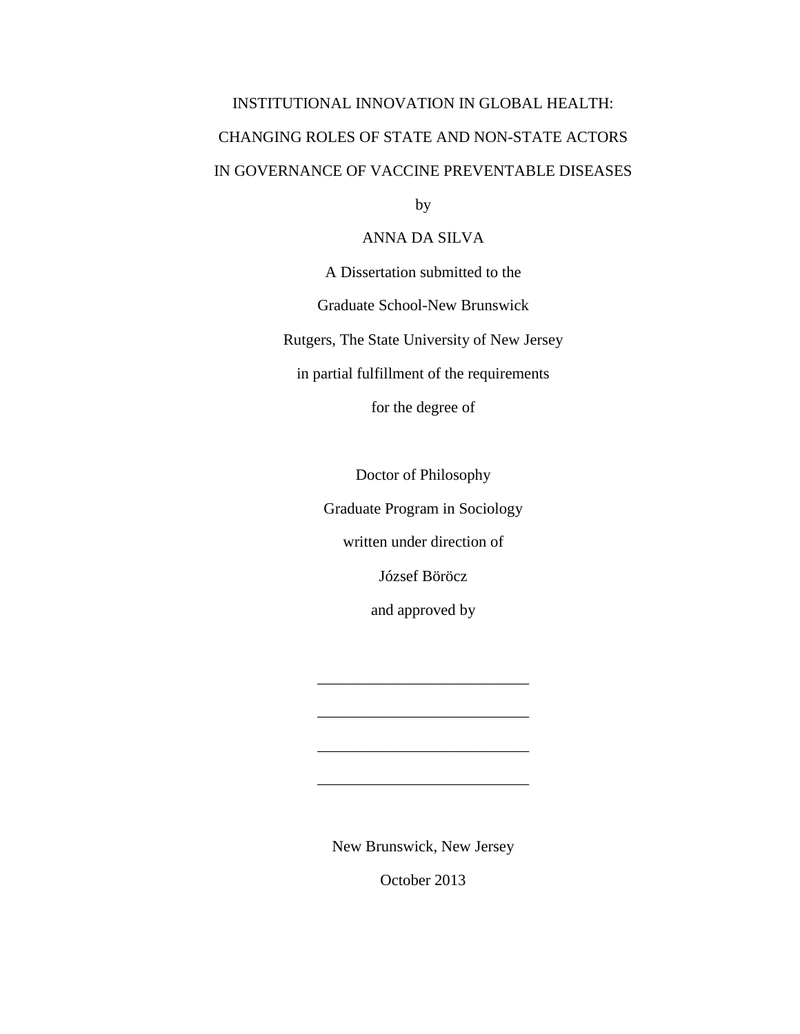# INSTITUTIONAL INNOVATION IN GLOBAL HEALTH: CHANGING ROLES OF STATE AND NON-STATE ACTORS IN GOVERNANCE OF VACCINE PREVENTABLE DISEASES

by

ANNA DA SILVA

A Dissertation submitted to the

Graduate School-New Brunswick

Rutgers, The State University of New Jersey

in partial fulfillment of the requirements

for the degree of

Doctor of Philosophy

Graduate Program in Sociology

written under direction of

József Böröcz

and approved by

\_\_\_\_\_\_\_\_\_\_\_\_\_\_\_\_\_\_\_\_\_\_\_\_\_\_\_

\_\_\_\_\_\_\_\_\_\_\_\_\_\_\_\_\_\_\_\_\_\_\_\_\_\_\_

\_\_\_\_\_\_\_\_\_\_\_\_\_\_\_\_\_\_\_\_\_\_\_\_\_\_\_

\_\_\_\_\_\_\_\_\_\_\_\_\_\_\_\_\_\_\_\_\_\_\_\_\_\_\_

New Brunswick, New Jersey

October 2013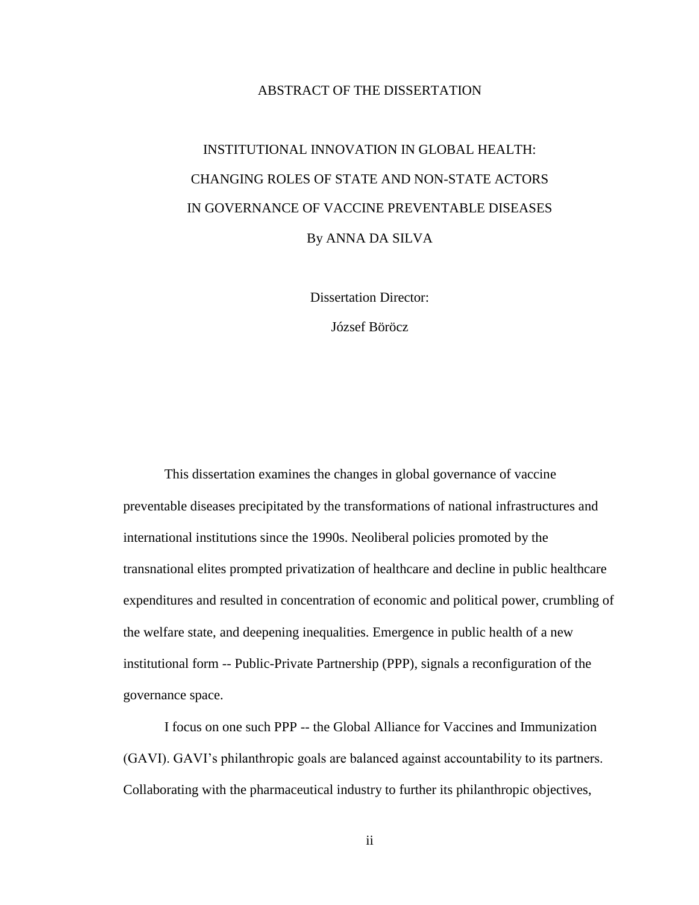# ABSTRACT OF THE DISSERTATION

## INSTITUTIONAL INNOVATION IN GLOBAL HEALTH: CHANGING ROLES OF STATE AND NON-STATE ACTORS IN GOVERNANCE OF VACCINE PREVENTABLE DISEASES

By ANNA DA SILVA

Dissertation Director:

József Böröcz

This dissertation examines the changes in global governance of vaccine preventable diseases precipitated by the transformations of national infrastructures and international institutions since the 1990s. Neoliberal policies promoted by the transnational elites prompted privatization of healthcare and decline in public healthcare expenditures and resulted in concentration of economic and political power, crumbling of the welfare state, and deepening inequalities. Emergence in public health of a new institutional form -- Public-Private Partnership (PPP), signals a reconfiguration of the governance space.

I focus on one such PPP -- the Global Alliance for Vaccines and Immunization (GAVI). GAVI's philanthropic goals are balanced against accountability to its partners. Collaborating with the pharmaceutical industry to further its philanthropic objectives,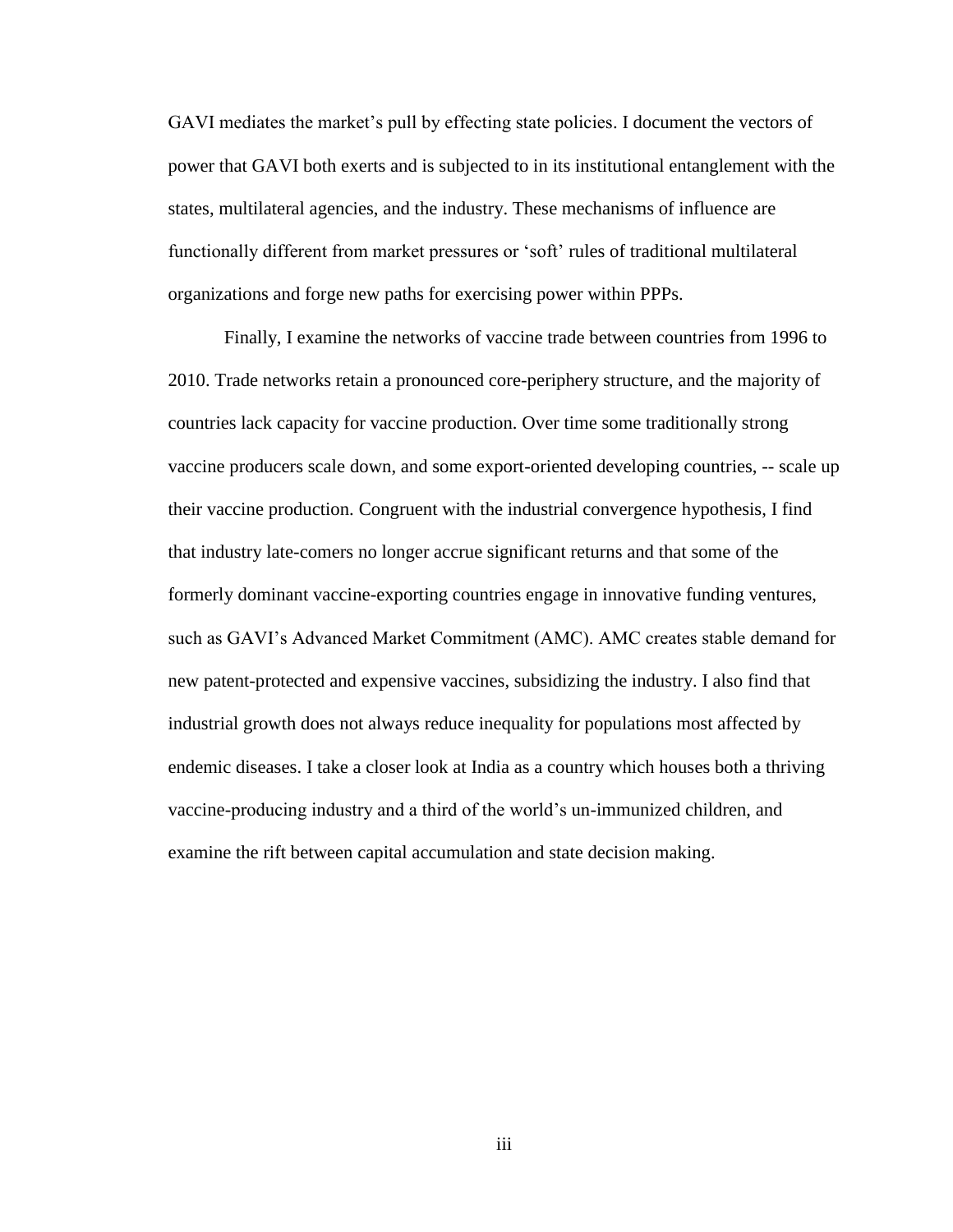GAVI mediates the market's pull by effecting state policies. I document the vectors of power that GAVI both exerts and is subjected to in its institutional entanglement with the states, multilateral agencies, and the industry. These mechanisms of influence are functionally different from market pressures or 'soft' rules of traditional multilateral organizations and forge new paths for exercising power within PPPs.

Finally, I examine the networks of vaccine trade between countries from 1996 to 2010. Trade networks retain a pronounced core-periphery structure, and the majority of countries lack capacity for vaccine production. Over time some traditionally strong vaccine producers scale down, and some export-oriented developing countries, -- scale up their vaccine production. Congruent with the industrial convergence hypothesis, I find that industry late-comers no longer accrue significant returns and that some of the formerly dominant vaccine-exporting countries engage in innovative funding ventures, such as GAVI's Advanced Market Commitment (AMC). AMC creates stable demand for new patent-protected and expensive vaccines, subsidizing the industry. I also find that industrial growth does not always reduce inequality for populations most affected by endemic diseases. I take a closer look at India as a country which houses both a thriving vaccine-producing industry and a third of the world's un-immunized children, and examine the rift between capital accumulation and state decision making.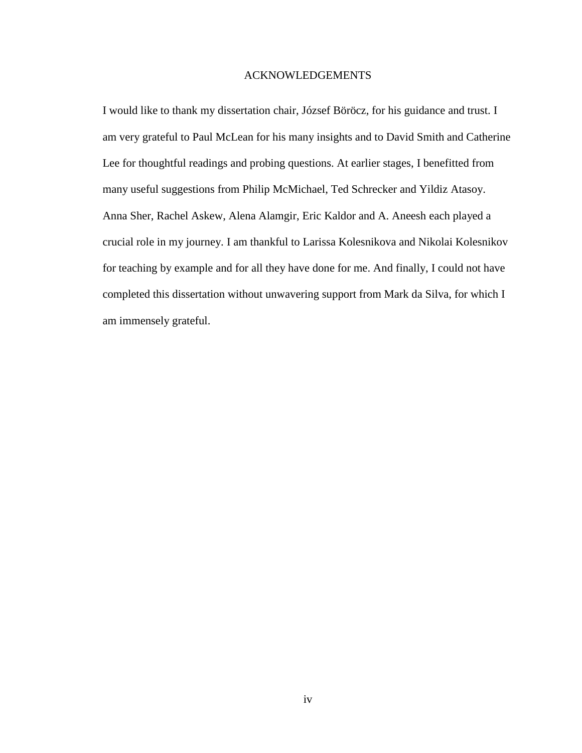# ACKNOWLEDGEMENTS

I would like to thank my dissertation chair, József Böröcz, for his guidance and trust. I am very grateful to Paul McLean for his many insights and to David Smith and Catherine Lee for thoughtful readings and probing questions. At earlier stages, I benefitted from many useful suggestions from Philip McMichael, Ted Schrecker and Yildiz Atasoy. Anna Sher, Rachel Askew, Alena Alamgir, Eric Kaldor and A. Aneesh each played a crucial role in my journey. I am thankful to Larissa Kolesnikova and Nikolai Kolesnikov for teaching by example and for all they have done for me. And finally, I could not have completed this dissertation without unwavering support from Mark da Silva, for which I am immensely grateful.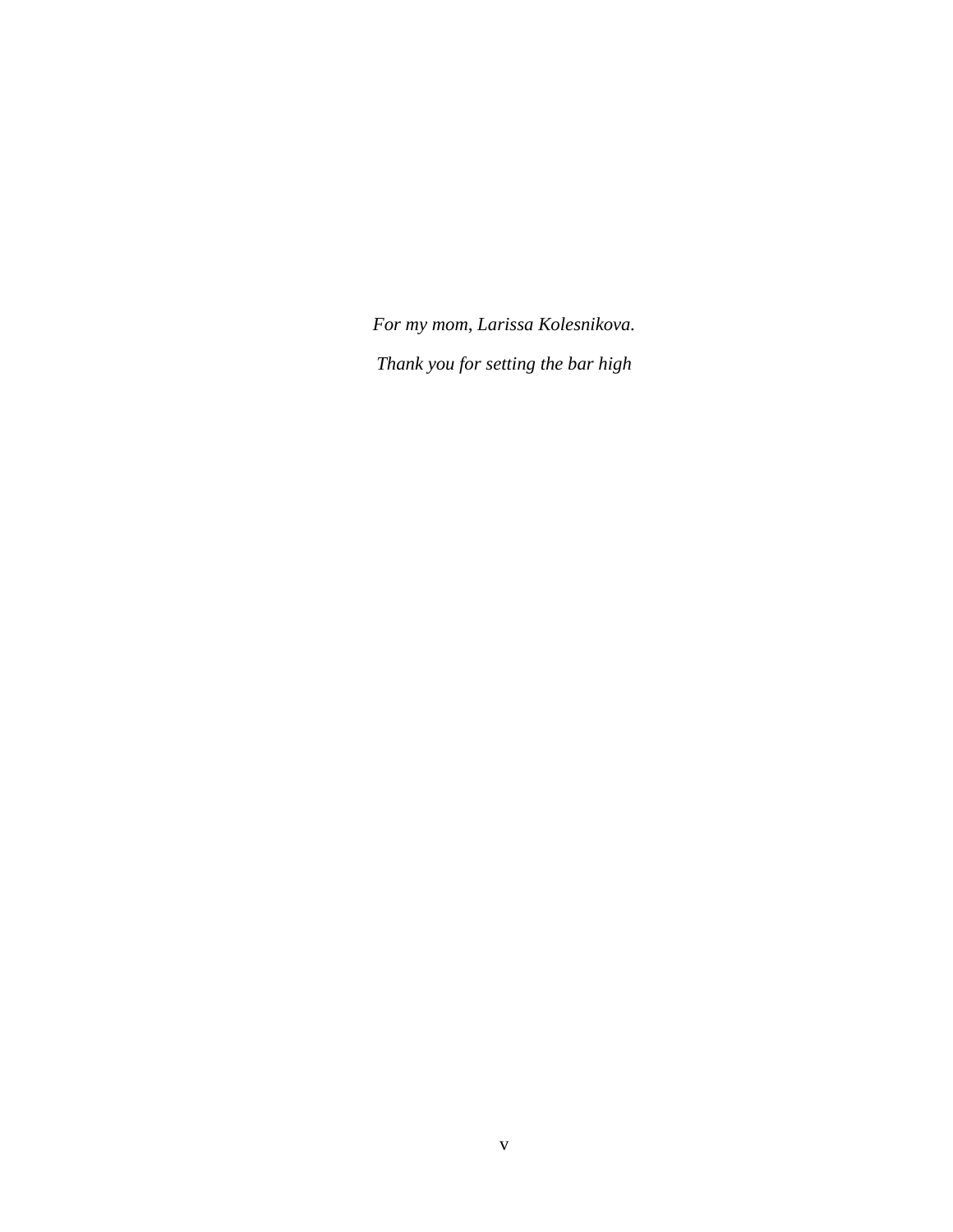*For my mom, Larissa Kolesnikova.*

*Thank you for setting the bar high*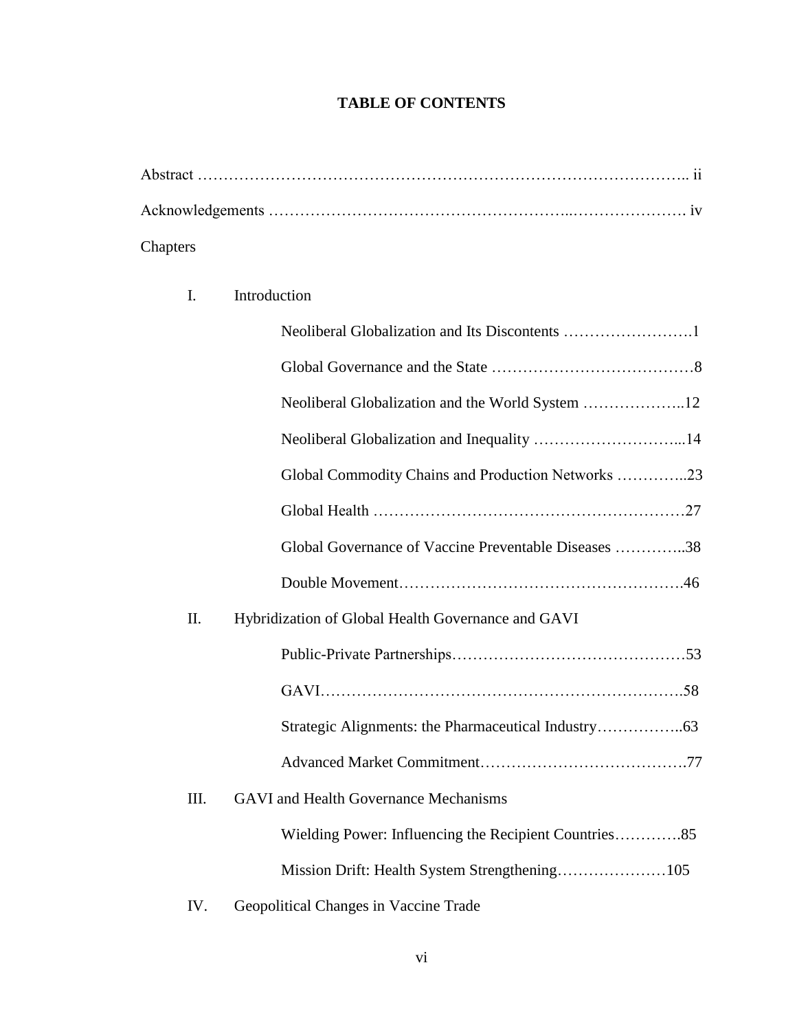# TABLE OF CONTENTS

Abstract ........................................................................................ ii

Acknowledgements .......................................................................... iv

Chapters

I. Introduction

- Neoliberal Globalization and Its Discontents ......................... 1
- Global Governance and the State ........................................ 8
- Neoliberal Globalization and the World System ..................... 12
- Neoliberal Globalization and Inequality ................................ 14
- Global Commodity Chains and Production Networks .............. 23
- Global Health .................................................................. 27
- Global Governance of Vaccine Preventable Diseases .............. 38
- Double Movement ............................................................ 46

II. Hybridization of Global Health Governance and GAVI

- Public-Private Partnerships ................................................ 53
- GAVI ............................................................................. 58
- Strategic Alignments: the Pharmaceutical Industry ................. 63
- Advanced Market Commitment ........................................... 77

III. GAVI and Health Governance Mechanisms

- Wielding Power: Influencing the Recipient Countries ............. 85
- Mission Drift: Health System Strengthening ......................... 105

IV. Geopolitical Changes in Vaccine Trade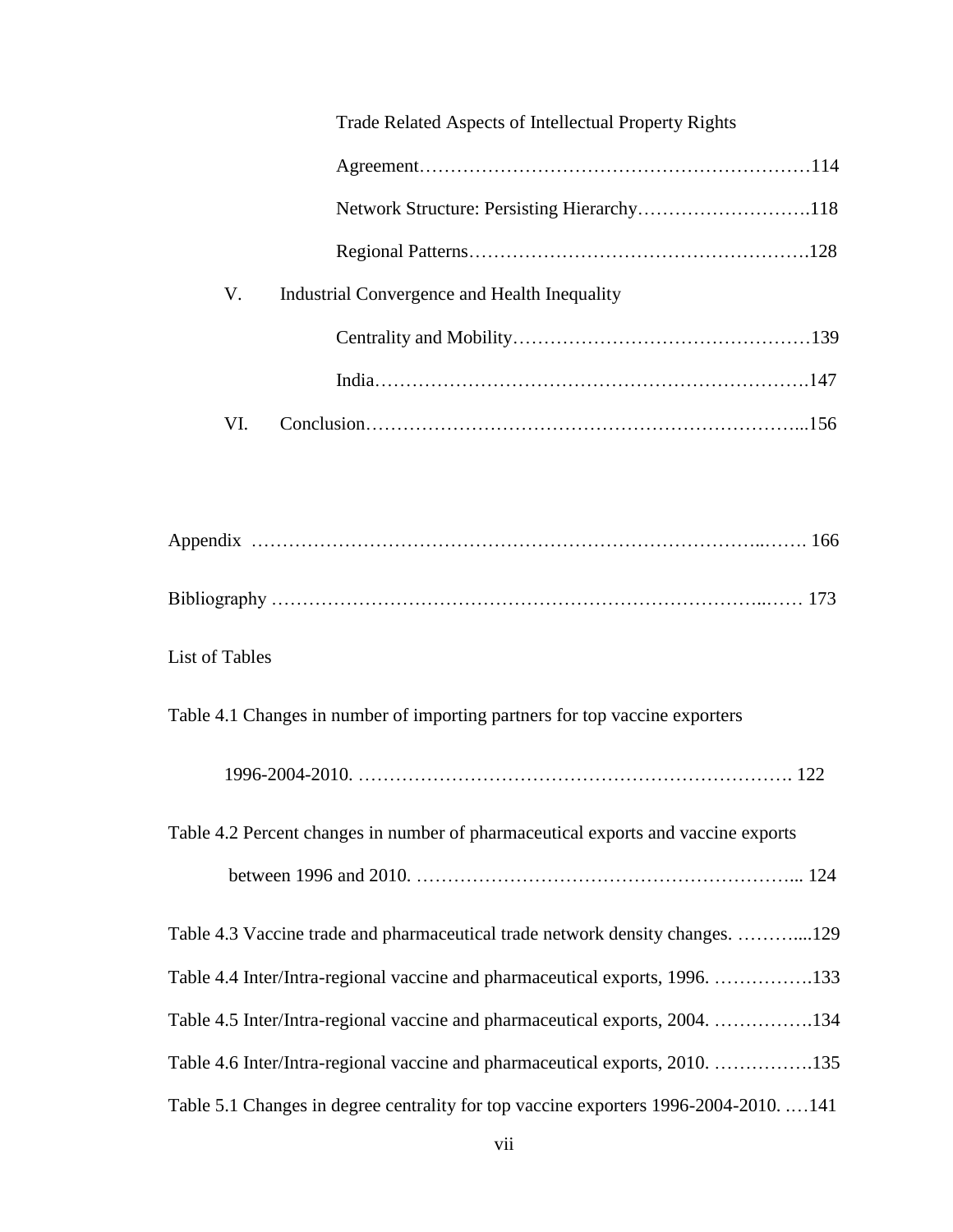Trade Related Aspects of Intellectual Property Rights

Agreement……………………………………………………114

Network Structure: Persisting Hierarchy……………………….118

Regional Patterns……………………………………………….128

V. Industrial Convergence and Health Inequality

Centrality and Mobility…………………………………………139

India……………………………………………………………….147

VI. Conclusion……………………………………………………………...156

Appendix ……………………………………………………………………..……. 166

Bibliography …………………………………………………………………..…… 173

List of Tables

Table 4.1 Changes in number of importing partners for top vaccine exporters

1996-2004-2010. ……………………………………………………………. 122

Table 4.2 Percent changes in number of pharmaceutical exports and vaccine exports

between 1996 and 2010. ……………………………………………………... 124

Table 4.3 Vaccine trade and pharmaceutical trade network density changes. ………....129

Table 4.4 Inter/Intra-regional vaccine and pharmaceutical exports, 1996. …………….133

Table 4.5 Inter/Intra-regional vaccine and pharmaceutical exports, 2004. …………….134

Table 4.6 Inter/Intra-regional vaccine and pharmaceutical exports, 2010. …………….135

Table 5.1 Changes in degree centrality for top vaccine exporters 1996-2004-2010. .…141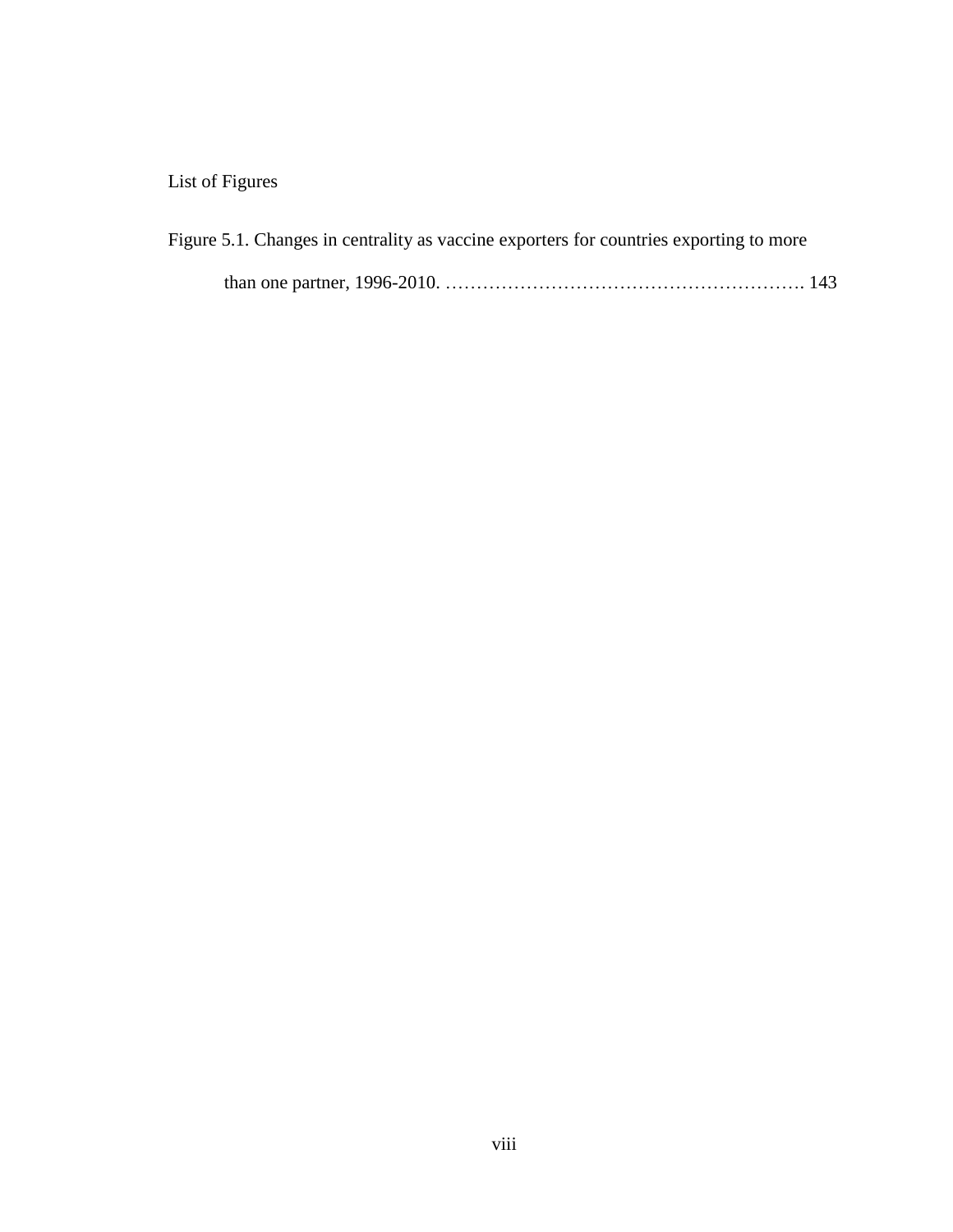# List of Figures

Figure 5.1. Changes in centrality as vaccine exporters for countries exporting to more than one partner, 1996-2010. …………………………………………………. 143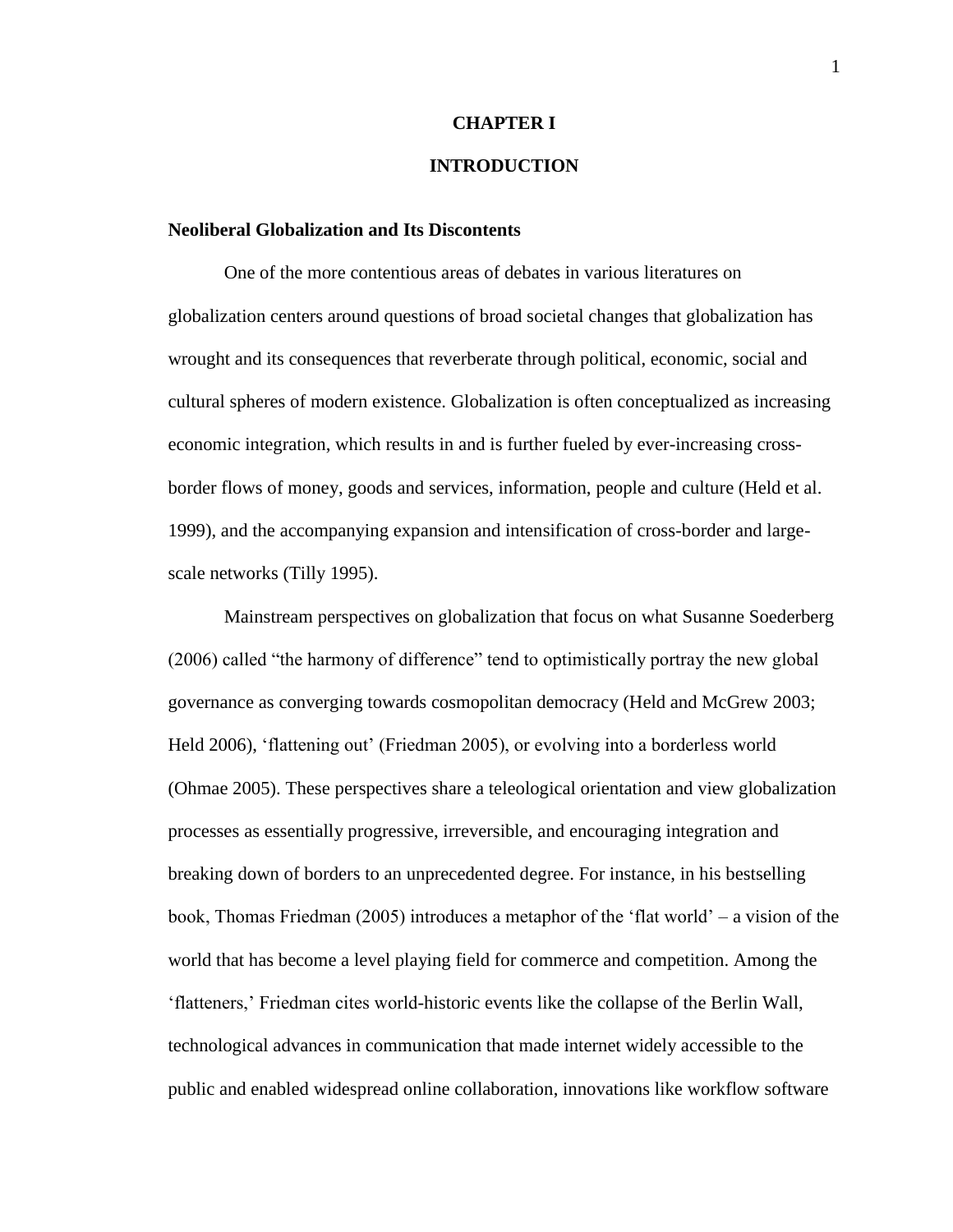# CHAPTER I

# INTRODUCTION

## Neoliberal Globalization and Its Discontents

One of the more contentious areas of debates in various literatures on globalization centers around questions of broad societal changes that globalization has wrought and its consequences that reverberate through political, economic, social and cultural spheres of modern existence. Globalization is often conceptualized as increasing economic integration, which results in and is further fueled by ever-increasing cross-border flows of money, goods and services, information, people and culture (Held et al. 1999), and the accompanying expansion and intensification of cross-border and large-scale networks (Tilly 1995).

Mainstream perspectives on globalization that focus on what Susanne Soederberg (2006) called "the harmony of difference" tend to optimistically portray the new global governance as converging towards cosmopolitan democracy (Held and McGrew 2003; Held 2006), 'flattening out' (Friedman 2005), or evolving into a borderless world (Ohmae 2005). These perspectives share a teleological orientation and view globalization processes as essentially progressive, irreversible, and encouraging integration and breaking down of borders to an unprecedented degree. For instance, in his bestselling book, Thomas Friedman (2005) introduces a metaphor of the 'flat world' – a vision of the world that has become a level playing field for commerce and competition. Among the 'flatteners,' Friedman cites world-historic events like the collapse of the Berlin Wall, technological advances in communication that made internet widely accessible to the public and enabled widespread online collaboration, innovations like workflow software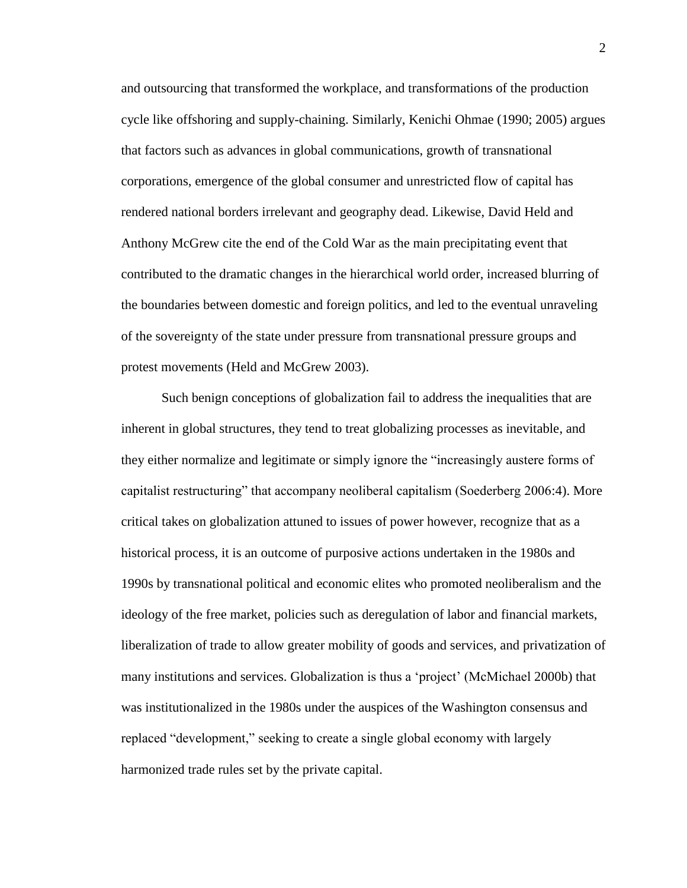and outsourcing that transformed the workplace, and transformations of the production cycle like offshoring and supply-chaining. Similarly, Kenichi Ohmae (1990; 2005) argues that factors such as advances in global communications, growth of transnational corporations, emergence of the global consumer and unrestricted flow of capital has rendered national borders irrelevant and geography dead. Likewise, David Held and Anthony McGrew cite the end of the Cold War as the main precipitating event that contributed to the dramatic changes in the hierarchical world order, increased blurring of the boundaries between domestic and foreign politics, and led to the eventual unraveling of the sovereignty of the state under pressure from transnational pressure groups and protest movements (Held and McGrew 2003).

Such benign conceptions of globalization fail to address the inequalities that are inherent in global structures, they tend to treat globalizing processes as inevitable, and they either normalize and legitimate or simply ignore the "increasingly austere forms of capitalist restructuring" that accompany neoliberal capitalism (Soederberg 2006:4). More critical takes on globalization attuned to issues of power however, recognize that as a historical process, it is an outcome of purposive actions undertaken in the 1980s and 1990s by transnational political and economic elites who promoted neoliberalism and the ideology of the free market, policies such as deregulation of labor and financial markets, liberalization of trade to allow greater mobility of goods and services, and privatization of many institutions and services. Globalization is thus a 'project' (McMichael 2000b) that was institutionalized in the 1980s under the auspices of the Washington consensus and replaced "development," seeking to create a single global economy with largely harmonized trade rules set by the private capital.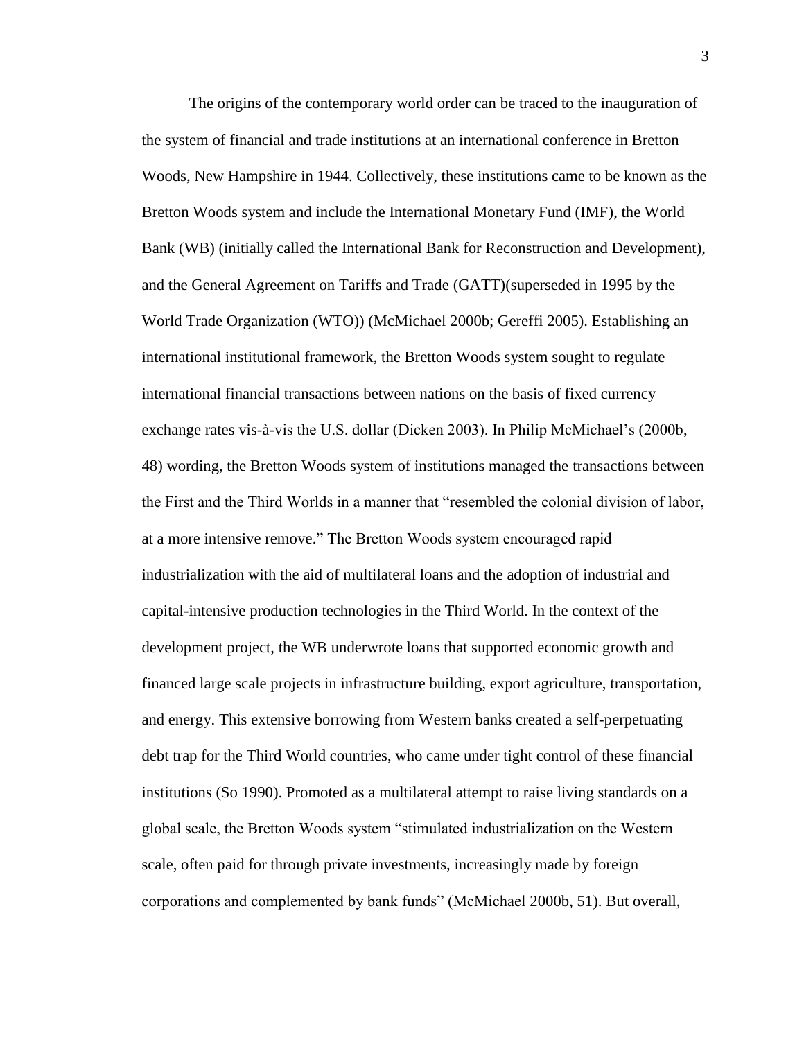The origins of the contemporary world order can be traced to the inauguration of the system of financial and trade institutions at an international conference in Bretton Woods, New Hampshire in 1944. Collectively, these institutions came to be known as the Bretton Woods system and include the International Monetary Fund (IMF), the World Bank (WB) (initially called the International Bank for Reconstruction and Development), and the General Agreement on Tariffs and Trade (GATT)(superseded in 1995 by the World Trade Organization (WTO)) (McMichael 2000b; Gereffi 2005). Establishing an international institutional framework, the Bretton Woods system sought to regulate international financial transactions between nations on the basis of fixed currency exchange rates vis-à-vis the U.S. dollar (Dicken 2003). In Philip McMichael's (2000b, 48) wording, the Bretton Woods system of institutions managed the transactions between the First and the Third Worlds in a manner that "resembled the colonial division of labor, at a more intensive remove." The Bretton Woods system encouraged rapid industrialization with the aid of multilateral loans and the adoption of industrial and capital-intensive production technologies in the Third World. In the context of the development project, the WB underwrote loans that supported economic growth and financed large scale projects in infrastructure building, export agriculture, transportation, and energy. This extensive borrowing from Western banks created a self-perpetuating debt trap for the Third World countries, who came under tight control of these financial institutions (So 1990). Promoted as a multilateral attempt to raise living standards on a global scale, the Bretton Woods system "stimulated industrialization on the Western scale, often paid for through private investments, increasingly made by foreign corporations and complemented by bank funds" (McMichael 2000b, 51). But overall,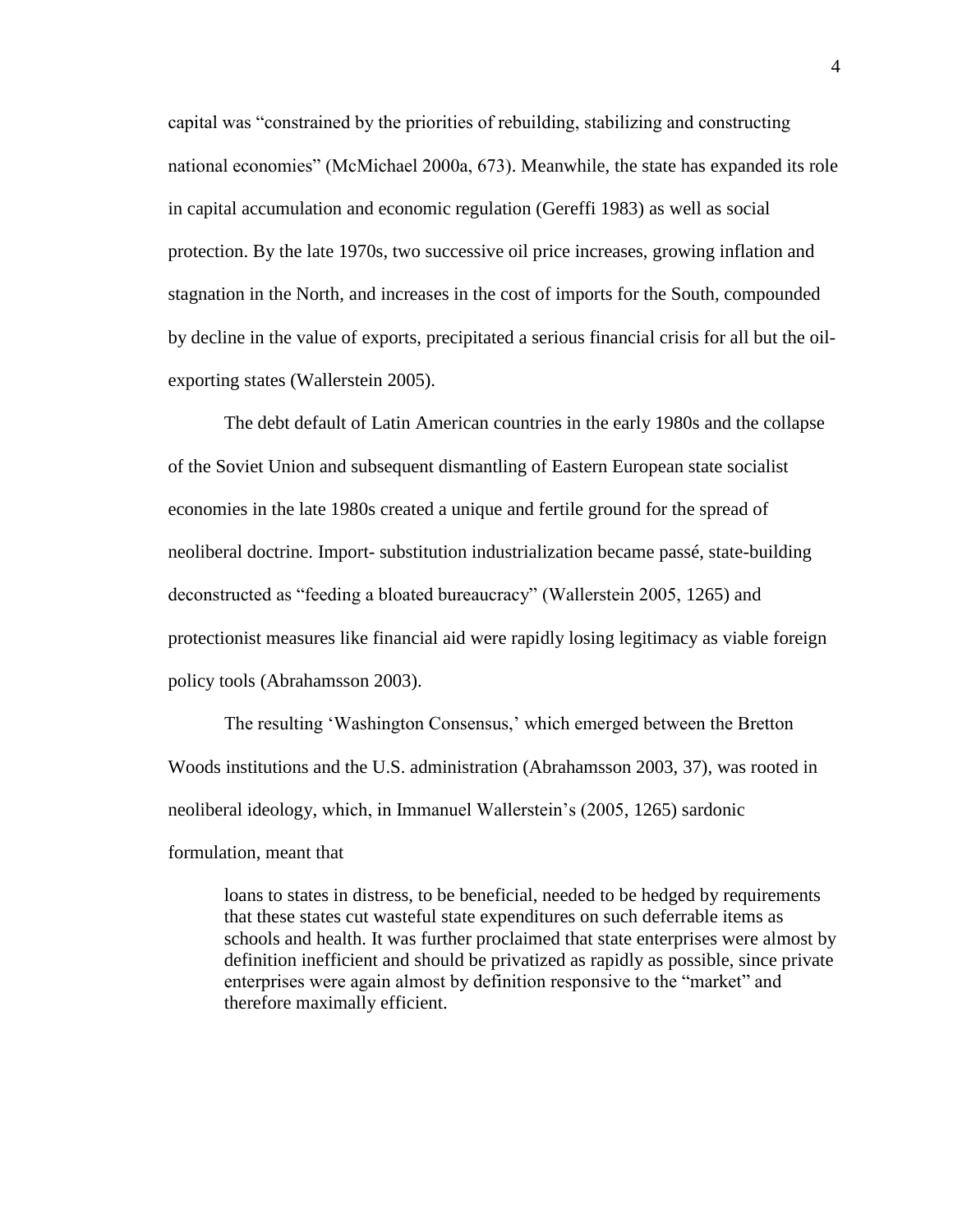capital was "constrained by the priorities of rebuilding, stabilizing and constructing national economies" (McMichael 2000a, 673). Meanwhile, the state has expanded its role in capital accumulation and economic regulation (Gereffi 1983) as well as social protection. By the late 1970s, two successive oil price increases, growing inflation and stagnation in the North, and increases in the cost of imports for the South, compounded by decline in the value of exports, precipitated a serious financial crisis for all but the oil-exporting states (Wallerstein 2005).

The debt default of Latin American countries in the early 1980s and the collapse of the Soviet Union and subsequent dismantling of Eastern European state socialist economies in the late 1980s created a unique and fertile ground for the spread of neoliberal doctrine. Import- substitution industrialization became passé, state-building deconstructed as "feeding a bloated bureaucracy" (Wallerstein 2005, 1265) and protectionist measures like financial aid were rapidly losing legitimacy as viable foreign policy tools (Abrahamsson 2003).

The resulting 'Washington Consensus,' which emerged between the Bretton Woods institutions and the U.S. administration (Abrahamsson 2003, 37), was rooted in neoliberal ideology, which, in Immanuel Wallerstein's (2005, 1265) sardonic formulation, meant that

> loans to states in distress, to be beneficial, needed to be hedged by requirements that these states cut wasteful state expenditures on such deferrable items as schools and health. It was further proclaimed that state enterprises were almost by definition inefficient and should be privatized as rapidly as possible, since private enterprises were again almost by definition responsive to the "market" and therefore maximally efficient.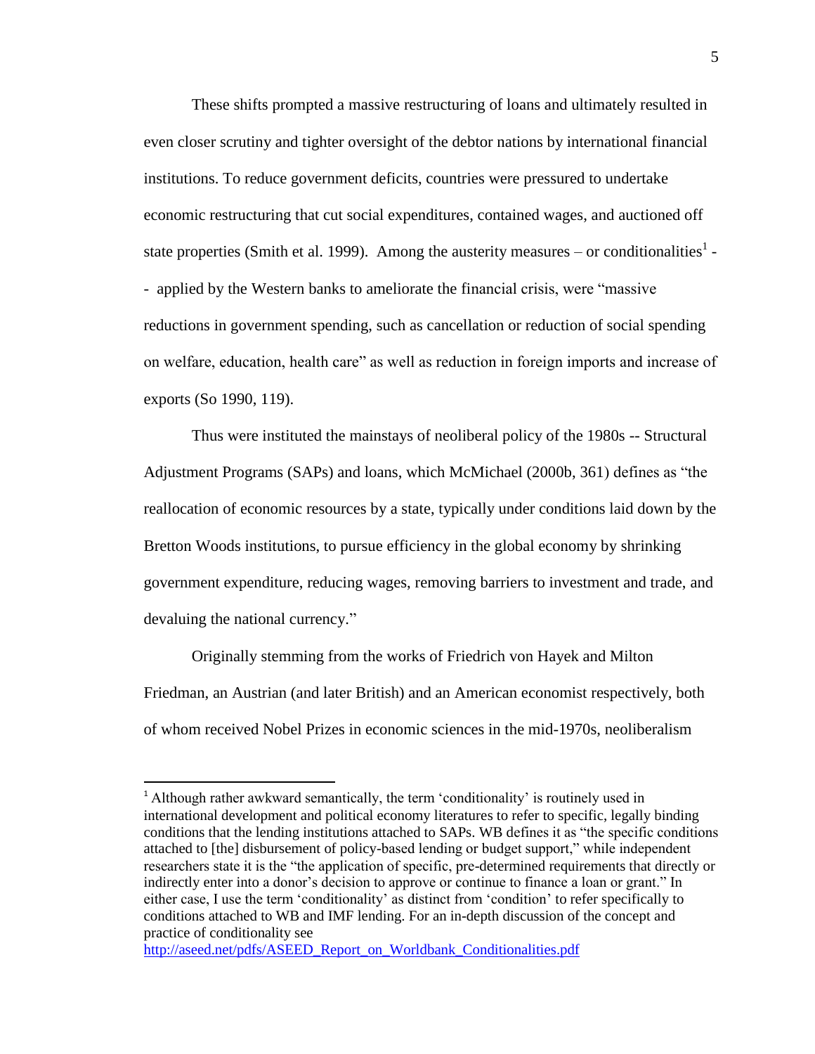These shifts prompted a massive restructuring of loans and ultimately resulted in even closer scrutiny and tighter oversight of the debtor nations by international financial institutions. To reduce government deficits, countries were pressured to undertake economic restructuring that cut social expenditures, contained wages, and auctioned off state properties (Smith et al. 1999). Among the austerity measures – or conditionalities[1] -- applied by the Western banks to ameliorate the financial crisis, were "massive reductions in government spending, such as cancellation or reduction of social spending on welfare, education, health care" as well as reduction in foreign imports and increase of exports (So 1990, 119).

Thus were instituted the mainstays of neoliberal policy of the 1980s -- Structural Adjustment Programs (SAPs) and loans, which McMichael (2000b, 361) defines as "the reallocation of economic resources by a state, typically under conditions laid down by the Bretton Woods institutions, to pursue efficiency in the global economy by shrinking government expenditure, reducing wages, removing barriers to investment and trade, and devaluing the national currency."

Originally stemming from the works of Friedrich von Hayek and Milton Friedman, an Austrian (and later British) and an American economist respectively, both of whom received Nobel Prizes in economic sciences in the mid-1970s, neoliberalism

---

[1] Although rather awkward semantically, the term 'conditionality' is routinely used in international development and political economy literatures to refer to specific, legally binding conditions that the lending institutions attached to SAPs. WB defines it as "the specific conditions attached to [the] disbursement of policy-based lending or budget support," while independent researchers state it is the "the application of specific, pre-determined requirements that directly or indirectly enter into a donor's decision to approve or continue to finance a loan or grant." In either case, I use the term 'conditionality' as distinct from 'condition' to refer specifically to conditions attached to WB and IMF lending. For an in-depth discussion of the concept and practice of conditionality see http://aseed.net/pdfs/ASEED_Report_on_Worldbank_Conditionalities.pdf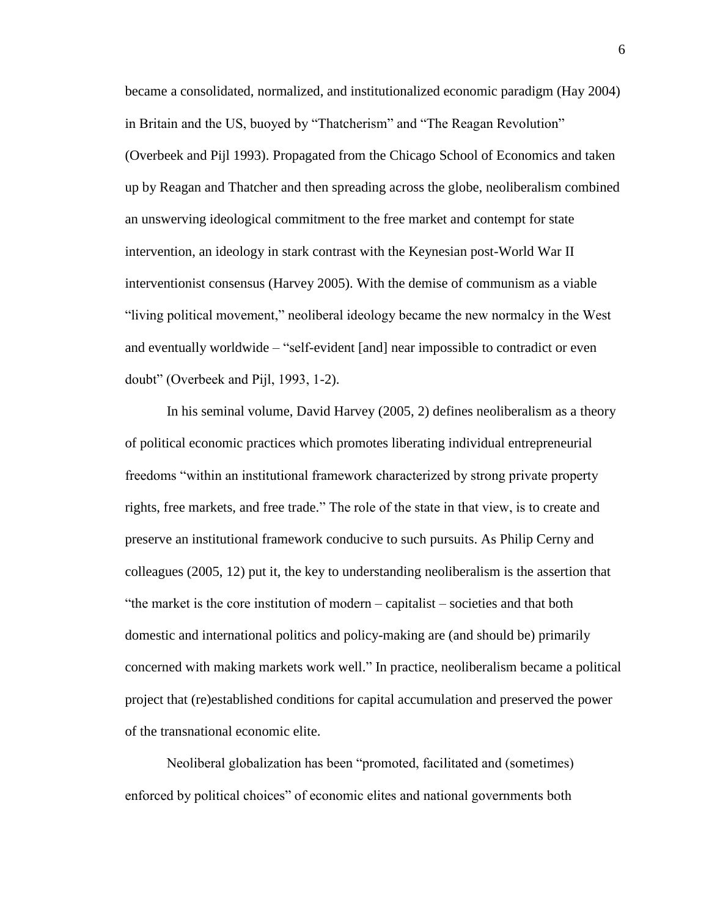became a consolidated, normalized, and institutionalized economic paradigm (Hay 2004) in Britain and the US, buoyed by "Thatcherism" and "The Reagan Revolution" (Overbeek and Pijl 1993). Propagated from the Chicago School of Economics and taken up by Reagan and Thatcher and then spreading across the globe, neoliberalism combined an unswerving ideological commitment to the free market and contempt for state intervention, an ideology in stark contrast with the Keynesian post-World War II interventionist consensus (Harvey 2005). With the demise of communism as a viable "living political movement," neoliberal ideology became the new normalcy in the West and eventually worldwide – "self-evident [and] near impossible to contradict or even doubt" (Overbeek and Pijl, 1993, 1-2).

In his seminal volume, David Harvey (2005, 2) defines neoliberalism as a theory of political economic practices which promotes liberating individual entrepreneurial freedoms "within an institutional framework characterized by strong private property rights, free markets, and free trade." The role of the state in that view, is to create and preserve an institutional framework conducive to such pursuits. As Philip Cerny and colleagues (2005, 12) put it, the key to understanding neoliberalism is the assertion that "the market is the core institution of modern – capitalist – societies and that both domestic and international politics and policy-making are (and should be) primarily concerned with making markets work well." In practice, neoliberalism became a political project that (re)established conditions for capital accumulation and preserved the power of the transnational economic elite.

Neoliberal globalization has been "promoted, facilitated and (sometimes) enforced by political choices" of economic elites and national governments both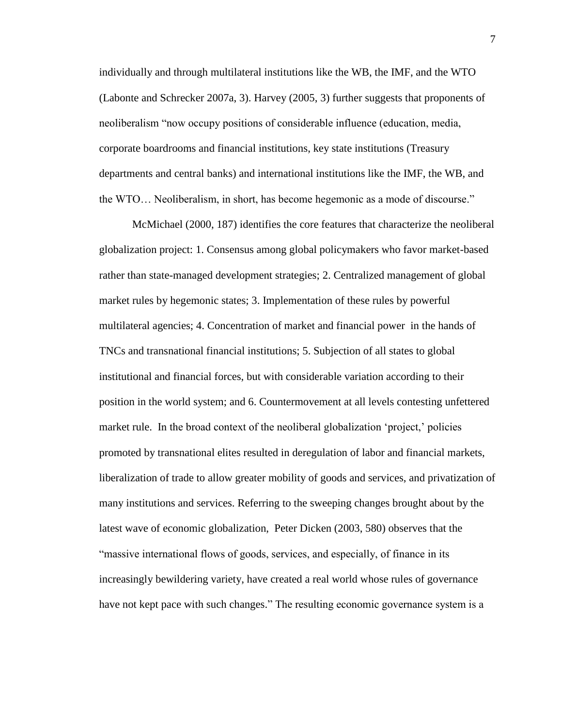individually and through multilateral institutions like the WB, the IMF, and the WTO (Labonte and Schrecker 2007a, 3). Harvey (2005, 3) further suggests that proponents of neoliberalism "now occupy positions of considerable influence (education, media, corporate boardrooms and financial institutions, key state institutions (Treasury departments and central banks) and international institutions like the IMF, the WB, and the WTO… Neoliberalism, in short, has become hegemonic as a mode of discourse."

McMichael (2000, 187) identifies the core features that characterize the neoliberal globalization project: 1. Consensus among global policymakers who favor market-based rather than state-managed development strategies; 2. Centralized management of global market rules by hegemonic states; 3. Implementation of these rules by powerful multilateral agencies; 4. Concentration of market and financial power in the hands of TNCs and transnational financial institutions; 5. Subjection of all states to global institutional and financial forces, but with considerable variation according to their position in the world system; and 6. Countermovement at all levels contesting unfettered market rule. In the broad context of the neoliberal globalization 'project,' policies promoted by transnational elites resulted in deregulation of labor and financial markets, liberalization of trade to allow greater mobility of goods and services, and privatization of many institutions and services. Referring to the sweeping changes brought about by the latest wave of economic globalization, Peter Dicken (2003, 580) observes that the "massive international flows of goods, services, and especially, of finance in its increasingly bewildering variety, have created a real world whose rules of governance have not kept pace with such changes." The resulting economic governance system is a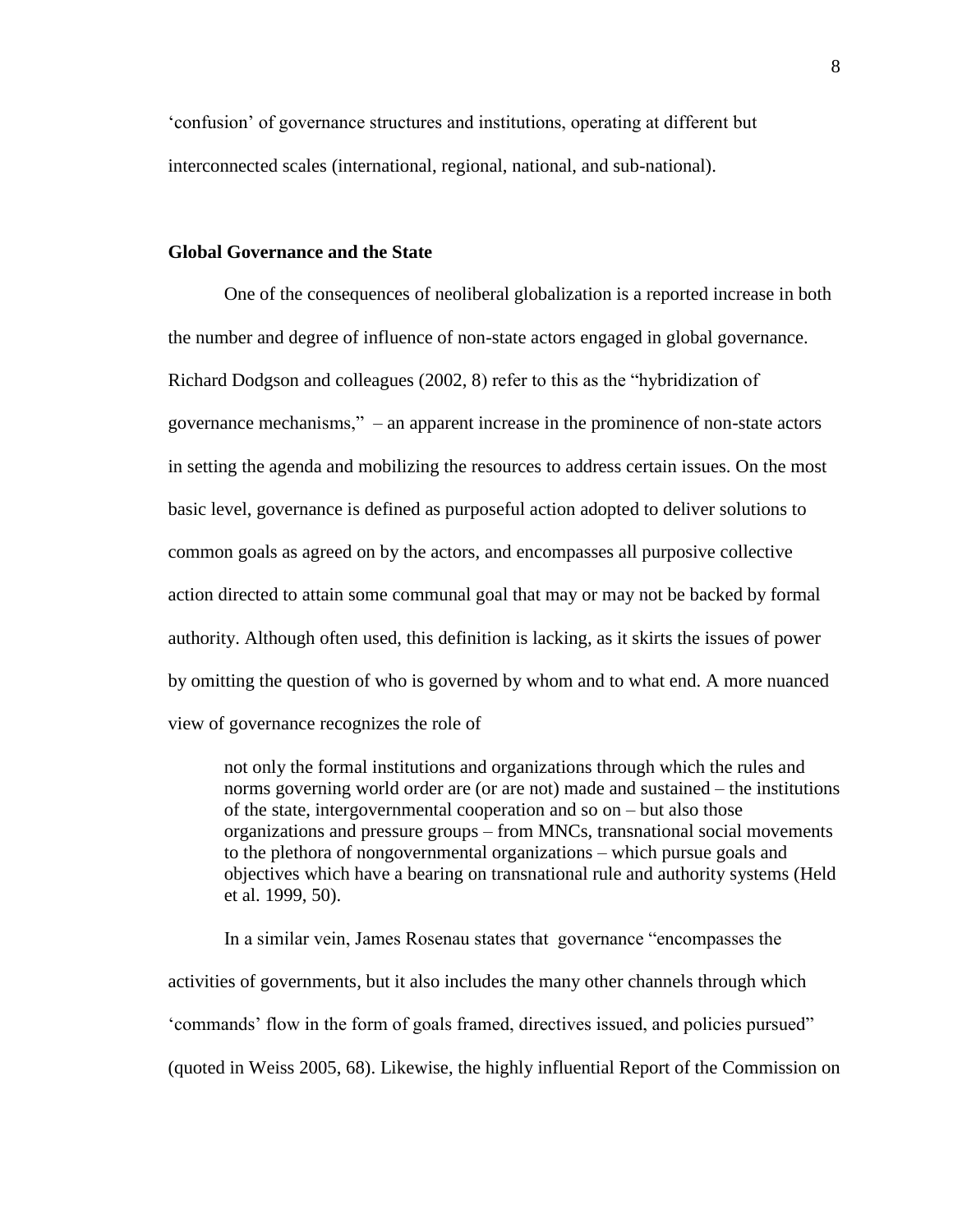'confusion' of governance structures and institutions, operating at different but interconnected scales (international, regional, national, and sub-national).

### Global Governance and the State

One of the consequences of neoliberal globalization is a reported increase in both the number and degree of influence of non-state actors engaged in global governance. Richard Dodgson and colleagues (2002, 8) refer to this as the "hybridization of governance mechanisms," – an apparent increase in the prominence of non-state actors in setting the agenda and mobilizing the resources to address certain issues. On the most basic level, governance is defined as purposeful action adopted to deliver solutions to common goals as agreed on by the actors, and encompasses all purposive collective action directed to attain some communal goal that may or may not be backed by formal authority. Although often used, this definition is lacking, as it skirts the issues of power by omitting the question of who is governed by whom and to what end. A more nuanced view of governance recognizes the role of

> not only the formal institutions and organizations through which the rules and norms governing world order are (or are not) made and sustained – the institutions of the state, intergovernmental cooperation and so on – but also those organizations and pressure groups – from MNCs, transnational social movements to the plethora of nongovernmental organizations – which pursue goals and objectives which have a bearing on transnational rule and authority systems (Held et al. 1999, 50).

In a similar vein, James Rosenau states that governance "encompasses the activities of governments, but it also includes the many other channels through which 'commands' flow in the form of goals framed, directives issued, and policies pursued" (quoted in Weiss 2005, 68). Likewise, the highly influential Report of the Commission on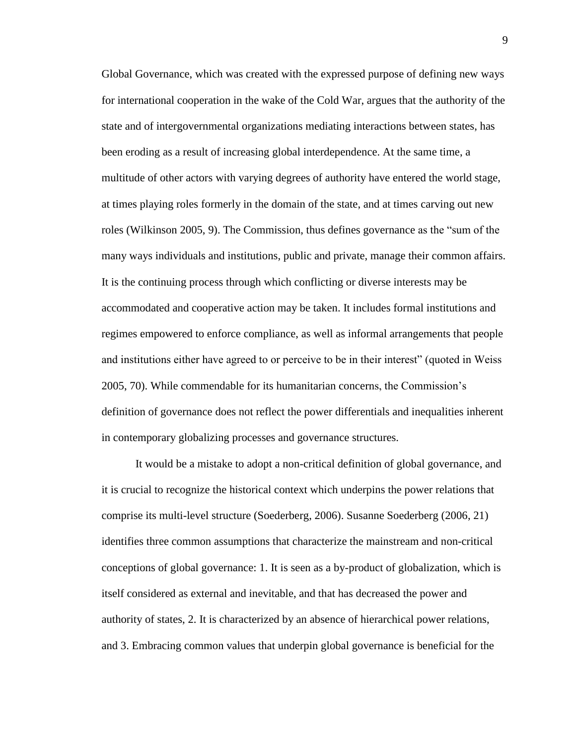Global Governance, which was created with the expressed purpose of defining new ways for international cooperation in the wake of the Cold War, argues that the authority of the state and of intergovernmental organizations mediating interactions between states, has been eroding as a result of increasing global interdependence. At the same time, a multitude of other actors with varying degrees of authority have entered the world stage, at times playing roles formerly in the domain of the state, and at times carving out new roles (Wilkinson 2005, 9). The Commission, thus defines governance as the "sum of the many ways individuals and institutions, public and private, manage their common affairs. It is the continuing process through which conflicting or diverse interests may be accommodated and cooperative action may be taken. It includes formal institutions and regimes empowered to enforce compliance, as well as informal arrangements that people and institutions either have agreed to or perceive to be in their interest" (quoted in Weiss 2005, 70). While commendable for its humanitarian concerns, the Commission's definition of governance does not reflect the power differentials and inequalities inherent in contemporary globalizing processes and governance structures.

It would be a mistake to adopt a non-critical definition of global governance, and it is crucial to recognize the historical context which underpins the power relations that comprise its multi-level structure (Soederberg, 2006). Susanne Soederberg (2006, 21) identifies three common assumptions that characterize the mainstream and non-critical conceptions of global governance: 1. It is seen as a by-product of globalization, which is itself considered as external and inevitable, and that has decreased the power and authority of states, 2. It is characterized by an absence of hierarchical power relations, and 3. Embracing common values that underpin global governance is beneficial for the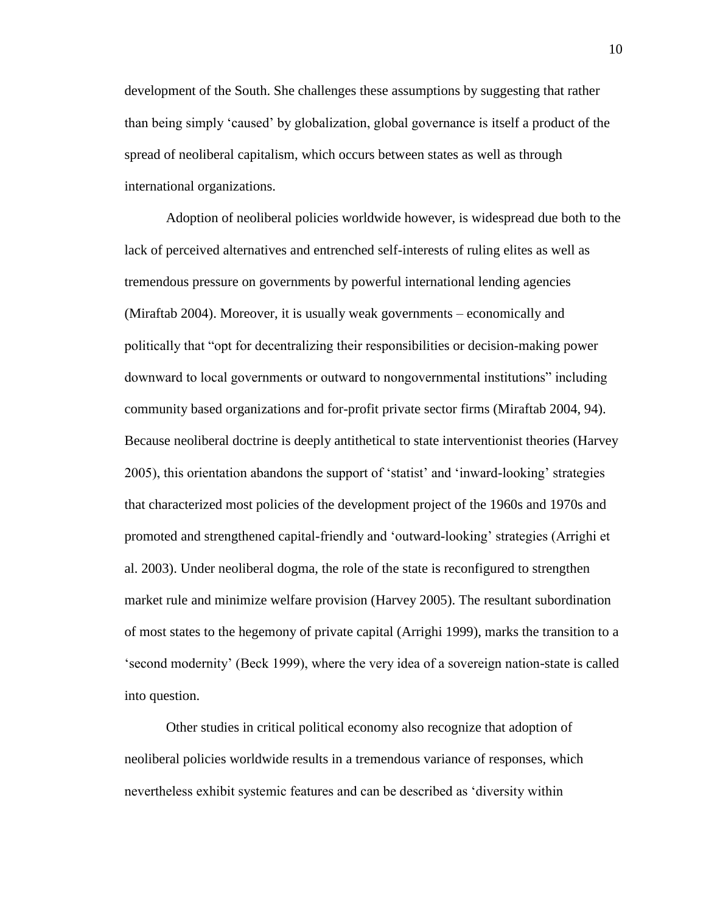development of the South. She challenges these assumptions by suggesting that rather than being simply 'caused' by globalization, global governance is itself a product of the spread of neoliberal capitalism, which occurs between states as well as through international organizations.

Adoption of neoliberal policies worldwide however, is widespread due both to the lack of perceived alternatives and entrenched self-interests of ruling elites as well as tremendous pressure on governments by powerful international lending agencies (Miraftab 2004). Moreover, it is usually weak governments – economically and politically that "opt for decentralizing their responsibilities or decision-making power downward to local governments or outward to nongovernmental institutions" including community based organizations and for-profit private sector firms (Miraftab 2004, 94). Because neoliberal doctrine is deeply antithetical to state interventionist theories (Harvey 2005), this orientation abandons the support of 'statist' and 'inward-looking' strategies that characterized most policies of the development project of the 1960s and 1970s and promoted and strengthened capital-friendly and 'outward-looking' strategies (Arrighi et al. 2003). Under neoliberal dogma, the role of the state is reconfigured to strengthen market rule and minimize welfare provision (Harvey 2005). The resultant subordination of most states to the hegemony of private capital (Arrighi 1999), marks the transition to a 'second modernity' (Beck 1999), where the very idea of a sovereign nation-state is called into question.

Other studies in critical political economy also recognize that adoption of neoliberal policies worldwide results in a tremendous variance of responses, which nevertheless exhibit systemic features and can be described as 'diversity within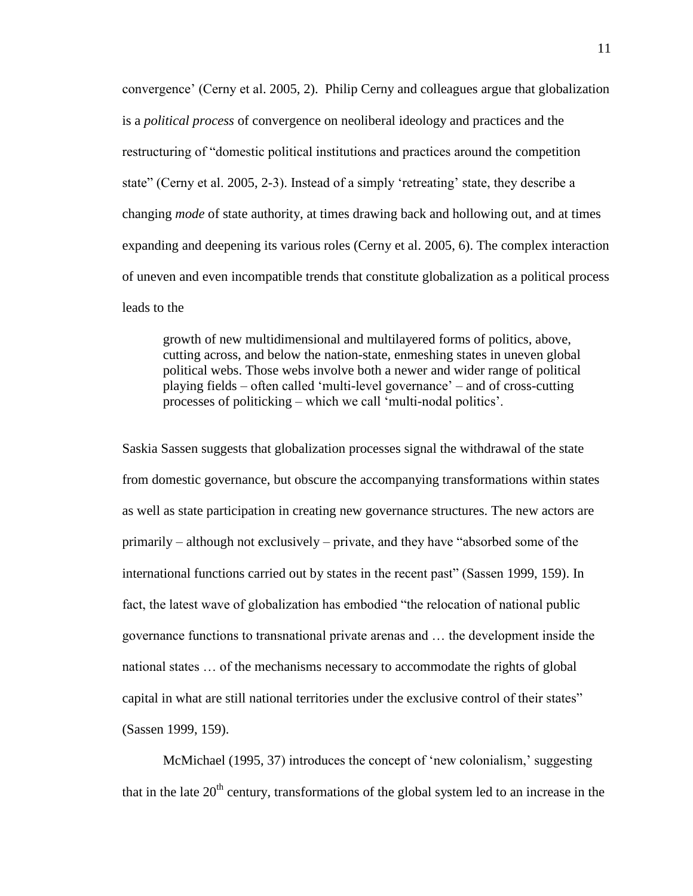convergence' (Cerny et al. 2005, 2). Philip Cerny and colleagues argue that globalization is a *political process* of convergence on neoliberal ideology and practices and the restructuring of "domestic political institutions and practices around the competition state" (Cerny et al. 2005, 2-3). Instead of a simply 'retreating' state, they describe a changing *mode* of state authority, at times drawing back and hollowing out, and at times expanding and deepening its various roles (Cerny et al. 2005, 6). The complex interaction of uneven and even incompatible trends that constitute globalization as a political process leads to the

> growth of new multidimensional and multilayered forms of politics, above, cutting across, and below the nation-state, enmeshing states in uneven global political webs. Those webs involve both a newer and wider range of political playing fields – often called 'multi-level governance' – and of cross-cutting processes of politicking – which we call 'multi-nodal politics'.

Saskia Sassen suggests that globalization processes signal the withdrawal of the state from domestic governance, but obscure the accompanying transformations within states as well as state participation in creating new governance structures. The new actors are primarily – although not exclusively – private, and they have "absorbed some of the international functions carried out by states in the recent past" (Sassen 1999, 159). In fact, the latest wave of globalization has embodied "the relocation of national public governance functions to transnational private arenas and … the development inside the national states … of the mechanisms necessary to accommodate the rights of global capital in what are still national territories under the exclusive control of their states" (Sassen 1999, 159).

McMichael (1995, 37) introduces the concept of 'new colonialism,' suggesting that in the late 20th century, transformations of the global system led to an increase in the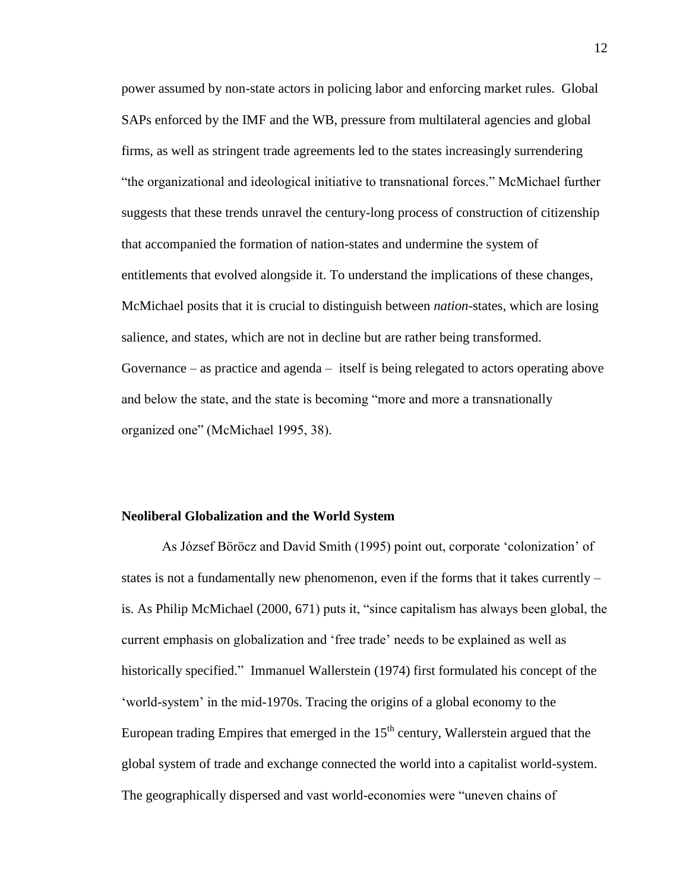power assumed by non-state actors in policing labor and enforcing market rules. Global SAPs enforced by the IMF and the WB, pressure from multilateral agencies and global firms, as well as stringent trade agreements led to the states increasingly surrendering "the organizational and ideological initiative to transnational forces." McMichael further suggests that these trends unravel the century-long process of construction of citizenship that accompanied the formation of nation-states and undermine the system of entitlements that evolved alongside it. To understand the implications of these changes, McMichael posits that it is crucial to distinguish between *nation*-states, which are losing salience, and states, which are not in decline but are rather being transformed. Governance – as practice and agenda – itself is being relegated to actors operating above and below the state, and the state is becoming "more and more a transnationally organized one" (McMichael 1995, 38).

**Neoliberal Globalization and the World System**

As József Böröcz and David Smith (1995) point out, corporate 'colonization' of states is not a fundamentally new phenomenon, even if the forms that it takes currently – is. As Philip McMichael (2000, 671) puts it, "since capitalism has always been global, the current emphasis on globalization and 'free trade' needs to be explained as well as historically specified." Immanuel Wallerstein (1974) first formulated his concept of the 'world-system' in the mid-1970s. Tracing the origins of a global economy to the European trading Empires that emerged in the 15th century, Wallerstein argued that the global system of trade and exchange connected the world into a capitalist world-system. The geographically dispersed and vast world-economies were "uneven chains of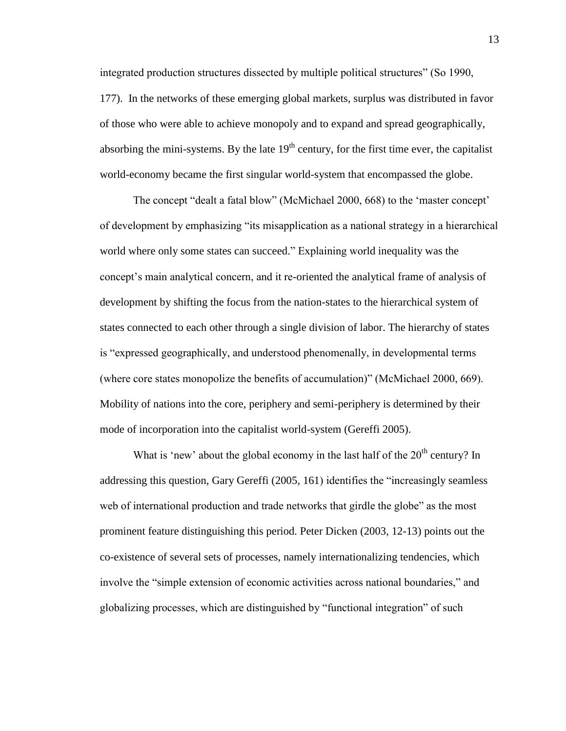integrated production structures dissected by multiple political structures" (So 1990, 177). In the networks of these emerging global markets, surplus was distributed in favor of those who were able to achieve monopoly and to expand and spread geographically, absorbing the mini-systems. By the late 19th century, for the first time ever, the capitalist world-economy became the first singular world-system that encompassed the globe.

The concept "dealt a fatal blow" (McMichael 2000, 668) to the 'master concept' of development by emphasizing "its misapplication as a national strategy in a hierarchical world where only some states can succeed." Explaining world inequality was the concept's main analytical concern, and it re-oriented the analytical frame of analysis of development by shifting the focus from the nation-states to the hierarchical system of states connected to each other through a single division of labor. The hierarchy of states is "expressed geographically, and understood phenomenally, in developmental terms (where core states monopolize the benefits of accumulation)" (McMichael 2000, 669). Mobility of nations into the core, periphery and semi-periphery is determined by their mode of incorporation into the capitalist world-system (Gereffi 2005).

What is 'new' about the global economy in the last half of the 20th century? In addressing this question, Gary Gereffi (2005, 161) identifies the "increasingly seamless web of international production and trade networks that girdle the globe" as the most prominent feature distinguishing this period. Peter Dicken (2003, 12-13) points out the co-existence of several sets of processes, namely internationalizing tendencies, which involve the "simple extension of economic activities across national boundaries," and globalizing processes, which are distinguished by "functional integration" of such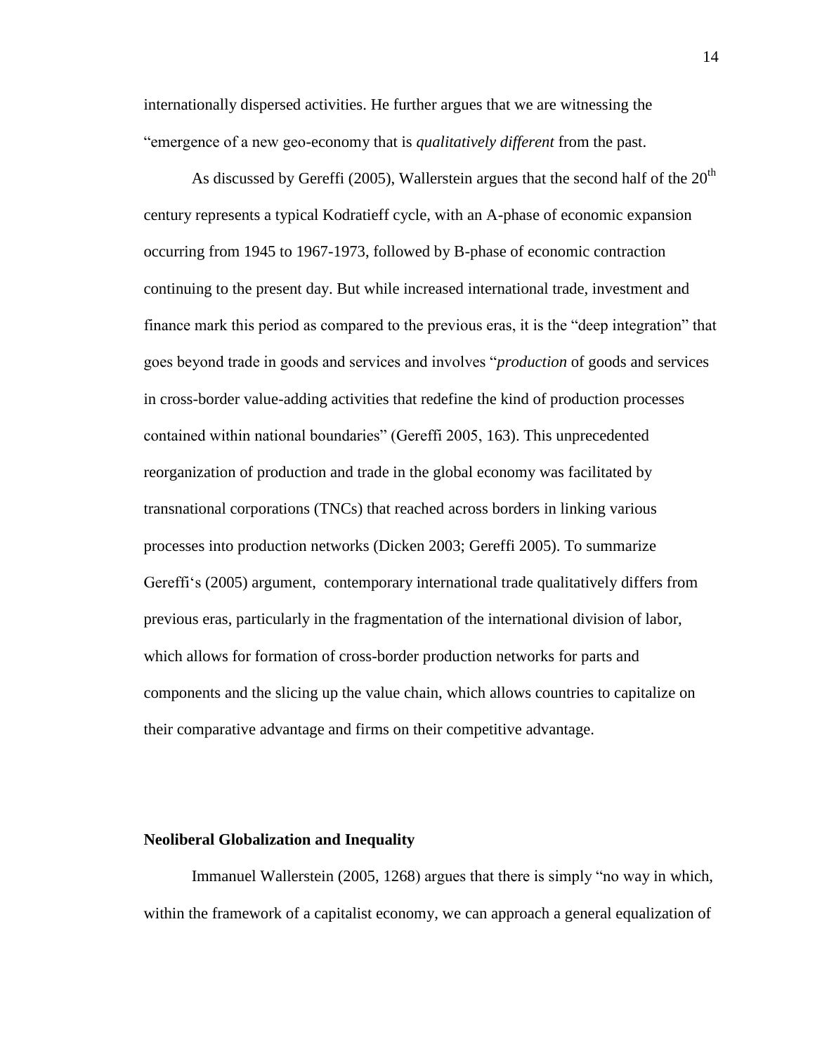internationally dispersed activities. He further argues that we are witnessing the "emergence of a new geo-economy that is *qualitatively different* from the past.

As discussed by Gereffi (2005), Wallerstein argues that the second half of the 20th century represents a typical Kodratieff cycle, with an A-phase of economic expansion occurring from 1945 to 1967-1973, followed by B-phase of economic contraction continuing to the present day. But while increased international trade, investment and finance mark this period as compared to the previous eras, it is the "deep integration" that goes beyond trade in goods and services and involves "*production* of goods and services in cross-border value-adding activities that redefine the kind of production processes contained within national boundaries" (Gereffi 2005, 163). This unprecedented reorganization of production and trade in the global economy was facilitated by transnational corporations (TNCs) that reached across borders in linking various processes into production networks (Dicken 2003; Gereffi 2005). To summarize Gereffi's (2005) argument, contemporary international trade qualitatively differs from previous eras, particularly in the fragmentation of the international division of labor, which allows for formation of cross-border production networks for parts and components and the slicing up the value chain, which allows countries to capitalize on their comparative advantage and firms on their competitive advantage.

**Neoliberal Globalization and Inequality**

Immanuel Wallerstein (2005, 1268) argues that there is simply "no way in which, within the framework of a capitalist economy, we can approach a general equalization of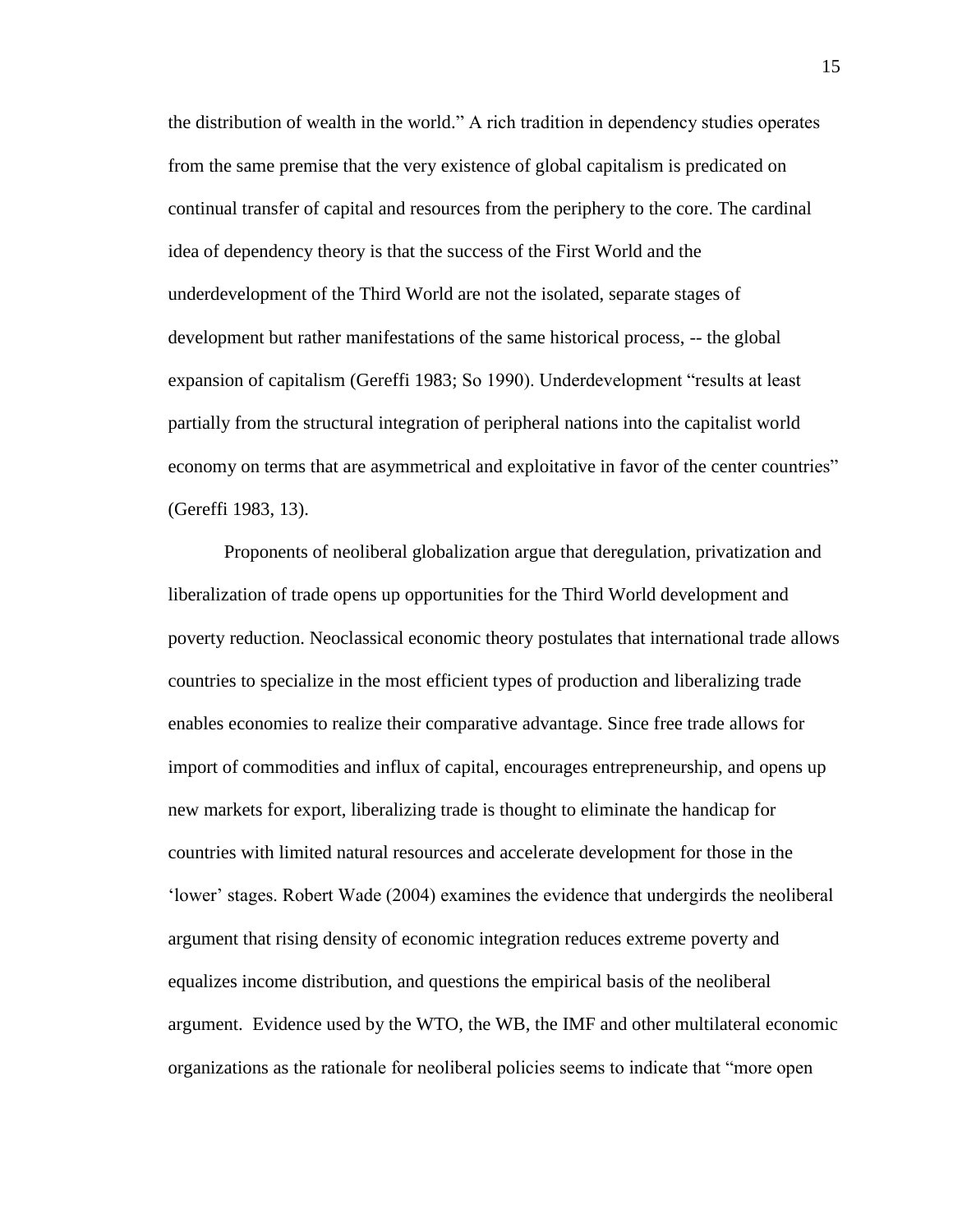the distribution of wealth in the world." A rich tradition in dependency studies operates from the same premise that the very existence of global capitalism is predicated on continual transfer of capital and resources from the periphery to the core. The cardinal idea of dependency theory is that the success of the First World and the underdevelopment of the Third World are not the isolated, separate stages of development but rather manifestations of the same historical process, -- the global expansion of capitalism (Gereffi 1983; So 1990). Underdevelopment "results at least partially from the structural integration of peripheral nations into the capitalist world economy on terms that are asymmetrical and exploitative in favor of the center countries" (Gereffi 1983, 13).

Proponents of neoliberal globalization argue that deregulation, privatization and liberalization of trade opens up opportunities for the Third World development and poverty reduction. Neoclassical economic theory postulates that international trade allows countries to specialize in the most efficient types of production and liberalizing trade enables economies to realize their comparative advantage. Since free trade allows for import of commodities and influx of capital, encourages entrepreneurship, and opens up new markets for export, liberalizing trade is thought to eliminate the handicap for countries with limited natural resources and accelerate development for those in the 'lower' stages. Robert Wade (2004) examines the evidence that undergirds the neoliberal argument that rising density of economic integration reduces extreme poverty and equalizes income distribution, and questions the empirical basis of the neoliberal argument. Evidence used by the WTO, the WB, the IMF and other multilateral economic organizations as the rationale for neoliberal policies seems to indicate that "more open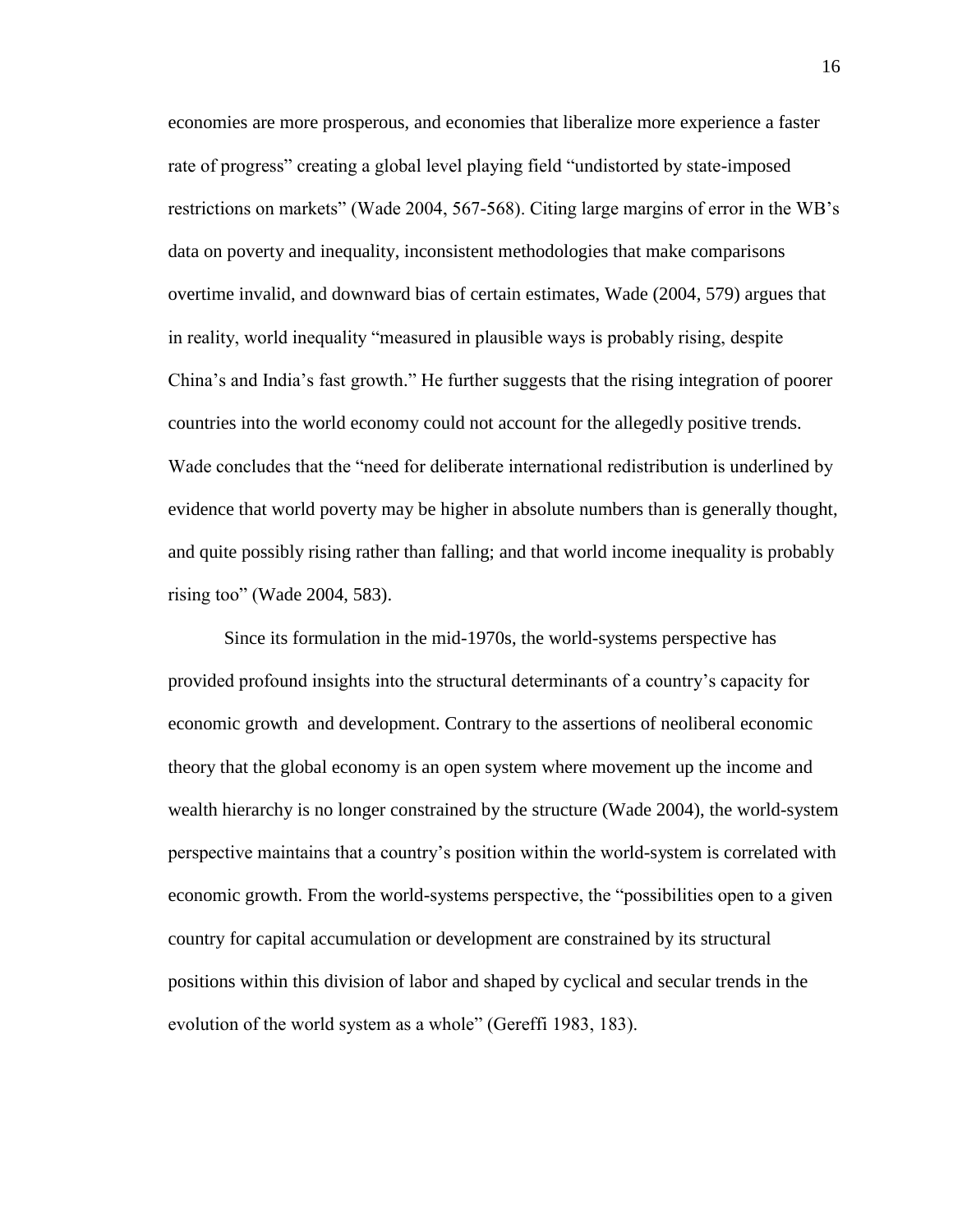economies are more prosperous, and economies that liberalize more experience a faster rate of progress" creating a global level playing field "undistorted by state-imposed restrictions on markets" (Wade 2004, 567-568). Citing large margins of error in the WB's data on poverty and inequality, inconsistent methodologies that make comparisons overtime invalid, and downward bias of certain estimates, Wade (2004, 579) argues that in reality, world inequality "measured in plausible ways is probably rising, despite China's and India's fast growth." He further suggests that the rising integration of poorer countries into the world economy could not account for the allegedly positive trends. Wade concludes that the "need for deliberate international redistribution is underlined by evidence that world poverty may be higher in absolute numbers than is generally thought, and quite possibly rising rather than falling; and that world income inequality is probably rising too" (Wade 2004, 583).

Since its formulation in the mid-1970s, the world-systems perspective has provided profound insights into the structural determinants of a country's capacity for economic growth and development. Contrary to the assertions of neoliberal economic theory that the global economy is an open system where movement up the income and wealth hierarchy is no longer constrained by the structure (Wade 2004), the world-system perspective maintains that a country's position within the world-system is correlated with economic growth. From the world-systems perspective, the "possibilities open to a given country for capital accumulation or development are constrained by its structural positions within this division of labor and shaped by cyclical and secular trends in the evolution of the world system as a whole" (Gereffi 1983, 183).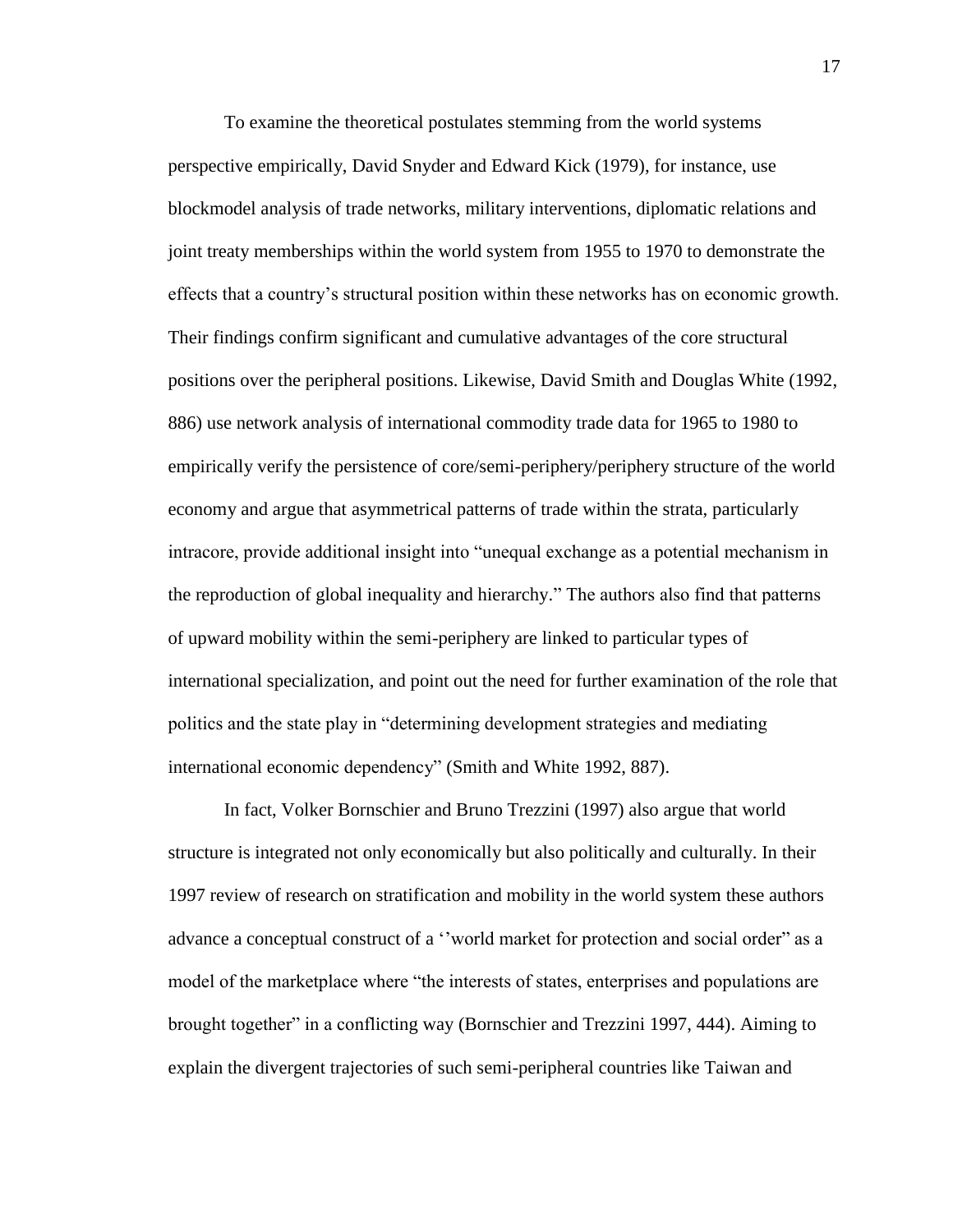To examine the theoretical postulates stemming from the world systems perspective empirically, David Snyder and Edward Kick (1979), for instance, use blockmodel analysis of trade networks, military interventions, diplomatic relations and joint treaty memberships within the world system from 1955 to 1970 to demonstrate the effects that a country's structural position within these networks has on economic growth. Their findings confirm significant and cumulative advantages of the core structural positions over the peripheral positions. Likewise, David Smith and Douglas White (1992, 886) use network analysis of international commodity trade data for 1965 to 1980 to empirically verify the persistence of core/semi-periphery/periphery structure of the world economy and argue that asymmetrical patterns of trade within the strata, particularly intracore, provide additional insight into "unequal exchange as a potential mechanism in the reproduction of global inequality and hierarchy." The authors also find that patterns of upward mobility within the semi-periphery are linked to particular types of international specialization, and point out the need for further examination of the role that politics and the state play in "determining development strategies and mediating international economic dependency" (Smith and White 1992, 887).

In fact, Volker Bornschier and Bruno Trezzini (1997) also argue that world structure is integrated not only economically but also politically and culturally. In their 1997 review of research on stratification and mobility in the world system these authors advance a conceptual construct of a ''world market for protection and social order" as a model of the marketplace where "the interests of states, enterprises and populations are brought together" in a conflicting way (Bornschier and Trezzini 1997, 444). Aiming to explain the divergent trajectories of such semi-peripheral countries like Taiwan and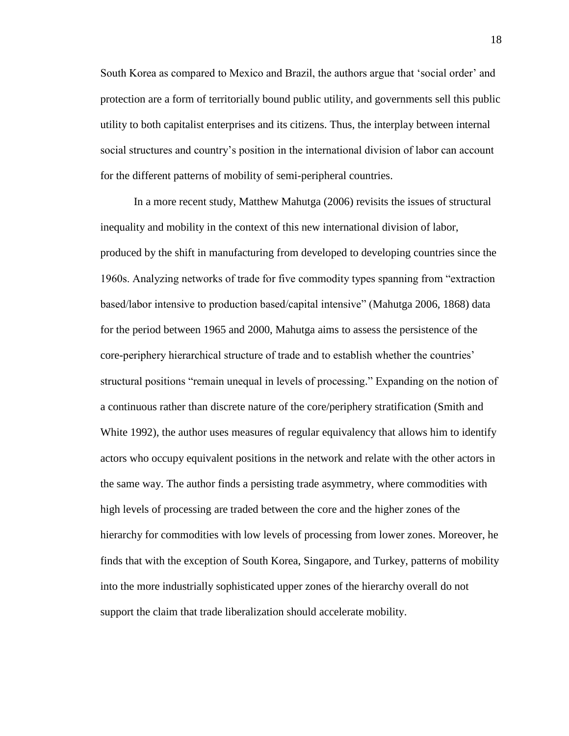South Korea as compared to Mexico and Brazil, the authors argue that 'social order' and protection are a form of territorially bound public utility, and governments sell this public utility to both capitalist enterprises and its citizens. Thus, the interplay between internal social structures and country's position in the international division of labor can account for the different patterns of mobility of semi-peripheral countries.

In a more recent study, Matthew Mahutga (2006) revisits the issues of structural inequality and mobility in the context of this new international division of labor, produced by the shift in manufacturing from developed to developing countries since the 1960s. Analyzing networks of trade for five commodity types spanning from "extraction based/labor intensive to production based/capital intensive" (Mahutga 2006, 1868) data for the period between 1965 and 2000, Mahutga aims to assess the persistence of the core-periphery hierarchical structure of trade and to establish whether the countries' structural positions "remain unequal in levels of processing." Expanding on the notion of a continuous rather than discrete nature of the core/periphery stratification (Smith and White 1992), the author uses measures of regular equivalency that allows him to identify actors who occupy equivalent positions in the network and relate with the other actors in the same way. The author finds a persisting trade asymmetry, where commodities with high levels of processing are traded between the core and the higher zones of the hierarchy for commodities with low levels of processing from lower zones. Moreover, he finds that with the exception of South Korea, Singapore, and Turkey, patterns of mobility into the more industrially sophisticated upper zones of the hierarchy overall do not support the claim that trade liberalization should accelerate mobility.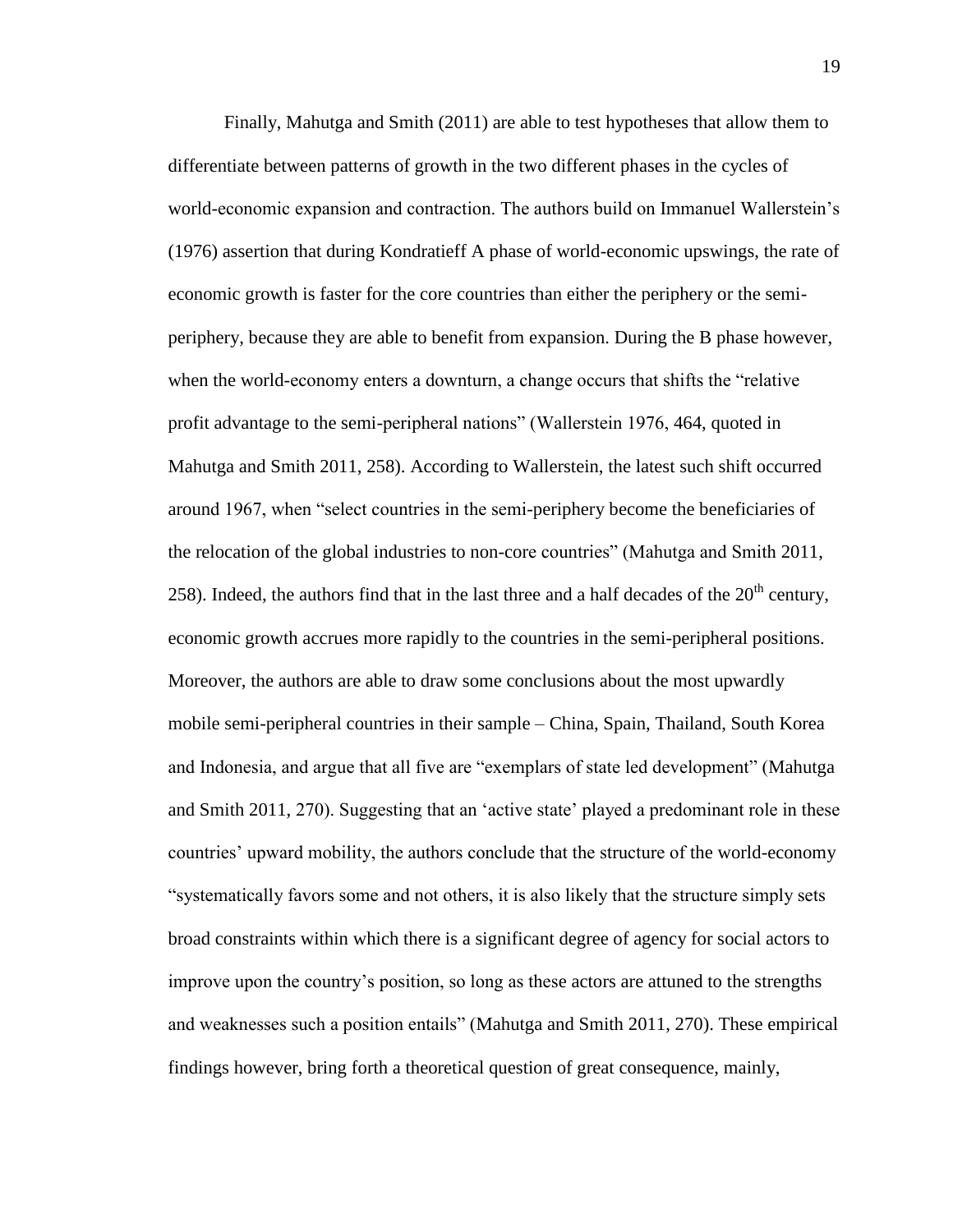Finally, Mahutga and Smith (2011) are able to test hypotheses that allow them to differentiate between patterns of growth in the two different phases in the cycles of world-economic expansion and contraction. The authors build on Immanuel Wallerstein's (1976) assertion that during Kondratieff A phase of world-economic upswings, the rate of economic growth is faster for the core countries than either the periphery or the semi-periphery, because they are able to benefit from expansion. During the B phase however, when the world-economy enters a downturn, a change occurs that shifts the "relative profit advantage to the semi-peripheral nations" (Wallerstein 1976, 464, quoted in Mahutga and Smith 2011, 258). According to Wallerstein, the latest such shift occurred around 1967, when "select countries in the semi-periphery become the beneficiaries of the relocation of the global industries to non-core countries" (Mahutga and Smith 2011, 258). Indeed, the authors find that in the last three and a half decades of the 20th century, economic growth accrues more rapidly to the countries in the semi-peripheral positions. Moreover, the authors are able to draw some conclusions about the most upwardly mobile semi-peripheral countries in their sample – China, Spain, Thailand, South Korea and Indonesia, and argue that all five are "exemplars of state led development" (Mahutga and Smith 2011, 270). Suggesting that an 'active state' played a predominant role in these countries' upward mobility, the authors conclude that the structure of the world-economy "systematically favors some and not others, it is also likely that the structure simply sets broad constraints within which there is a significant degree of agency for social actors to improve upon the country's position, so long as these actors are attuned to the strengths and weaknesses such a position entails" (Mahutga and Smith 2011, 270). These empirical findings however, bring forth a theoretical question of great consequence, mainly,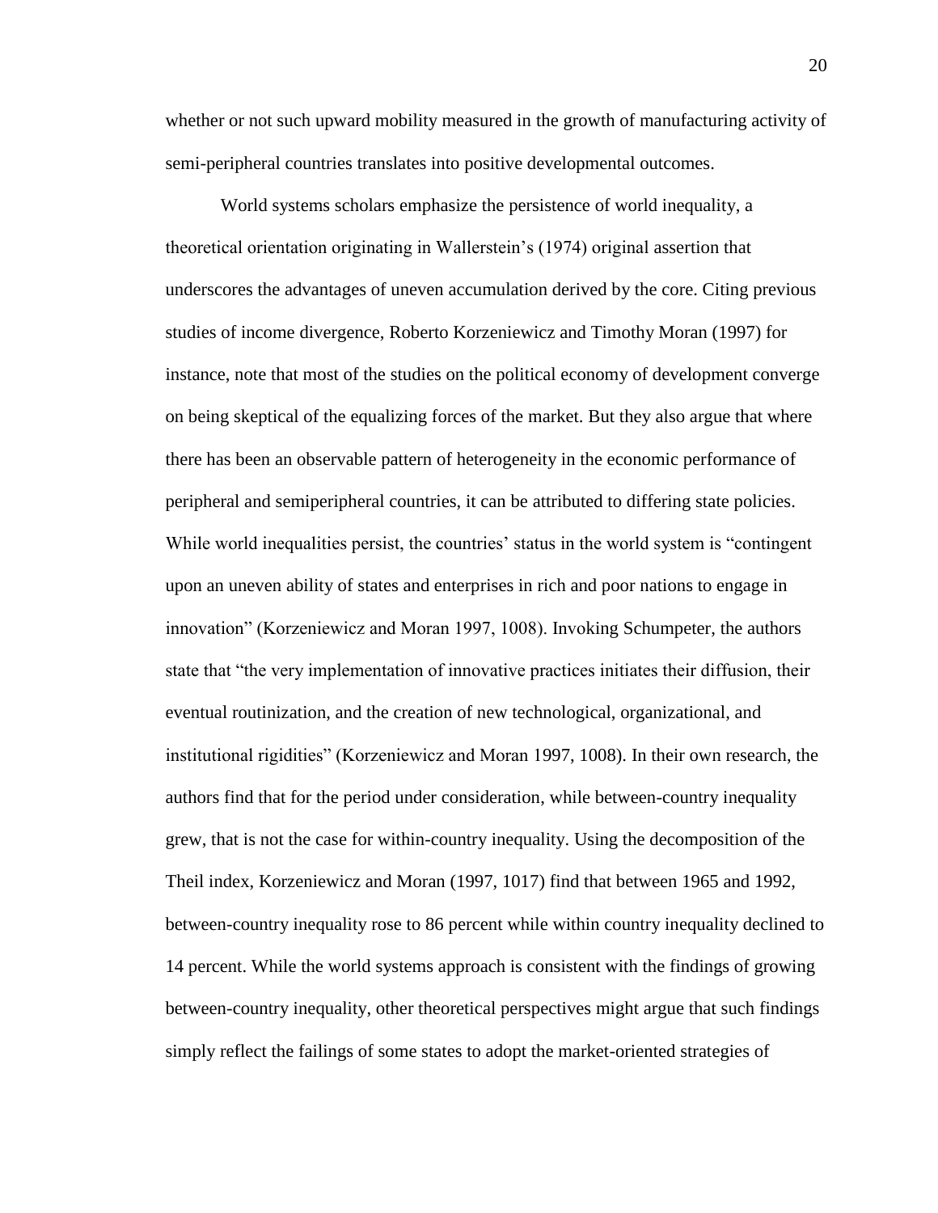whether or not such upward mobility measured in the growth of manufacturing activity of semi-peripheral countries translates into positive developmental outcomes.

World systems scholars emphasize the persistence of world inequality, a theoretical orientation originating in Wallerstein's (1974) original assertion that underscores the advantages of uneven accumulation derived by the core. Citing previous studies of income divergence, Roberto Korzeniewicz and Timothy Moran (1997) for instance, note that most of the studies on the political economy of development converge on being skeptical of the equalizing forces of the market. But they also argue that where there has been an observable pattern of heterogeneity in the economic performance of peripheral and semiperipheral countries, it can be attributed to differing state policies. While world inequalities persist, the countries' status in the world system is "contingent upon an uneven ability of states and enterprises in rich and poor nations to engage in innovation" (Korzeniewicz and Moran 1997, 1008). Invoking Schumpeter, the authors state that "the very implementation of innovative practices initiates their diffusion, their eventual routinization, and the creation of new technological, organizational, and institutional rigidities" (Korzeniewicz and Moran 1997, 1008). In their own research, the authors find that for the period under consideration, while between-country inequality grew, that is not the case for within-country inequality. Using the decomposition of the Theil index, Korzeniewicz and Moran (1997, 1017) find that between 1965 and 1992, between-country inequality rose to 86 percent while within country inequality declined to 14 percent. While the world systems approach is consistent with the findings of growing between-country inequality, other theoretical perspectives might argue that such findings simply reflect the failings of some states to adopt the market-oriented strategies of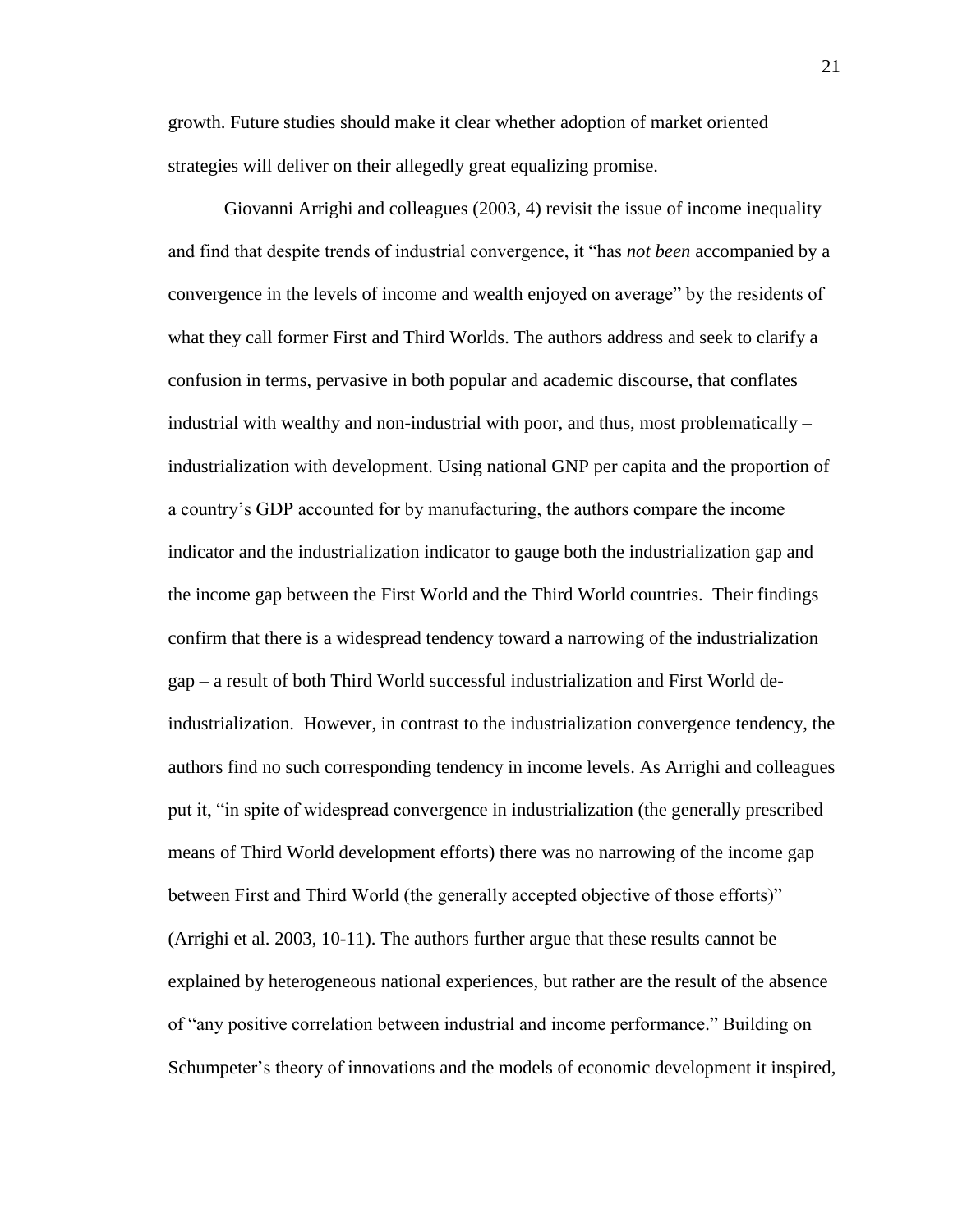growth. Future studies should make it clear whether adoption of market oriented strategies will deliver on their allegedly great equalizing promise.

Giovanni Arrighi and colleagues (2003, 4) revisit the issue of income inequality and find that despite trends of industrial convergence, it "has *not been* accompanied by a convergence in the levels of income and wealth enjoyed on average" by the residents of what they call former First and Third Worlds. The authors address and seek to clarify a confusion in terms, pervasive in both popular and academic discourse, that conflates industrial with wealthy and non-industrial with poor, and thus, most problematically – industrialization with development. Using national GNP per capita and the proportion of a country's GDP accounted for by manufacturing, the authors compare the income indicator and the industrialization indicator to gauge both the industrialization gap and the income gap between the First World and the Third World countries. Their findings confirm that there is a widespread tendency toward a narrowing of the industrialization gap – a result of both Third World successful industrialization and First World de-industrialization. However, in contrast to the industrialization convergence tendency, the authors find no such corresponding tendency in income levels. As Arrighi and colleagues put it, "in spite of widespread convergence in industrialization (the generally prescribed means of Third World development efforts) there was no narrowing of the income gap between First and Third World (the generally accepted objective of those efforts)" (Arrighi et al. 2003, 10-11). The authors further argue that these results cannot be explained by heterogeneous national experiences, but rather are the result of the absence of "any positive correlation between industrial and income performance." Building on Schumpeter's theory of innovations and the models of economic development it inspired,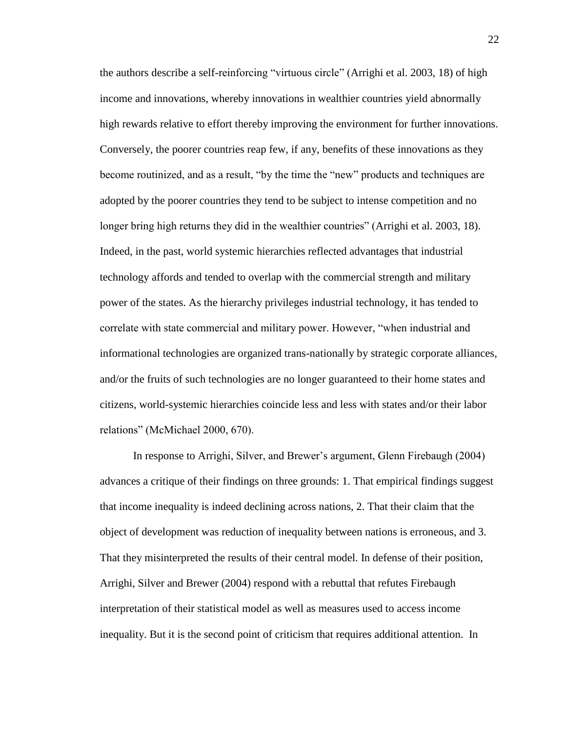the authors describe a self-reinforcing "virtuous circle" (Arrighi et al. 2003, 18) of high income and innovations, whereby innovations in wealthier countries yield abnormally high rewards relative to effort thereby improving the environment for further innovations. Conversely, the poorer countries reap few, if any, benefits of these innovations as they become routinized, and as a result, "by the time the "new" products and techniques are adopted by the poorer countries they tend to be subject to intense competition and no longer bring high returns they did in the wealthier countries" (Arrighi et al. 2003, 18). Indeed, in the past, world systemic hierarchies reflected advantages that industrial technology affords and tended to overlap with the commercial strength and military power of the states. As the hierarchy privileges industrial technology, it has tended to correlate with state commercial and military power. However, "when industrial and informational technologies are organized trans-nationally by strategic corporate alliances, and/or the fruits of such technologies are no longer guaranteed to their home states and citizens, world-systemic hierarchies coincide less and less with states and/or their labor relations" (McMichael 2000, 670).

In response to Arrighi, Silver, and Brewer's argument, Glenn Firebaugh (2004) advances a critique of their findings on three grounds: 1. That empirical findings suggest that income inequality is indeed declining across nations, 2. That their claim that the object of development was reduction of inequality between nations is erroneous, and 3. That they misinterpreted the results of their central model. In defense of their position, Arrighi, Silver and Brewer (2004) respond with a rebuttal that refutes Firebaugh interpretation of their statistical model as well as measures used to access income inequality. But it is the second point of criticism that requires additional attention. In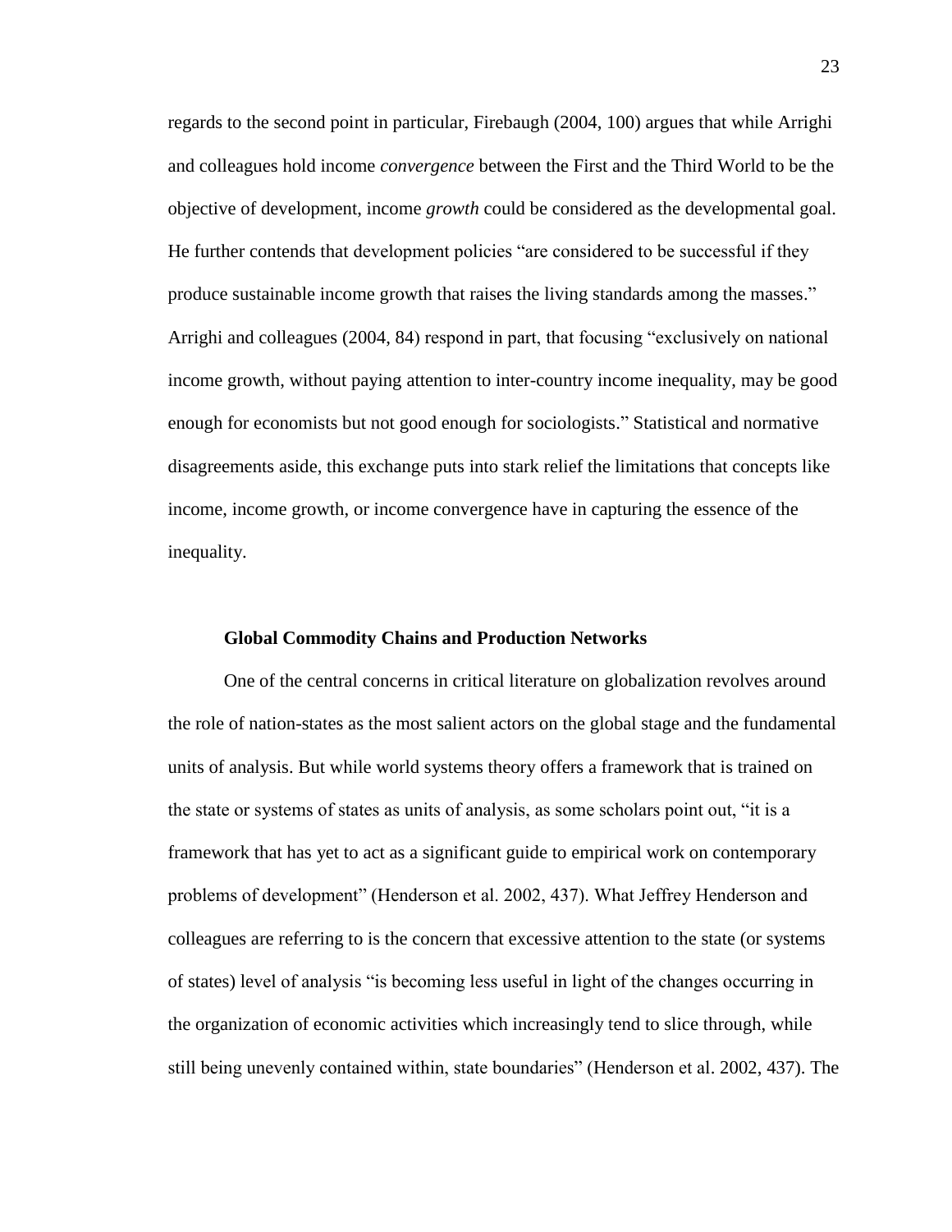regards to the second point in particular, Firebaugh (2004, 100) argues that while Arrighi and colleagues hold income *convergence* between the First and the Third World to be the objective of development, income *growth* could be considered as the developmental goal. He further contends that development policies "are considered to be successful if they produce sustainable income growth that raises the living standards among the masses." Arrighi and colleagues (2004, 84) respond in part, that focusing "exclusively on national income growth, without paying attention to inter-country income inequality, may be good enough for economists but not good enough for sociologists." Statistical and normative disagreements aside, this exchange puts into stark relief the limitations that concepts like income, income growth, or income convergence have in capturing the essence of the inequality.

### Global Commodity Chains and Production Networks

One of the central concerns in critical literature on globalization revolves around the role of nation-states as the most salient actors on the global stage and the fundamental units of analysis. But while world systems theory offers a framework that is trained on the state or systems of states as units of analysis, as some scholars point out, "it is a framework that has yet to act as a significant guide to empirical work on contemporary problems of development" (Henderson et al. 2002, 437). What Jeffrey Henderson and colleagues are referring to is the concern that excessive attention to the state (or systems of states) level of analysis "is becoming less useful in light of the changes occurring in the organization of economic activities which increasingly tend to slice through, while still being unevenly contained within, state boundaries" (Henderson et al. 2002, 437). The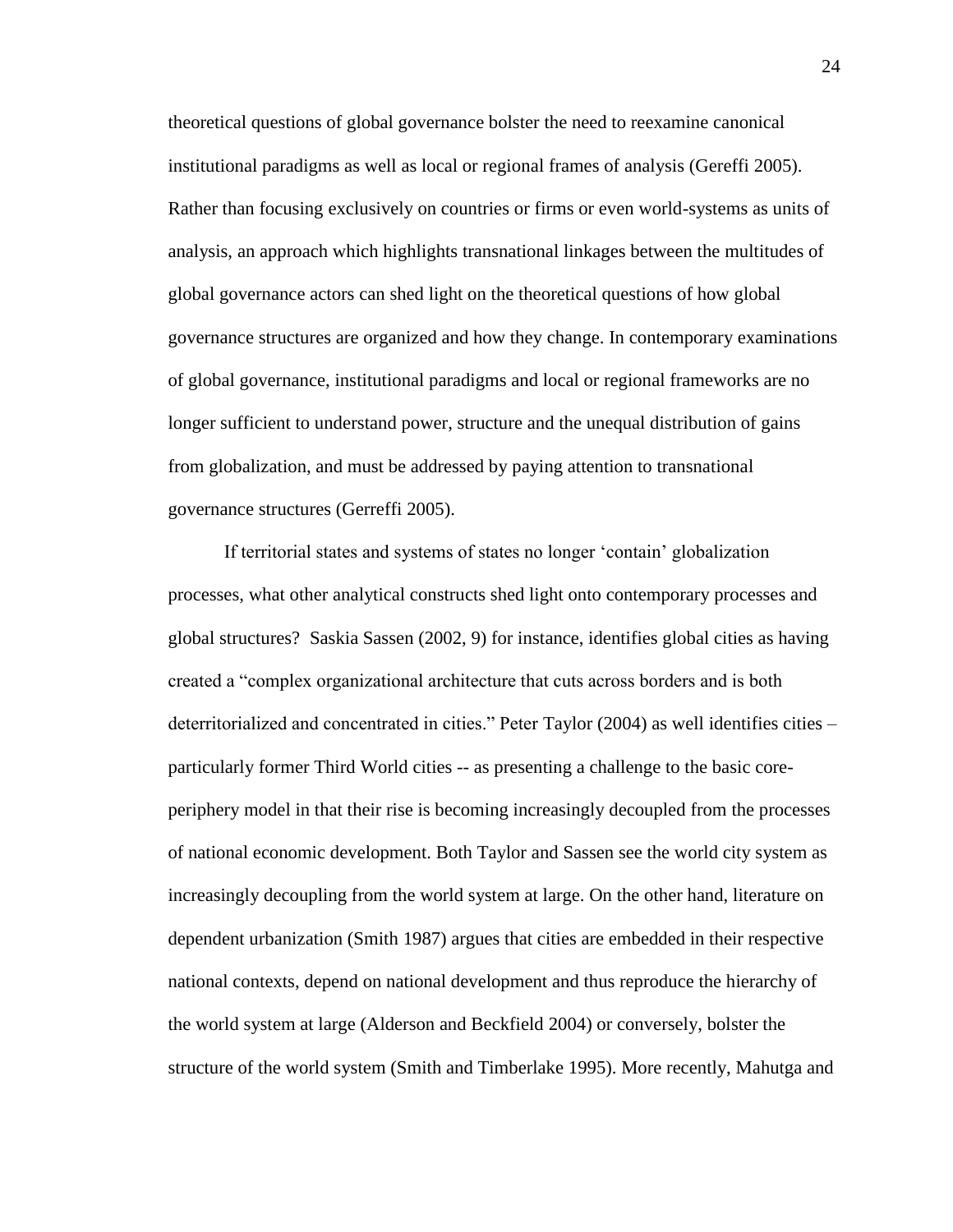theoretical questions of global governance bolster the need to reexamine canonical institutional paradigms as well as local or regional frames of analysis (Gereffi 2005). Rather than focusing exclusively on countries or firms or even world-systems as units of analysis, an approach which highlights transnational linkages between the multitudes of global governance actors can shed light on the theoretical questions of how global governance structures are organized and how they change. In contemporary examinations of global governance, institutional paradigms and local or regional frameworks are no longer sufficient to understand power, structure and the unequal distribution of gains from globalization, and must be addressed by paying attention to transnational governance structures (Gerreffi 2005).

If territorial states and systems of states no longer 'contain' globalization processes, what other analytical constructs shed light onto contemporary processes and global structures? Saskia Sassen (2002, 9) for instance, identifies global cities as having created a "complex organizational architecture that cuts across borders and is both deterritorialized and concentrated in cities." Peter Taylor (2004) as well identifies cities – particularly former Third World cities -- as presenting a challenge to the basic core-periphery model in that their rise is becoming increasingly decoupled from the processes of national economic development. Both Taylor and Sassen see the world city system as increasingly decoupling from the world system at large. On the other hand, literature on dependent urbanization (Smith 1987) argues that cities are embedded in their respective national contexts, depend on national development and thus reproduce the hierarchy of the world system at large (Alderson and Beckfield 2004) or conversely, bolster the structure of the world system (Smith and Timberlake 1995). More recently, Mahutga and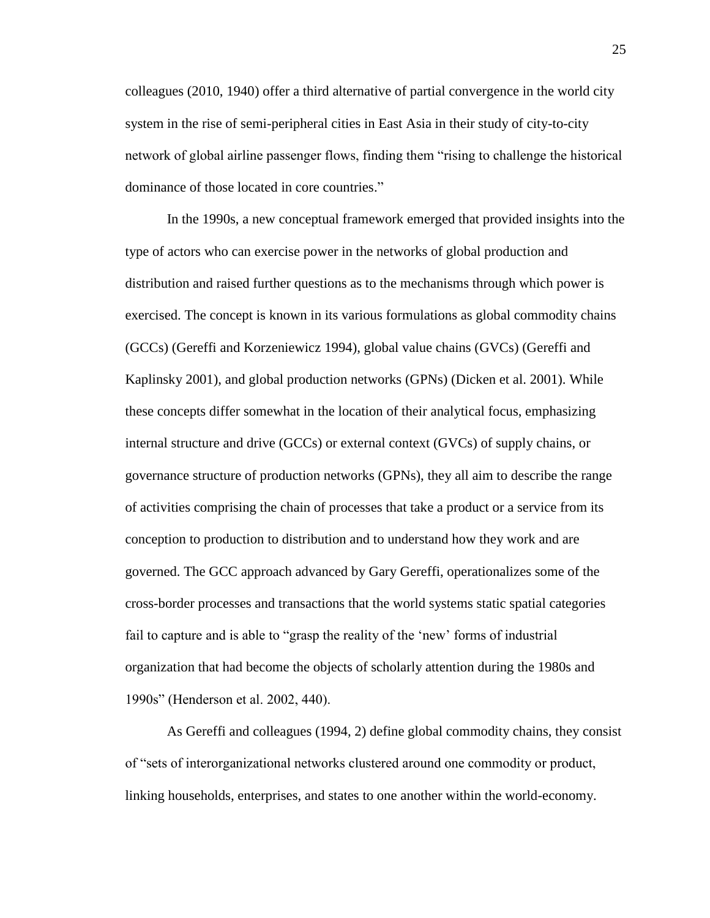colleagues (2010, 1940) offer a third alternative of partial convergence in the world city system in the rise of semi-peripheral cities in East Asia in their study of city-to-city network of global airline passenger flows, finding them "rising to challenge the historical dominance of those located in core countries."

In the 1990s, a new conceptual framework emerged that provided insights into the type of actors who can exercise power in the networks of global production and distribution and raised further questions as to the mechanisms through which power is exercised. The concept is known in its various formulations as global commodity chains (GCCs) (Gereffi and Korzeniewicz 1994), global value chains (GVCs) (Gereffi and Kaplinsky 2001), and global production networks (GPNs) (Dicken et al. 2001). While these concepts differ somewhat in the location of their analytical focus, emphasizing internal structure and drive (GCCs) or external context (GVCs) of supply chains, or governance structure of production networks (GPNs), they all aim to describe the range of activities comprising the chain of processes that take a product or a service from its conception to production to distribution and to understand how they work and are governed. The GCC approach advanced by Gary Gereffi, operationalizes some of the cross-border processes and transactions that the world systems static spatial categories fail to capture and is able to "grasp the reality of the 'new' forms of industrial organization that had become the objects of scholarly attention during the 1980s and 1990s" (Henderson et al. 2002, 440).

As Gereffi and colleagues (1994, 2) define global commodity chains, they consist of "sets of interorganizational networks clustered around one commodity or product, linking households, enterprises, and states to one another within the world-economy.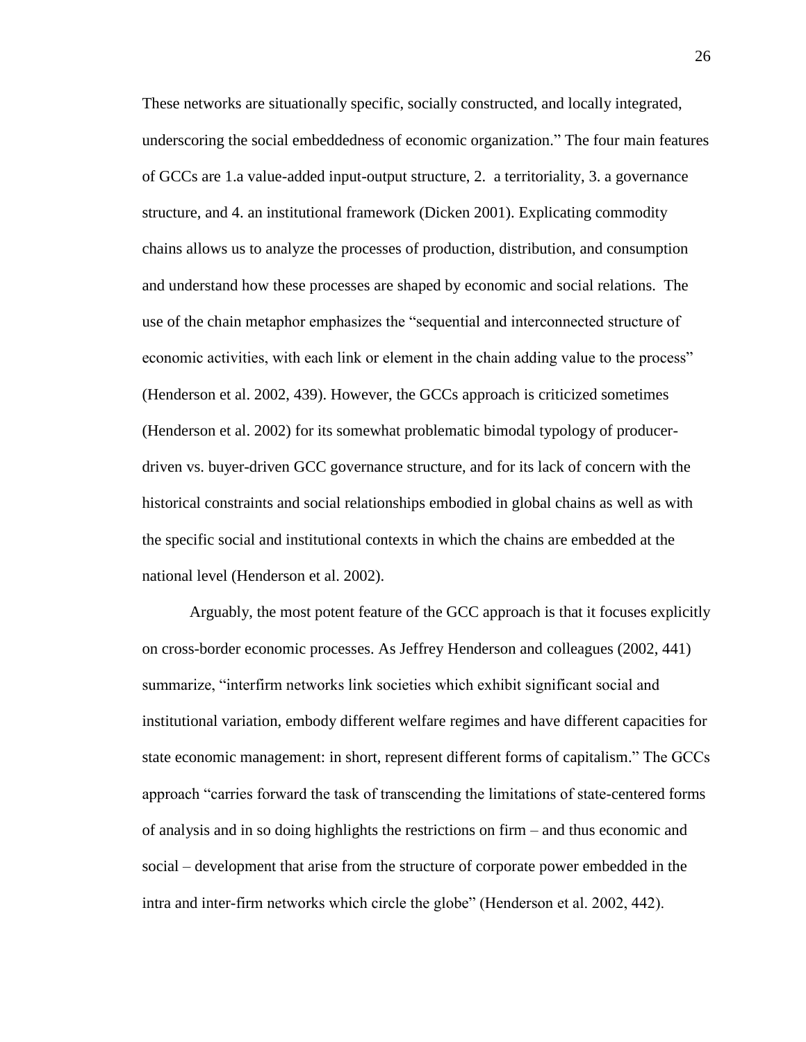These networks are situationally specific, socially constructed, and locally integrated, underscoring the social embeddedness of economic organization." The four main features of GCCs are 1.a value-added input-output structure, 2. a territoriality, 3. a governance structure, and 4. an institutional framework (Dicken 2001). Explicating commodity chains allows us to analyze the processes of production, distribution, and consumption and understand how these processes are shaped by economic and social relations. The use of the chain metaphor emphasizes the "sequential and interconnected structure of economic activities, with each link or element in the chain adding value to the process" (Henderson et al. 2002, 439). However, the GCCs approach is criticized sometimes (Henderson et al. 2002) for its somewhat problematic bimodal typology of producer-driven vs. buyer-driven GCC governance structure, and for its lack of concern with the historical constraints and social relationships embodied in global chains as well as with the specific social and institutional contexts in which the chains are embedded at the national level (Henderson et al. 2002).

Arguably, the most potent feature of the GCC approach is that it focuses explicitly on cross-border economic processes. As Jeffrey Henderson and colleagues (2002, 441) summarize, "interfirm networks link societies which exhibit significant social and institutional variation, embody different welfare regimes and have different capacities for state economic management: in short, represent different forms of capitalism." The GCCs approach "carries forward the task of transcending the limitations of state-centered forms of analysis and in so doing highlights the restrictions on firm – and thus economic and social – development that arise from the structure of corporate power embedded in the intra and inter-firm networks which circle the globe" (Henderson et al. 2002, 442).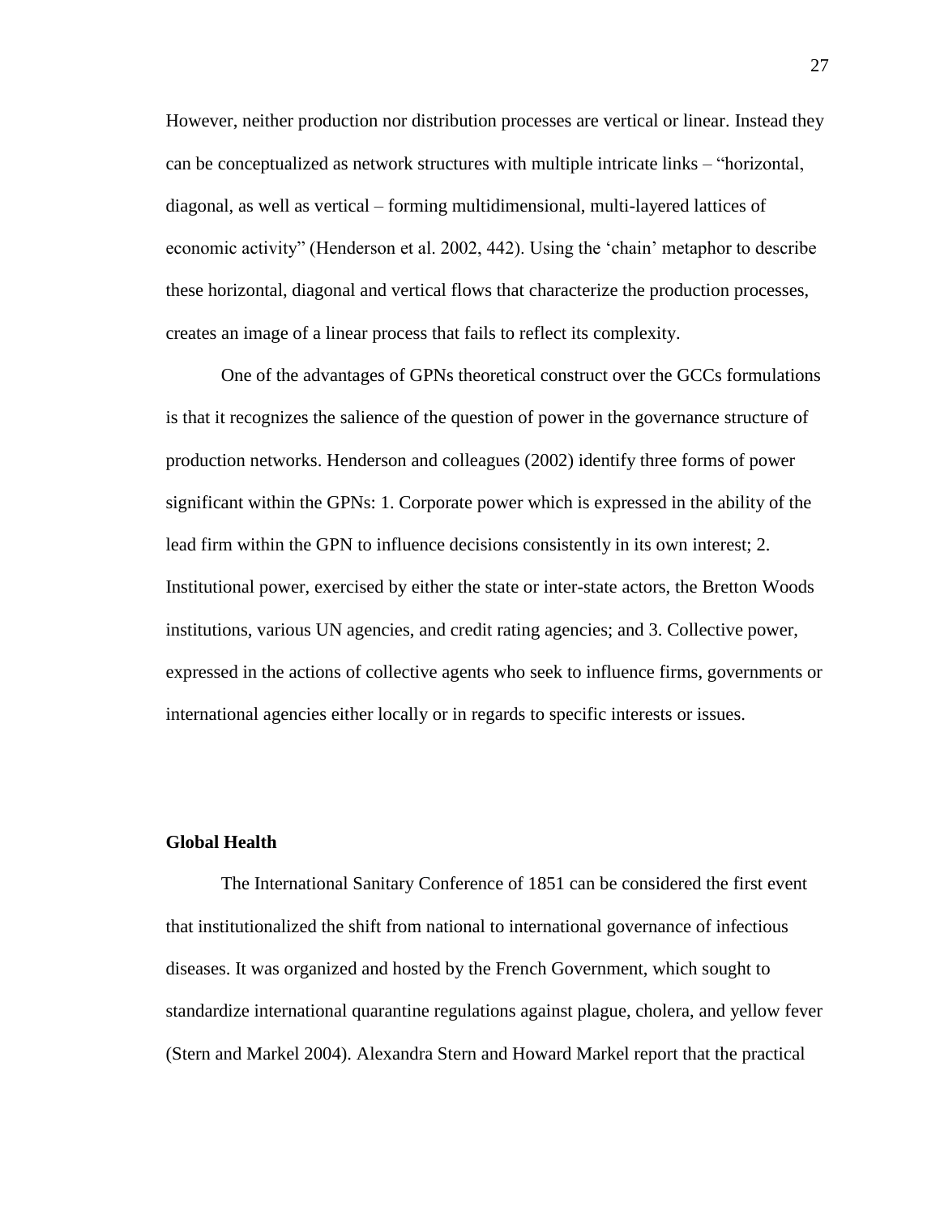However, neither production nor distribution processes are vertical or linear. Instead they can be conceptualized as network structures with multiple intricate links – "horizontal, diagonal, as well as vertical – forming multidimensional, multi-layered lattices of economic activity" (Henderson et al. 2002, 442). Using the 'chain' metaphor to describe these horizontal, diagonal and vertical flows that characterize the production processes, creates an image of a linear process that fails to reflect its complexity.

One of the advantages of GPNs theoretical construct over the GCCs formulations is that it recognizes the salience of the question of power in the governance structure of production networks. Henderson and colleagues (2002) identify three forms of power significant within the GPNs: 1. Corporate power which is expressed in the ability of the lead firm within the GPN to influence decisions consistently in its own interest; 2. Institutional power, exercised by either the state or inter-state actors, the Bretton Woods institutions, various UN agencies, and credit rating agencies; and 3. Collective power, expressed in the actions of collective agents who seek to influence firms, governments or international agencies either locally or in regards to specific interests or issues.

**Global Health**

The International Sanitary Conference of 1851 can be considered the first event that institutionalized the shift from national to international governance of infectious diseases. It was organized and hosted by the French Government, which sought to standardize international quarantine regulations against plague, cholera, and yellow fever (Stern and Markel 2004). Alexandra Stern and Howard Markel report that the practical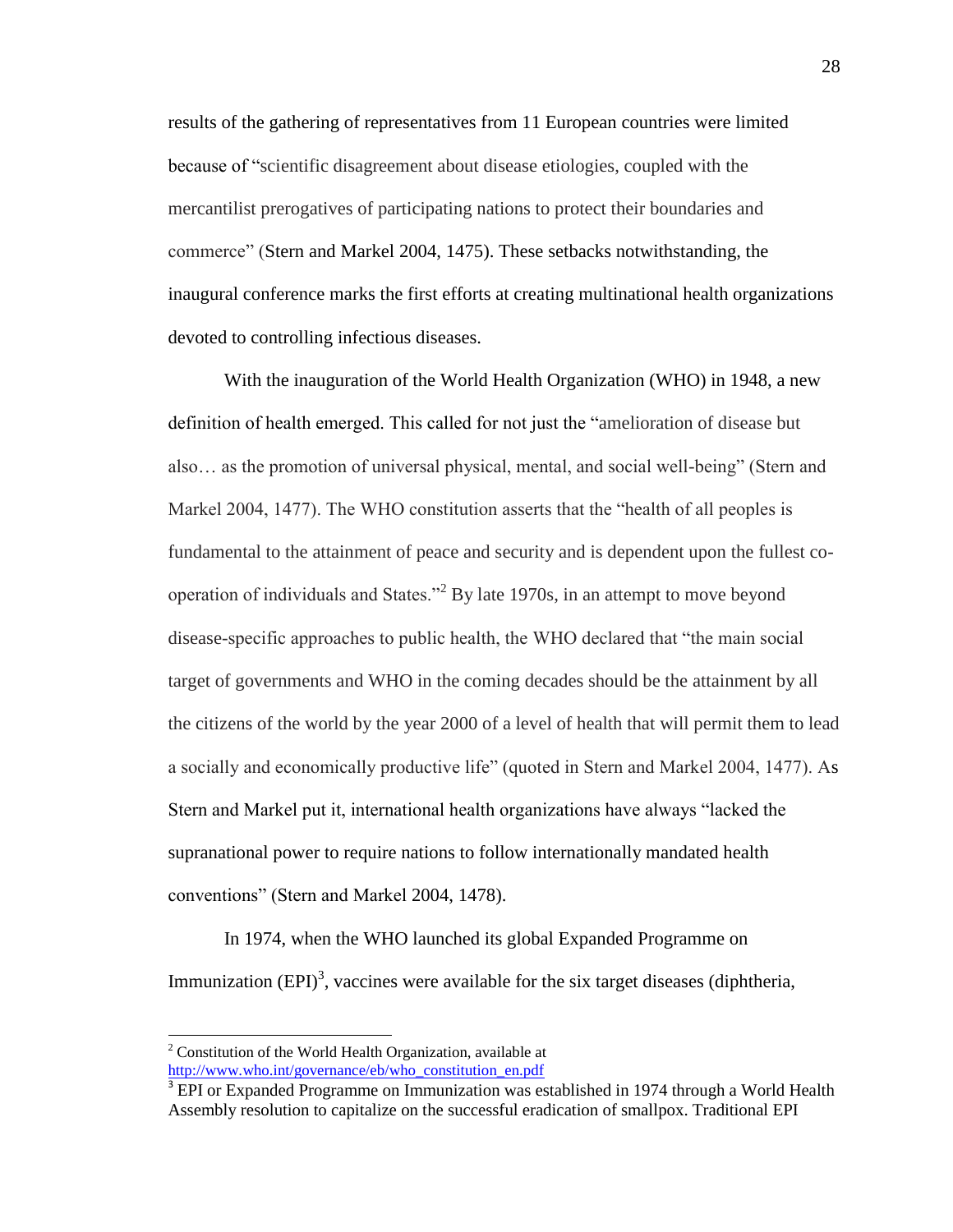results of the gathering of representatives from 11 European countries were limited because of "scientific disagreement about disease etiologies, coupled with the mercantilist prerogatives of participating nations to protect their boundaries and commerce" (Stern and Markel 2004, 1475). These setbacks notwithstanding, the inaugural conference marks the first efforts at creating multinational health organizations devoted to controlling infectious diseases.

With the inauguration of the World Health Organization (WHO) in 1948, a new definition of health emerged. This called for not just the "amelioration of disease but also… as the promotion of universal physical, mental, and social well-being" (Stern and Markel 2004, 1477). The WHO constitution asserts that the "health of all peoples is fundamental to the attainment of peace and security and is dependent upon the fullest co-operation of individuals and States."[2] By late 1970s, in an attempt to move beyond disease-specific approaches to public health, the WHO declared that "the main social target of governments and WHO in the coming decades should be the attainment by all the citizens of the world by the year 2000 of a level of health that will permit them to lead a socially and economically productive life" (quoted in Stern and Markel 2004, 1477). As Stern and Markel put it, international health organizations have always "lacked the supranational power to require nations to follow internationally mandated health conventions" (Stern and Markel 2004, 1478).

In 1974, when the WHO launched its global Expanded Programme on Immunization (EPI)[3], vaccines were available for the six target diseases (diphtheria,

---

[2] Constitution of the World Health Organization, available at http://www.who.int/governance/eb/who_constitution_en.pdf

[3] EPI or Expanded Programme on Immunization was established in 1974 through a World Health Assembly resolution to capitalize on the successful eradication of smallpox. Traditional EPI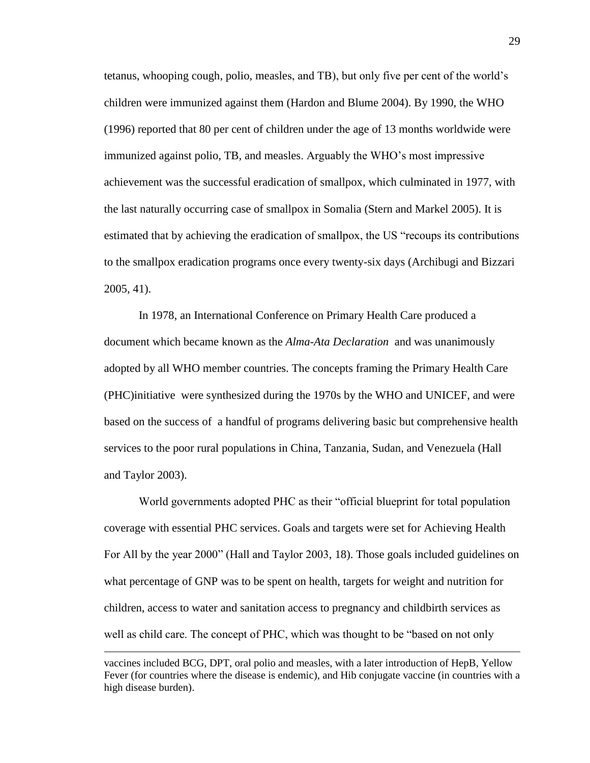tetanus, whooping cough, polio, measles, and TB), but only five per cent of the world's children were immunized against them (Hardon and Blume 2004). By 1990, the WHO (1996) reported that 80 per cent of children under the age of 13 months worldwide were immunized against polio, TB, and measles. Arguably the WHO's most impressive achievement was the successful eradication of smallpox, which culminated in 1977, with the last naturally occurring case of smallpox in Somalia (Stern and Markel 2005). It is estimated that by achieving the eradication of smallpox, the US "recoups its contributions to the smallpox eradication programs once every twenty-six days (Archibugi and Bizzari 2005, 41).

In 1978, an International Conference on Primary Health Care produced a document which became known as the *Alma-Ata Declaration* and was unanimously adopted by all WHO member countries. The concepts framing the Primary Health Care (PHC)initiative were synthesized during the 1970s by the WHO and UNICEF, and were based on the success of a handful of programs delivering basic but comprehensive health services to the poor rural populations in China, Tanzania, Sudan, and Venezuela (Hall and Taylor 2003).

World governments adopted PHC as their "official blueprint for total population coverage with essential PHC services. Goals and targets were set for Achieving Health For All by the year 2000" (Hall and Taylor 2003, 18). Those goals included guidelines on what percentage of GNP was to be spent on health, targets for weight and nutrition for children, access to water and sanitation access to pregnancy and childbirth services as well as child care. The concept of PHC, which was thought to be "based on not only

---

vaccines included BCG, DPT, oral polio and measles, with a later introduction of HepB, Yellow Fever (for countries where the disease is endemic), and Hib conjugate vaccine (in countries with a high disease burden).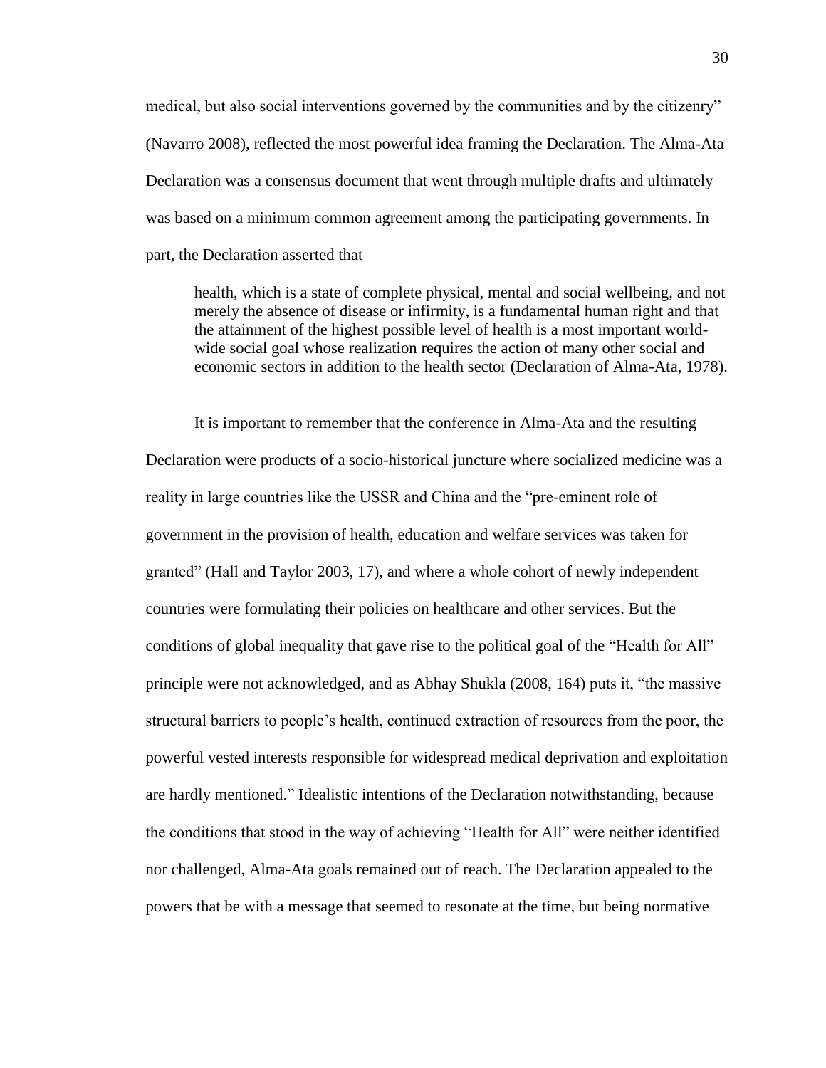medical, but also social interventions governed by the communities and by the citizenry" (Navarro 2008), reflected the most powerful idea framing the Declaration. The Alma-Ata Declaration was a consensus document that went through multiple drafts and ultimately was based on a minimum common agreement among the participating governments. In part, the Declaration asserted that

> health, which is a state of complete physical, mental and social wellbeing, and not merely the absence of disease or infirmity, is a fundamental human right and that the attainment of the highest possible level of health is a most important world-wide social goal whose realization requires the action of many other social and economic sectors in addition to the health sector (Declaration of Alma-Ata, 1978).

It is important to remember that the conference in Alma-Ata and the resulting Declaration were products of a socio-historical juncture where socialized medicine was a reality in large countries like the USSR and China and the "pre-eminent role of government in the provision of health, education and welfare services was taken for granted" (Hall and Taylor 2003, 17), and where a whole cohort of newly independent countries were formulating their policies on healthcare and other services. But the conditions of global inequality that gave rise to the political goal of the "Health for All" principle were not acknowledged, and as Abhay Shukla (2008, 164) puts it, "the massive structural barriers to people's health, continued extraction of resources from the poor, the powerful vested interests responsible for widespread medical deprivation and exploitation are hardly mentioned." Idealistic intentions of the Declaration notwithstanding, because the conditions that stood in the way of achieving "Health for All" were neither identified nor challenged, Alma-Ata goals remained out of reach. The Declaration appealed to the powers that be with a message that seemed to resonate at the time, but being normative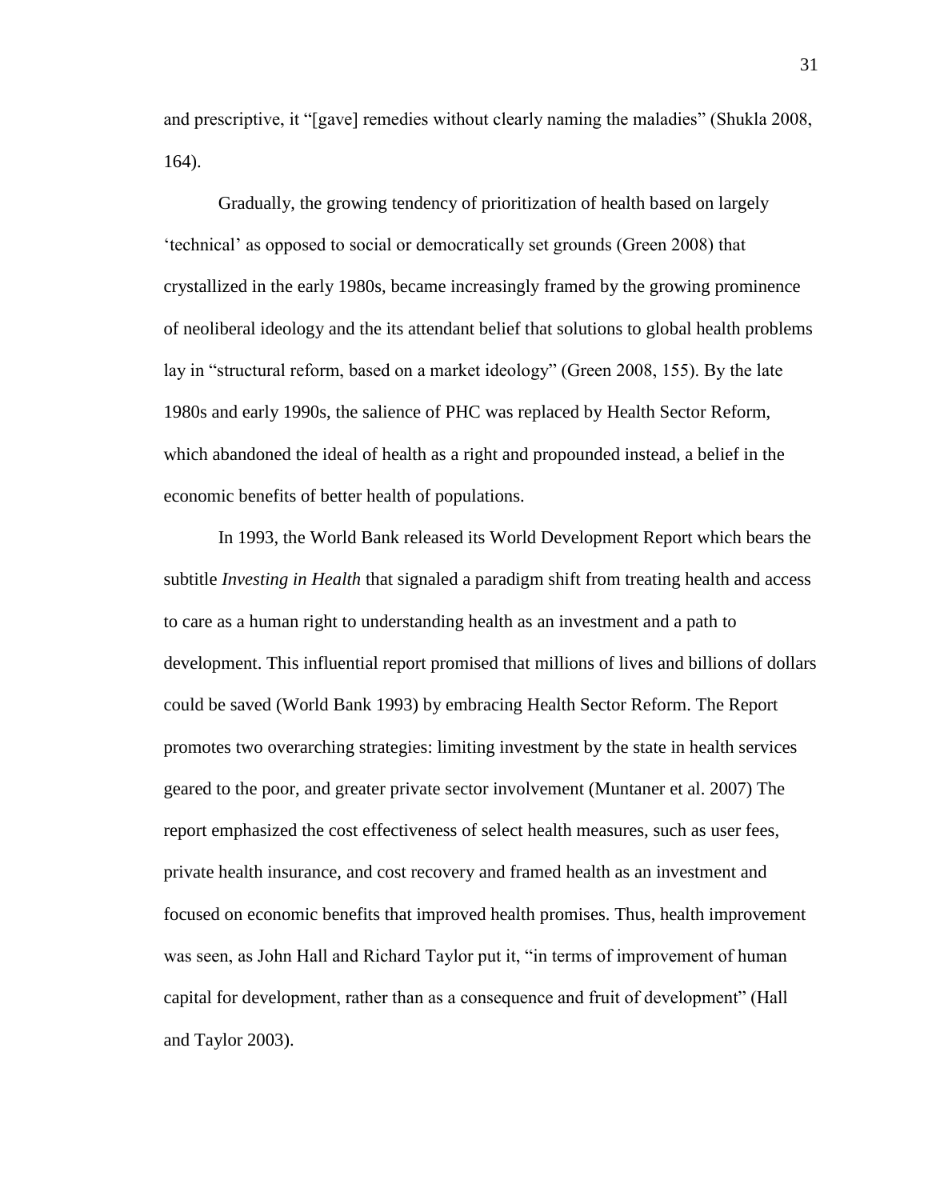and prescriptive, it "[gave] remedies without clearly naming the maladies" (Shukla 2008, 164).

Gradually, the growing tendency of prioritization of health based on largely 'technical' as opposed to social or democratically set grounds (Green 2008) that crystallized in the early 1980s, became increasingly framed by the growing prominence of neoliberal ideology and the its attendant belief that solutions to global health problems lay in "structural reform, based on a market ideology" (Green 2008, 155). By the late 1980s and early 1990s, the salience of PHC was replaced by Health Sector Reform, which abandoned the ideal of health as a right and propounded instead, a belief in the economic benefits of better health of populations.

In 1993, the World Bank released its World Development Report which bears the subtitle *Investing in Health* that signaled a paradigm shift from treating health and access to care as a human right to understanding health as an investment and a path to development. This influential report promised that millions of lives and billions of dollars could be saved (World Bank 1993) by embracing Health Sector Reform. The Report promotes two overarching strategies: limiting investment by the state in health services geared to the poor, and greater private sector involvement (Muntaner et al. 2007) The report emphasized the cost effectiveness of select health measures, such as user fees, private health insurance, and cost recovery and framed health as an investment and focused on economic benefits that improved health promises. Thus, health improvement was seen, as John Hall and Richard Taylor put it, "in terms of improvement of human capital for development, rather than as a consequence and fruit of development" (Hall and Taylor 2003).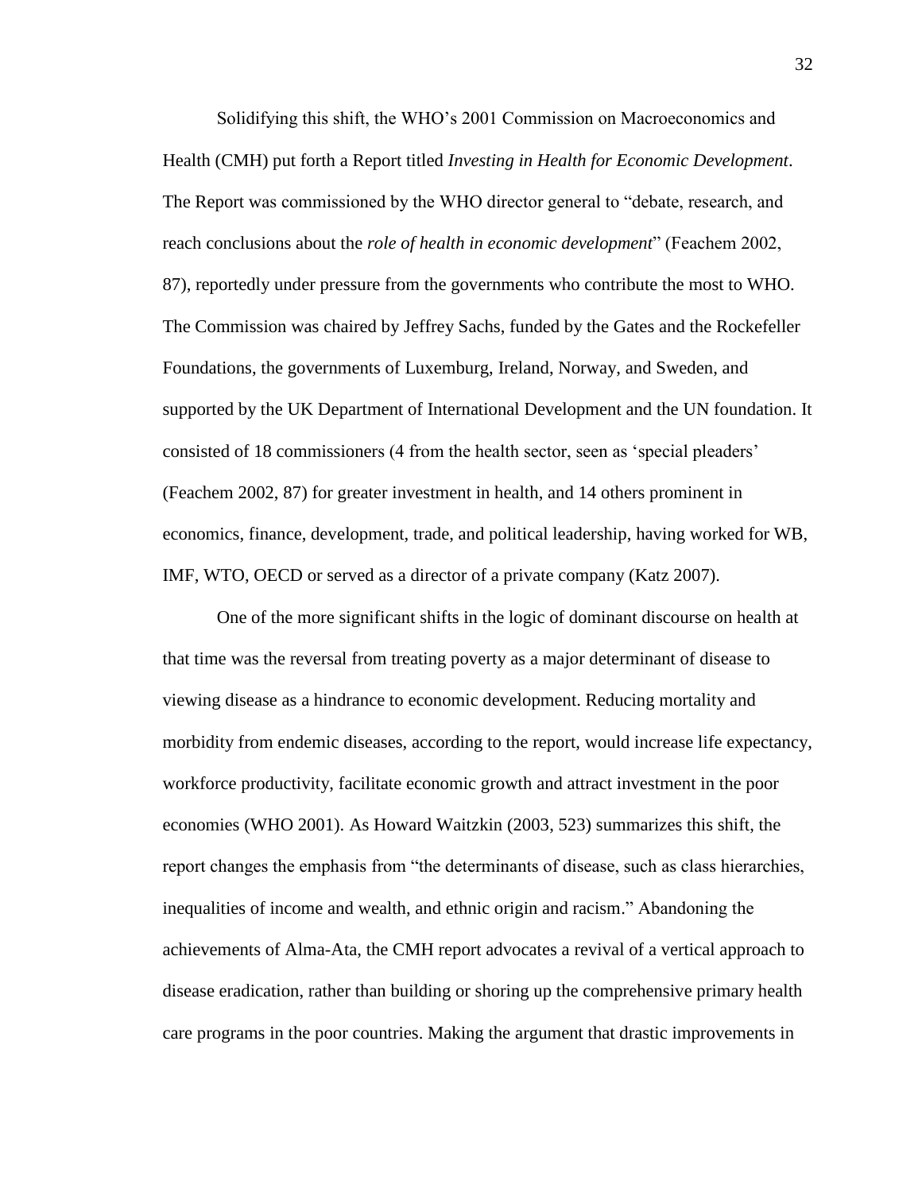Solidifying this shift, the WHO's 2001 Commission on Macroeconomics and Health (CMH) put forth a Report titled *Investing in Health for Economic Development*. The Report was commissioned by the WHO director general to "debate, research, and reach conclusions about the *role of health in economic development*" (Feachem 2002, 87), reportedly under pressure from the governments who contribute the most to WHO. The Commission was chaired by Jeffrey Sachs, funded by the Gates and the Rockefeller Foundations, the governments of Luxemburg, Ireland, Norway, and Sweden, and supported by the UK Department of International Development and the UN foundation. It consisted of 18 commissioners (4 from the health sector, seen as 'special pleaders' (Feachem 2002, 87) for greater investment in health, and 14 others prominent in economics, finance, development, trade, and political leadership, having worked for WB, IMF, WTO, OECD or served as a director of a private company (Katz 2007).

One of the more significant shifts in the logic of dominant discourse on health at that time was the reversal from treating poverty as a major determinant of disease to viewing disease as a hindrance to economic development. Reducing mortality and morbidity from endemic diseases, according to the report, would increase life expectancy, workforce productivity, facilitate economic growth and attract investment in the poor economies (WHO 2001). As Howard Waitzkin (2003, 523) summarizes this shift, the report changes the emphasis from "the determinants of disease, such as class hierarchies, inequalities of income and wealth, and ethnic origin and racism." Abandoning the achievements of Alma-Ata, the CMH report advocates a revival of a vertical approach to disease eradication, rather than building or shoring up the comprehensive primary health care programs in the poor countries. Making the argument that drastic improvements in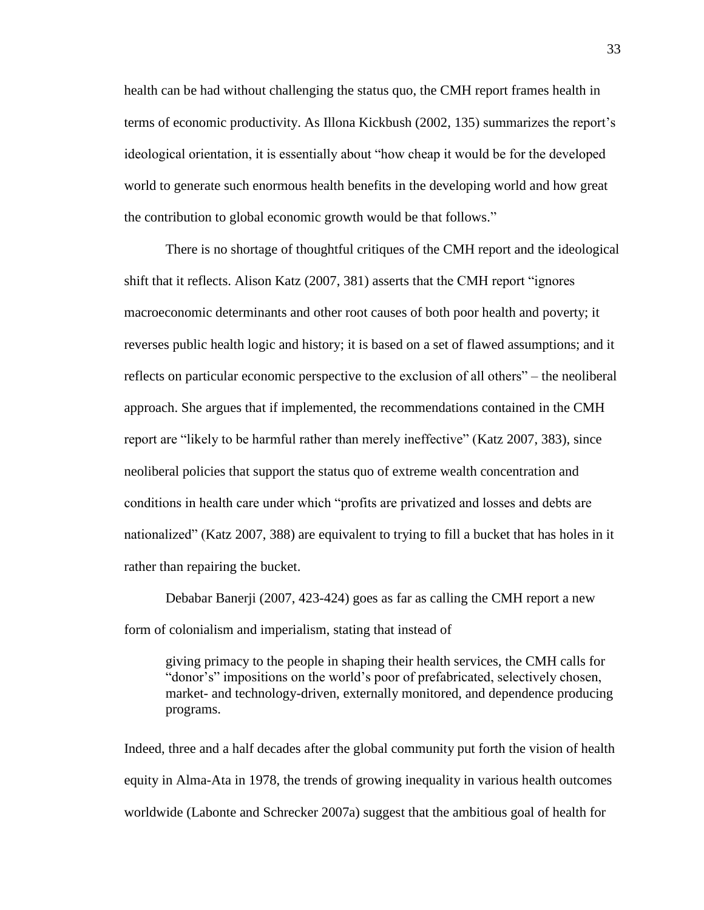health can be had without challenging the status quo, the CMH report frames health in terms of economic productivity. As Illona Kickbush (2002, 135) summarizes the report's ideological orientation, it is essentially about "how cheap it would be for the developed world to generate such enormous health benefits in the developing world and how great the contribution to global economic growth would be that follows."

There is no shortage of thoughtful critiques of the CMH report and the ideological shift that it reflects. Alison Katz (2007, 381) asserts that the CMH report "ignores macroeconomic determinants and other root causes of both poor health and poverty; it reverses public health logic and history; it is based on a set of flawed assumptions; and it reflects on particular economic perspective to the exclusion of all others" – the neoliberal approach. She argues that if implemented, the recommendations contained in the CMH report are "likely to be harmful rather than merely ineffective" (Katz 2007, 383), since neoliberal policies that support the status quo of extreme wealth concentration and conditions in health care under which "profits are privatized and losses and debts are nationalized" (Katz 2007, 388) are equivalent to trying to fill a bucket that has holes in it rather than repairing the bucket.

Debabar Banerji (2007, 423-424) goes as far as calling the CMH report a new form of colonialism and imperialism, stating that instead of

> giving primacy to the people in shaping their health services, the CMH calls for "donor's" impositions on the world's poor of prefabricated, selectively chosen, market- and technology-driven, externally monitored, and dependence producing programs.

Indeed, three and a half decades after the global community put forth the vision of health equity in Alma-Ata in 1978, the trends of growing inequality in various health outcomes worldwide (Labonte and Schrecker 2007a) suggest that the ambitious goal of health for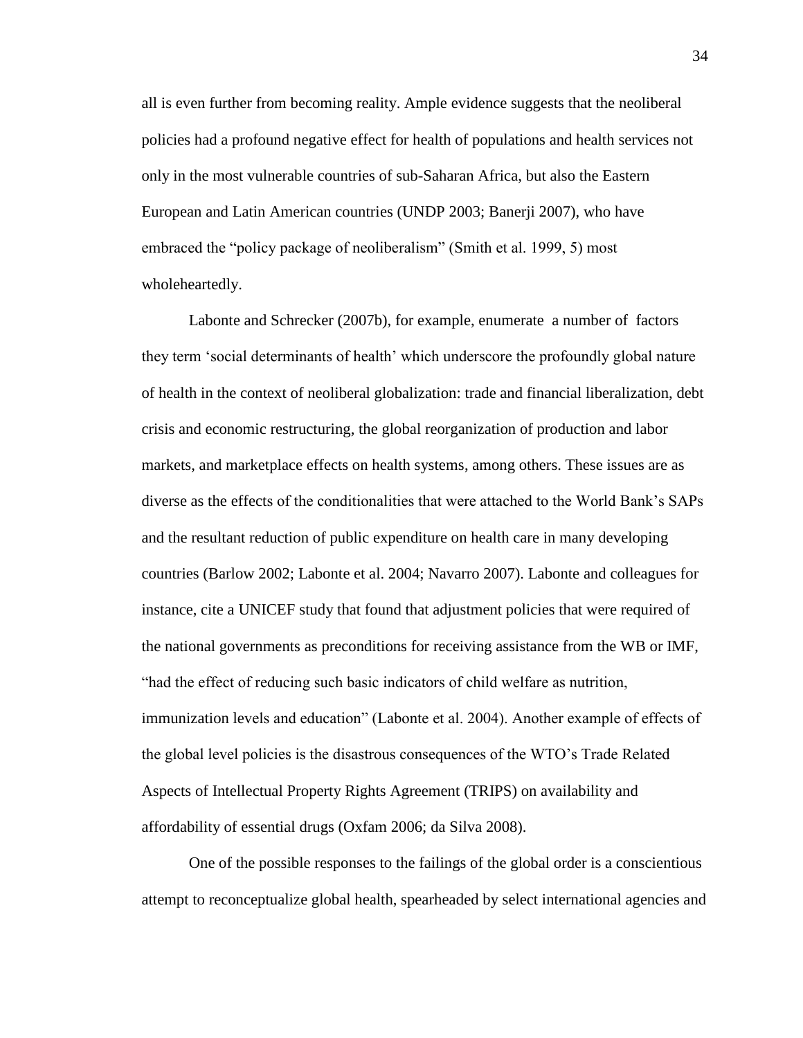all is even further from becoming reality. Ample evidence suggests that the neoliberal policies had a profound negative effect for health of populations and health services not only in the most vulnerable countries of sub-Saharan Africa, but also the Eastern European and Latin American countries (UNDP 2003; Banerji 2007), who have embraced the "policy package of neoliberalism" (Smith et al. 1999, 5) most wholeheartedly.

Labonte and Schrecker (2007b), for example, enumerate a number of factors they term 'social determinants of health' which underscore the profoundly global nature of health in the context of neoliberal globalization: trade and financial liberalization, debt crisis and economic restructuring, the global reorganization of production and labor markets, and marketplace effects on health systems, among others. These issues are as diverse as the effects of the conditionalities that were attached to the World Bank's SAPs and the resultant reduction of public expenditure on health care in many developing countries (Barlow 2002; Labonte et al. 2004; Navarro 2007). Labonte and colleagues for instance, cite a UNICEF study that found that adjustment policies that were required of the national governments as preconditions for receiving assistance from the WB or IMF, "had the effect of reducing such basic indicators of child welfare as nutrition, immunization levels and education" (Labonte et al. 2004). Another example of effects of the global level policies is the disastrous consequences of the WTO's Trade Related Aspects of Intellectual Property Rights Agreement (TRIPS) on availability and affordability of essential drugs (Oxfam 2006; da Silva 2008).

One of the possible responses to the failings of the global order is a conscientious attempt to reconceptualize global health, spearheaded by select international agencies and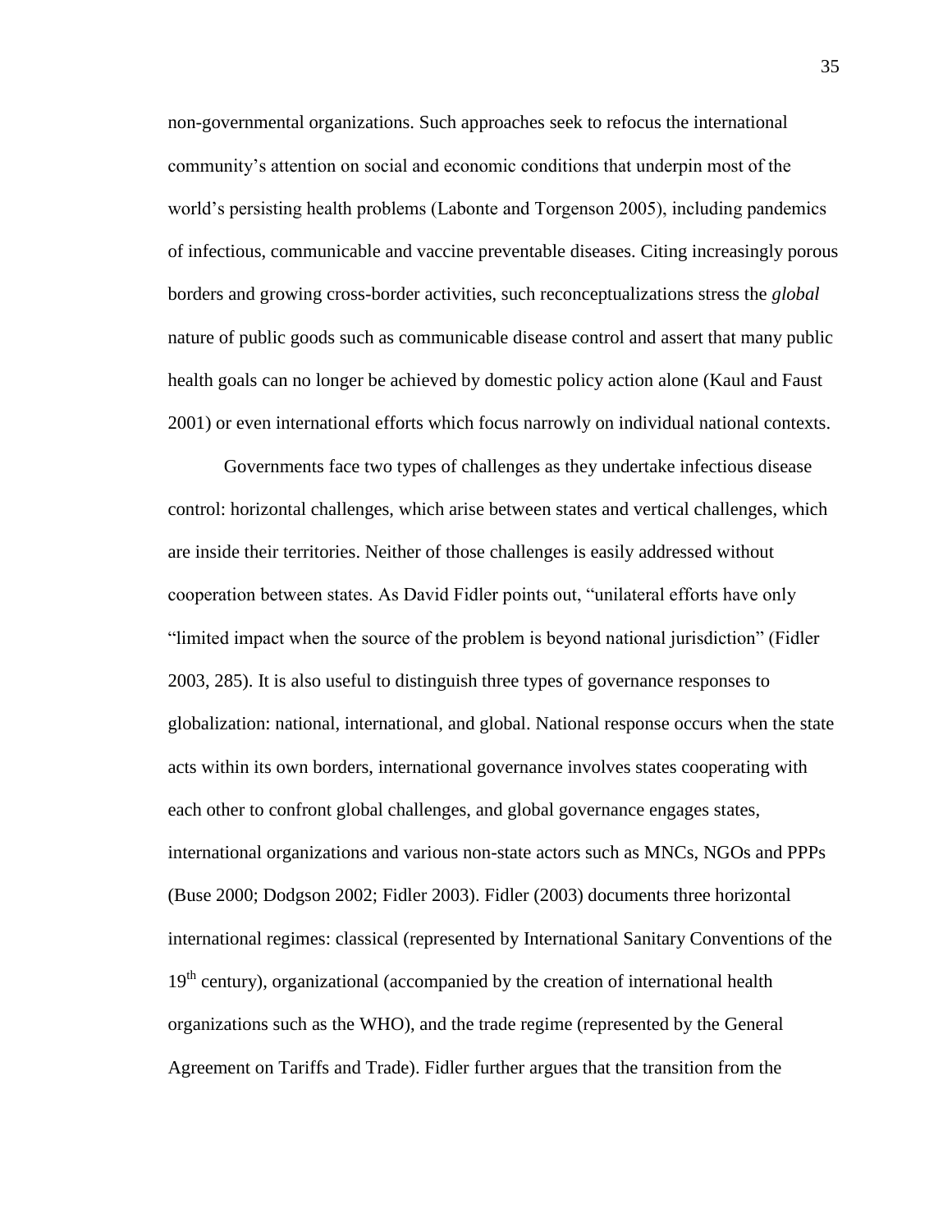non-governmental organizations. Such approaches seek to refocus the international community's attention on social and economic conditions that underpin most of the world's persisting health problems (Labonte and Torgenson 2005), including pandemics of infectious, communicable and vaccine preventable diseases. Citing increasingly porous borders and growing cross-border activities, such reconceptualizations stress the *global* nature of public goods such as communicable disease control and assert that many public health goals can no longer be achieved by domestic policy action alone (Kaul and Faust 2001) or even international efforts which focus narrowly on individual national contexts.

Governments face two types of challenges as they undertake infectious disease control: horizontal challenges, which arise between states and vertical challenges, which are inside their territories. Neither of those challenges is easily addressed without cooperation between states. As David Fidler points out, "unilateral efforts have only "limited impact when the source of the problem is beyond national jurisdiction" (Fidler 2003, 285). It is also useful to distinguish three types of governance responses to globalization: national, international, and global. National response occurs when the state acts within its own borders, international governance involves states cooperating with each other to confront global challenges, and global governance engages states, international organizations and various non-state actors such as MNCs, NGOs and PPPs (Buse 2000; Dodgson 2002; Fidler 2003). Fidler (2003) documents three horizontal international regimes: classical (represented by International Sanitary Conventions of the 19th century), organizational (accompanied by the creation of international health organizations such as the WHO), and the trade regime (represented by the General Agreement on Tariffs and Trade). Fidler further argues that the transition from the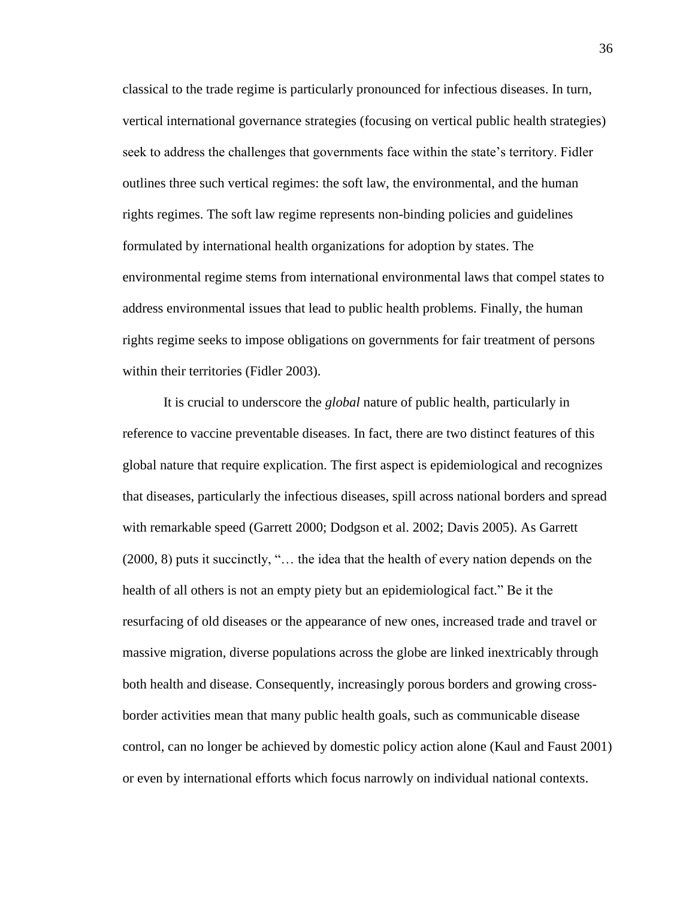classical to the trade regime is particularly pronounced for infectious diseases. In turn, vertical international governance strategies (focusing on vertical public health strategies) seek to address the challenges that governments face within the state's territory. Fidler outlines three such vertical regimes: the soft law, the environmental, and the human rights regimes. The soft law regime represents non-binding policies and guidelines formulated by international health organizations for adoption by states. The environmental regime stems from international environmental laws that compel states to address environmental issues that lead to public health problems. Finally, the human rights regime seeks to impose obligations on governments for fair treatment of persons within their territories (Fidler 2003).

It is crucial to underscore the *global* nature of public health, particularly in reference to vaccine preventable diseases. In fact, there are two distinct features of this global nature that require explication. The first aspect is epidemiological and recognizes that diseases, particularly the infectious diseases, spill across national borders and spread with remarkable speed (Garrett 2000; Dodgson et al. 2002; Davis 2005). As Garrett (2000, 8) puts it succinctly, "… the idea that the health of every nation depends on the health of all others is not an empty piety but an epidemiological fact." Be it the resurfacing of old diseases or the appearance of new ones, increased trade and travel or massive migration, diverse populations across the globe are linked inextricably through both health and disease. Consequently, increasingly porous borders and growing cross-border activities mean that many public health goals, such as communicable disease control, can no longer be achieved by domestic policy action alone (Kaul and Faust 2001) or even by international efforts which focus narrowly on individual national contexts.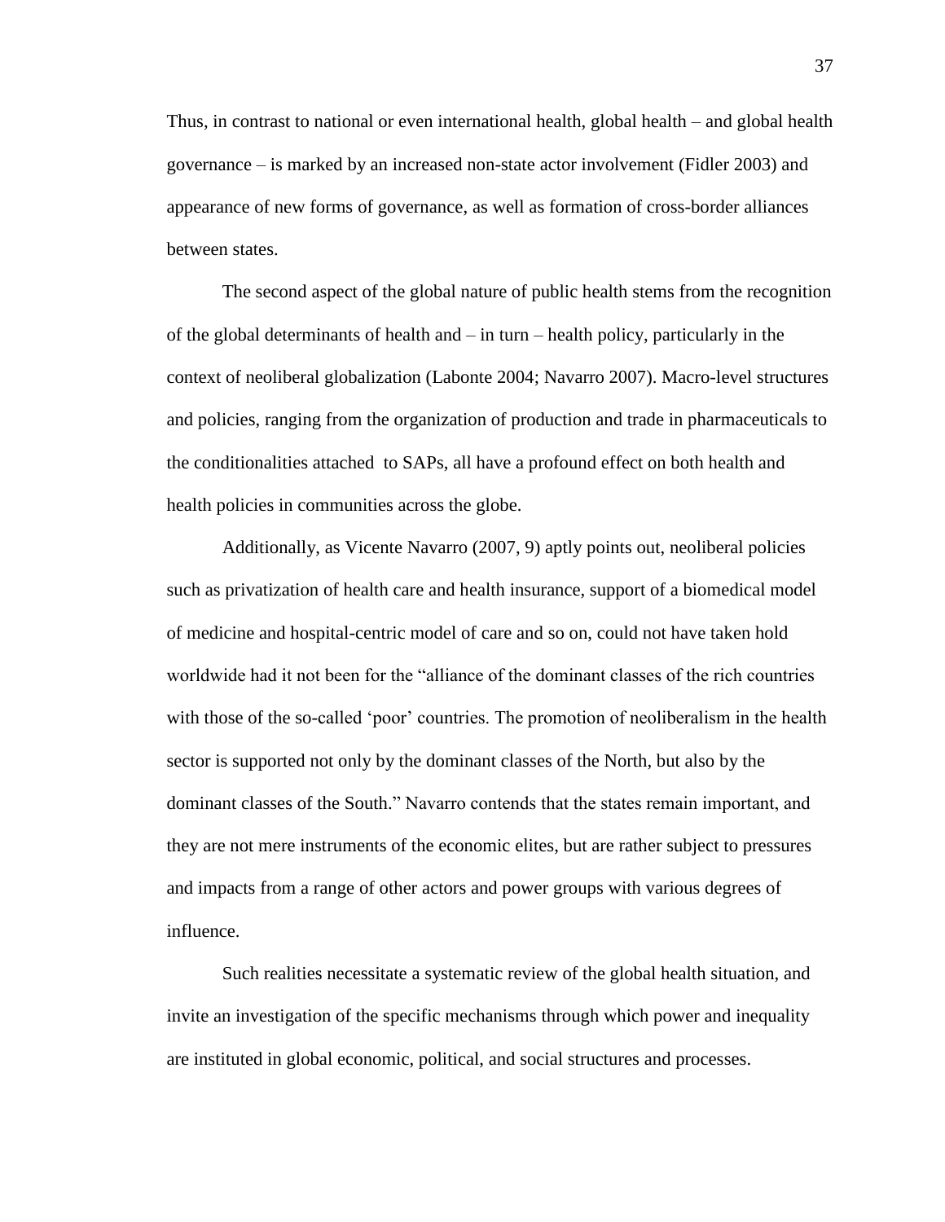Thus, in contrast to national or even international health, global health – and global health governance – is marked by an increased non-state actor involvement (Fidler 2003) and appearance of new forms of governance, as well as formation of cross-border alliances between states.

The second aspect of the global nature of public health stems from the recognition of the global determinants of health and – in turn – health policy, particularly in the context of neoliberal globalization (Labonte 2004; Navarro 2007). Macro-level structures and policies, ranging from the organization of production and trade in pharmaceuticals to the conditionalities attached to SAPs, all have a profound effect on both health and health policies in communities across the globe.

Additionally, as Vicente Navarro (2007, 9) aptly points out, neoliberal policies such as privatization of health care and health insurance, support of a biomedical model of medicine and hospital-centric model of care and so on, could not have taken hold worldwide had it not been for the "alliance of the dominant classes of the rich countries with those of the so-called 'poor' countries. The promotion of neoliberalism in the health sector is supported not only by the dominant classes of the North, but also by the dominant classes of the South." Navarro contends that the states remain important, and they are not mere instruments of the economic elites, but are rather subject to pressures and impacts from a range of other actors and power groups with various degrees of influence.

Such realities necessitate a systematic review of the global health situation, and invite an investigation of the specific mechanisms through which power and inequality are instituted in global economic, political, and social structures and processes.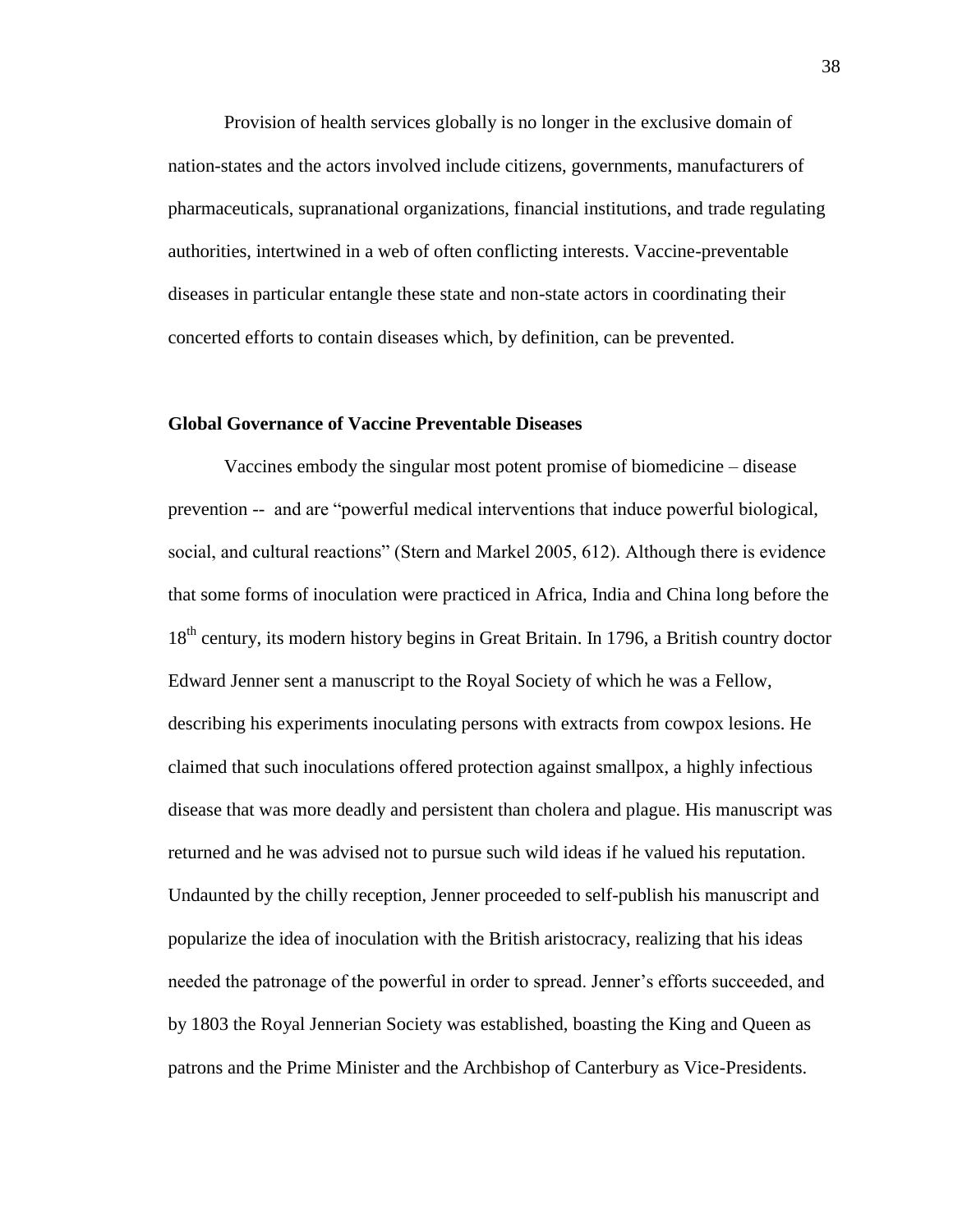Provision of health services globally is no longer in the exclusive domain of nation-states and the actors involved include citizens, governments, manufacturers of pharmaceuticals, supranational organizations, financial institutions, and trade regulating authorities, intertwined in a web of often conflicting interests. Vaccine-preventable diseases in particular entangle these state and non-state actors in coordinating their concerted efforts to contain diseases which, by definition, can be prevented.

### Global Governance of Vaccine Preventable Diseases

Vaccines embody the singular most potent promise of biomedicine – disease prevention -- and are "powerful medical interventions that induce powerful biological, social, and cultural reactions" (Stern and Markel 2005, 612). Although there is evidence that some forms of inoculation were practiced in Africa, India and China long before the 18th century, its modern history begins in Great Britain. In 1796, a British country doctor Edward Jenner sent a manuscript to the Royal Society of which he was a Fellow, describing his experiments inoculating persons with extracts from cowpox lesions. He claimed that such inoculations offered protection against smallpox, a highly infectious disease that was more deadly and persistent than cholera and plague. His manuscript was returned and he was advised not to pursue such wild ideas if he valued his reputation. Undaunted by the chilly reception, Jenner proceeded to self-publish his manuscript and popularize the idea of inoculation with the British aristocracy, realizing that his ideas needed the patronage of the powerful in order to spread. Jenner's efforts succeeded, and by 1803 the Royal Jennerian Society was established, boasting the King and Queen as patrons and the Prime Minister and the Archbishop of Canterbury as Vice-Presidents.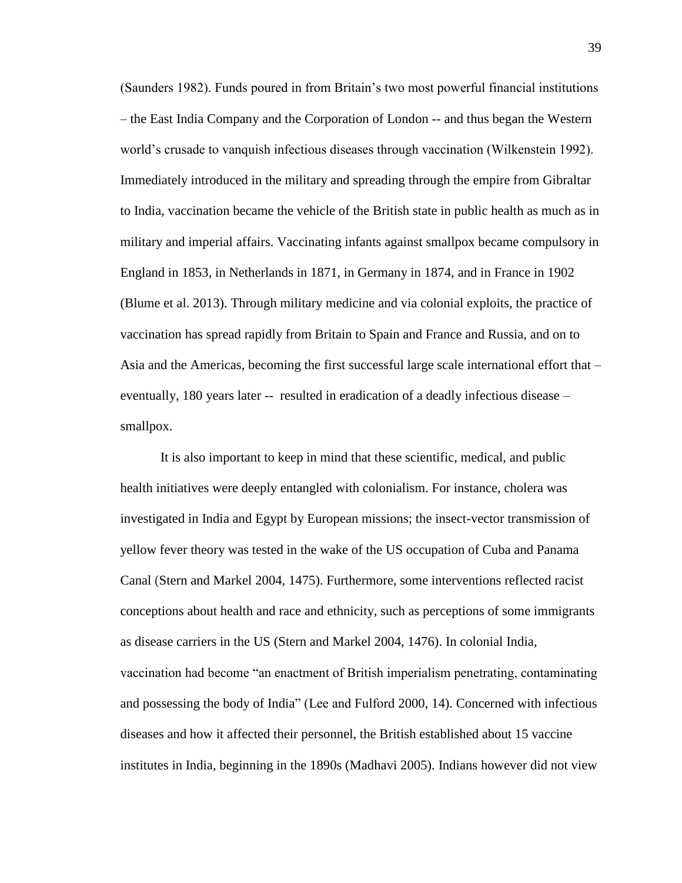(Saunders 1982). Funds poured in from Britain's two most powerful financial institutions – the East India Company and the Corporation of London -- and thus began the Western world's crusade to vanquish infectious diseases through vaccination (Wilkenstein 1992). Immediately introduced in the military and spreading through the empire from Gibraltar to India, vaccination became the vehicle of the British state in public health as much as in military and imperial affairs. Vaccinating infants against smallpox became compulsory in England in 1853, in Netherlands in 1871, in Germany in 1874, and in France in 1902 (Blume et al. 2013). Through military medicine and via colonial exploits, the practice of vaccination has spread rapidly from Britain to Spain and France and Russia, and on to Asia and the Americas, becoming the first successful large scale international effort that – eventually, 180 years later -- resulted in eradication of a deadly infectious disease – smallpox.

It is also important to keep in mind that these scientific, medical, and public health initiatives were deeply entangled with colonialism. For instance, cholera was investigated in India and Egypt by European missions; the insect-vector transmission of yellow fever theory was tested in the wake of the US occupation of Cuba and Panama Canal (Stern and Markel 2004, 1475). Furthermore, some interventions reflected racist conceptions about health and race and ethnicity, such as perceptions of some immigrants as disease carriers in the US (Stern and Markel 2004, 1476). In colonial India, vaccination had become "an enactment of British imperialism penetrating, contaminating and possessing the body of India" (Lee and Fulford 2000, 14). Concerned with infectious diseases and how it affected their personnel, the British established about 15 vaccine institutes in India, beginning in the 1890s (Madhavi 2005). Indians however did not view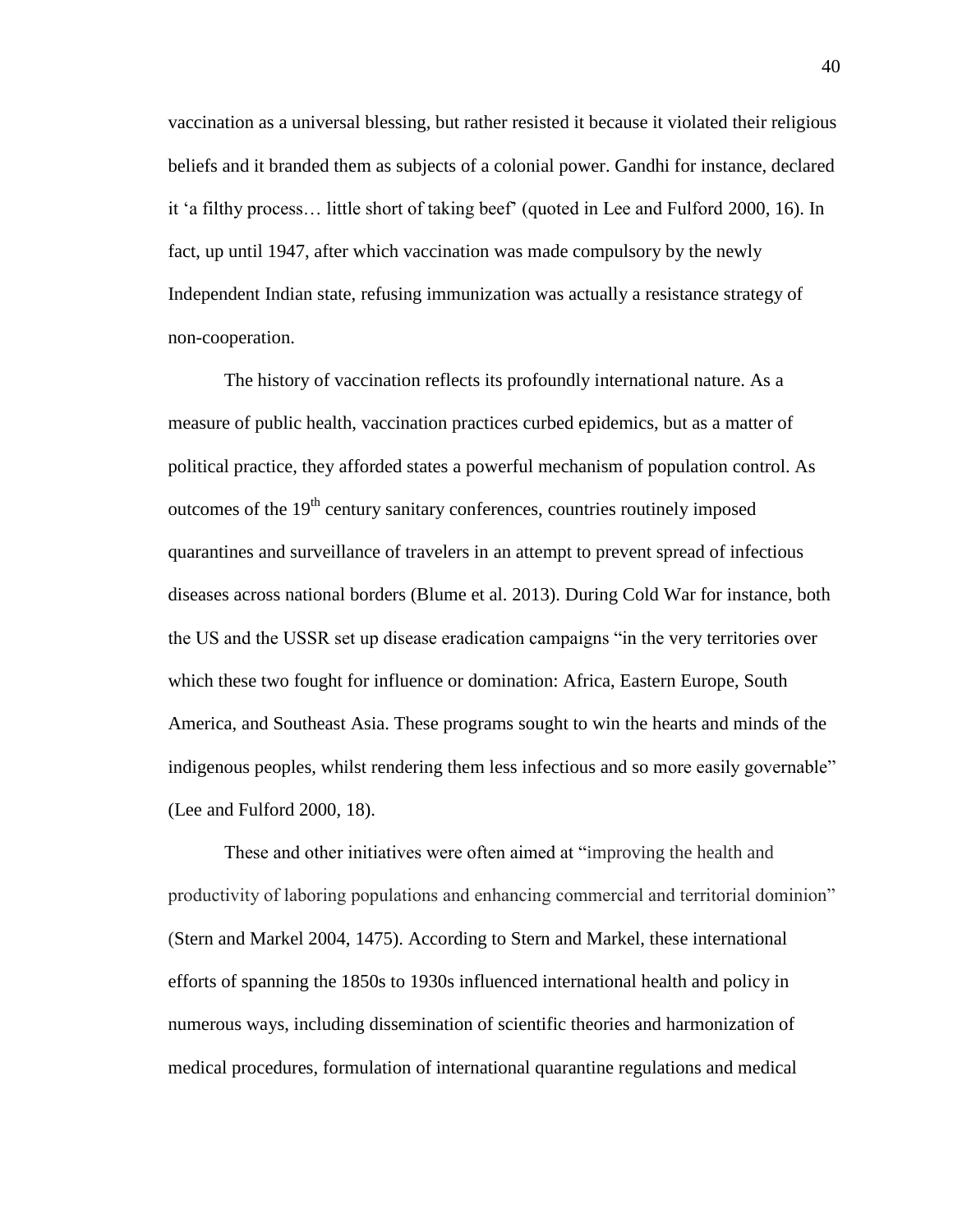vaccination as a universal blessing, but rather resisted it because it violated their religious beliefs and it branded them as subjects of a colonial power. Gandhi for instance, declared it 'a filthy process… little short of taking beef' (quoted in Lee and Fulford 2000, 16). In fact, up until 1947, after which vaccination was made compulsory by the newly Independent Indian state, refusing immunization was actually a resistance strategy of non-cooperation.

The history of vaccination reflects its profoundly international nature. As a measure of public health, vaccination practices curbed epidemics, but as a matter of political practice, they afforded states a powerful mechanism of population control. As outcomes of the 19th century sanitary conferences, countries routinely imposed quarantines and surveillance of travelers in an attempt to prevent spread of infectious diseases across national borders (Blume et al. 2013). During Cold War for instance, both the US and the USSR set up disease eradication campaigns "in the very territories over which these two fought for influence or domination: Africa, Eastern Europe, South America, and Southeast Asia. These programs sought to win the hearts and minds of the indigenous peoples, whilst rendering them less infectious and so more easily governable" (Lee and Fulford 2000, 18).

These and other initiatives were often aimed at "improving the health and productivity of laboring populations and enhancing commercial and territorial dominion" (Stern and Markel 2004, 1475). According to Stern and Markel, these international efforts of spanning the 1850s to 1930s influenced international health and policy in numerous ways, including dissemination of scientific theories and harmonization of medical procedures, formulation of international quarantine regulations and medical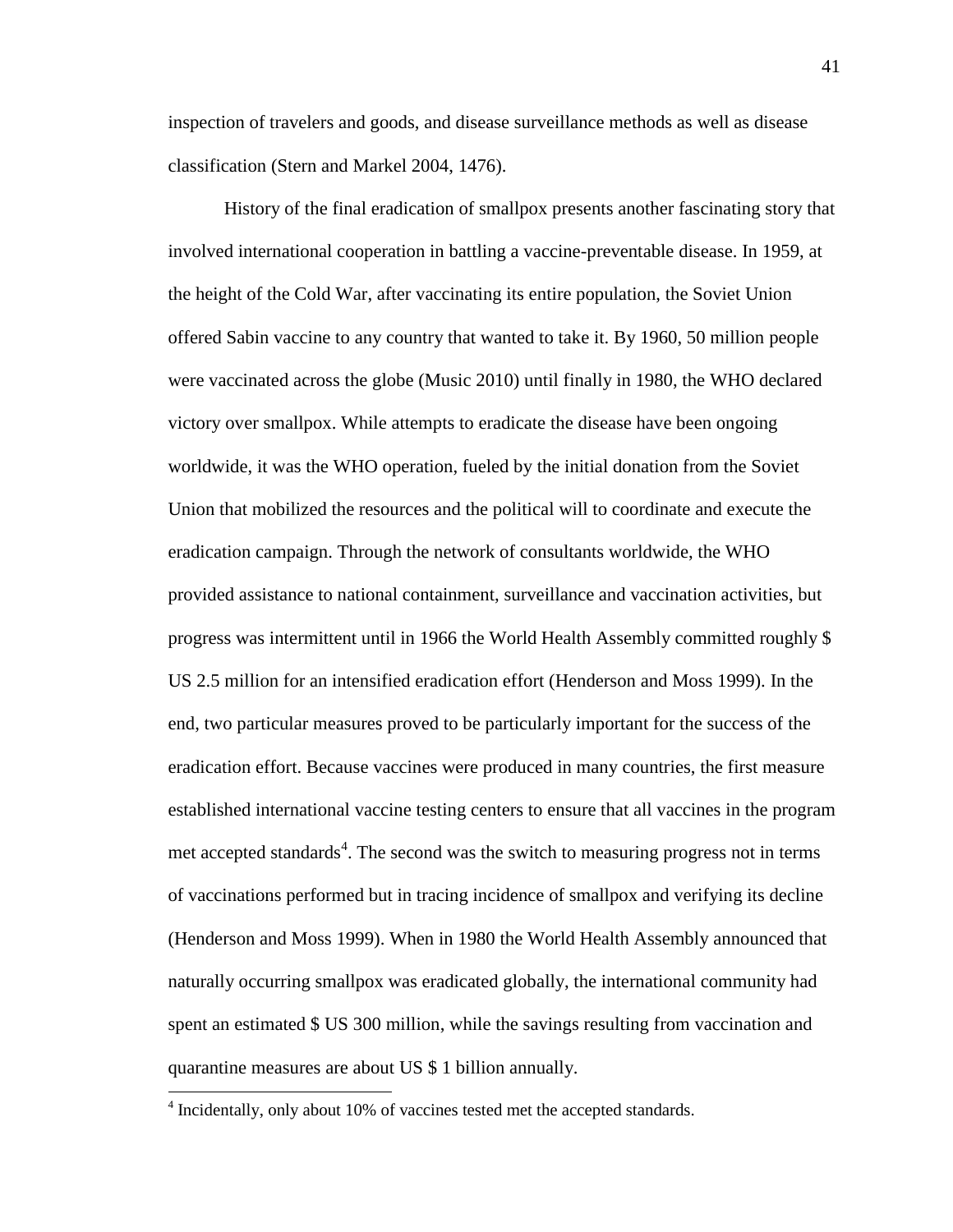inspection of travelers and goods, and disease surveillance methods as well as disease classification (Stern and Markel 2004, 1476).

History of the final eradication of smallpox presents another fascinating story that involved international cooperation in battling a vaccine-preventable disease. In 1959, at the height of the Cold War, after vaccinating its entire population, the Soviet Union offered Sabin vaccine to any country that wanted to take it. By 1960, 50 million people were vaccinated across the globe (Music 2010) until finally in 1980, the WHO declared victory over smallpox. While attempts to eradicate the disease have been ongoing worldwide, it was the WHO operation, fueled by the initial donation from the Soviet Union that mobilized the resources and the political will to coordinate and execute the eradication campaign. Through the network of consultants worldwide, the WHO provided assistance to national containment, surveillance and vaccination activities, but progress was intermittent until in 1966 the World Health Assembly committed roughly $ US 2.5 million for an intensified eradication effort (Henderson and Moss 1999). In the end, two particular measures proved to be particularly important for the success of the eradication effort. Because vaccines were produced in many countries, the first measure established international vaccine testing centers to ensure that all vaccines in the program met accepted standards[4]. The second was the switch to measuring progress not in terms of vaccinations performed but in tracing incidence of smallpox and verifying its decline (Henderson and Moss 1999). When in 1980 the World Health Assembly announced that naturally occurring smallpox was eradicated globally, the international community had spent an estimated $ US 300 million, while the savings resulting from vaccination and quarantine measures are about US $ 1 billion annually.

[4] Incidentally, only about 10% of vaccines tested met the accepted standards.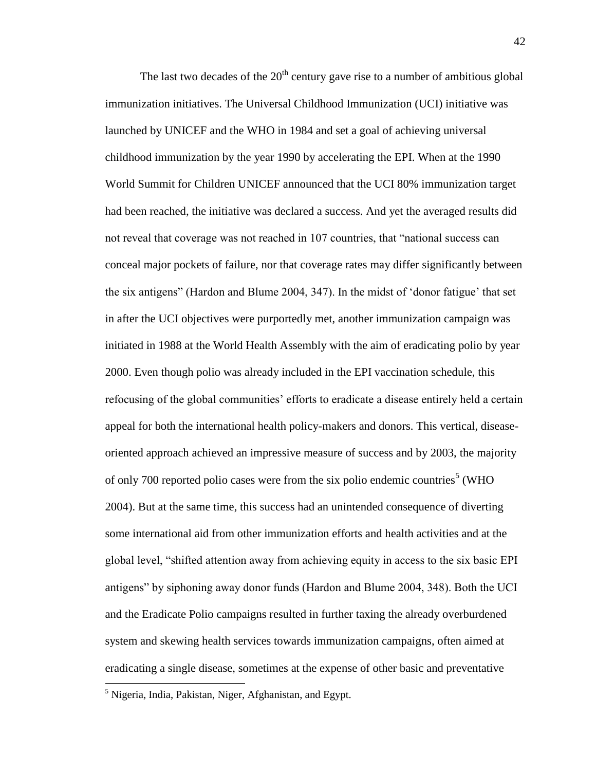The last two decades of the 20th century gave rise to a number of ambitious global immunization initiatives. The Universal Childhood Immunization (UCI) initiative was launched by UNICEF and the WHO in 1984 and set a goal of achieving universal childhood immunization by the year 1990 by accelerating the EPI. When at the 1990 World Summit for Children UNICEF announced that the UCI 80% immunization target had been reached, the initiative was declared a success. And yet the averaged results did not reveal that coverage was not reached in 107 countries, that "national success can conceal major pockets of failure, nor that coverage rates may differ significantly between the six antigens" (Hardon and Blume 2004, 347). In the midst of 'donor fatigue' that set in after the UCI objectives were purportedly met, another immunization campaign was initiated in 1988 at the World Health Assembly with the aim of eradicating polio by year 2000. Even though polio was already included in the EPI vaccination schedule, this refocusing of the global communities' efforts to eradicate a disease entirely held a certain appeal for both the international health policy-makers and donors. This vertical, disease-oriented approach achieved an impressive measure of success and by 2003, the majority of only 700 reported polio cases were from the six polio endemic countries[5] (WHO 2004). But at the same time, this success had an unintended consequence of diverting some international aid from other immunization efforts and health activities and at the global level, "shifted attention away from achieving equity in access to the six basic EPI antigens" by siphoning away donor funds (Hardon and Blume 2004, 348). Both the UCI and the Eradicate Polio campaigns resulted in further taxing the already overburdened system and skewing health services towards immunization campaigns, often aimed at eradicating a single disease, sometimes at the expense of other basic and preventative

[5] Nigeria, India, Pakistan, Niger, Afghanistan, and Egypt.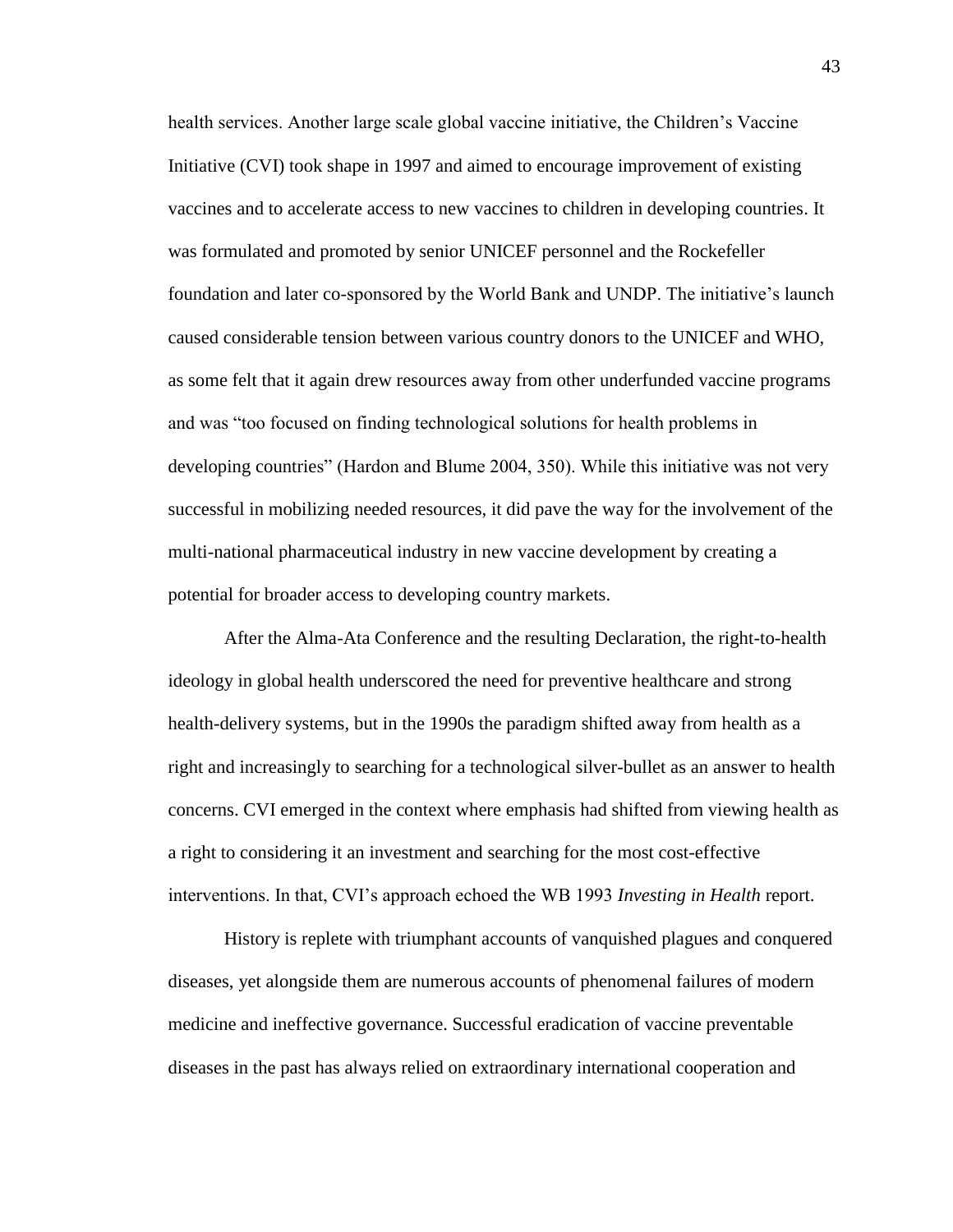health services. Another large scale global vaccine initiative, the Children's Vaccine Initiative (CVI) took shape in 1997 and aimed to encourage improvement of existing vaccines and to accelerate access to new vaccines to children in developing countries. It was formulated and promoted by senior UNICEF personnel and the Rockefeller foundation and later co-sponsored by the World Bank and UNDP. The initiative's launch caused considerable tension between various country donors to the UNICEF and WHO, as some felt that it again drew resources away from other underfunded vaccine programs and was "too focused on finding technological solutions for health problems in developing countries" (Hardon and Blume 2004, 350). While this initiative was not very successful in mobilizing needed resources, it did pave the way for the involvement of the multi-national pharmaceutical industry in new vaccine development by creating a potential for broader access to developing country markets.

After the Alma-Ata Conference and the resulting Declaration, the right-to-health ideology in global health underscored the need for preventive healthcare and strong health-delivery systems, but in the 1990s the paradigm shifted away from health as a right and increasingly to searching for a technological silver-bullet as an answer to health concerns. CVI emerged in the context where emphasis had shifted from viewing health as a right to considering it an investment and searching for the most cost-effective interventions. In that, CVI's approach echoed the WB 1993 *Investing in Health* report.

History is replete with triumphant accounts of vanquished plagues and conquered diseases, yet alongside them are numerous accounts of phenomenal failures of modern medicine and ineffective governance. Successful eradication of vaccine preventable diseases in the past has always relied on extraordinary international cooperation and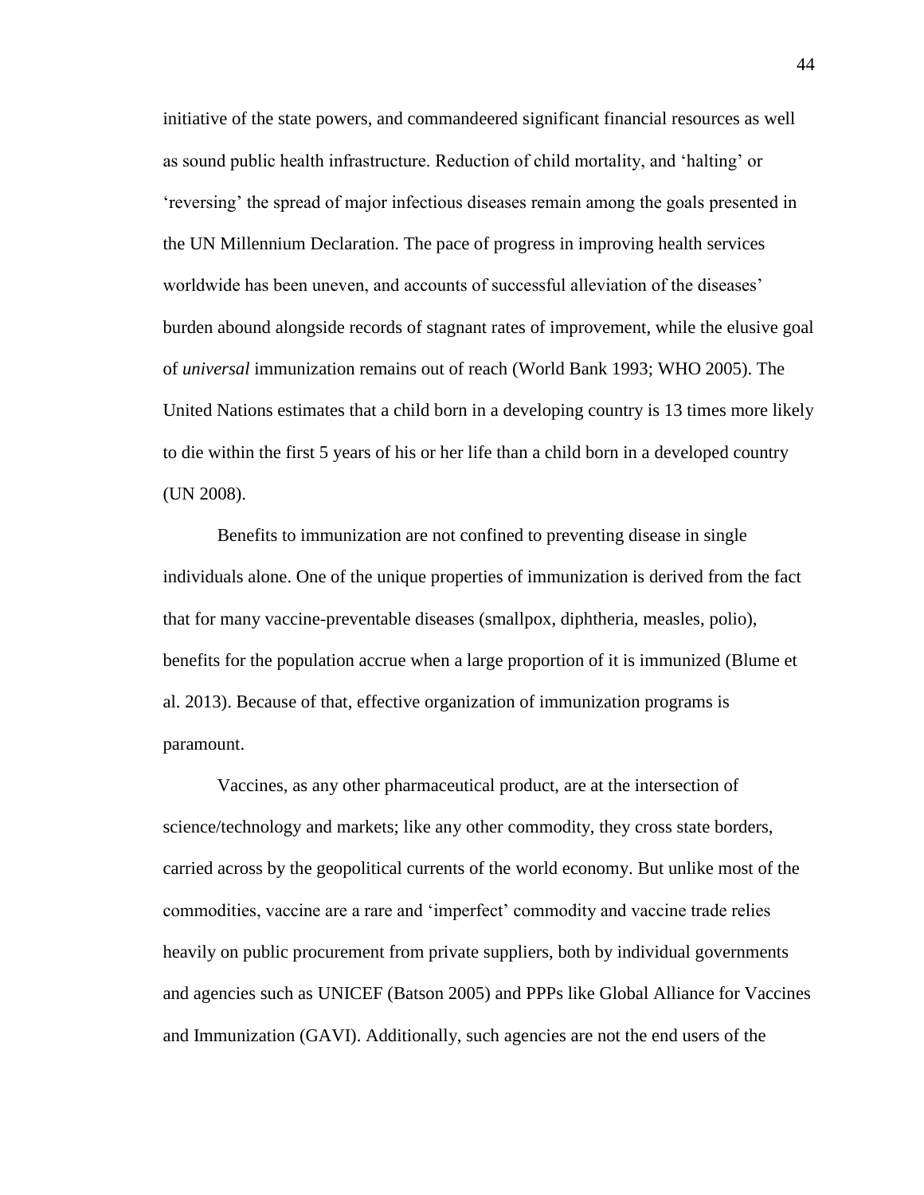initiative of the state powers, and commandeered significant financial resources as well as sound public health infrastructure. Reduction of child mortality, and 'halting' or 'reversing' the spread of major infectious diseases remain among the goals presented in the UN Millennium Declaration. The pace of progress in improving health services worldwide has been uneven, and accounts of successful alleviation of the diseases' burden abound alongside records of stagnant rates of improvement, while the elusive goal of *universal* immunization remains out of reach (World Bank 1993; WHO 2005). The United Nations estimates that a child born in a developing country is 13 times more likely to die within the first 5 years of his or her life than a child born in a developed country (UN 2008).

Benefits to immunization are not confined to preventing disease in single individuals alone. One of the unique properties of immunization is derived from the fact that for many vaccine-preventable diseases (smallpox, diphtheria, measles, polio), benefits for the population accrue when a large proportion of it is immunized (Blume et al. 2013). Because of that, effective organization of immunization programs is paramount.

Vaccines, as any other pharmaceutical product, are at the intersection of science/technology and markets; like any other commodity, they cross state borders, carried across by the geopolitical currents of the world economy. But unlike most of the commodities, vaccine are a rare and 'imperfect' commodity and vaccine trade relies heavily on public procurement from private suppliers, both by individual governments and agencies such as UNICEF (Batson 2005) and PPPs like Global Alliance for Vaccines and Immunization (GAVI). Additionally, such agencies are not the end users of the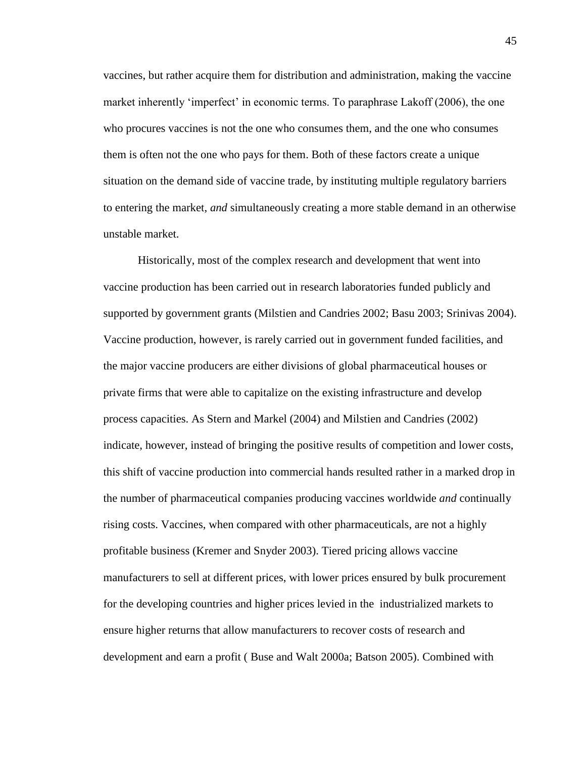vaccines, but rather acquire them for distribution and administration, making the vaccine market inherently 'imperfect' in economic terms. To paraphrase Lakoff (2006), the one who procures vaccines is not the one who consumes them, and the one who consumes them is often not the one who pays for them. Both of these factors create a unique situation on the demand side of vaccine trade, by instituting multiple regulatory barriers to entering the market, *and* simultaneously creating a more stable demand in an otherwise unstable market.

Historically, most of the complex research and development that went into vaccine production has been carried out in research laboratories funded publicly and supported by government grants (Milstien and Candries 2002; Basu 2003; Srinivas 2004). Vaccine production, however, is rarely carried out in government funded facilities, and the major vaccine producers are either divisions of global pharmaceutical houses or private firms that were able to capitalize on the existing infrastructure and develop process capacities. As Stern and Markel (2004) and Milstien and Candries (2002) indicate, however, instead of bringing the positive results of competition and lower costs, this shift of vaccine production into commercial hands resulted rather in a marked drop in the number of pharmaceutical companies producing vaccines worldwide *and* continually rising costs. Vaccines, when compared with other pharmaceuticals, are not a highly profitable business (Kremer and Snyder 2003). Tiered pricing allows vaccine manufacturers to sell at different prices, with lower prices ensured by bulk procurement for the developing countries and higher prices levied in the industrialized markets to ensure higher returns that allow manufacturers to recover costs of research and development and earn a profit ( Buse and Walt 2000a; Batson 2005). Combined with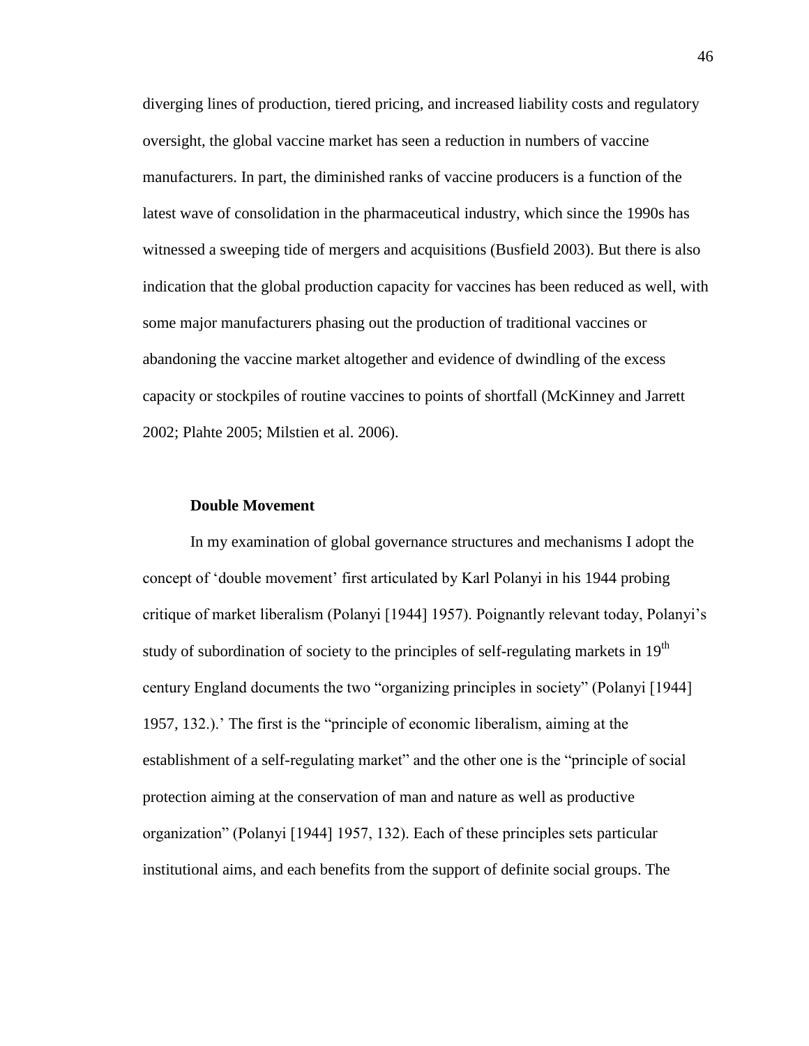diverging lines of production, tiered pricing, and increased liability costs and regulatory oversight, the global vaccine market has seen a reduction in numbers of vaccine manufacturers. In part, the diminished ranks of vaccine producers is a function of the latest wave of consolidation in the pharmaceutical industry, which since the 1990s has witnessed a sweeping tide of mergers and acquisitions (Busfield 2003). But there is also indication that the global production capacity for vaccines has been reduced as well, with some major manufacturers phasing out the production of traditional vaccines or abandoning the vaccine market altogether and evidence of dwindling of the excess capacity or stockpiles of routine vaccines to points of shortfall (McKinney and Jarrett 2002; Plahte 2005; Milstien et al. 2006).

### Double Movement

In my examination of global governance structures and mechanisms I adopt the concept of 'double movement' first articulated by Karl Polanyi in his 1944 probing critique of market liberalism (Polanyi [1944] 1957). Poignantly relevant today, Polanyi's study of subordination of society to the principles of self-regulating markets in 19th century England documents the two "organizing principles in society" (Polanyi [1944] 1957, 132.).' The first is the "principle of economic liberalism, aiming at the establishment of a self-regulating market" and the other one is the "principle of social protection aiming at the conservation of man and nature as well as productive organization" (Polanyi [1944] 1957, 132). Each of these principles sets particular institutional aims, and each benefits from the support of definite social groups. The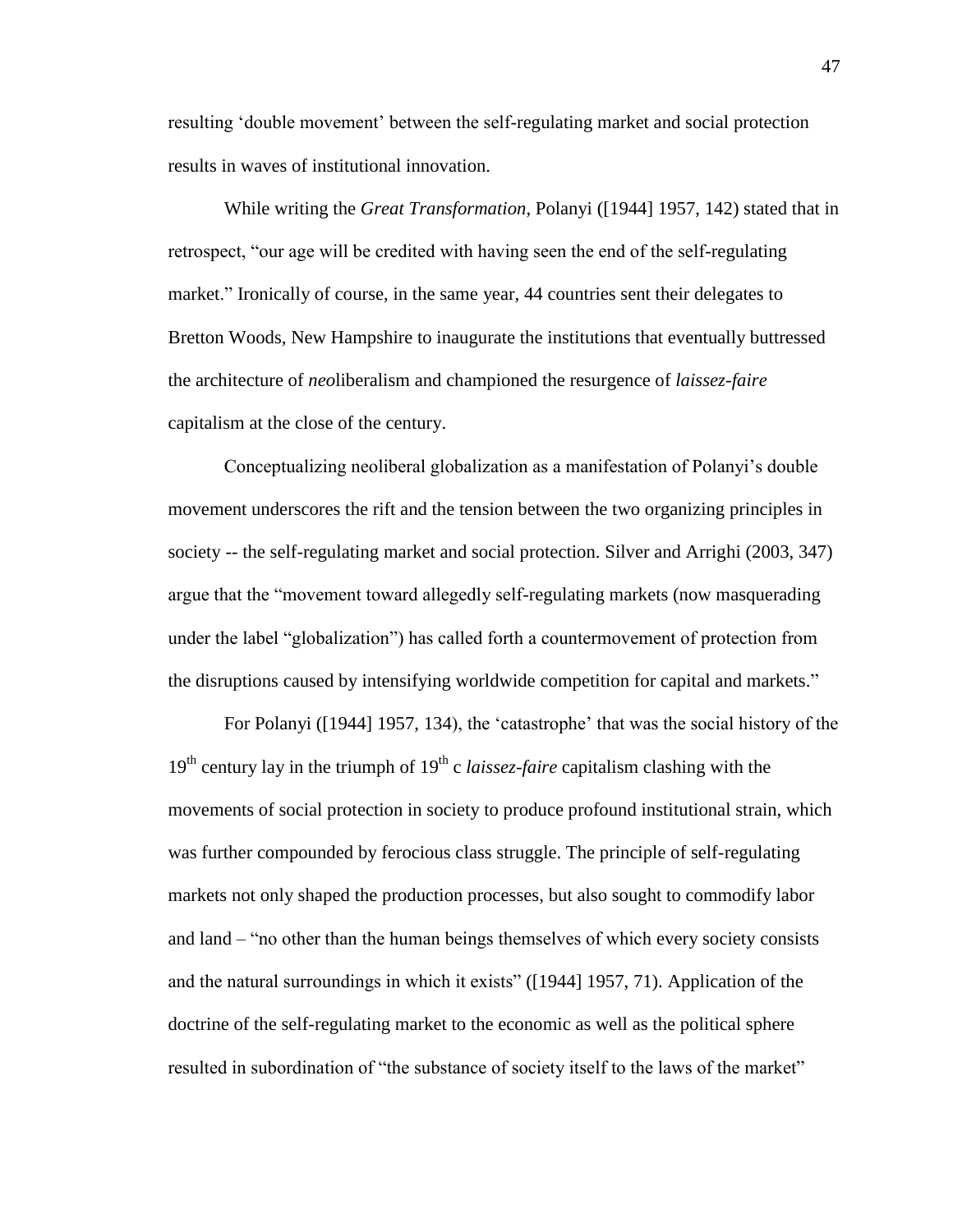resulting 'double movement' between the self-regulating market and social protection results in waves of institutional innovation.

While writing the *Great Transformation*, Polanyi ([1944] 1957, 142) stated that in retrospect, "our age will be credited with having seen the end of the self-regulating market." Ironically of course, in the same year, 44 countries sent their delegates to Bretton Woods, New Hampshire to inaugurate the institutions that eventually buttressed the architecture of *neo*liberalism and championed the resurgence of *laissez-faire* capitalism at the close of the century.

Conceptualizing neoliberal globalization as a manifestation of Polanyi's double movement underscores the rift and the tension between the two organizing principles in society -- the self-regulating market and social protection. Silver and Arrighi (2003, 347) argue that the "movement toward allegedly self-regulating markets (now masquerading under the label "globalization") has called forth a countermovement of protection from the disruptions caused by intensifying worldwide competition for capital and markets."

For Polanyi ([1944] 1957, 134), the 'catastrophe' that was the social history of the 19th century lay in the triumph of 19th c *laissez-faire* capitalism clashing with the movements of social protection in society to produce profound institutional strain, which was further compounded by ferocious class struggle. The principle of self-regulating markets not only shaped the production processes, but also sought to commodify labor and land – "no other than the human beings themselves of which every society consists and the natural surroundings in which it exists" ([1944] 1957, 71). Application of the doctrine of the self-regulating market to the economic as well as the political sphere resulted in subordination of "the substance of society itself to the laws of the market"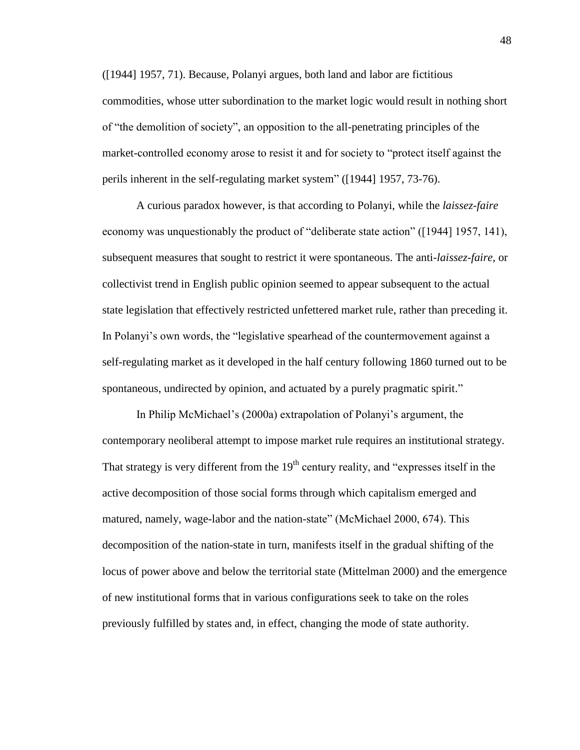([1944] 1957, 71). Because, Polanyi argues, both land and labor are fictitious commodities, whose utter subordination to the market logic would result in nothing short of "the demolition of society", an opposition to the all-penetrating principles of the market-controlled economy arose to resist it and for society to "protect itself against the perils inherent in the self-regulating market system" ([1944] 1957, 73-76).

A curious paradox however, is that according to Polanyi, while the *laissez-faire* economy was unquestionably the product of "deliberate state action" ([1944] 1957, 141), subsequent measures that sought to restrict it were spontaneous. The anti-*laissez-faire*, or collectivist trend in English public opinion seemed to appear subsequent to the actual state legislation that effectively restricted unfettered market rule, rather than preceding it. In Polanyi's own words, the "legislative spearhead of the countermovement against a self-regulating market as it developed in the half century following 1860 turned out to be spontaneous, undirected by opinion, and actuated by a purely pragmatic spirit."

In Philip McMichael's (2000a) extrapolation of Polanyi's argument, the contemporary neoliberal attempt to impose market rule requires an institutional strategy. That strategy is very different from the 19th century reality, and "expresses itself in the active decomposition of those social forms through which capitalism emerged and matured, namely, wage-labor and the nation-state" (McMichael 2000, 674). This decomposition of the nation-state in turn, manifests itself in the gradual shifting of the locus of power above and below the territorial state (Mittelman 2000) and the emergence of new institutional forms that in various configurations seek to take on the roles previously fulfilled by states and, in effect, changing the mode of state authority.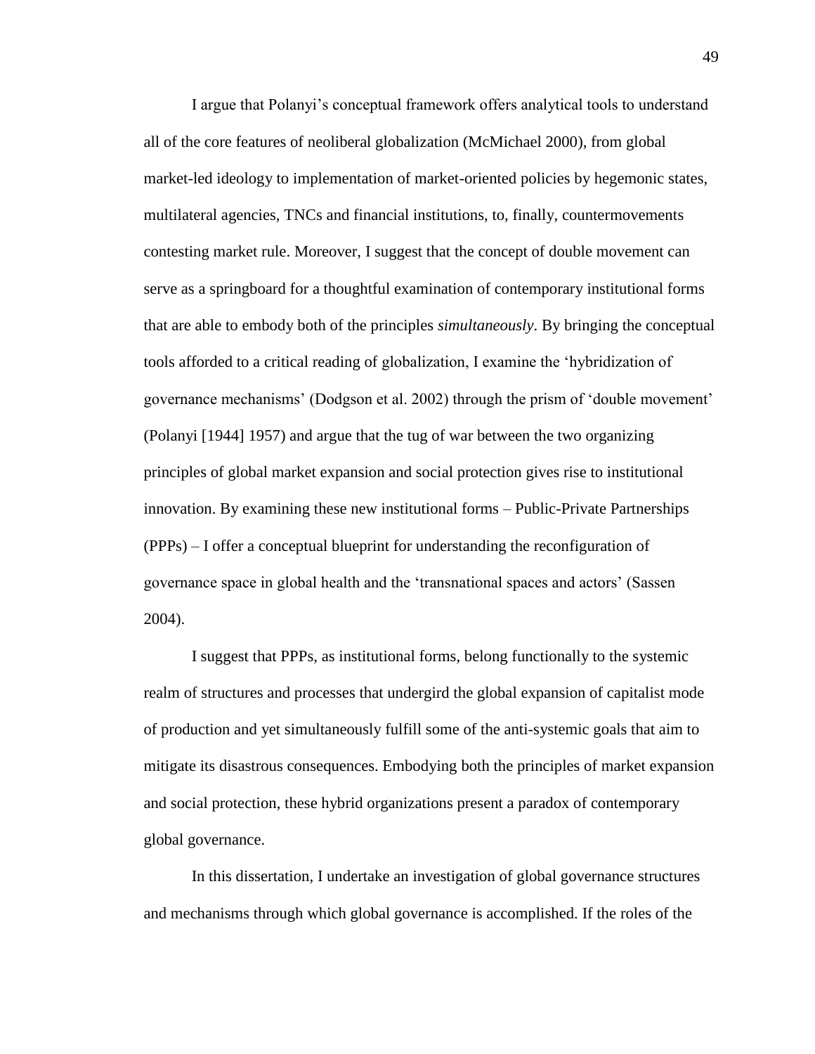I argue that Polanyi's conceptual framework offers analytical tools to understand all of the core features of neoliberal globalization (McMichael 2000), from global market-led ideology to implementation of market-oriented policies by hegemonic states, multilateral agencies, TNCs and financial institutions, to, finally, countermovements contesting market rule. Moreover, I suggest that the concept of double movement can serve as a springboard for a thoughtful examination of contemporary institutional forms that are able to embody both of the principles *simultaneously*. By bringing the conceptual tools afforded to a critical reading of globalization, I examine the 'hybridization of governance mechanisms' (Dodgson et al. 2002) through the prism of 'double movement' (Polanyi [1944] 1957) and argue that the tug of war between the two organizing principles of global market expansion and social protection gives rise to institutional innovation. By examining these new institutional forms – Public-Private Partnerships (PPPs) – I offer a conceptual blueprint for understanding the reconfiguration of governance space in global health and the 'transnational spaces and actors' (Sassen 2004).

I suggest that PPPs, as institutional forms, belong functionally to the systemic realm of structures and processes that undergird the global expansion of capitalist mode of production and yet simultaneously fulfill some of the anti-systemic goals that aim to mitigate its disastrous consequences. Embodying both the principles of market expansion and social protection, these hybrid organizations present a paradox of contemporary global governance.

In this dissertation, I undertake an investigation of global governance structures and mechanisms through which global governance is accomplished. If the roles of the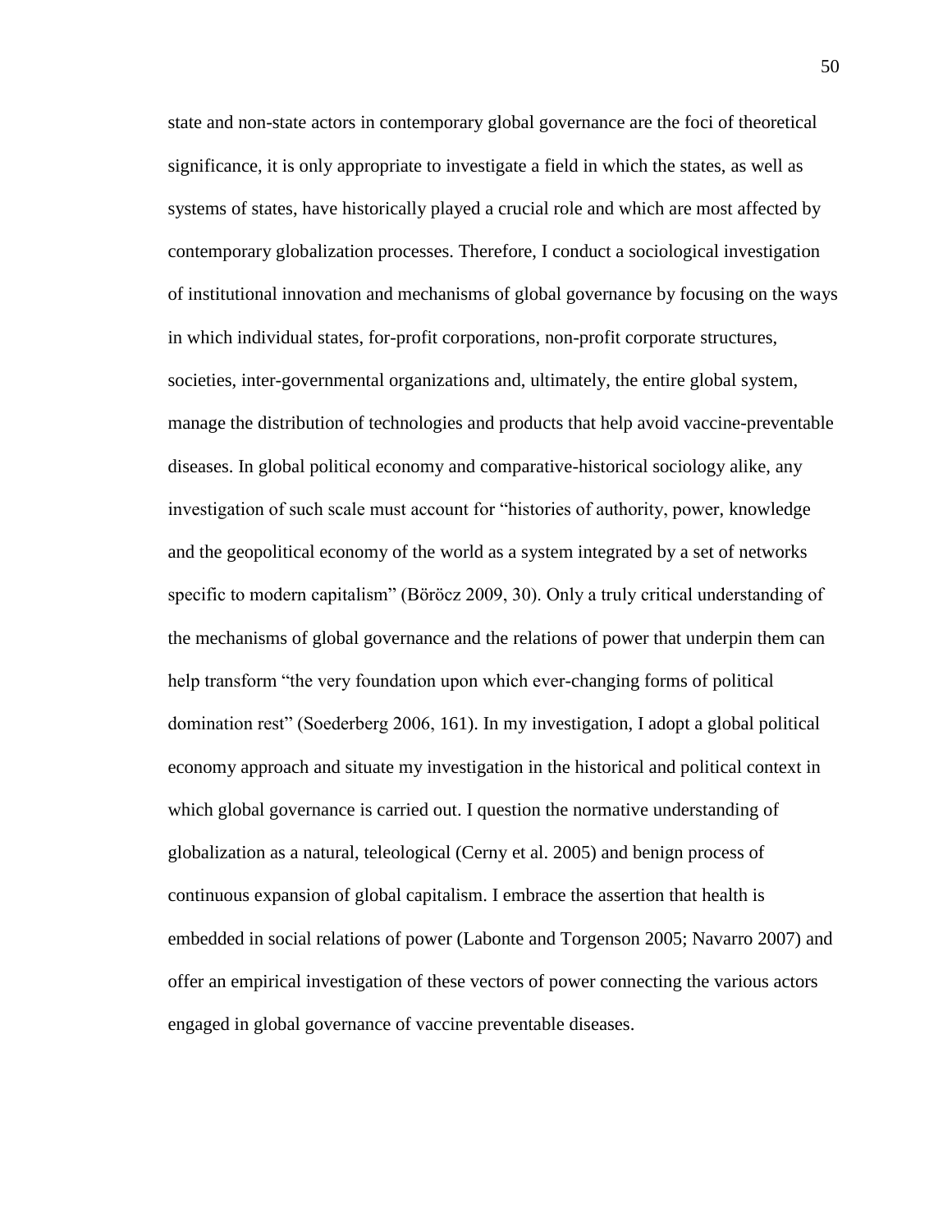state and non-state actors in contemporary global governance are the foci of theoretical significance, it is only appropriate to investigate a field in which the states, as well as systems of states, have historically played a crucial role and which are most affected by contemporary globalization processes. Therefore, I conduct a sociological investigation of institutional innovation and mechanisms of global governance by focusing on the ways in which individual states, for-profit corporations, non-profit corporate structures, societies, inter-governmental organizations and, ultimately, the entire global system, manage the distribution of technologies and products that help avoid vaccine-preventable diseases. In global political economy and comparative-historical sociology alike, any investigation of such scale must account for "histories of authority, power, knowledge and the geopolitical economy of the world as a system integrated by a set of networks specific to modern capitalism" (Böröcz 2009, 30). Only a truly critical understanding of the mechanisms of global governance and the relations of power that underpin them can help transform "the very foundation upon which ever-changing forms of political domination rest" (Soederberg 2006, 161). In my investigation, I adopt a global political economy approach and situate my investigation in the historical and political context in which global governance is carried out. I question the normative understanding of globalization as a natural, teleological (Cerny et al. 2005) and benign process of continuous expansion of global capitalism. I embrace the assertion that health is embedded in social relations of power (Labonte and Torgenson 2005; Navarro 2007) and offer an empirical investigation of these vectors of power connecting the various actors engaged in global governance of vaccine preventable diseases.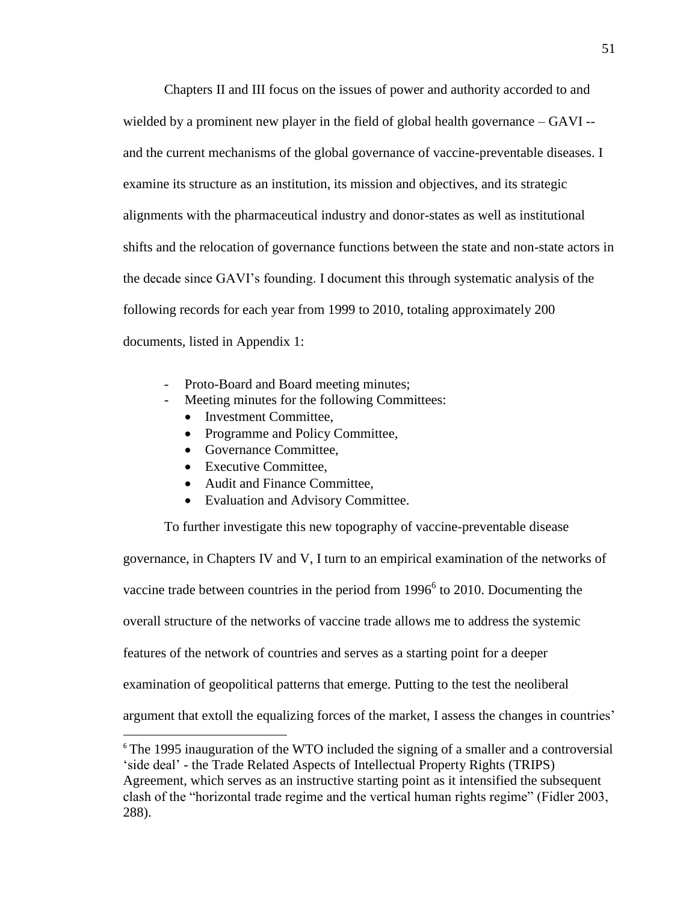Chapters II and III focus on the issues of power and authority accorded to and wielded by a prominent new player in the field of global health governance – GAVI -- and the current mechanisms of the global governance of vaccine-preventable diseases. I examine its structure as an institution, its mission and objectives, and its strategic alignments with the pharmaceutical industry and donor-states as well as institutional shifts and the relocation of governance functions between the state and non-state actors in the decade since GAVI's founding. I document this through systematic analysis of the following records for each year from 1999 to 2010, totaling approximately 200 documents, listed in Appendix 1:

- Proto-Board and Board meeting minutes;
- Meeting minutes for the following Committees:
  - Investment Committee,
  - Programme and Policy Committee,
  - Governance Committee,
  - Executive Committee,
  - Audit and Finance Committee,
  - Evaluation and Advisory Committee.

To further investigate this new topography of vaccine-preventable disease governance, in Chapters IV and V, I turn to an empirical examination of the networks of vaccine trade between countries in the period from 1996[6] to 2010. Documenting the overall structure of the networks of vaccine trade allows me to address the systemic features of the network of countries and serves as a starting point for a deeper examination of geopolitical patterns that emerge. Putting to the test the neoliberal argument that extoll the equalizing forces of the market, I assess the changes in countries'

---

[6] The 1995 inauguration of the WTO included the signing of a smaller and a controversial 'side deal' - the Trade Related Aspects of Intellectual Property Rights (TRIPS) Agreement, which serves as an instructive starting point as it intensified the subsequent clash of the "horizontal trade regime and the vertical human rights regime" (Fidler 2003, 288).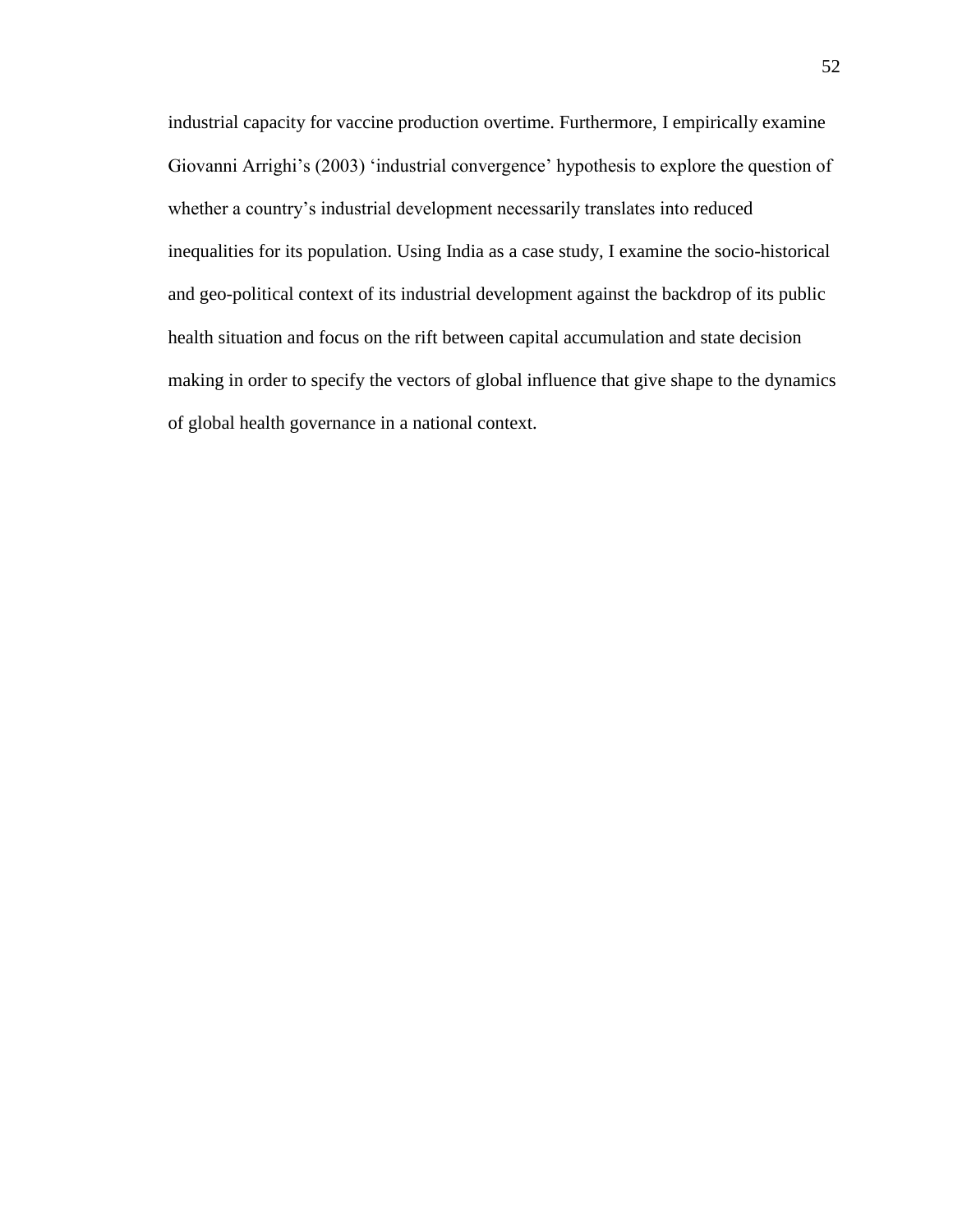industrial capacity for vaccine production overtime. Furthermore, I empirically examine Giovanni Arrighi's (2003) 'industrial convergence' hypothesis to explore the question of whether a country's industrial development necessarily translates into reduced inequalities for its population. Using India as a case study, I examine the socio-historical and geo-political context of its industrial development against the backdrop of its public health situation and focus on the rift between capital accumulation and state decision making in order to specify the vectors of global influence that give shape to the dynamics of global health governance in a national context.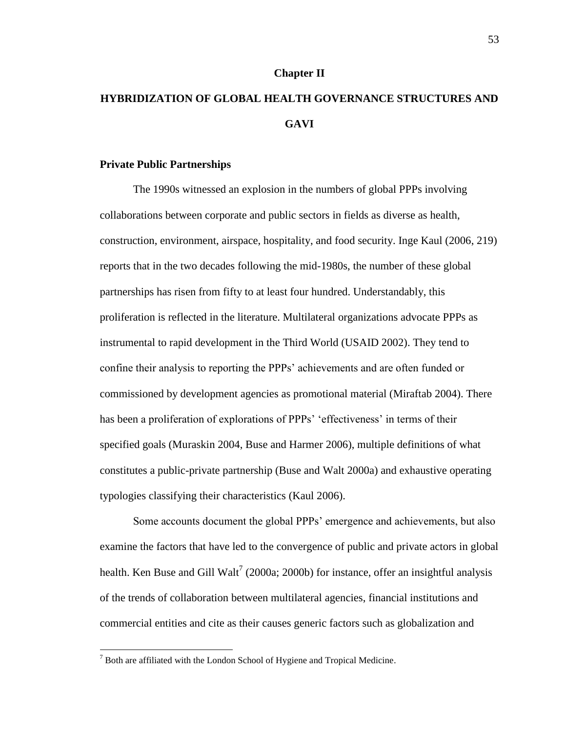## Chapter II

# HYBRIDIZATION OF GLOBAL HEALTH GOVERNANCE STRUCTURES AND GAVI

### Private Public Partnerships

The 1990s witnessed an explosion in the numbers of global PPPs involving collaborations between corporate and public sectors in fields as diverse as health, construction, environment, airspace, hospitality, and food security. Inge Kaul (2006, 219) reports that in the two decades following the mid-1980s, the number of these global partnerships has risen from fifty to at least four hundred. Understandably, this proliferation is reflected in the literature. Multilateral organizations advocate PPPs as instrumental to rapid development in the Third World (USAID 2002). They tend to confine their analysis to reporting the PPPs' achievements and are often funded or commissioned by development agencies as promotional material (Miraftab 2004). There has been a proliferation of explorations of PPPs' 'effectiveness' in terms of their specified goals (Muraskin 2004, Buse and Harmer 2006), multiple definitions of what constitutes a public-private partnership (Buse and Walt 2000a) and exhaustive operating typologies classifying their characteristics (Kaul 2006).

Some accounts document the global PPPs' emergence and achievements, but also examine the factors that have led to the convergence of public and private actors in global health. Ken Buse and Gill Walt[7] (2000a; 2000b) for instance, offer an insightful analysis of the trends of collaboration between multilateral agencies, financial institutions and commercial entities and cite as their causes generic factors such as globalization and

[7] Both are affiliated with the London School of Hygiene and Tropical Medicine.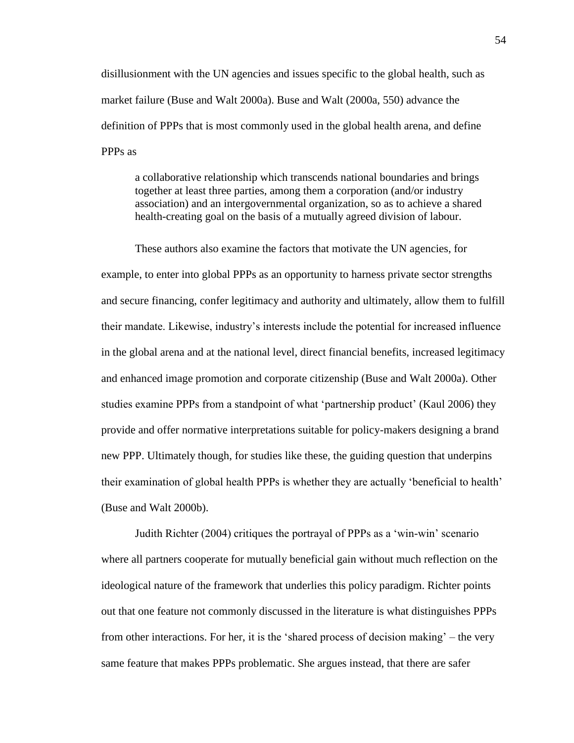disillusionment with the UN agencies and issues specific to the global health, such as market failure (Buse and Walt 2000a). Buse and Walt (2000a, 550) advance the definition of PPPs that is most commonly used in the global health arena, and define PPPs as

> a collaborative relationship which transcends national boundaries and brings together at least three parties, among them a corporation (and/or industry association) and an intergovernmental organization, so as to achieve a shared health-creating goal on the basis of a mutually agreed division of labour.

These authors also examine the factors that motivate the UN agencies, for example, to enter into global PPPs as an opportunity to harness private sector strengths and secure financing, confer legitimacy and authority and ultimately, allow them to fulfill their mandate. Likewise, industry's interests include the potential for increased influence in the global arena and at the national level, direct financial benefits, increased legitimacy and enhanced image promotion and corporate citizenship (Buse and Walt 2000a). Other studies examine PPPs from a standpoint of what 'partnership product' (Kaul 2006) they provide and offer normative interpretations suitable for policy-makers designing a brand new PPP. Ultimately though, for studies like these, the guiding question that underpins their examination of global health PPPs is whether they are actually 'beneficial to health' (Buse and Walt 2000b).

Judith Richter (2004) critiques the portrayal of PPPs as a 'win-win' scenario where all partners cooperate for mutually beneficial gain without much reflection on the ideological nature of the framework that underlies this policy paradigm. Richter points out that one feature not commonly discussed in the literature is what distinguishes PPPs from other interactions. For her, it is the 'shared process of decision making' – the very same feature that makes PPPs problematic. She argues instead, that there are safer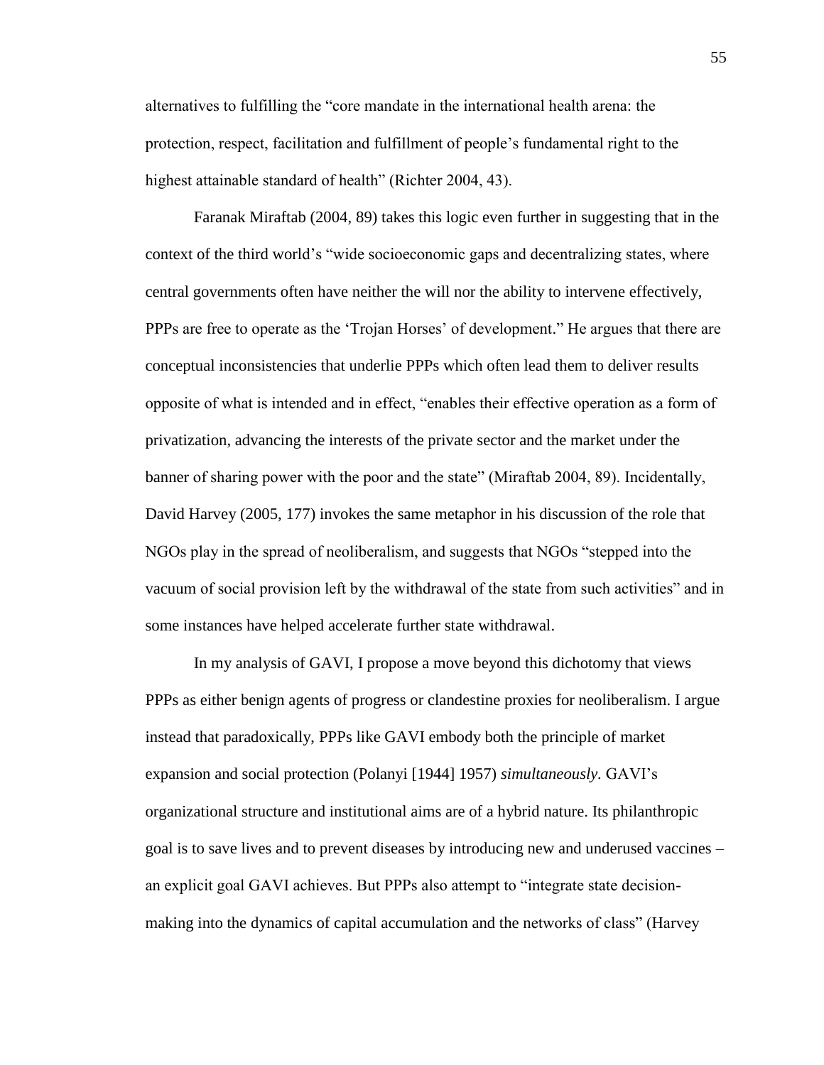alternatives to fulfilling the "core mandate in the international health arena: the protection, respect, facilitation and fulfillment of people's fundamental right to the highest attainable standard of health" (Richter 2004, 43).

Faranak Miraftab (2004, 89) takes this logic even further in suggesting that in the context of the third world's "wide socioeconomic gaps and decentralizing states, where central governments often have neither the will nor the ability to intervene effectively, PPPs are free to operate as the 'Trojan Horses' of development." He argues that there are conceptual inconsistencies that underlie PPPs which often lead them to deliver results opposite of what is intended and in effect, "enables their effective operation as a form of privatization, advancing the interests of the private sector and the market under the banner of sharing power with the poor and the state" (Miraftab 2004, 89). Incidentally, David Harvey (2005, 177) invokes the same metaphor in his discussion of the role that NGOs play in the spread of neoliberalism, and suggests that NGOs "stepped into the vacuum of social provision left by the withdrawal of the state from such activities" and in some instances have helped accelerate further state withdrawal.

In my analysis of GAVI, I propose a move beyond this dichotomy that views PPPs as either benign agents of progress or clandestine proxies for neoliberalism. I argue instead that paradoxically, PPPs like GAVI embody both the principle of market expansion and social protection (Polanyi [1944] 1957) *simultaneously*. GAVI's organizational structure and institutional aims are of a hybrid nature. Its philanthropic goal is to save lives and to prevent diseases by introducing new and underused vaccines – an explicit goal GAVI achieves. But PPPs also attempt to "integrate state decision-making into the dynamics of capital accumulation and the networks of class" (Harvey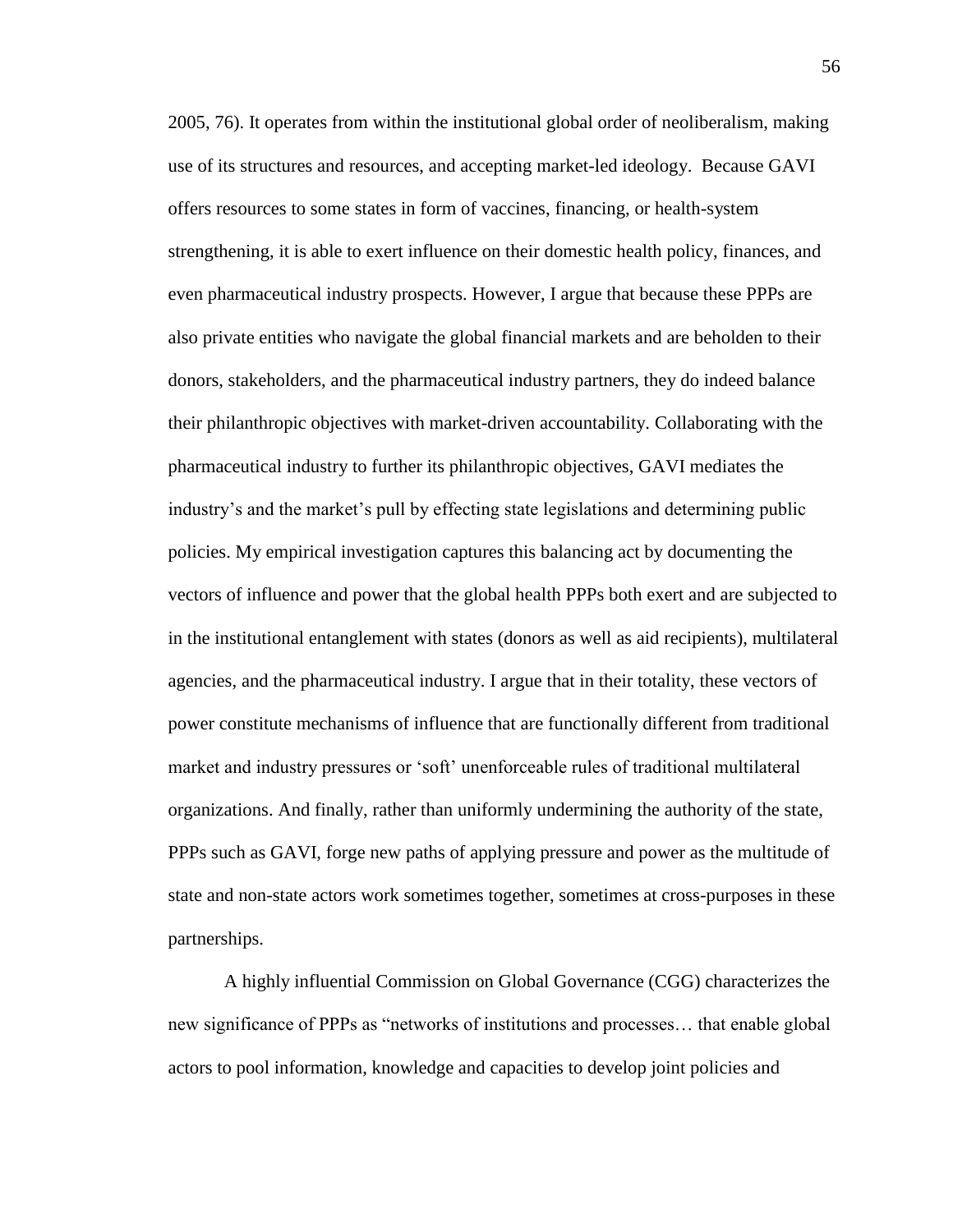2005, 76). It operates from within the institutional global order of neoliberalism, making use of its structures and resources, and accepting market-led ideology. Because GAVI offers resources to some states in form of vaccines, financing, or health-system strengthening, it is able to exert influence on their domestic health policy, finances, and even pharmaceutical industry prospects. However, I argue that because these PPPs are also private entities who navigate the global financial markets and are beholden to their donors, stakeholders, and the pharmaceutical industry partners, they do indeed balance their philanthropic objectives with market-driven accountability. Collaborating with the pharmaceutical industry to further its philanthropic objectives, GAVI mediates the industry's and the market's pull by effecting state legislations and determining public policies. My empirical investigation captures this balancing act by documenting the vectors of influence and power that the global health PPPs both exert and are subjected to in the institutional entanglement with states (donors as well as aid recipients), multilateral agencies, and the pharmaceutical industry. I argue that in their totality, these vectors of power constitute mechanisms of influence that are functionally different from traditional market and industry pressures or 'soft' unenforceable rules of traditional multilateral organizations. And finally, rather than uniformly undermining the authority of the state, PPPs such as GAVI, forge new paths of applying pressure and power as the multitude of state and non-state actors work sometimes together, sometimes at cross-purposes in these partnerships.

A highly influential Commission on Global Governance (CGG) characterizes the new significance of PPPs as "networks of institutions and processes… that enable global actors to pool information, knowledge and capacities to develop joint policies and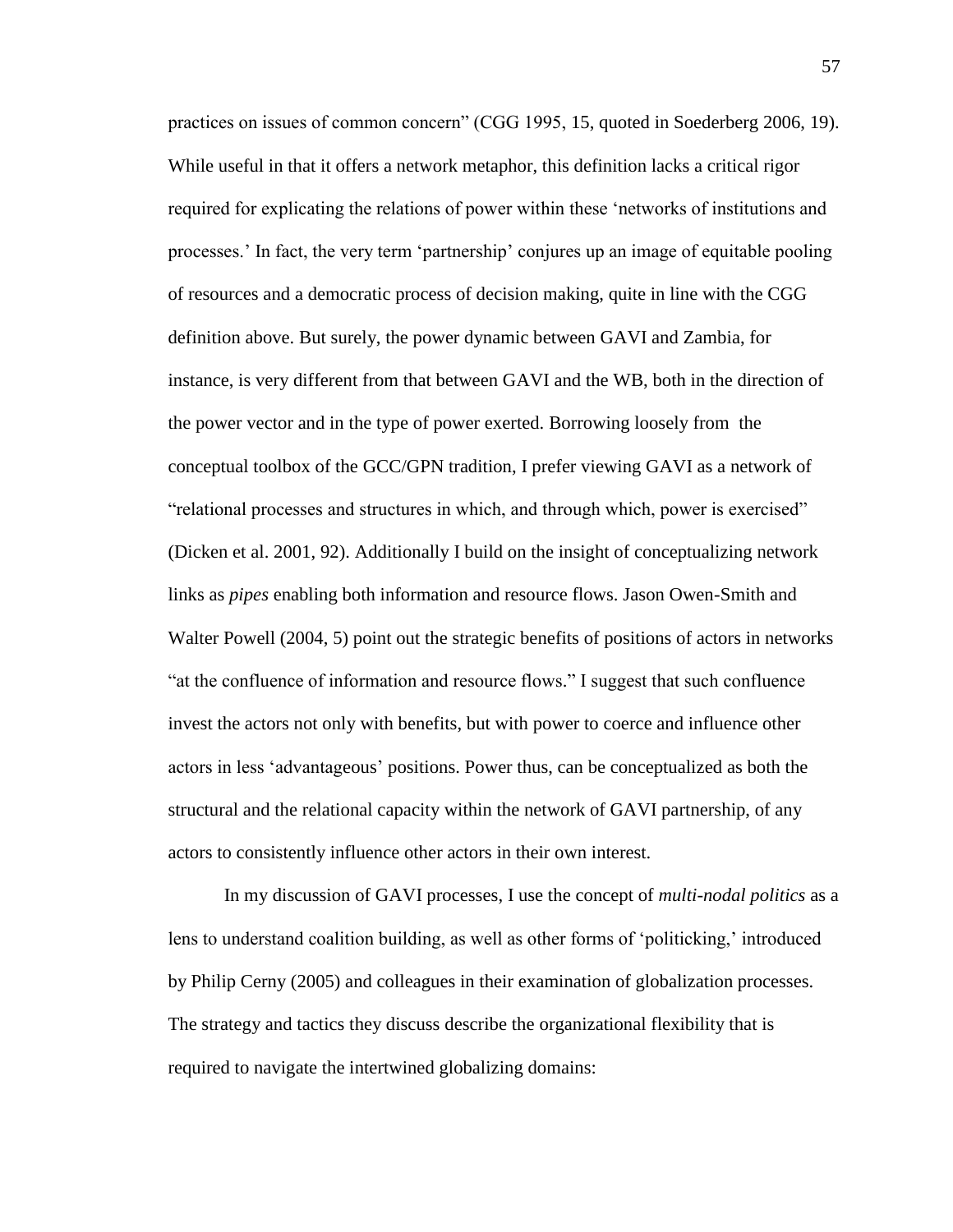practices on issues of common concern" (CGG 1995, 15, quoted in Soederberg 2006, 19). While useful in that it offers a network metaphor, this definition lacks a critical rigor required for explicating the relations of power within these 'networks of institutions and processes.' In fact, the very term 'partnership' conjures up an image of equitable pooling of resources and a democratic process of decision making, quite in line with the CGG definition above. But surely, the power dynamic between GAVI and Zambia, for instance, is very different from that between GAVI and the WB, both in the direction of the power vector and in the type of power exerted. Borrowing loosely from the conceptual toolbox of the GCC/GPN tradition, I prefer viewing GAVI as a network of "relational processes and structures in which, and through which, power is exercised" (Dicken et al. 2001, 92). Additionally I build on the insight of conceptualizing network links as *pipes* enabling both information and resource flows. Jason Owen-Smith and Walter Powell (2004, 5) point out the strategic benefits of positions of actors in networks "at the confluence of information and resource flows." I suggest that such confluence invest the actors not only with benefits, but with power to coerce and influence other actors in less 'advantageous' positions. Power thus, can be conceptualized as both the structural and the relational capacity within the network of GAVI partnership, of any actors to consistently influence other actors in their own interest.

In my discussion of GAVI processes, I use the concept of *multi-nodal politics* as a lens to understand coalition building, as well as other forms of 'politicking,' introduced by Philip Cerny (2005) and colleagues in their examination of globalization processes. The strategy and tactics they discuss describe the organizational flexibility that is required to navigate the intertwined globalizing domains: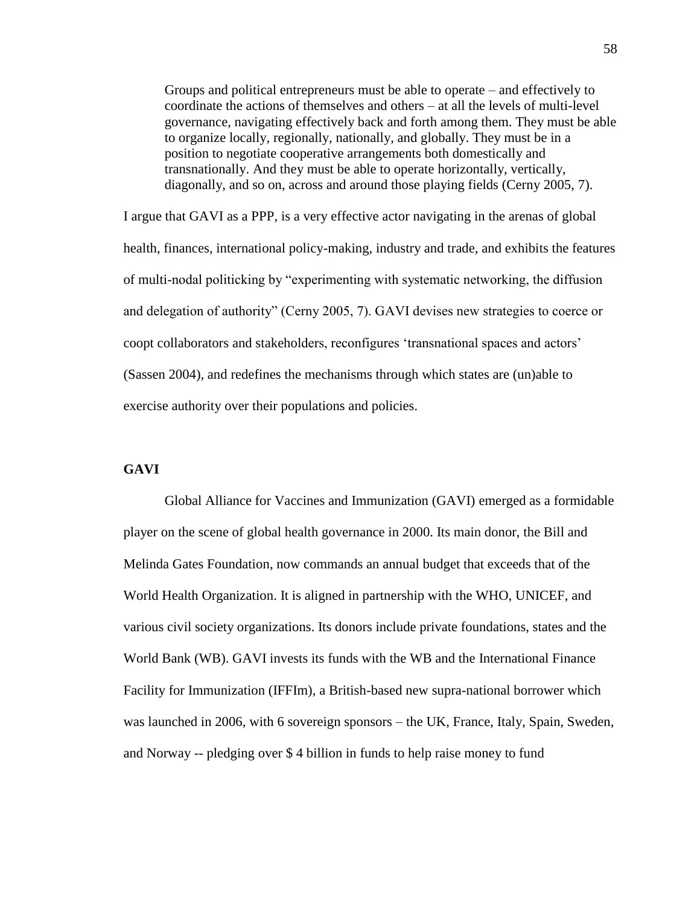> Groups and political entrepreneurs must be able to operate – and effectively to coordinate the actions of themselves and others – at all the levels of multi-level governance, navigating effectively back and forth among them. They must be able to organize locally, regionally, nationally, and globally. They must be in a position to negotiate cooperative arrangements both domestically and transnationally. And they must be able to operate horizontally, vertically, diagonally, and so on, across and around those playing fields (Cerny 2005, 7).

I argue that GAVI as a PPP, is a very effective actor navigating in the arenas of global health, finances, international policy-making, industry and trade, and exhibits the features of multi-nodal politicking by "experimenting with systematic networking, the diffusion and delegation of authority" (Cerny 2005, 7). GAVI devises new strategies to coerce or coopt collaborators and stakeholders, reconfigures 'transnational spaces and actors' (Sassen 2004), and redefines the mechanisms through which states are (un)able to exercise authority over their populations and policies.

**GAVI**

Global Alliance for Vaccines and Immunization (GAVI) emerged as a formidable player on the scene of global health governance in 2000. Its main donor, the Bill and Melinda Gates Foundation, now commands an annual budget that exceeds that of the World Health Organization. It is aligned in partnership with the WHO, UNICEF, and various civil society organizations. Its donors include private foundations, states and the World Bank (WB). GAVI invests its funds with the WB and the International Finance Facility for Immunization (IFFIm), a British-based new supra-national borrower which was launched in 2006, with 6 sovereign sponsors – the UK, France, Italy, Spain, Sweden, and Norway -- pledging over $ 4 billion in funds to help raise money to fund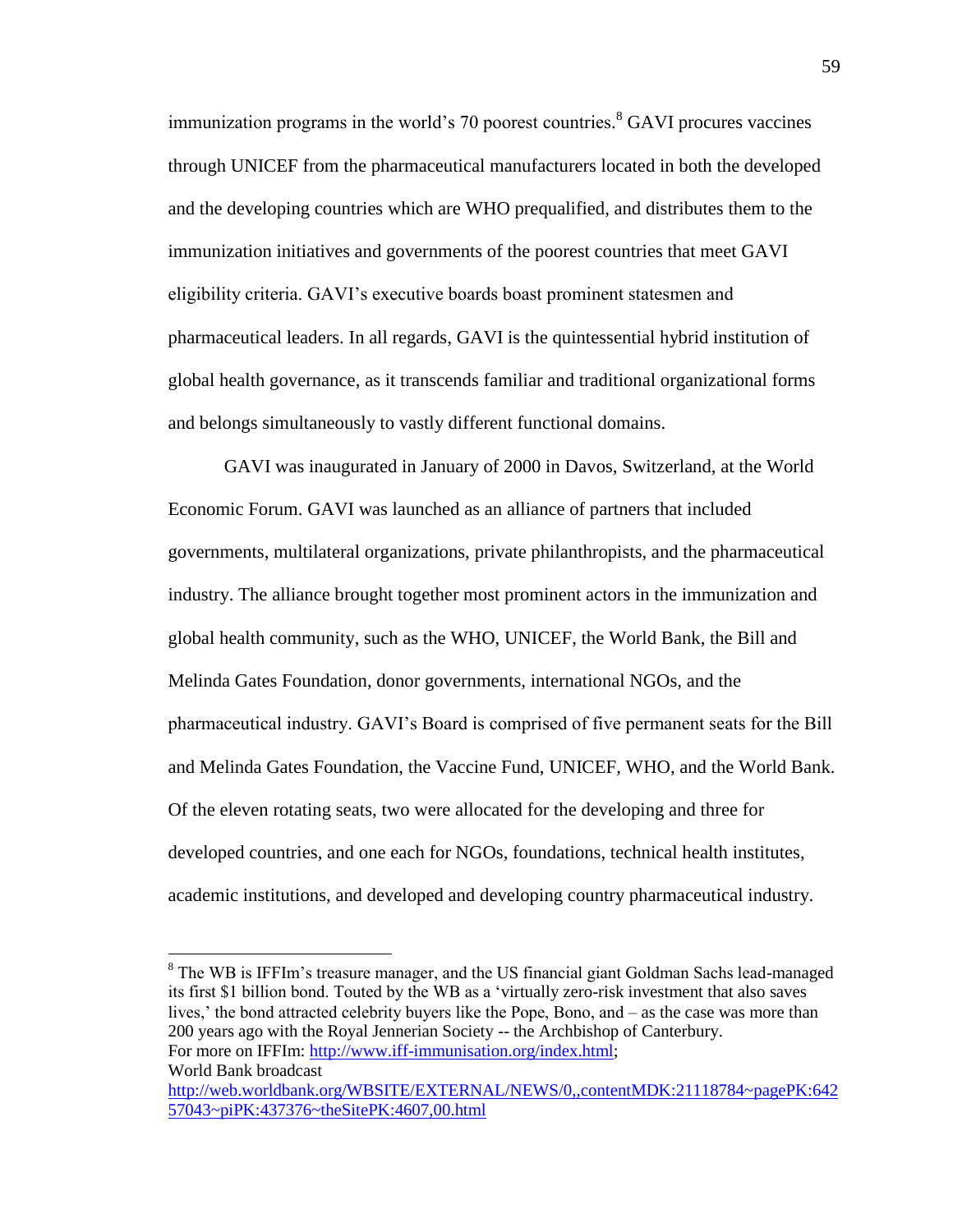immunization programs in the world's 70 poorest countries.[8] GAVI procures vaccines through UNICEF from the pharmaceutical manufacturers located in both the developed and the developing countries which are WHO prequalified, and distributes them to the immunization initiatives and governments of the poorest countries that meet GAVI eligibility criteria. GAVI's executive boards boast prominent statesmen and pharmaceutical leaders. In all regards, GAVI is the quintessential hybrid institution of global health governance, as it transcends familiar and traditional organizational forms and belongs simultaneously to vastly different functional domains.

GAVI was inaugurated in January of 2000 in Davos, Switzerland, at the World Economic Forum. GAVI was launched as an alliance of partners that included governments, multilateral organizations, private philanthropists, and the pharmaceutical industry. The alliance brought together most prominent actors in the immunization and global health community, such as the WHO, UNICEF, the World Bank, the Bill and Melinda Gates Foundation, donor governments, international NGOs, and the pharmaceutical industry. GAVI's Board is comprised of five permanent seats for the Bill and Melinda Gates Foundation, the Vaccine Fund, UNICEF, WHO, and the World Bank. Of the eleven rotating seats, two were allocated for the developing and three for developed countries, and one each for NGOs, foundations, technical health institutes, academic institutions, and developed and developing country pharmaceutical industry.

---

[8] The WB is IFFIm's treasure manager, and the US financial giant Goldman Sachs lead-managed its first $1 billion bond. Touted by the WB as a 'virtually zero-risk investment that also saves lives,' the bond attracted celebrity buyers like the Pope, Bono, and – as the case was more than 200 years ago with the Royal Jennerian Society -- the Archbishop of Canterbury.
For more on IFFIm: http://www.iff-immunisation.org/index.html;
World Bank broadcast
http://web.worldbank.org/WBSITE/EXTERNAL/NEWS/0,,contentMDK:21118784~pagePK:64257043~piPK:437376~theSitePK:4607,00.html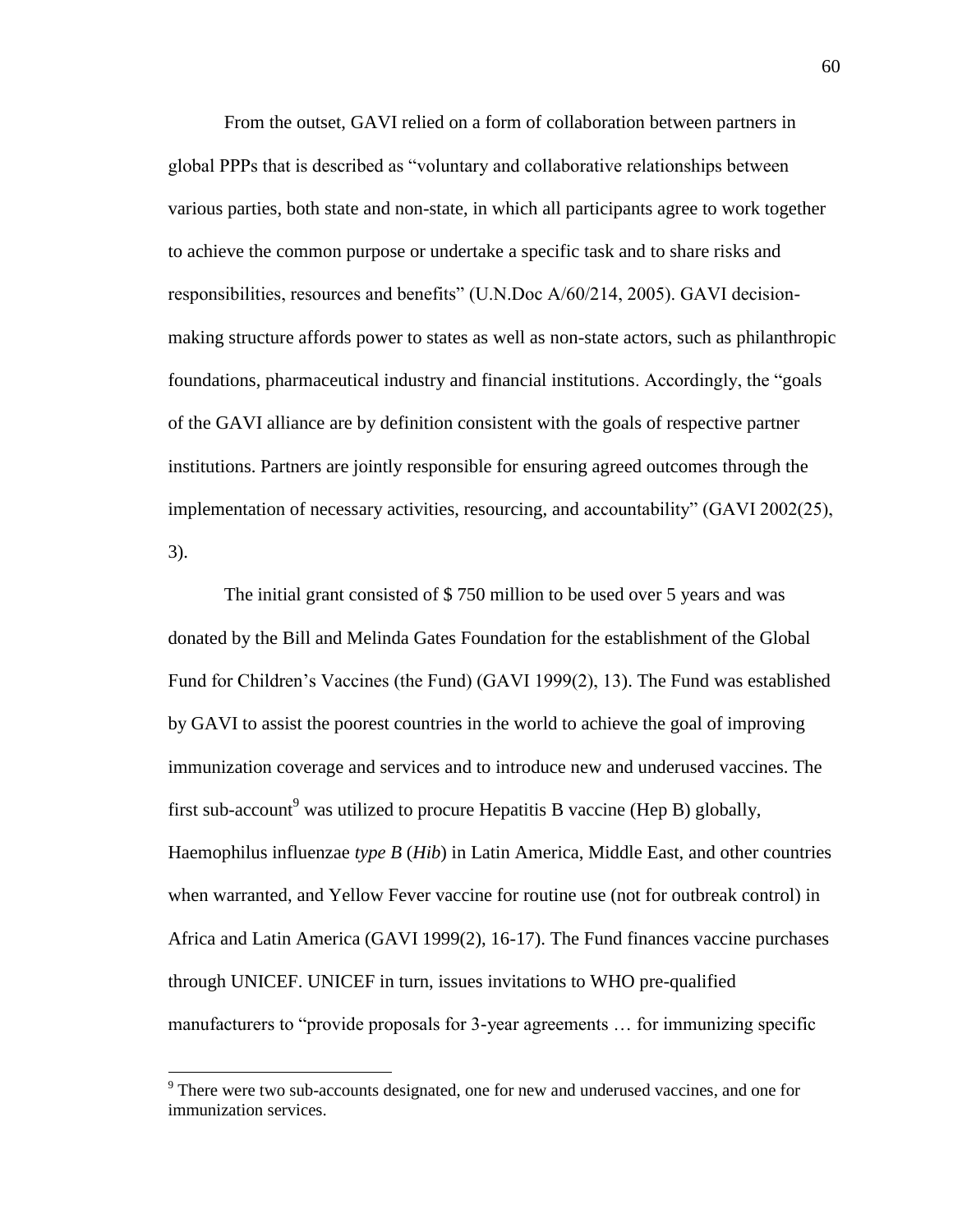From the outset, GAVI relied on a form of collaboration between partners in global PPPs that is described as "voluntary and collaborative relationships between various parties, both state and non-state, in which all participants agree to work together to achieve the common purpose or undertake a specific task and to share risks and responsibilities, resources and benefits" (U.N.Doc A/60/214, 2005). GAVI decision-making structure affords power to states as well as non-state actors, such as philanthropic foundations, pharmaceutical industry and financial institutions. Accordingly, the "goals of the GAVI alliance are by definition consistent with the goals of respective partner institutions. Partners are jointly responsible for ensuring agreed outcomes through the implementation of necessary activities, resourcing, and accountability" (GAVI 2002(25), 3).

The initial grant consisted of $ 750 million to be used over 5 years and was donated by the Bill and Melinda Gates Foundation for the establishment of the Global Fund for Children's Vaccines (the Fund) (GAVI 1999(2), 13). The Fund was established by GAVI to assist the poorest countries in the world to achieve the goal of improving immunization coverage and services and to introduce new and underused vaccines. The first sub-account[9] was utilized to procure Hepatitis B vaccine (Hep B) globally, Haemophilus influenzae *type B* (*Hib*) in Latin America, Middle East, and other countries when warranted, and Yellow Fever vaccine for routine use (not for outbreak control) in Africa and Latin America (GAVI 1999(2), 16-17). The Fund finances vaccine purchases through UNICEF. UNICEF in turn, issues invitations to WHO pre-qualified manufacturers to "provide proposals for 3-year agreements … for immunizing specific

[9] There were two sub-accounts designated, one for new and underused vaccines, and one for immunization services.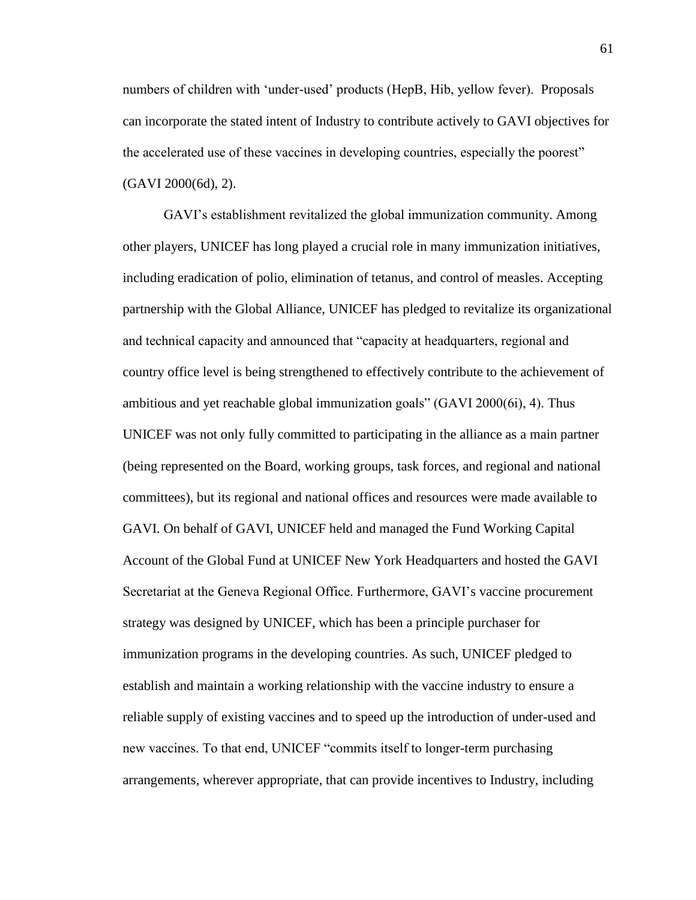numbers of children with 'under-used' products (HepB, Hib, yellow fever). Proposals can incorporate the stated intent of Industry to contribute actively to GAVI objectives for the accelerated use of these vaccines in developing countries, especially the poorest" (GAVI 2000(6d), 2).

GAVI's establishment revitalized the global immunization community. Among other players, UNICEF has long played a crucial role in many immunization initiatives, including eradication of polio, elimination of tetanus, and control of measles. Accepting partnership with the Global Alliance, UNICEF has pledged to revitalize its organizational and technical capacity and announced that "capacity at headquarters, regional and country office level is being strengthened to effectively contribute to the achievement of ambitious and yet reachable global immunization goals" (GAVI 2000(6i), 4). Thus UNICEF was not only fully committed to participating in the alliance as a main partner (being represented on the Board, working groups, task forces, and regional and national committees), but its regional and national offices and resources were made available to GAVI. On behalf of GAVI, UNICEF held and managed the Fund Working Capital Account of the Global Fund at UNICEF New York Headquarters and hosted the GAVI Secretariat at the Geneva Regional Office. Furthermore, GAVI's vaccine procurement strategy was designed by UNICEF, which has been a principle purchaser for immunization programs in the developing countries. As such, UNICEF pledged to establish and maintain a working relationship with the vaccine industry to ensure a reliable supply of existing vaccines and to speed up the introduction of under-used and new vaccines. To that end, UNICEF "commits itself to longer-term purchasing arrangements, wherever appropriate, that can provide incentives to Industry, including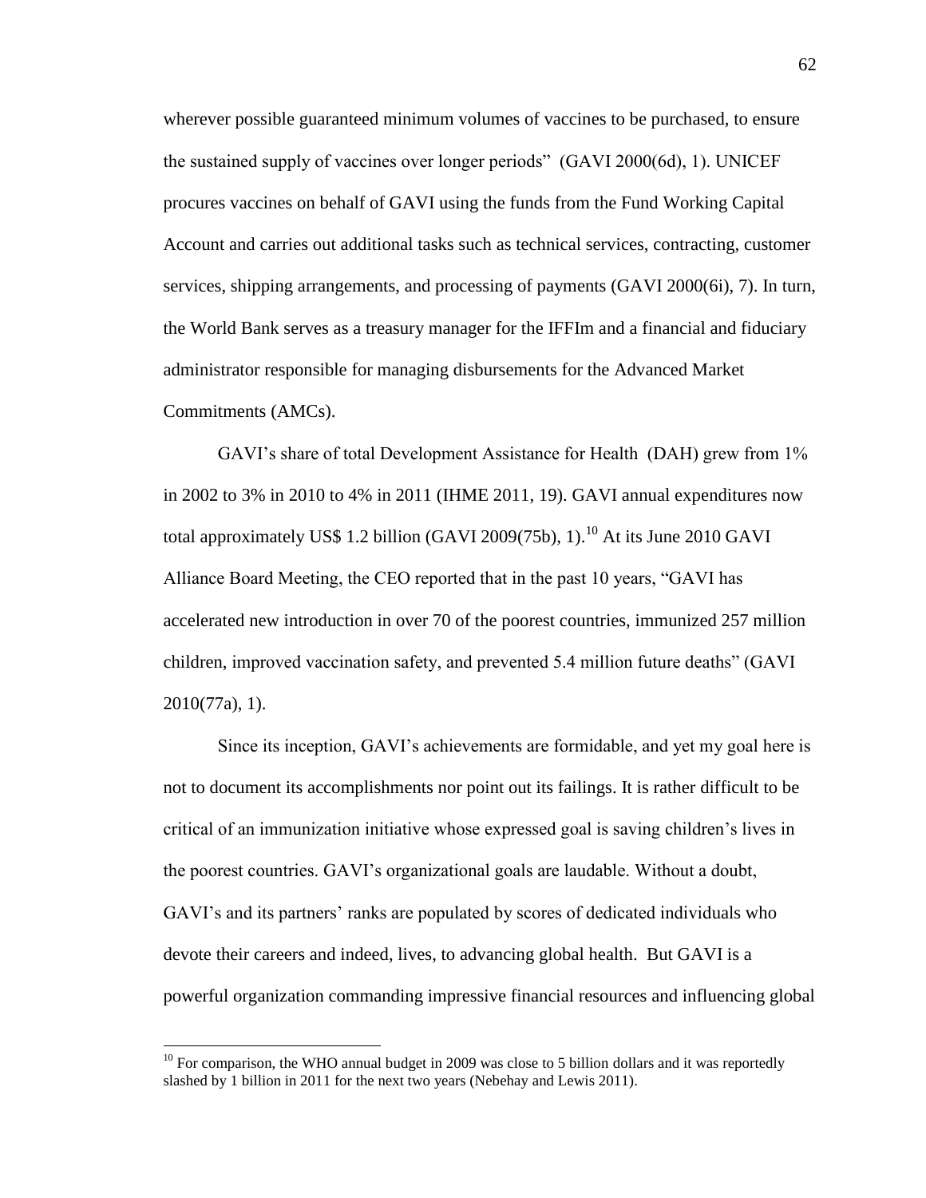wherever possible guaranteed minimum volumes of vaccines to be purchased, to ensure the sustained supply of vaccines over longer periods" (GAVI 2000(6d), 1). UNICEF procures vaccines on behalf of GAVI using the funds from the Fund Working Capital Account and carries out additional tasks such as technical services, contracting, customer services, shipping arrangements, and processing of payments (GAVI 2000(6i), 7). In turn, the World Bank serves as a treasury manager for the IFFIm and a financial and fiduciary administrator responsible for managing disbursements for the Advanced Market Commitments (AMCs).

GAVI's share of total Development Assistance for Health (DAH) grew from 1% in 2002 to 3% in 2010 to 4% in 2011 (IHME 2011, 19). GAVI annual expenditures now total approximately US$ 1.2 billion (GAVI 2009(75b), 1).[10] At its June 2010 GAVI Alliance Board Meeting, the CEO reported that in the past 10 years, "GAVI has accelerated new introduction in over 70 of the poorest countries, immunized 257 million children, improved vaccination safety, and prevented 5.4 million future deaths" (GAVI 2010(77a), 1).

Since its inception, GAVI's achievements are formidable, and yet my goal here is not to document its accomplishments nor point out its failings. It is rather difficult to be critical of an immunization initiative whose expressed goal is saving children's lives in the poorest countries. GAVI's organizational goals are laudable. Without a doubt, GAVI's and its partners' ranks are populated by scores of dedicated individuals who devote their careers and indeed, lives, to advancing global health. But GAVI is a powerful organization commanding impressive financial resources and influencing global

[10] For comparison, the WHO annual budget in 2009 was close to 5 billion dollars and it was reportedly slashed by 1 billion in 2011 for the next two years (Nebehay and Lewis 2011).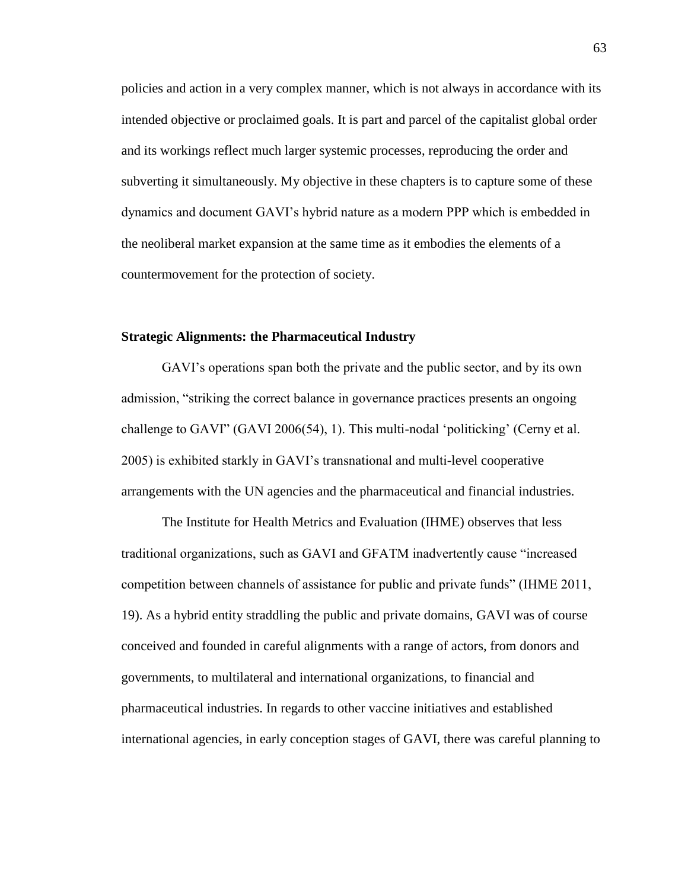policies and action in a very complex manner, which is not always in accordance with its intended objective or proclaimed goals. It is part and parcel of the capitalist global order and its workings reflect much larger systemic processes, reproducing the order and subverting it simultaneously. My objective in these chapters is to capture some of these dynamics and document GAVI's hybrid nature as a modern PPP which is embedded in the neoliberal market expansion at the same time as it embodies the elements of a countermovement for the protection of society.

### Strategic Alignments: the Pharmaceutical Industry

GAVI's operations span both the private and the public sector, and by its own admission, "striking the correct balance in governance practices presents an ongoing challenge to GAVI" (GAVI 2006(54), 1). This multi-nodal 'politicking' (Cerny et al. 2005) is exhibited starkly in GAVI's transnational and multi-level cooperative arrangements with the UN agencies and the pharmaceutical and financial industries.

The Institute for Health Metrics and Evaluation (IHME) observes that less traditional organizations, such as GAVI and GFATM inadvertently cause "increased competition between channels of assistance for public and private funds" (IHME 2011, 19). As a hybrid entity straddling the public and private domains, GAVI was of course conceived and founded in careful alignments with a range of actors, from donors and governments, to multilateral and international organizations, to financial and pharmaceutical industries. In regards to other vaccine initiatives and established international agencies, in early conception stages of GAVI, there was careful planning to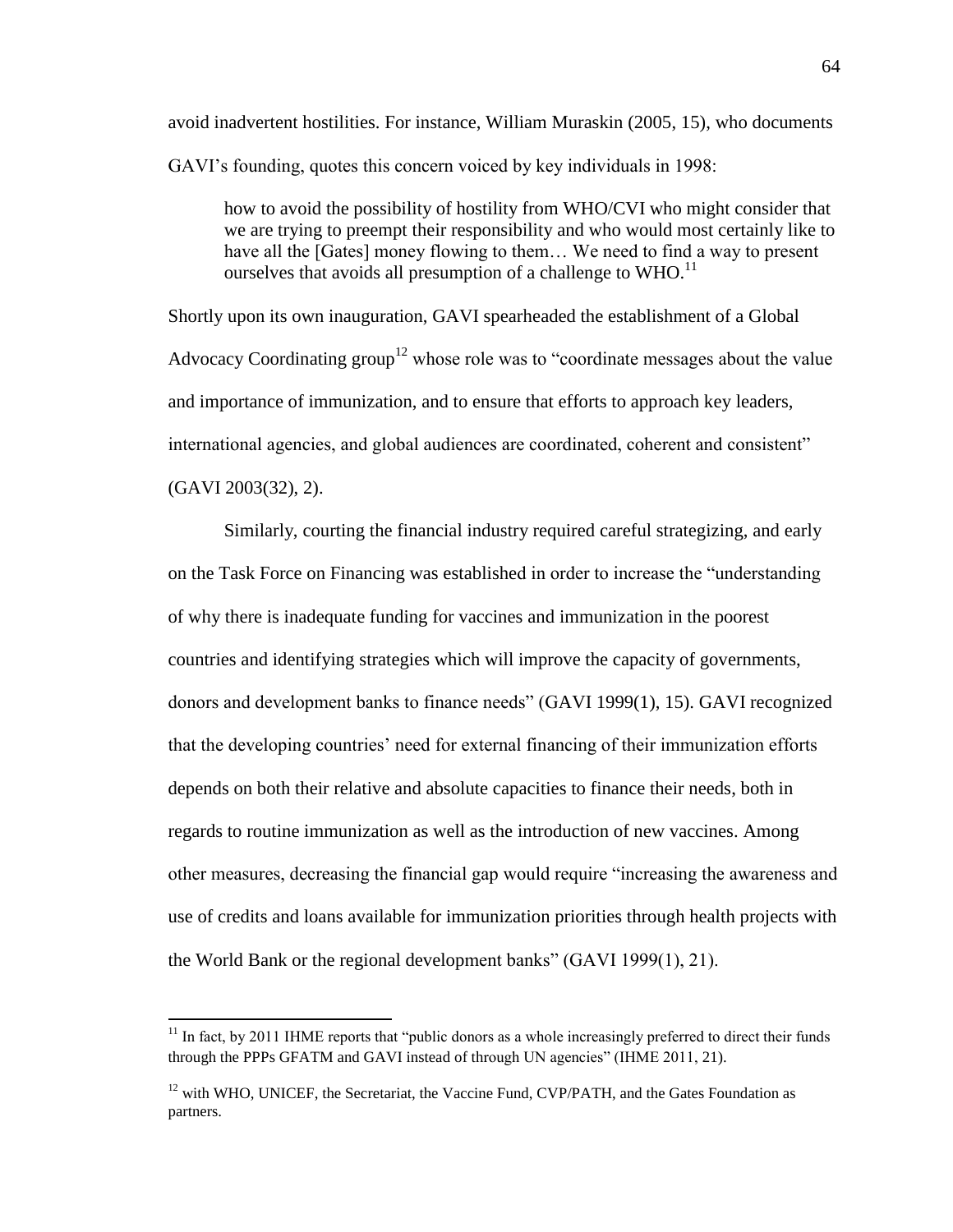avoid inadvertent hostilities. For instance, William Muraskin (2005, 15), who documents GAVI's founding, quotes this concern voiced by key individuals in 1998:

> how to avoid the possibility of hostility from WHO/CVI who might consider that we are trying to preempt their responsibility and who would most certainly like to have all the [Gates] money flowing to them… We need to find a way to present ourselves that avoids all presumption of a challenge to WHO.[11]

Shortly upon its own inauguration, GAVI spearheaded the establishment of a Global Advocacy Coordinating group[12] whose role was to "coordinate messages about the value and importance of immunization, and to ensure that efforts to approach key leaders, international agencies, and global audiences are coordinated, coherent and consistent" (GAVI 2003(32), 2).

Similarly, courting the financial industry required careful strategizing, and early on the Task Force on Financing was established in order to increase the "understanding of why there is inadequate funding for vaccines and immunization in the poorest countries and identifying strategies which will improve the capacity of governments, donors and development banks to finance needs" (GAVI 1999(1), 15). GAVI recognized that the developing countries' need for external financing of their immunization efforts depends on both their relative and absolute capacities to finance their needs, both in regards to routine immunization as well as the introduction of new vaccines. Among other measures, decreasing the financial gap would require "increasing the awareness and use of credits and loans available for immunization priorities through health projects with the World Bank or the regional development banks" (GAVI 1999(1), 21).

---

[11] In fact, by 2011 IHME reports that "public donors as a whole increasingly preferred to direct their funds through the PPPs GFATM and GAVI instead of through UN agencies" (IHME 2011, 21).

[12] with WHO, UNICEF, the Secretariat, the Vaccine Fund, CVP/PATH, and the Gates Foundation as partners.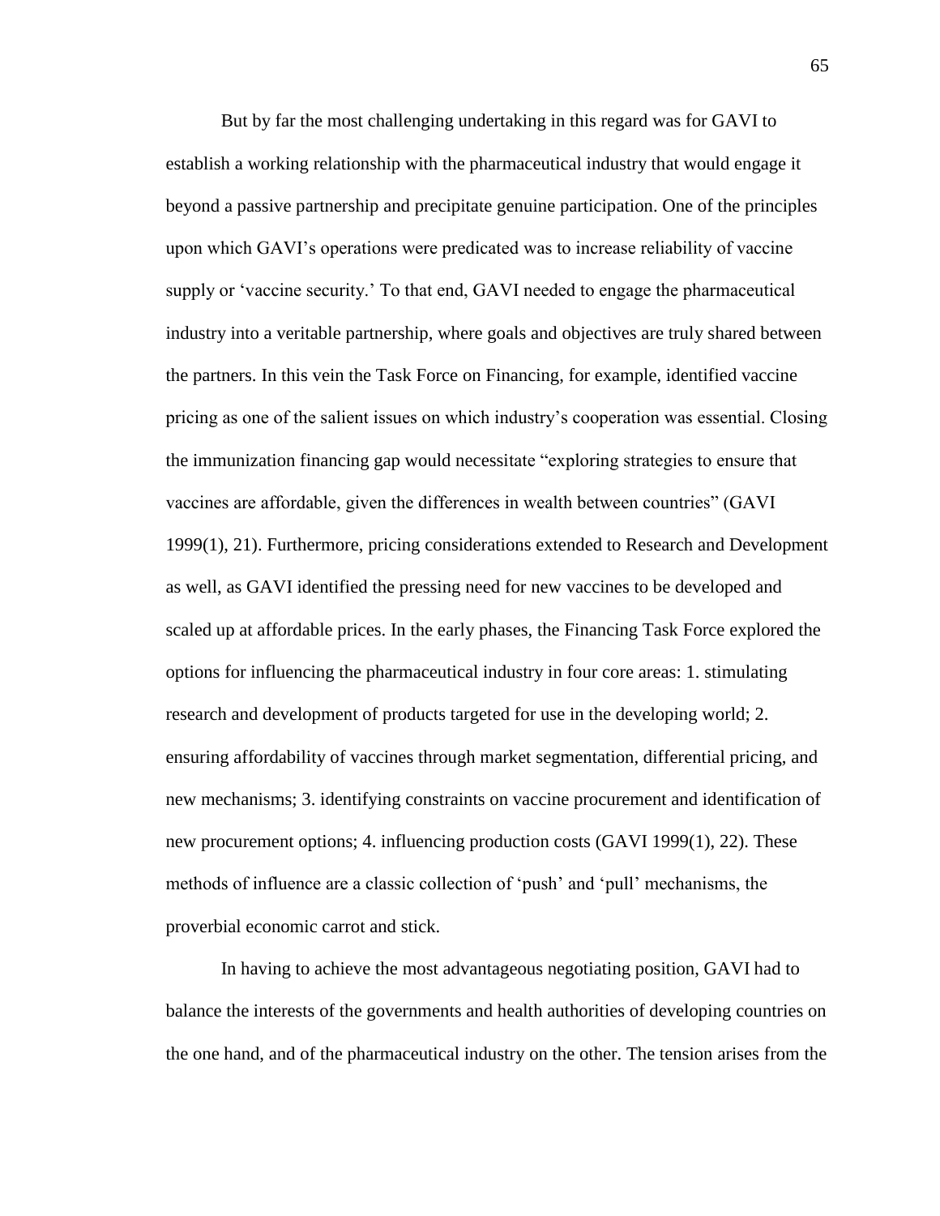But by far the most challenging undertaking in this regard was for GAVI to establish a working relationship with the pharmaceutical industry that would engage it beyond a passive partnership and precipitate genuine participation. One of the principles upon which GAVI's operations were predicated was to increase reliability of vaccine supply or 'vaccine security.' To that end, GAVI needed to engage the pharmaceutical industry into a veritable partnership, where goals and objectives are truly shared between the partners. In this vein the Task Force on Financing, for example, identified vaccine pricing as one of the salient issues on which industry's cooperation was essential. Closing the immunization financing gap would necessitate "exploring strategies to ensure that vaccines are affordable, given the differences in wealth between countries" (GAVI 1999(1), 21). Furthermore, pricing considerations extended to Research and Development as well, as GAVI identified the pressing need for new vaccines to be developed and scaled up at affordable prices. In the early phases, the Financing Task Force explored the options for influencing the pharmaceutical industry in four core areas: 1. stimulating research and development of products targeted for use in the developing world; 2. ensuring affordability of vaccines through market segmentation, differential pricing, and new mechanisms; 3. identifying constraints on vaccine procurement and identification of new procurement options; 4. influencing production costs (GAVI 1999(1), 22). These methods of influence are a classic collection of 'push' and 'pull' mechanisms, the proverbial economic carrot and stick.

In having to achieve the most advantageous negotiating position, GAVI had to balance the interests of the governments and health authorities of developing countries on the one hand, and of the pharmaceutical industry on the other. The tension arises from the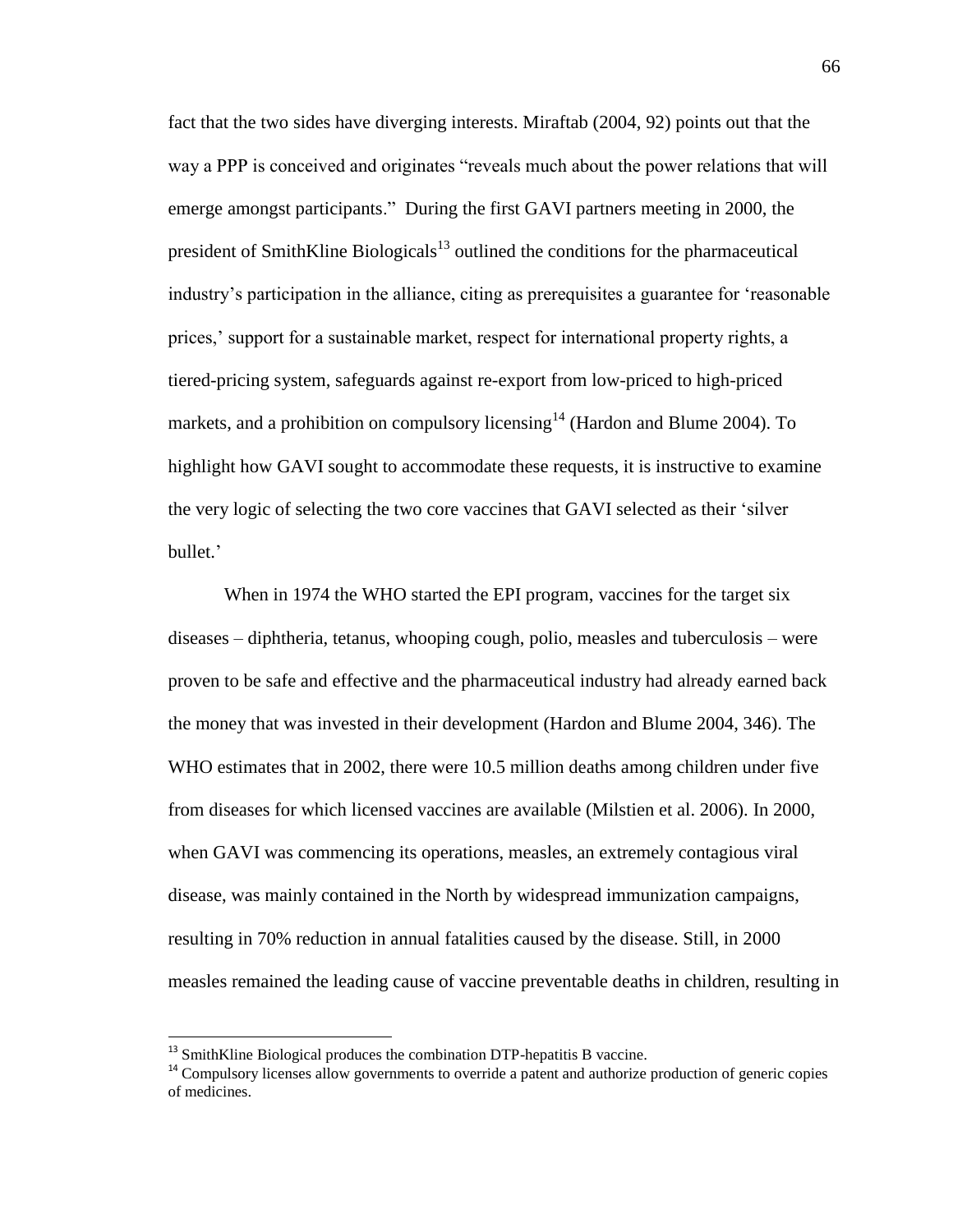fact that the two sides have diverging interests. Miraftab (2004, 92) points out that the way a PPP is conceived and originates "reveals much about the power relations that will emerge amongst participants." During the first GAVI partners meeting in 2000, the president of SmithKline Biologicals[13] outlined the conditions for the pharmaceutical industry's participation in the alliance, citing as prerequisites a guarantee for 'reasonable prices,' support for a sustainable market, respect for international property rights, a tiered-pricing system, safeguards against re-export from low-priced to high-priced markets, and a prohibition on compulsory licensing[14] (Hardon and Blume 2004). To highlight how GAVI sought to accommodate these requests, it is instructive to examine the very logic of selecting the two core vaccines that GAVI selected as their 'silver bullet.'

When in 1974 the WHO started the EPI program, vaccines for the target six diseases – diphtheria, tetanus, whooping cough, polio, measles and tuberculosis – were proven to be safe and effective and the pharmaceutical industry had already earned back the money that was invested in their development (Hardon and Blume 2004, 346). The WHO estimates that in 2002, there were 10.5 million deaths among children under five from diseases for which licensed vaccines are available (Milstien et al. 2006). In 2000, when GAVI was commencing its operations, measles, an extremely contagious viral disease, was mainly contained in the North by widespread immunization campaigns, resulting in 70% reduction in annual fatalities caused by the disease. Still, in 2000 measles remained the leading cause of vaccine preventable deaths in children, resulting in

[13] SmithKline Biological produces the combination DTP-hepatitis B vaccine.

[14] Compulsory licenses allow governments to override a patent and authorize production of generic copies of medicines.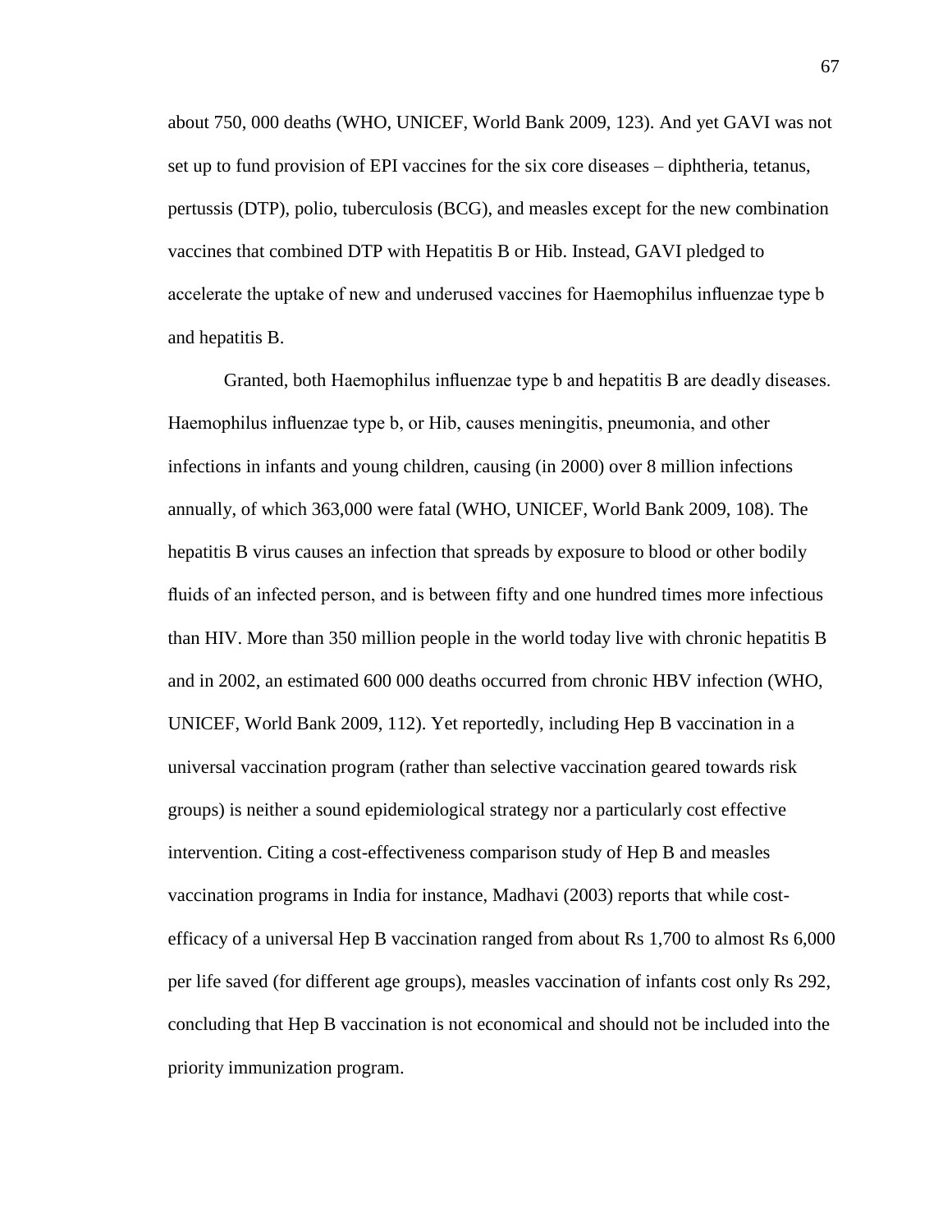about 750, 000 deaths (WHO, UNICEF, World Bank 2009, 123). And yet GAVI was not set up to fund provision of EPI vaccines for the six core diseases – diphtheria, tetanus, pertussis (DTP), polio, tuberculosis (BCG), and measles except for the new combination vaccines that combined DTP with Hepatitis B or Hib. Instead, GAVI pledged to accelerate the uptake of new and underused vaccines for Haemophilus influenzae type b and hepatitis B.

Granted, both Haemophilus influenzae type b and hepatitis B are deadly diseases. Haemophilus influenzae type b, or Hib, causes meningitis, pneumonia, and other infections in infants and young children, causing (in 2000) over 8 million infections annually, of which 363,000 were fatal (WHO, UNICEF, World Bank 2009, 108). The hepatitis B virus causes an infection that spreads by exposure to blood or other bodily fluids of an infected person, and is between fifty and one hundred times more infectious than HIV. More than 350 million people in the world today live with chronic hepatitis B and in 2002, an estimated 600 000 deaths occurred from chronic HBV infection (WHO, UNICEF, World Bank 2009, 112). Yet reportedly, including Hep B vaccination in a universal vaccination program (rather than selective vaccination geared towards risk groups) is neither a sound epidemiological strategy nor a particularly cost effective intervention. Citing a cost-effectiveness comparison study of Hep B and measles vaccination programs in India for instance, Madhavi (2003) reports that while cost-efficacy of a universal Hep B vaccination ranged from about Rs 1,700 to almost Rs 6,000 per life saved (for different age groups), measles vaccination of infants cost only Rs 292, concluding that Hep B vaccination is not economical and should not be included into the priority immunization program.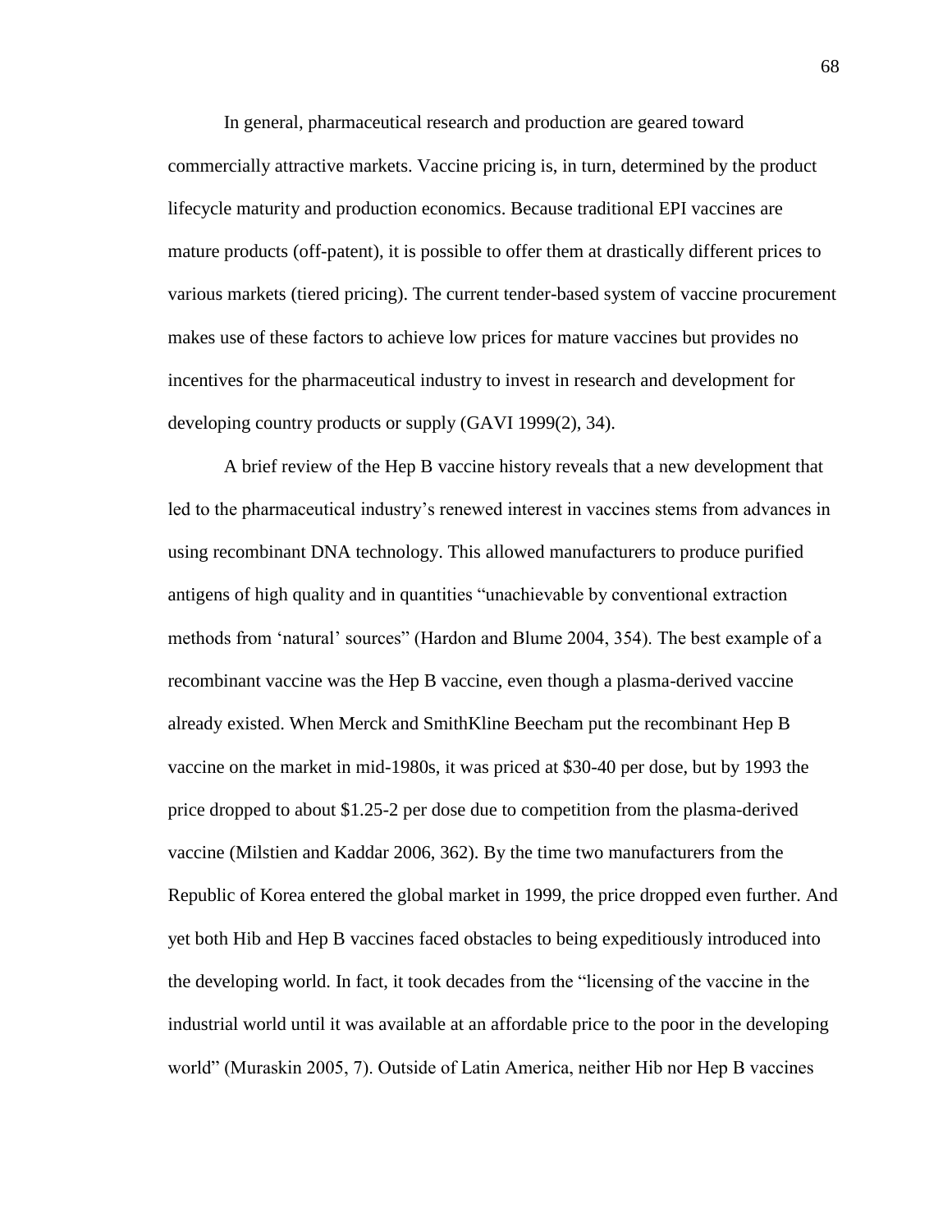In general, pharmaceutical research and production are geared toward commercially attractive markets. Vaccine pricing is, in turn, determined by the product lifecycle maturity and production economics. Because traditional EPI vaccines are mature products (off-patent), it is possible to offer them at drastically different prices to various markets (tiered pricing). The current tender-based system of vaccine procurement makes use of these factors to achieve low prices for mature vaccines but provides no incentives for the pharmaceutical industry to invest in research and development for developing country products or supply (GAVI 1999(2), 34).

A brief review of the Hep B vaccine history reveals that a new development that led to the pharmaceutical industry's renewed interest in vaccines stems from advances in using recombinant DNA technology. This allowed manufacturers to produce purified antigens of high quality and in quantities "unachievable by conventional extraction methods from 'natural' sources" (Hardon and Blume 2004, 354). The best example of a recombinant vaccine was the Hep B vaccine, even though a plasma-derived vaccine already existed. When Merck and SmithKline Beecham put the recombinant Hep B vaccine on the market in mid-1980s, it was priced at $30-40 per dose, but by 1993 the price dropped to about $1.25-2 per dose due to competition from the plasma-derived vaccine (Milstien and Kaddar 2006, 362). By the time two manufacturers from the Republic of Korea entered the global market in 1999, the price dropped even further. And yet both Hib and Hep B vaccines faced obstacles to being expeditiously introduced into the developing world. In fact, it took decades from the "licensing of the vaccine in the industrial world until it was available at an affordable price to the poor in the developing world" (Muraskin 2005, 7). Outside of Latin America, neither Hib nor Hep B vaccines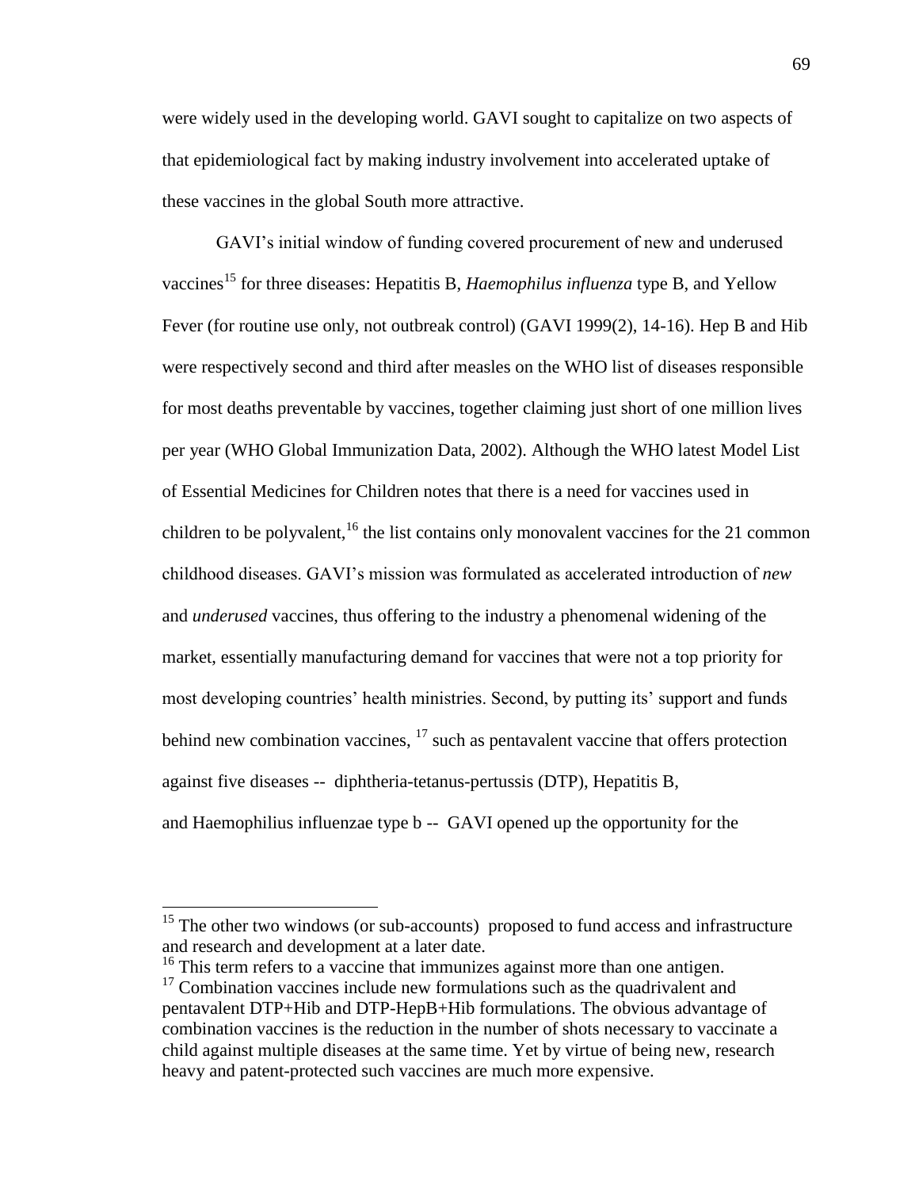were widely used in the developing world. GAVI sought to capitalize on two aspects of that epidemiological fact by making industry involvement into accelerated uptake of these vaccines in the global South more attractive.

GAVI's initial window of funding covered procurement of new and underused vaccines[15] for three diseases: Hepatitis B, *Haemophilus influenza* type B, and Yellow Fever (for routine use only, not outbreak control) (GAVI 1999(2), 14-16). Hep B and Hib were respectively second and third after measles on the WHO list of diseases responsible for most deaths preventable by vaccines, together claiming just short of one million lives per year (WHO Global Immunization Data, 2002). Although the WHO latest Model List of Essential Medicines for Children notes that there is a need for vaccines used in children to be polyvalent,[16] the list contains only monovalent vaccines for the 21 common childhood diseases. GAVI's mission was formulated as accelerated introduction of *new* and *underused* vaccines, thus offering to the industry a phenomenal widening of the market, essentially manufacturing demand for vaccines that were not a top priority for most developing countries' health ministries. Second, by putting its' support and funds behind new combination vaccines, [17] such as pentavalent vaccine that offers protection against five diseases -- diphtheria-tetanus-pertussis (DTP), Hepatitis B, and Haemophilius influenzae type b -- GAVI opened up the opportunity for the

---

[15] The other two windows (or sub-accounts) proposed to fund access and infrastructure and research and development at a later date.

[16] This term refers to a vaccine that immunizes against more than one antigen.

[17] Combination vaccines include new formulations such as the quadrivalent and pentavalent DTP+Hib and DTP-HepB+Hib formulations. The obvious advantage of combination vaccines is the reduction in the number of shots necessary to vaccinate a child against multiple diseases at the same time. Yet by virtue of being new, research heavy and patent-protected such vaccines are much more expensive.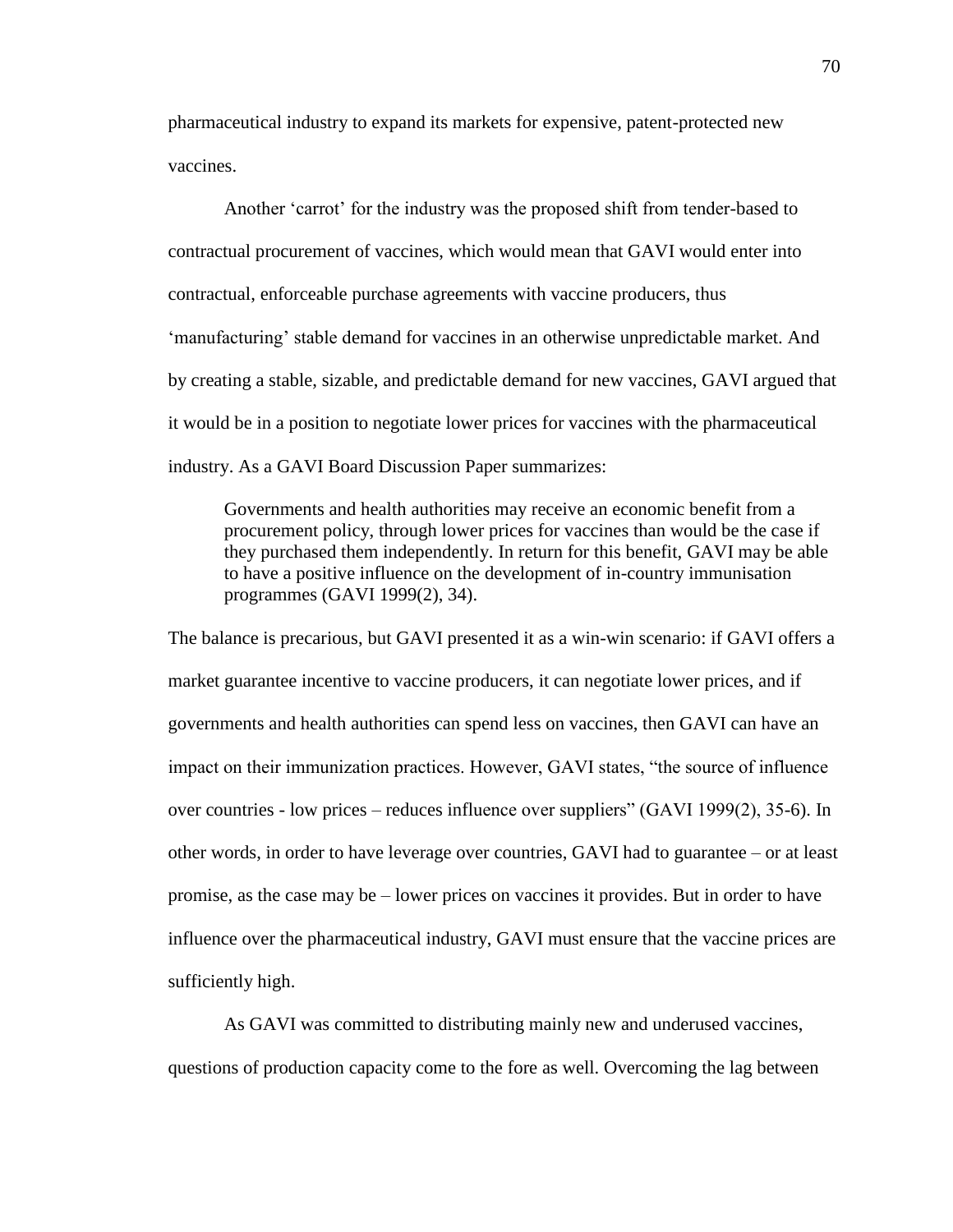pharmaceutical industry to expand its markets for expensive, patent-protected new vaccines.

Another 'carrot' for the industry was the proposed shift from tender-based to contractual procurement of vaccines, which would mean that GAVI would enter into contractual, enforceable purchase agreements with vaccine producers, thus 'manufacturing' stable demand for vaccines in an otherwise unpredictable market. And by creating a stable, sizable, and predictable demand for new vaccines, GAVI argued that it would be in a position to negotiate lower prices for vaccines with the pharmaceutical industry. As a GAVI Board Discussion Paper summarizes:

> Governments and health authorities may receive an economic benefit from a procurement policy, through lower prices for vaccines than would be the case if they purchased them independently. In return for this benefit, GAVI may be able to have a positive influence on the development of in-country immunisation programmes (GAVI 1999(2), 34).

The balance is precarious, but GAVI presented it as a win-win scenario: if GAVI offers a market guarantee incentive to vaccine producers, it can negotiate lower prices, and if governments and health authorities can spend less on vaccines, then GAVI can have an impact on their immunization practices. However, GAVI states, "the source of influence over countries - low prices – reduces influence over suppliers" (GAVI 1999(2), 35-6). In other words, in order to have leverage over countries, GAVI had to guarantee – or at least promise, as the case may be – lower prices on vaccines it provides. But in order to have influence over the pharmaceutical industry, GAVI must ensure that the vaccine prices are sufficiently high.

As GAVI was committed to distributing mainly new and underused vaccines, questions of production capacity come to the fore as well. Overcoming the lag between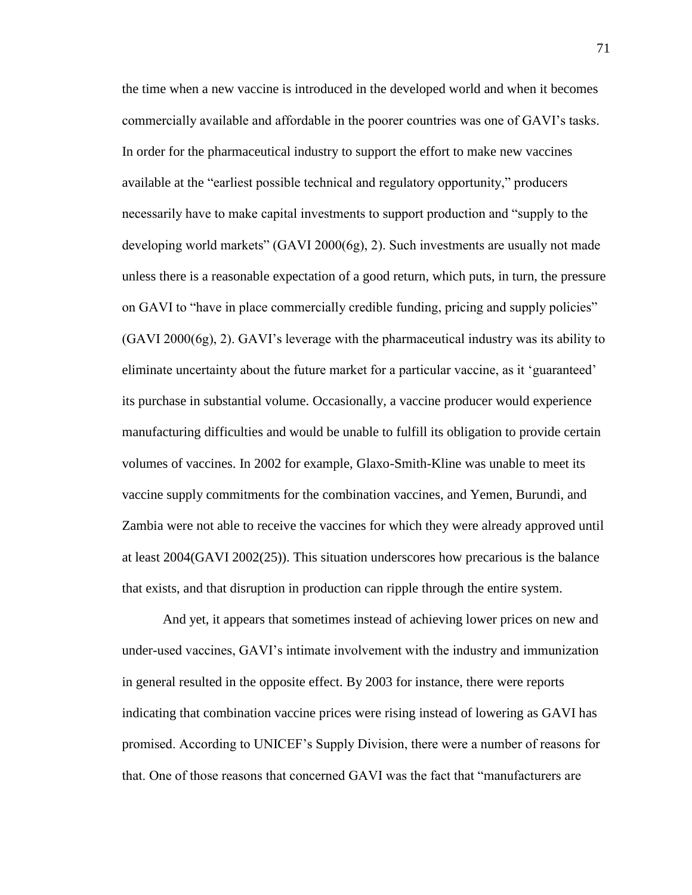the time when a new vaccine is introduced in the developed world and when it becomes commercially available and affordable in the poorer countries was one of GAVI's tasks. In order for the pharmaceutical industry to support the effort to make new vaccines available at the "earliest possible technical and regulatory opportunity," producers necessarily have to make capital investments to support production and "supply to the developing world markets" (GAVI 2000(6g), 2). Such investments are usually not made unless there is a reasonable expectation of a good return, which puts, in turn, the pressure on GAVI to "have in place commercially credible funding, pricing and supply policies" (GAVI 2000(6g), 2). GAVI's leverage with the pharmaceutical industry was its ability to eliminate uncertainty about the future market for a particular vaccine, as it 'guaranteed' its purchase in substantial volume. Occasionally, a vaccine producer would experience manufacturing difficulties and would be unable to fulfill its obligation to provide certain volumes of vaccines. In 2002 for example, Glaxo-Smith-Kline was unable to meet its vaccine supply commitments for the combination vaccines, and Yemen, Burundi, and Zambia were not able to receive the vaccines for which they were already approved until at least 2004(GAVI 2002(25)). This situation underscores how precarious is the balance that exists, and that disruption in production can ripple through the entire system.

And yet, it appears that sometimes instead of achieving lower prices on new and under-used vaccines, GAVI's intimate involvement with the industry and immunization in general resulted in the opposite effect. By 2003 for instance, there were reports indicating that combination vaccine prices were rising instead of lowering as GAVI has promised. According to UNICEF's Supply Division, there were a number of reasons for that. One of those reasons that concerned GAVI was the fact that "manufacturers are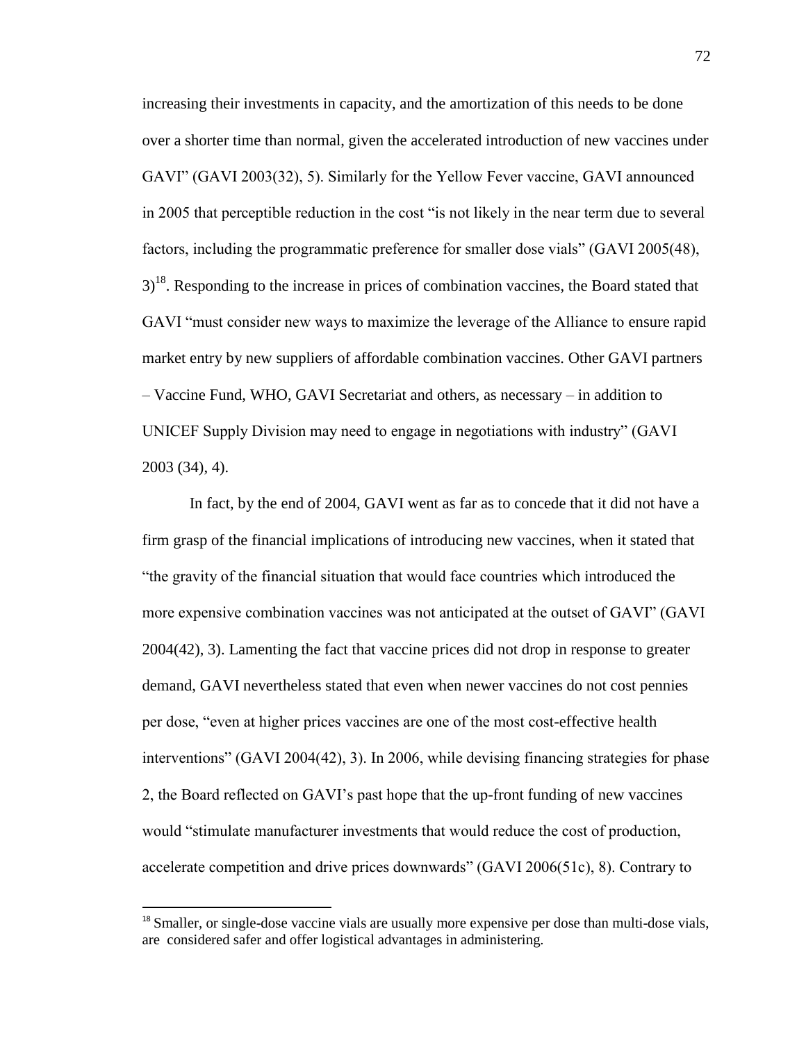increasing their investments in capacity, and the amortization of this needs to be done over a shorter time than normal, given the accelerated introduction of new vaccines under GAVI" (GAVI 2003(32), 5). Similarly for the Yellow Fever vaccine, GAVI announced in 2005 that perceptible reduction in the cost "is not likely in the near term due to several factors, including the programmatic preference for smaller dose vials" (GAVI 2005(48), 3)[18]. Responding to the increase in prices of combination vaccines, the Board stated that GAVI "must consider new ways to maximize the leverage of the Alliance to ensure rapid market entry by new suppliers of affordable combination vaccines. Other GAVI partners – Vaccine Fund, WHO, GAVI Secretariat and others, as necessary – in addition to UNICEF Supply Division may need to engage in negotiations with industry" (GAVI 2003 (34), 4).

In fact, by the end of 2004, GAVI went as far as to concede that it did not have a firm grasp of the financial implications of introducing new vaccines, when it stated that "the gravity of the financial situation that would face countries which introduced the more expensive combination vaccines was not anticipated at the outset of GAVI" (GAVI 2004(42), 3). Lamenting the fact that vaccine prices did not drop in response to greater demand, GAVI nevertheless stated that even when newer vaccines do not cost pennies per dose, "even at higher prices vaccines are one of the most cost-effective health interventions" (GAVI 2004(42), 3). In 2006, while devising financing strategies for phase 2, the Board reflected on GAVI's past hope that the up-front funding of new vaccines would "stimulate manufacturer investments that would reduce the cost of production, accelerate competition and drive prices downwards" (GAVI 2006(51c), 8). Contrary to

[18] Smaller, or single-dose vaccine vials are usually more expensive per dose than multi-dose vials, are considered safer and offer logistical advantages in administering.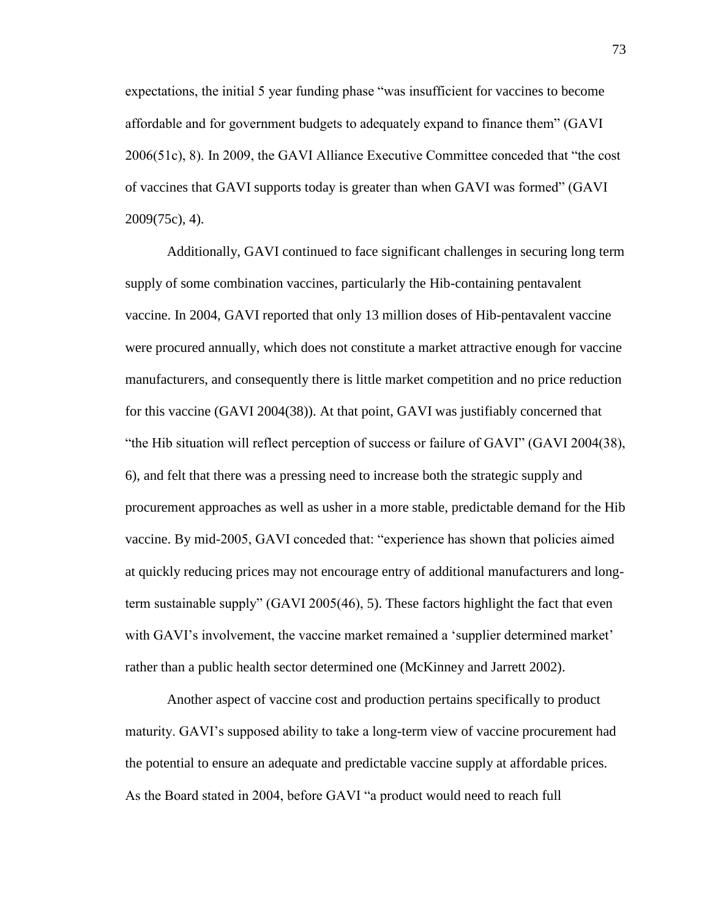expectations, the initial 5 year funding phase "was insufficient for vaccines to become affordable and for government budgets to adequately expand to finance them" (GAVI 2006(51c), 8). In 2009, the GAVI Alliance Executive Committee conceded that "the cost of vaccines that GAVI supports today is greater than when GAVI was formed" (GAVI 2009(75c), 4).

Additionally, GAVI continued to face significant challenges in securing long term supply of some combination vaccines, particularly the Hib-containing pentavalent vaccine. In 2004, GAVI reported that only 13 million doses of Hib-pentavalent vaccine were procured annually, which does not constitute a market attractive enough for vaccine manufacturers, and consequently there is little market competition and no price reduction for this vaccine (GAVI 2004(38)). At that point, GAVI was justifiably concerned that "the Hib situation will reflect perception of success or failure of GAVI" (GAVI 2004(38), 6), and felt that there was a pressing need to increase both the strategic supply and procurement approaches as well as usher in a more stable, predictable demand for the Hib vaccine. By mid-2005, GAVI conceded that: "experience has shown that policies aimed at quickly reducing prices may not encourage entry of additional manufacturers and long-term sustainable supply" (GAVI 2005(46), 5). These factors highlight the fact that even with GAVI's involvement, the vaccine market remained a 'supplier determined market' rather than a public health sector determined one (McKinney and Jarrett 2002).

Another aspect of vaccine cost and production pertains specifically to product maturity. GAVI's supposed ability to take a long-term view of vaccine procurement had the potential to ensure an adequate and predictable vaccine supply at affordable prices. As the Board stated in 2004, before GAVI "a product would need to reach full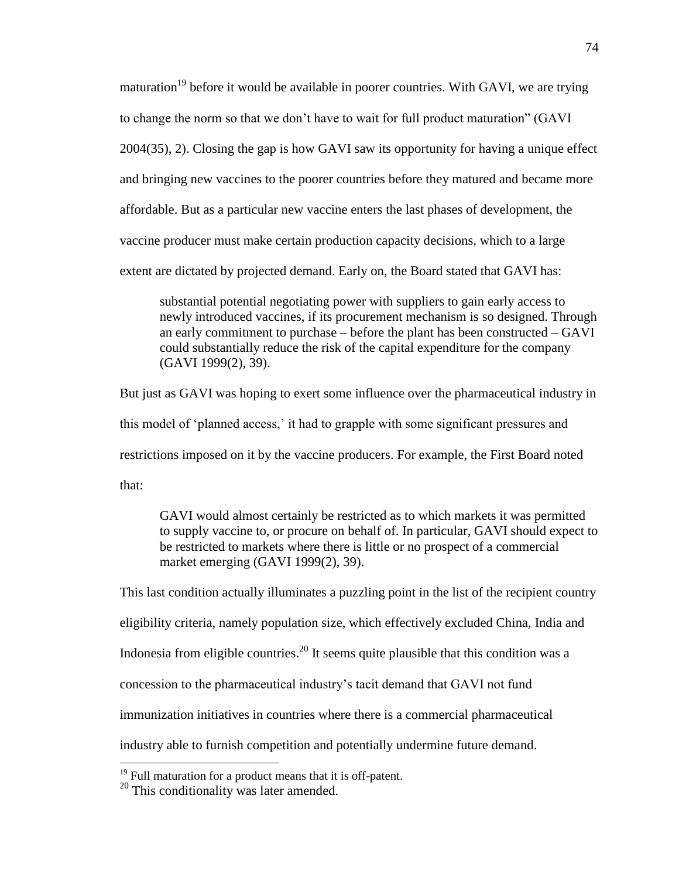maturation[19] before it would be available in poorer countries. With GAVI, we are trying to change the norm so that we don't have to wait for full product maturation" (GAVI 2004(35), 2). Closing the gap is how GAVI saw its opportunity for having a unique effect and bringing new vaccines to the poorer countries before they matured and became more affordable. But as a particular new vaccine enters the last phases of development, the vaccine producer must make certain production capacity decisions, which to a large extent are dictated by projected demand. Early on, the Board stated that GAVI has:

> substantial potential negotiating power with suppliers to gain early access to newly introduced vaccines, if its procurement mechanism is so designed. Through an early commitment to purchase – before the plant has been constructed – GAVI could substantially reduce the risk of the capital expenditure for the company (GAVI 1999(2), 39).

But just as GAVI was hoping to exert some influence over the pharmaceutical industry in this model of 'planned access,' it had to grapple with some significant pressures and restrictions imposed on it by the vaccine producers. For example, the First Board noted that:

> GAVI would almost certainly be restricted as to which markets it was permitted to supply vaccine to, or procure on behalf of. In particular, GAVI should expect to be restricted to markets where there is little or no prospect of a commercial market emerging (GAVI 1999(2), 39).

This last condition actually illuminates a puzzling point in the list of the recipient country eligibility criteria, namely population size, which effectively excluded China, India and Indonesia from eligible countries.[20] It seems quite plausible that this condition was a concession to the pharmaceutical industry's tacit demand that GAVI not fund immunization initiatives in countries where there is a commercial pharmaceutical industry able to furnish competition and potentially undermine future demand.

---

[19] Full maturation for a product means that it is off-patent.

[20] This conditionality was later amended.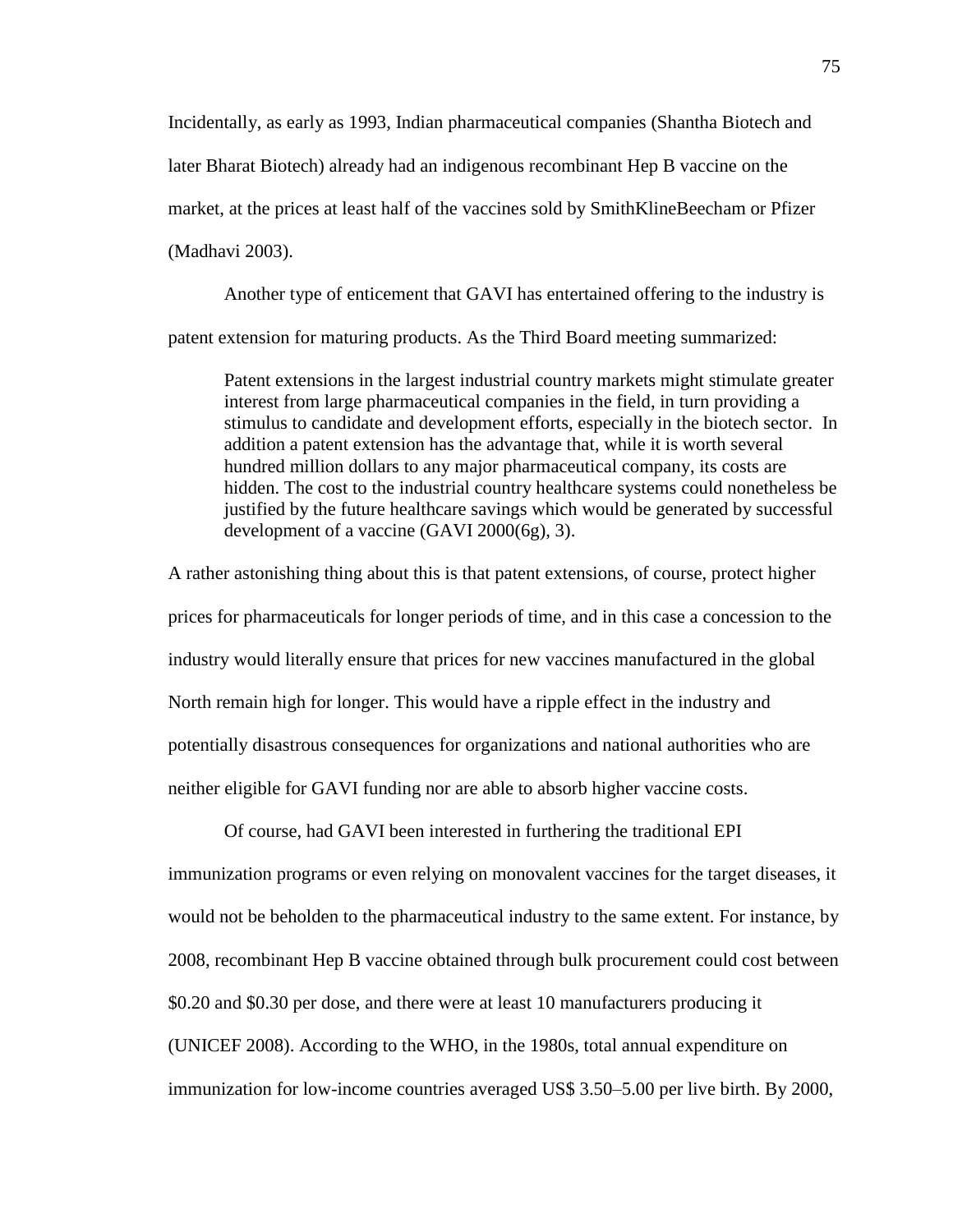Incidentally, as early as 1993, Indian pharmaceutical companies (Shantha Biotech and later Bharat Biotech) already had an indigenous recombinant Hep B vaccine on the market, at the prices at least half of the vaccines sold by SmithKlineBeecham or Pfizer (Madhavi 2003).

Another type of enticement that GAVI has entertained offering to the industry is patent extension for maturing products. As the Third Board meeting summarized:

> Patent extensions in the largest industrial country markets might stimulate greater interest from large pharmaceutical companies in the field, in turn providing a stimulus to candidate and development efforts, especially in the biotech sector. In addition a patent extension has the advantage that, while it is worth several hundred million dollars to any major pharmaceutical company, its costs are hidden. The cost to the industrial country healthcare systems could nonetheless be justified by the future healthcare savings which would be generated by successful development of a vaccine (GAVI 2000(6g), 3).

A rather astonishing thing about this is that patent extensions, of course, protect higher prices for pharmaceuticals for longer periods of time, and in this case a concession to the industry would literally ensure that prices for new vaccines manufactured in the global North remain high for longer. This would have a ripple effect in the industry and potentially disastrous consequences for organizations and national authorities who are neither eligible for GAVI funding nor are able to absorb higher vaccine costs.

Of course, had GAVI been interested in furthering the traditional EPI immunization programs or even relying on monovalent vaccines for the target diseases, it would not be beholden to the pharmaceutical industry to the same extent. For instance, by 2008, recombinant Hep B vaccine obtained through bulk procurement could cost between \$0.20 and \$0.30 per dose, and there were at least 10 manufacturers producing it (UNICEF 2008). According to the WHO, in the 1980s, total annual expenditure on immunization for low-income countries averaged US\$ 3.50–5.00 per live birth. By 2000,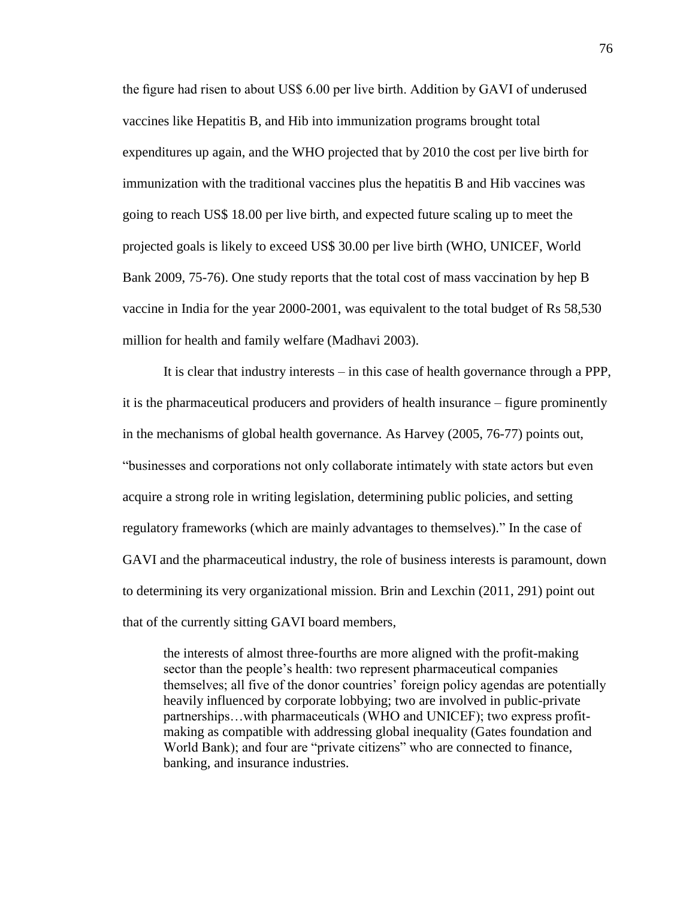the figure had risen to about US$ 6.00 per live birth. Addition by GAVI of underused vaccines like Hepatitis B, and Hib into immunization programs brought total expenditures up again, and the WHO projected that by 2010 the cost per live birth for immunization with the traditional vaccines plus the hepatitis B and Hib vaccines was going to reach US$ 18.00 per live birth, and expected future scaling up to meet the projected goals is likely to exceed US$ 30.00 per live birth (WHO, UNICEF, World Bank 2009, 75-76). One study reports that the total cost of mass vaccination by hep B vaccine in India for the year 2000-2001, was equivalent to the total budget of Rs 58,530 million for health and family welfare (Madhavi 2003).

It is clear that industry interests – in this case of health governance through a PPP, it is the pharmaceutical producers and providers of health insurance – figure prominently in the mechanisms of global health governance. As Harvey (2005, 76-77) points out, "businesses and corporations not only collaborate intimately with state actors but even acquire a strong role in writing legislation, determining public policies, and setting regulatory frameworks (which are mainly advantages to themselves)." In the case of GAVI and the pharmaceutical industry, the role of business interests is paramount, down to determining its very organizational mission. Brin and Lexchin (2011, 291) point out that of the currently sitting GAVI board members,

> the interests of almost three-fourths are more aligned with the profit-making sector than the people's health: two represent pharmaceutical companies themselves; all five of the donor countries' foreign policy agendas are potentially heavily influenced by corporate lobbying; two are involved in public-private partnerships…with pharmaceuticals (WHO and UNICEF); two express profit-making as compatible with addressing global inequality (Gates foundation and World Bank); and four are "private citizens" who are connected to finance, banking, and insurance industries.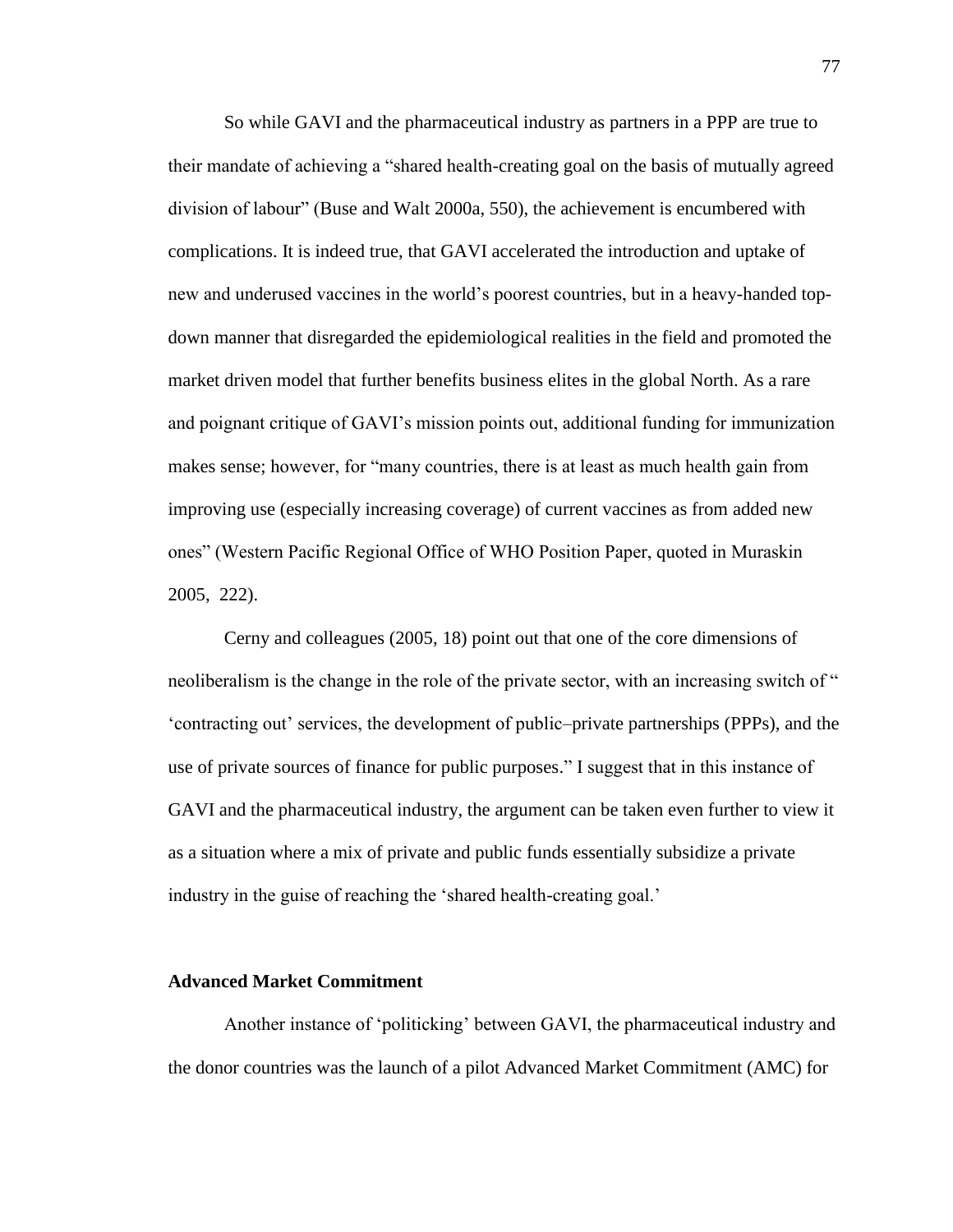So while GAVI and the pharmaceutical industry as partners in a PPP are true to their mandate of achieving a "shared health-creating goal on the basis of mutually agreed division of labour" (Buse and Walt 2000a, 550), the achievement is encumbered with complications. It is indeed true, that GAVI accelerated the introduction and uptake of new and underused vaccines in the world's poorest countries, but in a heavy-handed top-down manner that disregarded the epidemiological realities in the field and promoted the market driven model that further benefits business elites in the global North. As a rare and poignant critique of GAVI's mission points out, additional funding for immunization makes sense; however, for "many countries, there is at least as much health gain from improving use (especially increasing coverage) of current vaccines as from added new ones" (Western Pacific Regional Office of WHO Position Paper, quoted in Muraskin 2005, 222).

Cerny and colleagues (2005, 18) point out that one of the core dimensions of neoliberalism is the change in the role of the private sector, with an increasing switch of " 'contracting out' services, the development of public–private partnerships (PPPs), and the use of private sources of finance for public purposes." I suggest that in this instance of GAVI and the pharmaceutical industry, the argument can be taken even further to view it as a situation where a mix of private and public funds essentially subsidize a private industry in the guise of reaching the 'shared health-creating goal.'

**Advanced Market Commitment**

Another instance of 'politicking' between GAVI, the pharmaceutical industry and the donor countries was the launch of a pilot Advanced Market Commitment (AMC) for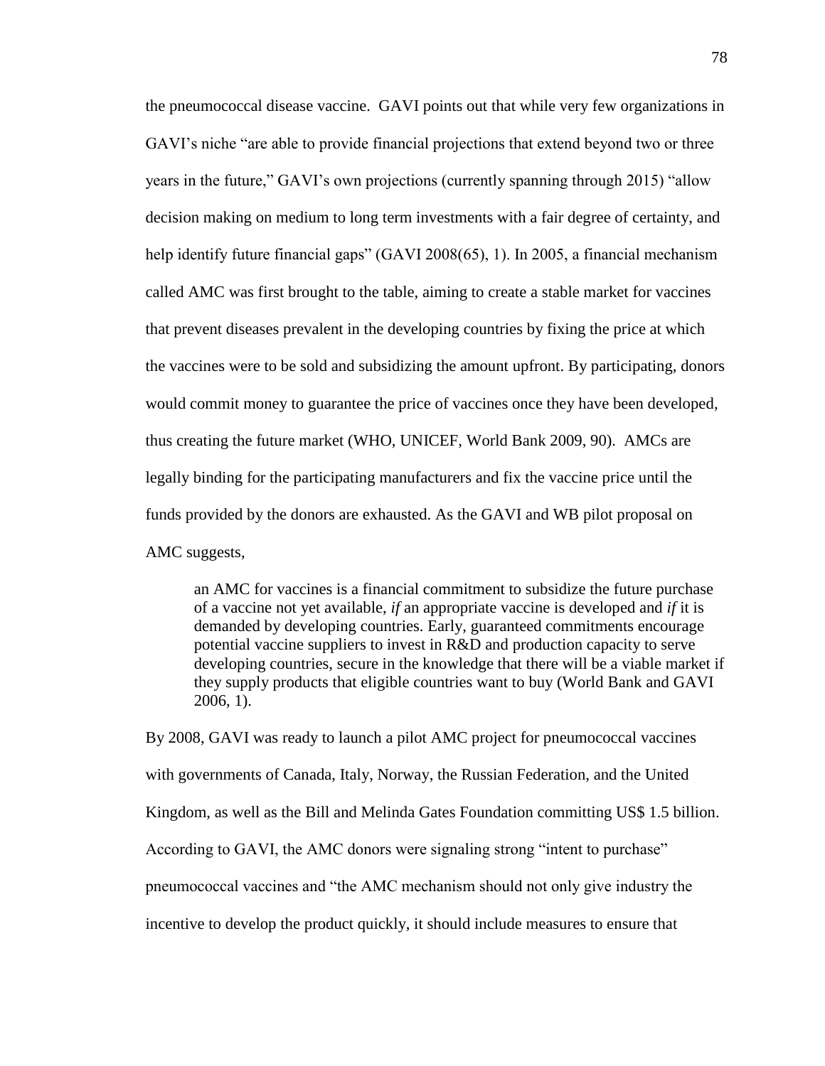the pneumococcal disease vaccine. GAVI points out that while very few organizations in GAVI's niche "are able to provide financial projections that extend beyond two or three years in the future," GAVI's own projections (currently spanning through 2015) "allow decision making on medium to long term investments with a fair degree of certainty, and help identify future financial gaps" (GAVI 2008(65), 1). In 2005, a financial mechanism called AMC was first brought to the table, aiming to create a stable market for vaccines that prevent diseases prevalent in the developing countries by fixing the price at which the vaccines were to be sold and subsidizing the amount upfront. By participating, donors would commit money to guarantee the price of vaccines once they have been developed, thus creating the future market (WHO, UNICEF, World Bank 2009, 90). AMCs are legally binding for the participating manufacturers and fix the vaccine price until the funds provided by the donors are exhausted. As the GAVI and WB pilot proposal on AMC suggests,

> an AMC for vaccines is a financial commitment to subsidize the future purchase of a vaccine not yet available, *if* an appropriate vaccine is developed and *if* it is demanded by developing countries. Early, guaranteed commitments encourage potential vaccine suppliers to invest in R&D and production capacity to serve developing countries, secure in the knowledge that there will be a viable market if they supply products that eligible countries want to buy (World Bank and GAVI 2006, 1).

By 2008, GAVI was ready to launch a pilot AMC project for pneumococcal vaccines with governments of Canada, Italy, Norway, the Russian Federation, and the United Kingdom, as well as the Bill and Melinda Gates Foundation committing US$ 1.5 billion. According to GAVI, the AMC donors were signaling strong "intent to purchase" pneumococcal vaccines and "the AMC mechanism should not only give industry the incentive to develop the product quickly, it should include measures to ensure that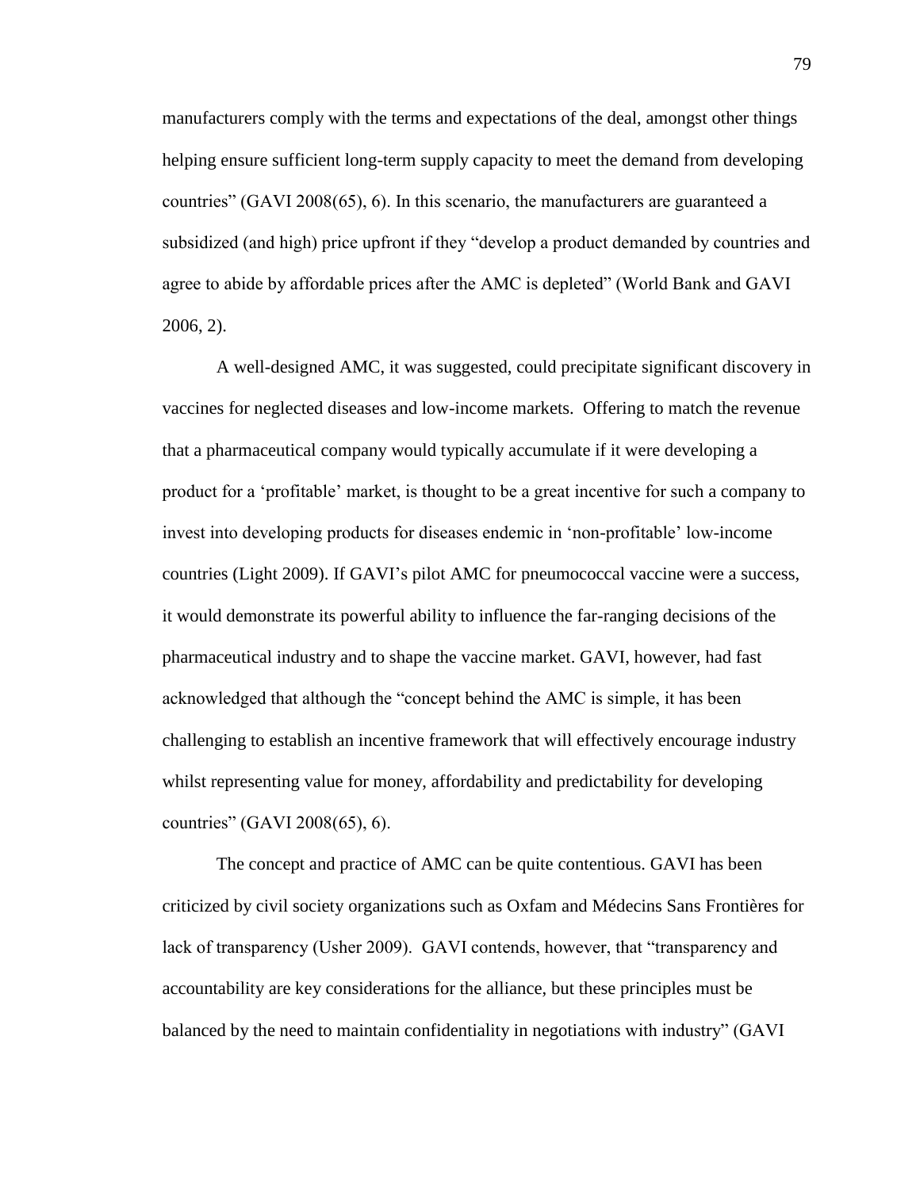manufacturers comply with the terms and expectations of the deal, amongst other things helping ensure sufficient long-term supply capacity to meet the demand from developing countries" (GAVI 2008(65), 6). In this scenario, the manufacturers are guaranteed a subsidized (and high) price upfront if they "develop a product demanded by countries and agree to abide by affordable prices after the AMC is depleted" (World Bank and GAVI 2006, 2).

A well-designed AMC, it was suggested, could precipitate significant discovery in vaccines for neglected diseases and low-income markets. Offering to match the revenue that a pharmaceutical company would typically accumulate if it were developing a product for a 'profitable' market, is thought to be a great incentive for such a company to invest into developing products for diseases endemic in 'non-profitable' low-income countries (Light 2009). If GAVI's pilot AMC for pneumococcal vaccine were a success, it would demonstrate its powerful ability to influence the far-ranging decisions of the pharmaceutical industry and to shape the vaccine market. GAVI, however, had fast acknowledged that although the "concept behind the AMC is simple, it has been challenging to establish an incentive framework that will effectively encourage industry whilst representing value for money, affordability and predictability for developing countries" (GAVI 2008(65), 6).

The concept and practice of AMC can be quite contentious. GAVI has been criticized by civil society organizations such as Oxfam and Médecins Sans Frontières for lack of transparency (Usher 2009). GAVI contends, however, that "transparency and accountability are key considerations for the alliance, but these principles must be balanced by the need to maintain confidentiality in negotiations with industry" (GAVI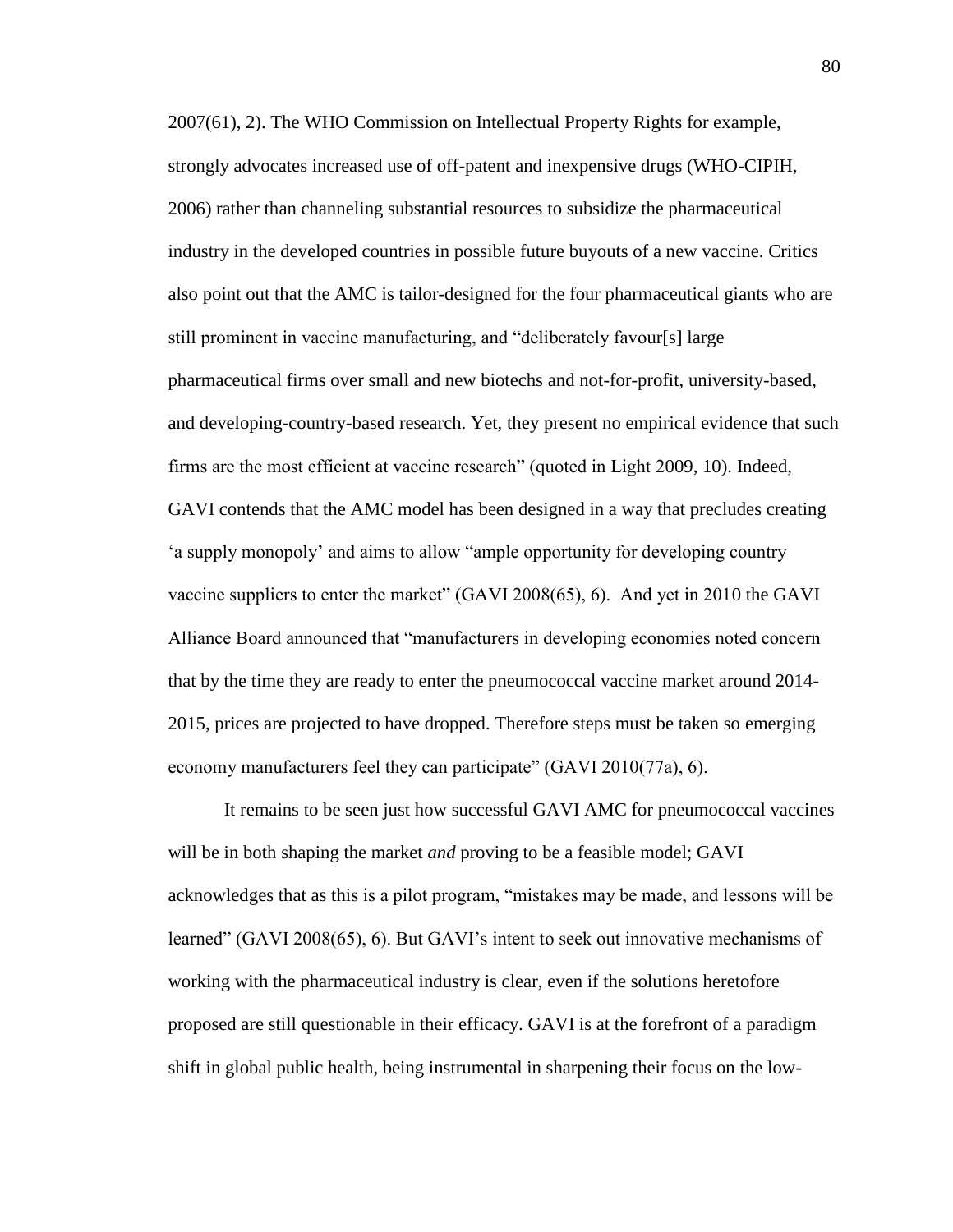2007(61), 2). The WHO Commission on Intellectual Property Rights for example, strongly advocates increased use of off-patent and inexpensive drugs (WHO-CIPIH, 2006) rather than channeling substantial resources to subsidize the pharmaceutical industry in the developed countries in possible future buyouts of a new vaccine. Critics also point out that the AMC is tailor-designed for the four pharmaceutical giants who are still prominent in vaccine manufacturing, and "deliberately favour[s] large pharmaceutical firms over small and new biotechs and not-for-profit, university-based, and developing-country-based research. Yet, they present no empirical evidence that such firms are the most efficient at vaccine research" (quoted in Light 2009, 10). Indeed, GAVI contends that the AMC model has been designed in a way that precludes creating 'a supply monopoly' and aims to allow "ample opportunity for developing country vaccine suppliers to enter the market" (GAVI 2008(65), 6). And yet in 2010 the GAVI Alliance Board announced that "manufacturers in developing economies noted concern that by the time they are ready to enter the pneumococcal vaccine market around 2014-2015, prices are projected to have dropped. Therefore steps must be taken so emerging economy manufacturers feel they can participate" (GAVI 2010(77a), 6).

It remains to be seen just how successful GAVI AMC for pneumococcal vaccines will be in both shaping the market *and* proving to be a feasible model; GAVI acknowledges that as this is a pilot program, "mistakes may be made, and lessons will be learned" (GAVI 2008(65), 6). But GAVI's intent to seek out innovative mechanisms of working with the pharmaceutical industry is clear, even if the solutions heretofore proposed are still questionable in their efficacy. GAVI is at the forefront of a paradigm shift in global public health, being instrumental in sharpening their focus on the low-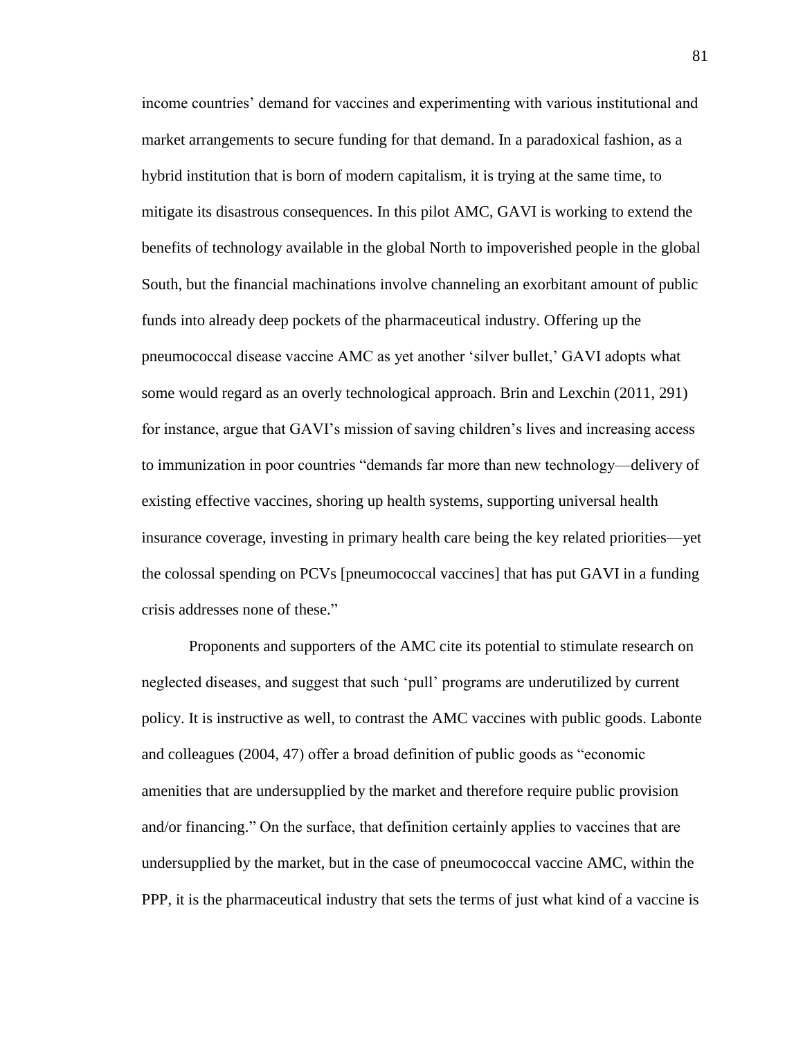income countries' demand for vaccines and experimenting with various institutional and market arrangements to secure funding for that demand. In a paradoxical fashion, as a hybrid institution that is born of modern capitalism, it is trying at the same time, to mitigate its disastrous consequences. In this pilot AMC, GAVI is working to extend the benefits of technology available in the global North to impoverished people in the global South, but the financial machinations involve channeling an exorbitant amount of public funds into already deep pockets of the pharmaceutical industry. Offering up the pneumococcal disease vaccine AMC as yet another 'silver bullet,' GAVI adopts what some would regard as an overly technological approach. Brin and Lexchin (2011, 291) for instance, argue that GAVI's mission of saving children's lives and increasing access to immunization in poor countries "demands far more than new technology—delivery of existing effective vaccines, shoring up health systems, supporting universal health insurance coverage, investing in primary health care being the key related priorities—yet the colossal spending on PCVs [pneumococcal vaccines] that has put GAVI in a funding crisis addresses none of these."

Proponents and supporters of the AMC cite its potential to stimulate research on neglected diseases, and suggest that such 'pull' programs are underutilized by current policy. It is instructive as well, to contrast the AMC vaccines with public goods. Labonte and colleagues (2004, 47) offer a broad definition of public goods as "economic amenities that are undersupplied by the market and therefore require public provision and/or financing." On the surface, that definition certainly applies to vaccines that are undersupplied by the market, but in the case of pneumococcal vaccine AMC, within the PPP, it is the pharmaceutical industry that sets the terms of just what kind of a vaccine is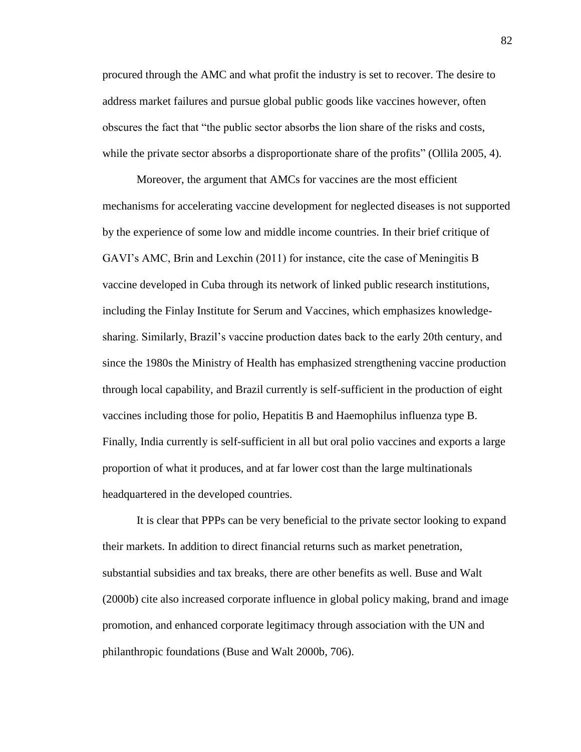procured through the AMC and what profit the industry is set to recover. The desire to address market failures and pursue global public goods like vaccines however, often obscures the fact that "the public sector absorbs the lion share of the risks and costs, while the private sector absorbs a disproportionate share of the profits" (Ollila 2005, 4).

Moreover, the argument that AMCs for vaccines are the most efficient mechanisms for accelerating vaccine development for neglected diseases is not supported by the experience of some low and middle income countries. In their brief critique of GAVI's AMC, Brin and Lexchin (2011) for instance, cite the case of Meningitis B vaccine developed in Cuba through its network of linked public research institutions, including the Finlay Institute for Serum and Vaccines, which emphasizes knowledge-sharing. Similarly, Brazil's vaccine production dates back to the early 20th century, and since the 1980s the Ministry of Health has emphasized strengthening vaccine production through local capability, and Brazil currently is self-sufficient in the production of eight vaccines including those for polio, Hepatitis B and Haemophilus influenza type B. Finally, India currently is self-sufficient in all but oral polio vaccines and exports a large proportion of what it produces, and at far lower cost than the large multinationals headquartered in the developed countries.

It is clear that PPPs can be very beneficial to the private sector looking to expand their markets. In addition to direct financial returns such as market penetration, substantial subsidies and tax breaks, there are other benefits as well. Buse and Walt (2000b) cite also increased corporate influence in global policy making, brand and image promotion, and enhanced corporate legitimacy through association with the UN and philanthropic foundations (Buse and Walt 2000b, 706).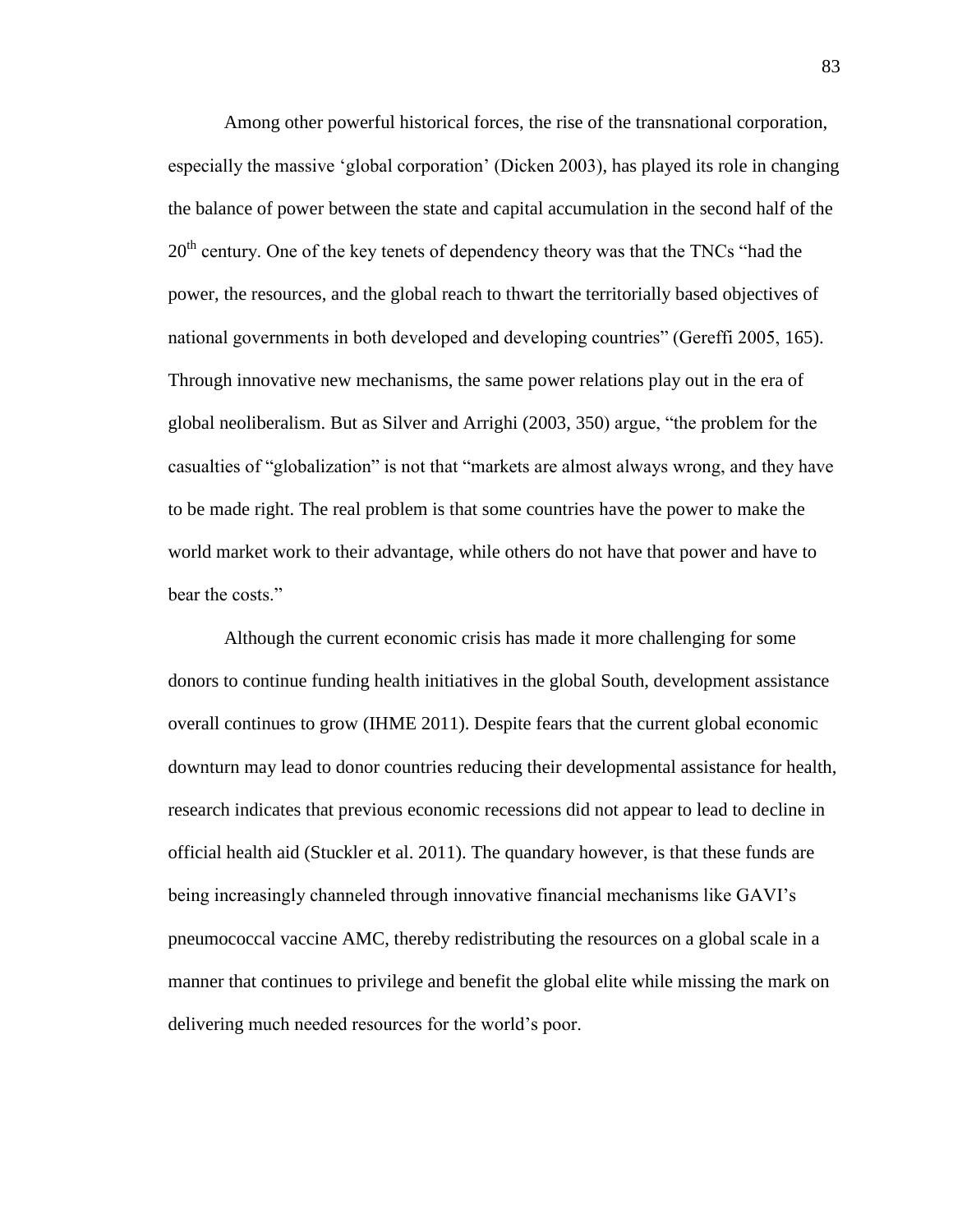Among other powerful historical forces, the rise of the transnational corporation, especially the massive 'global corporation' (Dicken 2003), has played its role in changing the balance of power between the state and capital accumulation in the second half of the $20^{th}$ century. One of the key tenets of dependency theory was that the TNCs "had the power, the resources, and the global reach to thwart the territorially based objectives of national governments in both developed and developing countries" (Gereffi 2005, 165). Through innovative new mechanisms, the same power relations play out in the era of global neoliberalism. But as Silver and Arrighi (2003, 350) argue, "the problem for the casualties of "globalization" is not that "markets are almost always wrong, and they have to be made right. The real problem is that some countries have the power to make the world market work to their advantage, while others do not have that power and have to bear the costs."

Although the current economic crisis has made it more challenging for some donors to continue funding health initiatives in the global South, development assistance overall continues to grow (IHME 2011). Despite fears that the current global economic downturn may lead to donor countries reducing their developmental assistance for health, research indicates that previous economic recessions did not appear to lead to decline in official health aid (Stuckler et al. 2011). The quandary however, is that these funds are being increasingly channeled through innovative financial mechanisms like GAVI's pneumococcal vaccine AMC, thereby redistributing the resources on a global scale in a manner that continues to privilege and benefit the global elite while missing the mark on delivering much needed resources for the world's poor.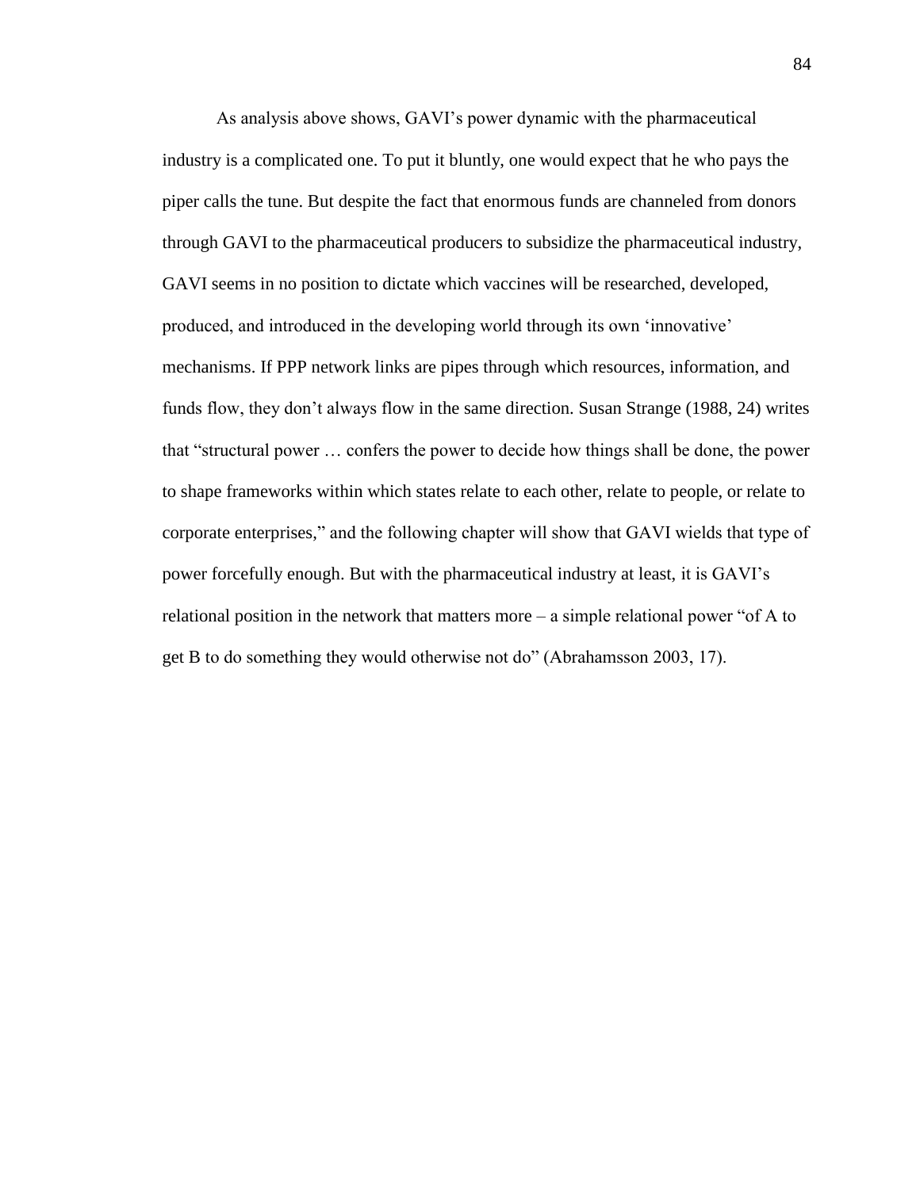As analysis above shows, GAVI's power dynamic with the pharmaceutical industry is a complicated one. To put it bluntly, one would expect that he who pays the piper calls the tune. But despite the fact that enormous funds are channeled from donors through GAVI to the pharmaceutical producers to subsidize the pharmaceutical industry, GAVI seems in no position to dictate which vaccines will be researched, developed, produced, and introduced in the developing world through its own 'innovative' mechanisms. If PPP network links are pipes through which resources, information, and funds flow, they don't always flow in the same direction. Susan Strange (1988, 24) writes that "structural power … confers the power to decide how things shall be done, the power to shape frameworks within which states relate to each other, relate to people, or relate to corporate enterprises," and the following chapter will show that GAVI wields that type of power forcefully enough. But with the pharmaceutical industry at least, it is GAVI's relational position in the network that matters more – a simple relational power "of A to get B to do something they would otherwise not do" (Abrahamsson 2003, 17).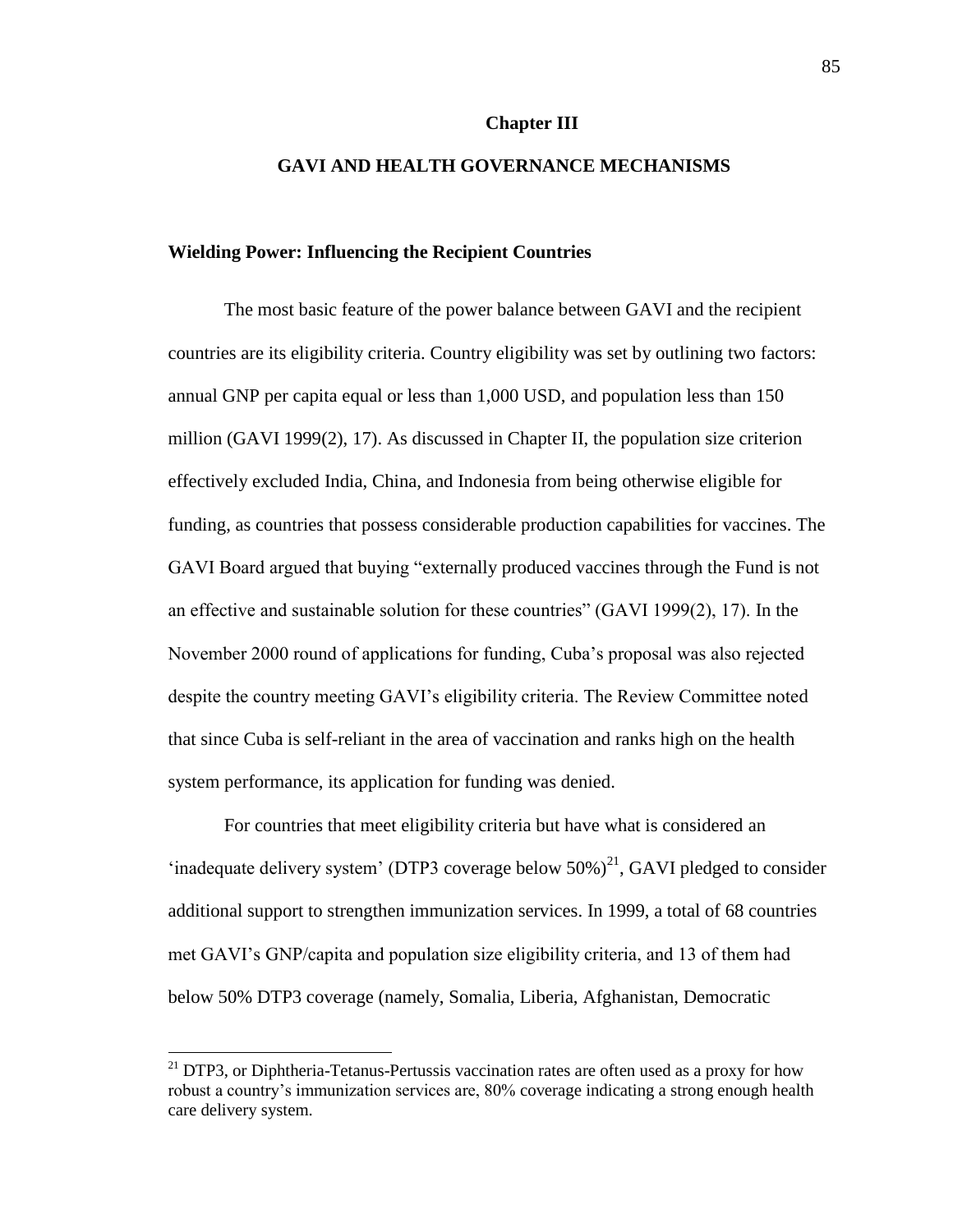# Chapter III

# GAVI AND HEALTH GOVERNANCE MECHANISMS

## Wielding Power: Influencing the Recipient Countries

The most basic feature of the power balance between GAVI and the recipient countries are its eligibility criteria. Country eligibility was set by outlining two factors: annual GNP per capita equal or less than 1,000 USD, and population less than 150 million (GAVI 1999(2), 17). As discussed in Chapter II, the population size criterion effectively excluded India, China, and Indonesia from being otherwise eligible for funding, as countries that possess considerable production capabilities for vaccines. The GAVI Board argued that buying "externally produced vaccines through the Fund is not an effective and sustainable solution for these countries" (GAVI 1999(2), 17). In the November 2000 round of applications for funding, Cuba's proposal was also rejected despite the country meeting GAVI's eligibility criteria. The Review Committee noted that since Cuba is self-reliant in the area of vaccination and ranks high on the health system performance, its application for funding was denied.

For countries that meet eligibility criteria but have what is considered an 'inadequate delivery system' (DTP3 coverage below 50%)[21], GAVI pledged to consider additional support to strengthen immunization services. In 1999, a total of 68 countries met GAVI's GNP/capita and population size eligibility criteria, and 13 of them had below 50% DTP3 coverage (namely, Somalia, Liberia, Afghanistan, Democratic

[21] DTP3, or Diphtheria-Tetanus-Pertussis vaccination rates are often used as a proxy for how robust a country's immunization services are, 80% coverage indicating a strong enough health care delivery system.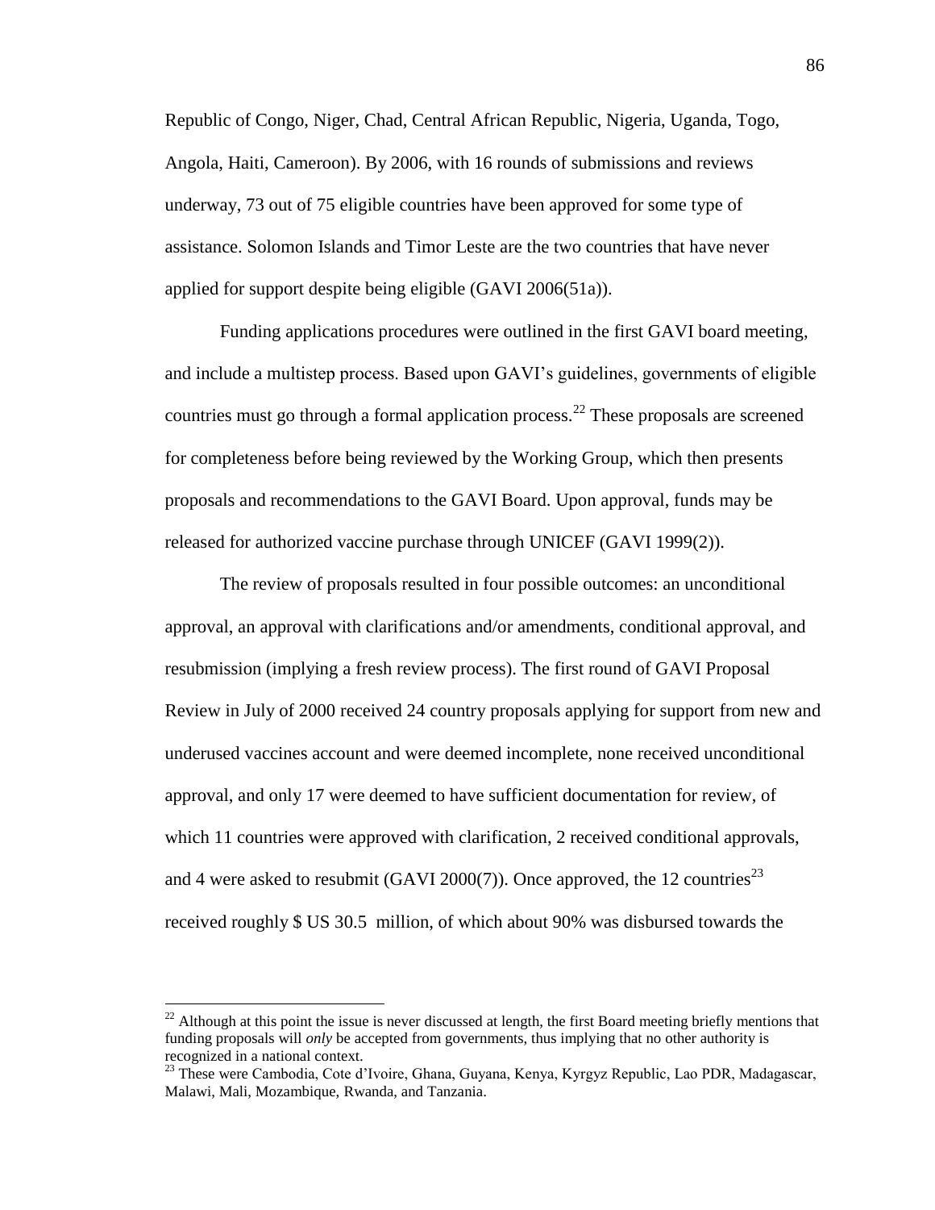Republic of Congo, Niger, Chad, Central African Republic, Nigeria, Uganda, Togo, Angola, Haiti, Cameroon). By 2006, with 16 rounds of submissions and reviews underway, 73 out of 75 eligible countries have been approved for some type of assistance. Solomon Islands and Timor Leste are the two countries that have never applied for support despite being eligible (GAVI 2006(51a)).

Funding applications procedures were outlined in the first GAVI board meeting, and include a multistep process. Based upon GAVI's guidelines, governments of eligible countries must go through a formal application process.[22] These proposals are screened for completeness before being reviewed by the Working Group, which then presents proposals and recommendations to the GAVI Board. Upon approval, funds may be released for authorized vaccine purchase through UNICEF (GAVI 1999(2)).

The review of proposals resulted in four possible outcomes: an unconditional approval, an approval with clarifications and/or amendments, conditional approval, and resubmission (implying a fresh review process). The first round of GAVI Proposal Review in July of 2000 received 24 country proposals applying for support from new and underused vaccines account and were deemed incomplete, none received unconditional approval, and only 17 were deemed to have sufficient documentation for review, of which 11 countries were approved with clarification, 2 received conditional approvals, and 4 were asked to resubmit (GAVI 2000(7)). Once approved, the 12 countries[23] received roughly $ US 30.5 million, of which about 90% was disbursed towards the

---

[22] Although at this point the issue is never discussed at length, the first Board meeting briefly mentions that funding proposals will *only* be accepted from governments, thus implying that no other authority is recognized in a national context.

[23] These were Cambodia, Cote d'Ivoire, Ghana, Guyana, Kenya, Kyrgyz Republic, Lao PDR, Madagascar, Malawi, Mali, Mozambique, Rwanda, and Tanzania.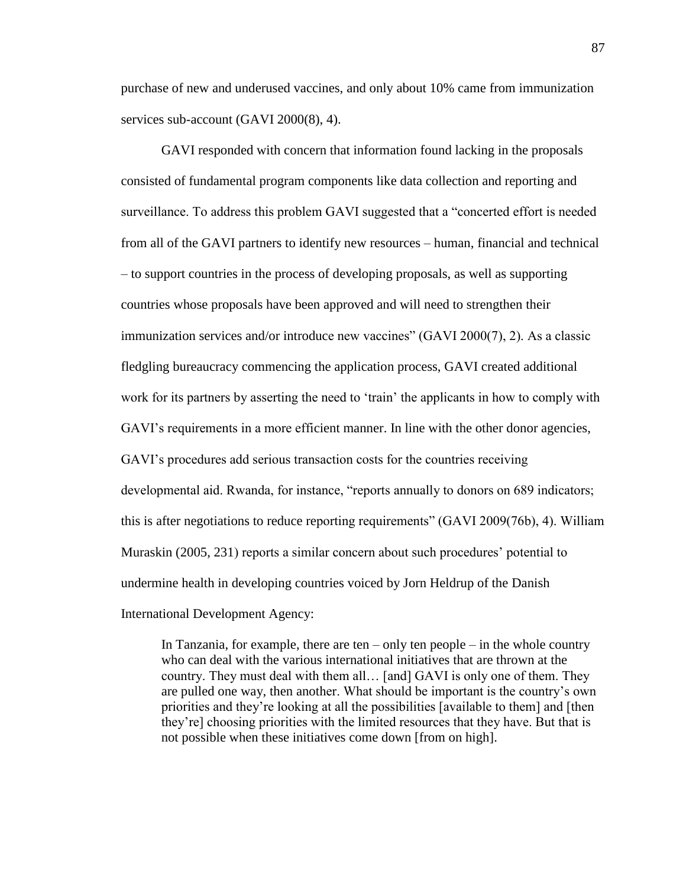purchase of new and underused vaccines, and only about 10% came from immunization services sub-account (GAVI 2000(8), 4).

GAVI responded with concern that information found lacking in the proposals consisted of fundamental program components like data collection and reporting and surveillance. To address this problem GAVI suggested that a "concerted effort is needed from all of the GAVI partners to identify new resources – human, financial and technical – to support countries in the process of developing proposals, as well as supporting countries whose proposals have been approved and will need to strengthen their immunization services and/or introduce new vaccines" (GAVI 2000(7), 2). As a classic fledgling bureaucracy commencing the application process, GAVI created additional work for its partners by asserting the need to 'train' the applicants in how to comply with GAVI's requirements in a more efficient manner. In line with the other donor agencies, GAVI's procedures add serious transaction costs for the countries receiving developmental aid. Rwanda, for instance, "reports annually to donors on 689 indicators; this is after negotiations to reduce reporting requirements" (GAVI 2009(76b), 4). William Muraskin (2005, 231) reports a similar concern about such procedures' potential to undermine health in developing countries voiced by Jorn Heldrup of the Danish International Development Agency:

> In Tanzania, for example, there are ten – only ten people – in the whole country who can deal with the various international initiatives that are thrown at the country. They must deal with them all… [and] GAVI is only one of them. They are pulled one way, then another. What should be important is the country's own priorities and they're looking at all the possibilities [available to them] and [then they're] choosing priorities with the limited resources that they have. But that is not possible when these initiatives come down [from on high].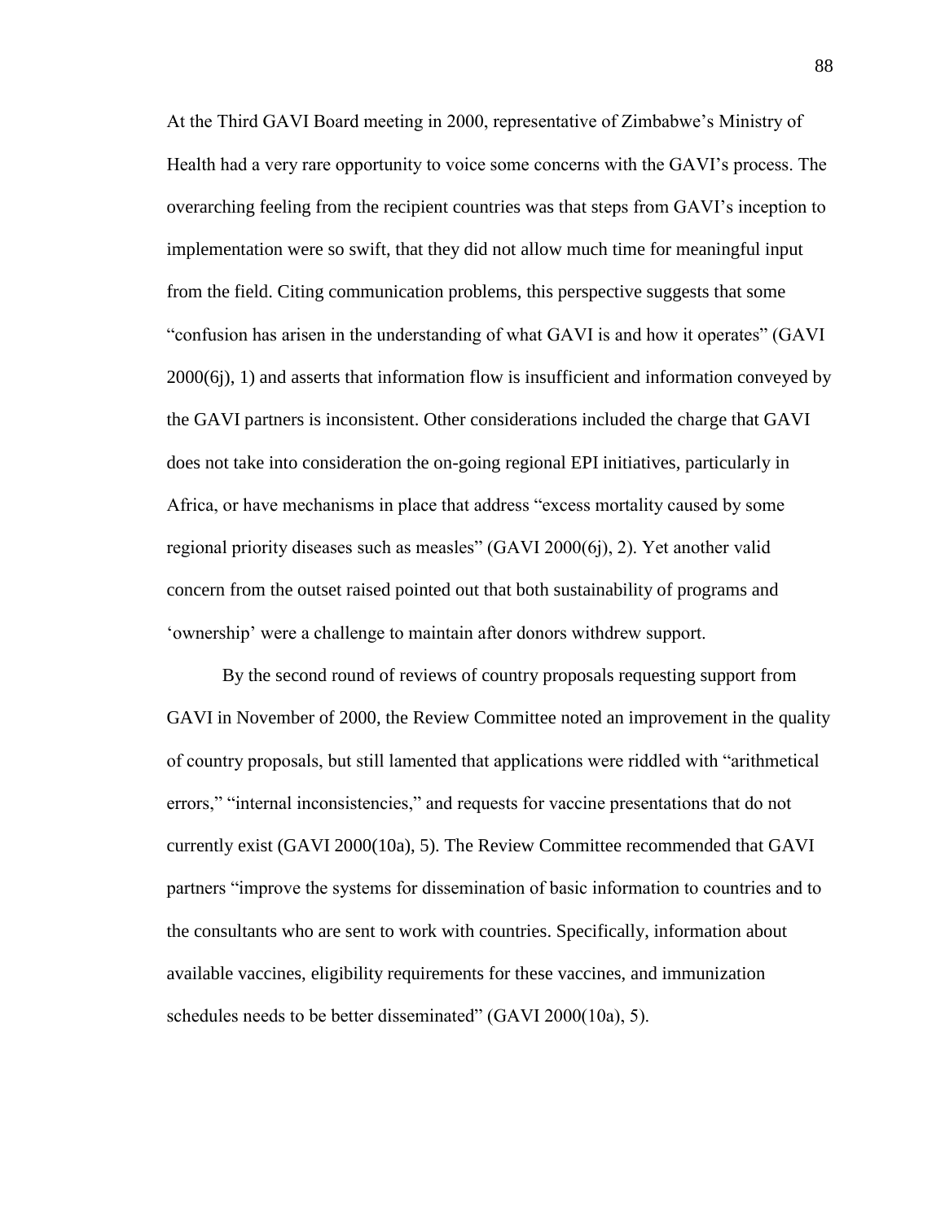At the Third GAVI Board meeting in 2000, representative of Zimbabwe's Ministry of Health had a very rare opportunity to voice some concerns with the GAVI's process. The overarching feeling from the recipient countries was that steps from GAVI's inception to implementation were so swift, that they did not allow much time for meaningful input from the field. Citing communication problems, this perspective suggests that some "confusion has arisen in the understanding of what GAVI is and how it operates" (GAVI 2000(6j), 1) and asserts that information flow is insufficient and information conveyed by the GAVI partners is inconsistent. Other considerations included the charge that GAVI does not take into consideration the on-going regional EPI initiatives, particularly in Africa, or have mechanisms in place that address "excess mortality caused by some regional priority diseases such as measles" (GAVI 2000(6j), 2). Yet another valid concern from the outset raised pointed out that both sustainability of programs and 'ownership' were a challenge to maintain after donors withdrew support.

By the second round of reviews of country proposals requesting support from GAVI in November of 2000, the Review Committee noted an improvement in the quality of country proposals, but still lamented that applications were riddled with "arithmetical errors," "internal inconsistencies," and requests for vaccine presentations that do not currently exist (GAVI 2000(10a), 5). The Review Committee recommended that GAVI partners "improve the systems for dissemination of basic information to countries and to the consultants who are sent to work with countries. Specifically, information about available vaccines, eligibility requirements for these vaccines, and immunization schedules needs to be better disseminated" (GAVI 2000(10a), 5).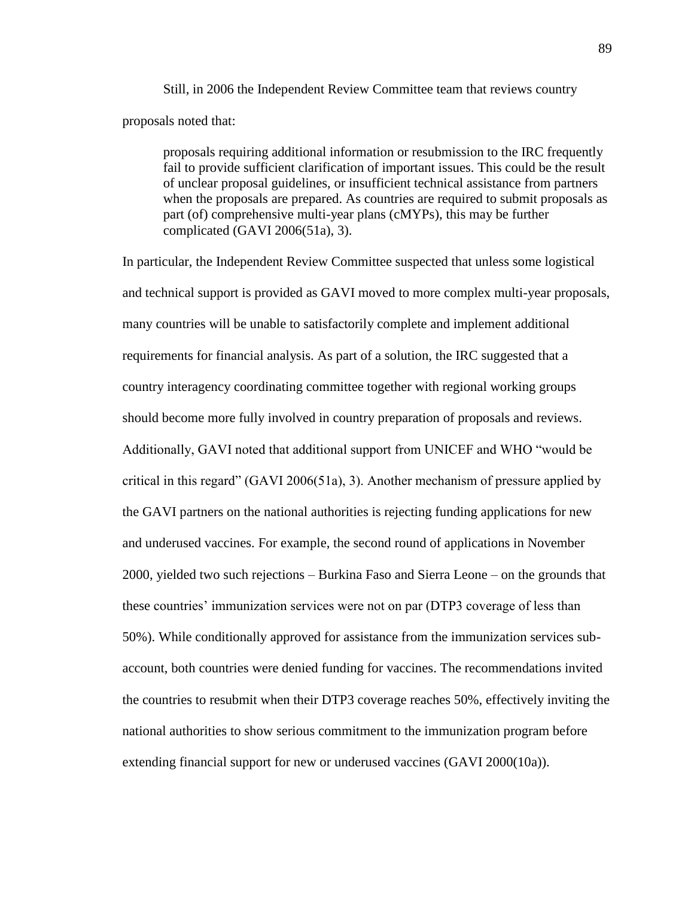Still, in 2006 the Independent Review Committee team that reviews country proposals noted that:

> proposals requiring additional information or resubmission to the IRC frequently fail to provide sufficient clarification of important issues. This could be the result of unclear proposal guidelines, or insufficient technical assistance from partners when the proposals are prepared. As countries are required to submit proposals as part (of) comprehensive multi-year plans (cMYPs), this may be further complicated (GAVI 2006(51a), 3).

In particular, the Independent Review Committee suspected that unless some logistical and technical support is provided as GAVI moved to more complex multi-year proposals, many countries will be unable to satisfactorily complete and implement additional requirements for financial analysis. As part of a solution, the IRC suggested that a country interagency coordinating committee together with regional working groups should become more fully involved in country preparation of proposals and reviews. Additionally, GAVI noted that additional support from UNICEF and WHO "would be critical in this regard" (GAVI 2006(51a), 3). Another mechanism of pressure applied by the GAVI partners on the national authorities is rejecting funding applications for new and underused vaccines. For example, the second round of applications in November 2000, yielded two such rejections – Burkina Faso and Sierra Leone – on the grounds that these countries' immunization services were not on par (DTP3 coverage of less than 50%). While conditionally approved for assistance from the immunization services sub-account, both countries were denied funding for vaccines. The recommendations invited the countries to resubmit when their DTP3 coverage reaches 50%, effectively inviting the national authorities to show serious commitment to the immunization program before extending financial support for new or underused vaccines (GAVI 2000(10a)).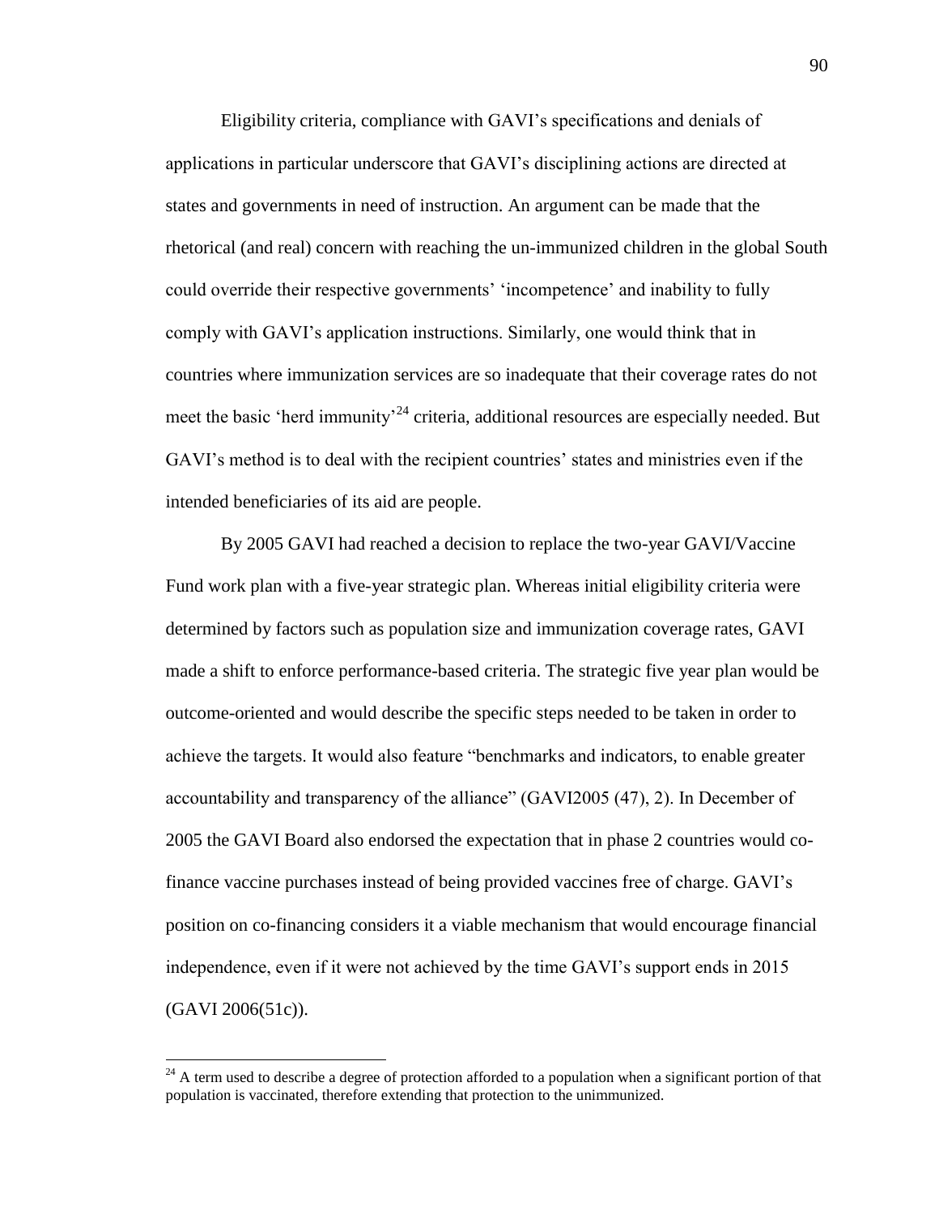Eligibility criteria, compliance with GAVI's specifications and denials of applications in particular underscore that GAVI's disciplining actions are directed at states and governments in need of instruction. An argument can be made that the rhetorical (and real) concern with reaching the un-immunized children in the global South could override their respective governments' 'incompetence' and inability to fully comply with GAVI's application instructions. Similarly, one would think that in countries where immunization services are so inadequate that their coverage rates do not meet the basic 'herd immunity'[24] criteria, additional resources are especially needed. But GAVI's method is to deal with the recipient countries' states and ministries even if the intended beneficiaries of its aid are people.

By 2005 GAVI had reached a decision to replace the two-year GAVI/Vaccine Fund work plan with a five-year strategic plan. Whereas initial eligibility criteria were determined by factors such as population size and immunization coverage rates, GAVI made a shift to enforce performance-based criteria. The strategic five year plan would be outcome-oriented and would describe the specific steps needed to be taken in order to achieve the targets. It would also feature "benchmarks and indicators, to enable greater accountability and transparency of the alliance" (GAVI2005 (47), 2). In December of 2005 the GAVI Board also endorsed the expectation that in phase 2 countries would co-finance vaccine purchases instead of being provided vaccines free of charge. GAVI's position on co-financing considers it a viable mechanism that would encourage financial independence, even if it were not achieved by the time GAVI's support ends in 2015 (GAVI 2006(51c)).

---

[24] A term used to describe a degree of protection afforded to a population when a significant portion of that population is vaccinated, therefore extending that protection to the unimmunized.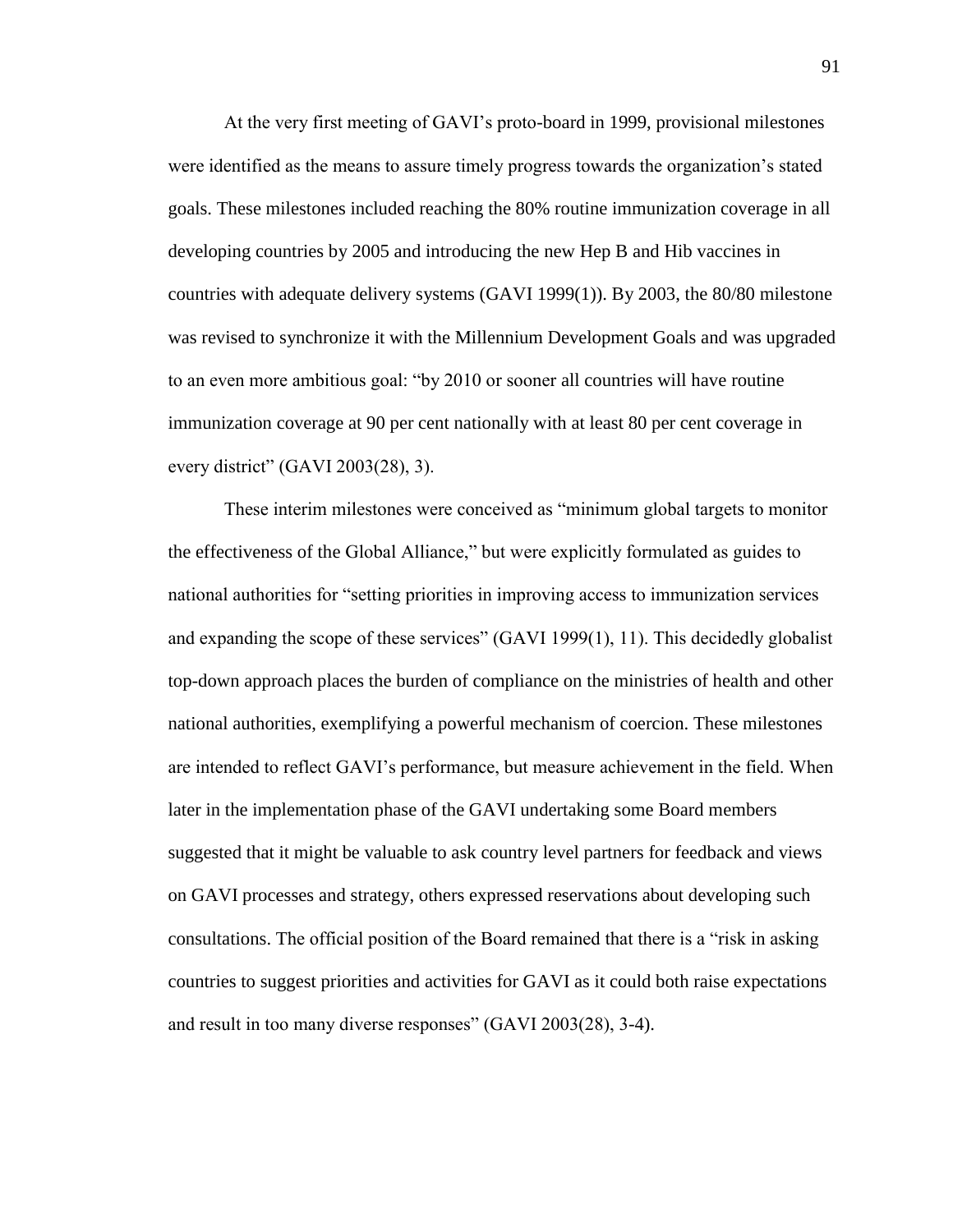At the very first meeting of GAVI's proto-board in 1999, provisional milestones were identified as the means to assure timely progress towards the organization's stated goals. These milestones included reaching the 80% routine immunization coverage in all developing countries by 2005 and introducing the new Hep B and Hib vaccines in countries with adequate delivery systems (GAVI 1999(1)). By 2003, the 80/80 milestone was revised to synchronize it with the Millennium Development Goals and was upgraded to an even more ambitious goal: "by 2010 or sooner all countries will have routine immunization coverage at 90 per cent nationally with at least 80 per cent coverage in every district" (GAVI 2003(28), 3).

These interim milestones were conceived as "minimum global targets to monitor the effectiveness of the Global Alliance," but were explicitly formulated as guides to national authorities for "setting priorities in improving access to immunization services and expanding the scope of these services" (GAVI 1999(1), 11). This decidedly globalist top-down approach places the burden of compliance on the ministries of health and other national authorities, exemplifying a powerful mechanism of coercion. These milestones are intended to reflect GAVI's performance, but measure achievement in the field. When later in the implementation phase of the GAVI undertaking some Board members suggested that it might be valuable to ask country level partners for feedback and views on GAVI processes and strategy, others expressed reservations about developing such consultations. The official position of the Board remained that there is a "risk in asking countries to suggest priorities and activities for GAVI as it could both raise expectations and result in too many diverse responses" (GAVI 2003(28), 3-4).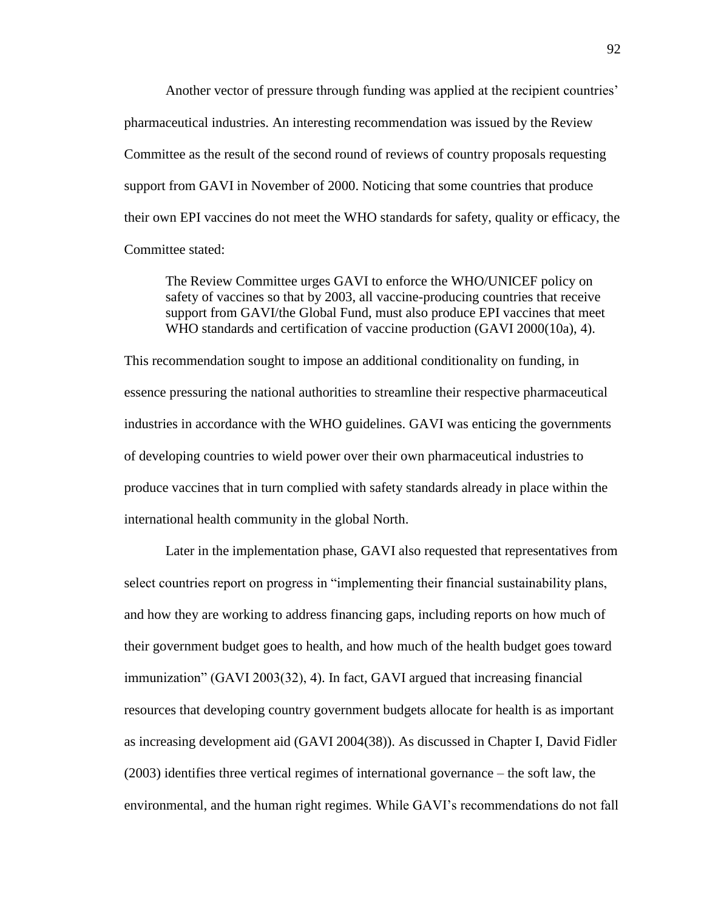Another vector of pressure through funding was applied at the recipient countries' pharmaceutical industries. An interesting recommendation was issued by the Review Committee as the result of the second round of reviews of country proposals requesting support from GAVI in November of 2000. Noticing that some countries that produce their own EPI vaccines do not meet the WHO standards for safety, quality or efficacy, the Committee stated:

> The Review Committee urges GAVI to enforce the WHO/UNICEF policy on safety of vaccines so that by 2003, all vaccine-producing countries that receive support from GAVI/the Global Fund, must also produce EPI vaccines that meet WHO standards and certification of vaccine production (GAVI 2000(10a), 4).

This recommendation sought to impose an additional conditionality on funding, in essence pressuring the national authorities to streamline their respective pharmaceutical industries in accordance with the WHO guidelines. GAVI was enticing the governments of developing countries to wield power over their own pharmaceutical industries to produce vaccines that in turn complied with safety standards already in place within the international health community in the global North.

Later in the implementation phase, GAVI also requested that representatives from select countries report on progress in "implementing their financial sustainability plans, and how they are working to address financing gaps, including reports on how much of their government budget goes to health, and how much of the health budget goes toward immunization" (GAVI 2003(32), 4). In fact, GAVI argued that increasing financial resources that developing country government budgets allocate for health is as important as increasing development aid (GAVI 2004(38)). As discussed in Chapter I, David Fidler (2003) identifies three vertical regimes of international governance – the soft law, the environmental, and the human right regimes. While GAVI's recommendations do not fall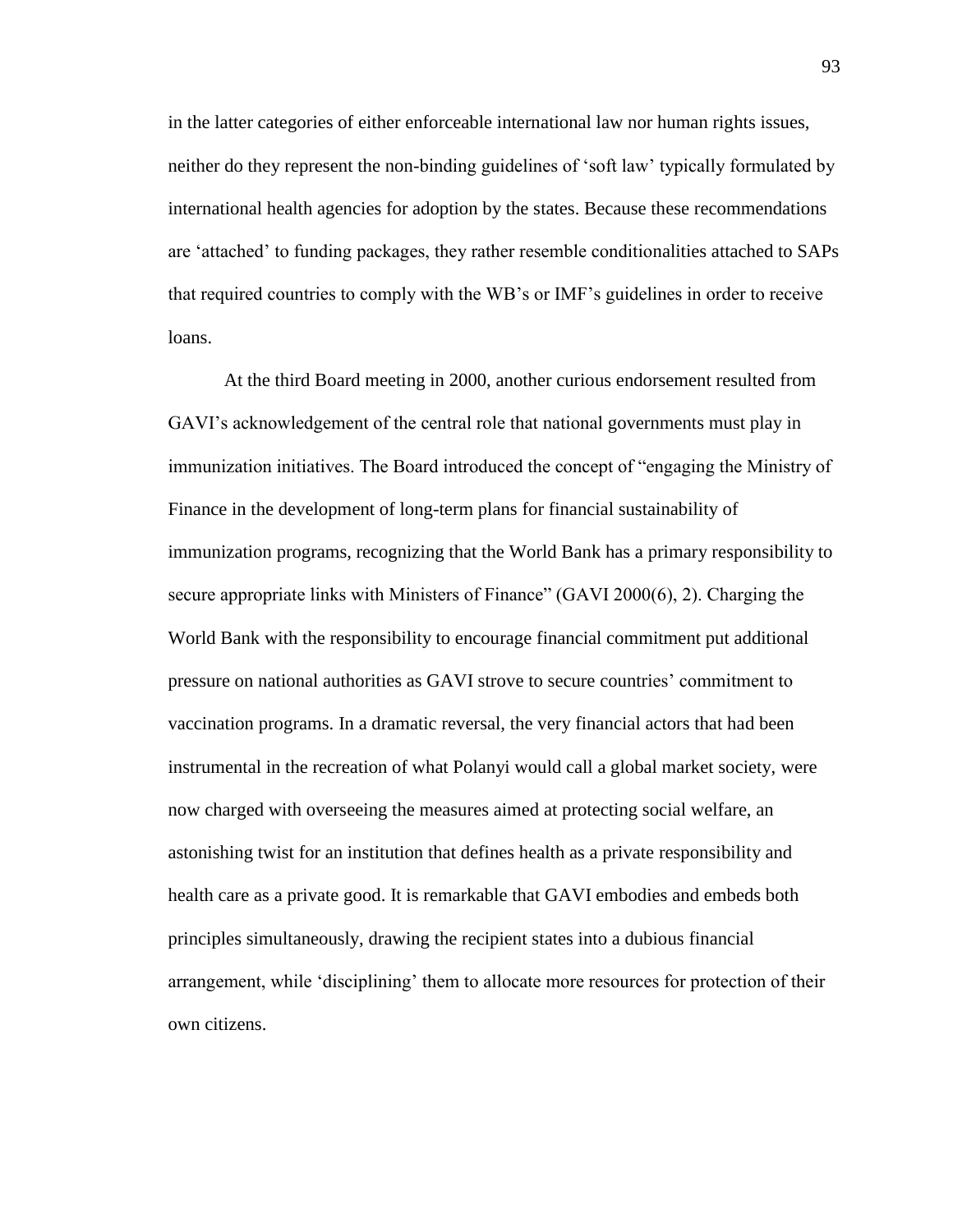in the latter categories of either enforceable international law nor human rights issues, neither do they represent the non-binding guidelines of 'soft law' typically formulated by international health agencies for adoption by the states. Because these recommendations are 'attached' to funding packages, they rather resemble conditionalities attached to SAPs that required countries to comply with the WB's or IMF's guidelines in order to receive loans.

At the third Board meeting in 2000, another curious endorsement resulted from GAVI's acknowledgement of the central role that national governments must play in immunization initiatives. The Board introduced the concept of "engaging the Ministry of Finance in the development of long-term plans for financial sustainability of immunization programs, recognizing that the World Bank has a primary responsibility to secure appropriate links with Ministers of Finance" (GAVI 2000(6), 2). Charging the World Bank with the responsibility to encourage financial commitment put additional pressure on national authorities as GAVI strove to secure countries' commitment to vaccination programs. In a dramatic reversal, the very financial actors that had been instrumental in the recreation of what Polanyi would call a global market society, were now charged with overseeing the measures aimed at protecting social welfare, an astonishing twist for an institution that defines health as a private responsibility and health care as a private good. It is remarkable that GAVI embodies and embeds both principles simultaneously, drawing the recipient states into a dubious financial arrangement, while 'disciplining' them to allocate more resources for protection of their own citizens.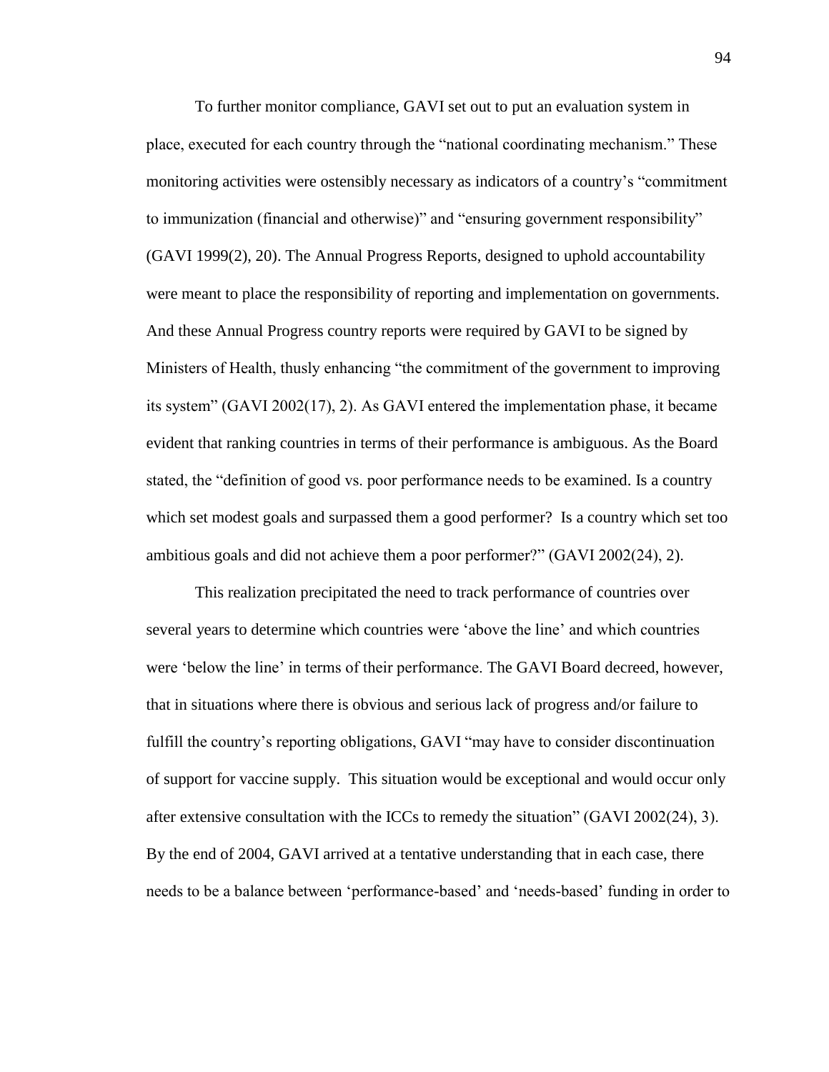To further monitor compliance, GAVI set out to put an evaluation system in place, executed for each country through the “national coordinating mechanism.” These monitoring activities were ostensibly necessary as indicators of a country’s “commitment to immunization (financial and otherwise)” and “ensuring government responsibility” (GAVI 1999(2), 20). The Annual Progress Reports, designed to uphold accountability were meant to place the responsibility of reporting and implementation on governments. And these Annual Progress country reports were required by GAVI to be signed by Ministers of Health, thusly enhancing “the commitment of the government to improving its system” (GAVI 2002(17), 2). As GAVI entered the implementation phase, it became evident that ranking countries in terms of their performance is ambiguous. As the Board stated, the “definition of good vs. poor performance needs to be examined. Is a country which set modest goals and surpassed them a good performer? Is a country which set too ambitious goals and did not achieve them a poor performer?” (GAVI 2002(24), 2).

This realization precipitated the need to track performance of countries over several years to determine which countries were ‘above the line’ and which countries were ‘below the line’ in terms of their performance. The GAVI Board decreed, however, that in situations where there is obvious and serious lack of progress and/or failure to fulfill the country’s reporting obligations, GAVI “may have to consider discontinuation of support for vaccine supply. This situation would be exceptional and would occur only after extensive consultation with the ICCs to remedy the situation” (GAVI 2002(24), 3). By the end of 2004, GAVI arrived at a tentative understanding that in each case, there needs to be a balance between ‘performance-based’ and ‘needs-based’ funding in order to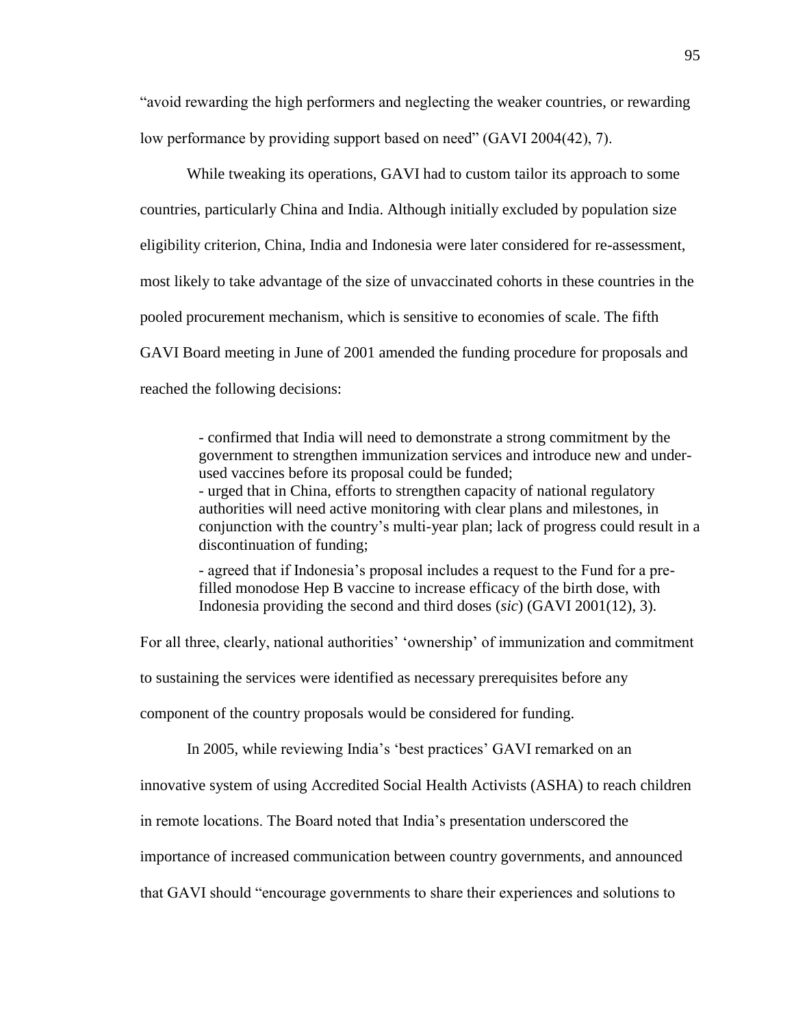"avoid rewarding the high performers and neglecting the weaker countries, or rewarding low performance by providing support based on need" (GAVI 2004(42), 7).

While tweaking its operations, GAVI had to custom tailor its approach to some countries, particularly China and India. Although initially excluded by population size eligibility criterion, China, India and Indonesia were later considered for re-assessment, most likely to take advantage of the size of unvaccinated cohorts in these countries in the pooled procurement mechanism, which is sensitive to economies of scale. The fifth GAVI Board meeting in June of 2001 amended the funding procedure for proposals and reached the following decisions:

> - confirmed that India will need to demonstrate a strong commitment by the government to strengthen immunization services and introduce new and under-used vaccines before its proposal could be funded;
> - urged that in China, efforts to strengthen capacity of national regulatory authorities will need active monitoring with clear plans and milestones, in conjunction with the country's multi-year plan; lack of progress could result in a discontinuation of funding;
>
> - agreed that if Indonesia's proposal includes a request to the Fund for a pre-filled monodose Hep B vaccine to increase efficacy of the birth dose, with Indonesia providing the second and third doses (*sic*) (GAVI 2001(12), 3).

For all three, clearly, national authorities' 'ownership' of immunization and commitment to sustaining the services were identified as necessary prerequisites before any component of the country proposals would be considered for funding.

In 2005, while reviewing India's 'best practices' GAVI remarked on an innovative system of using Accredited Social Health Activists (ASHA) to reach children in remote locations. The Board noted that India's presentation underscored the importance of increased communication between country governments, and announced that GAVI should "encourage governments to share their experiences and solutions to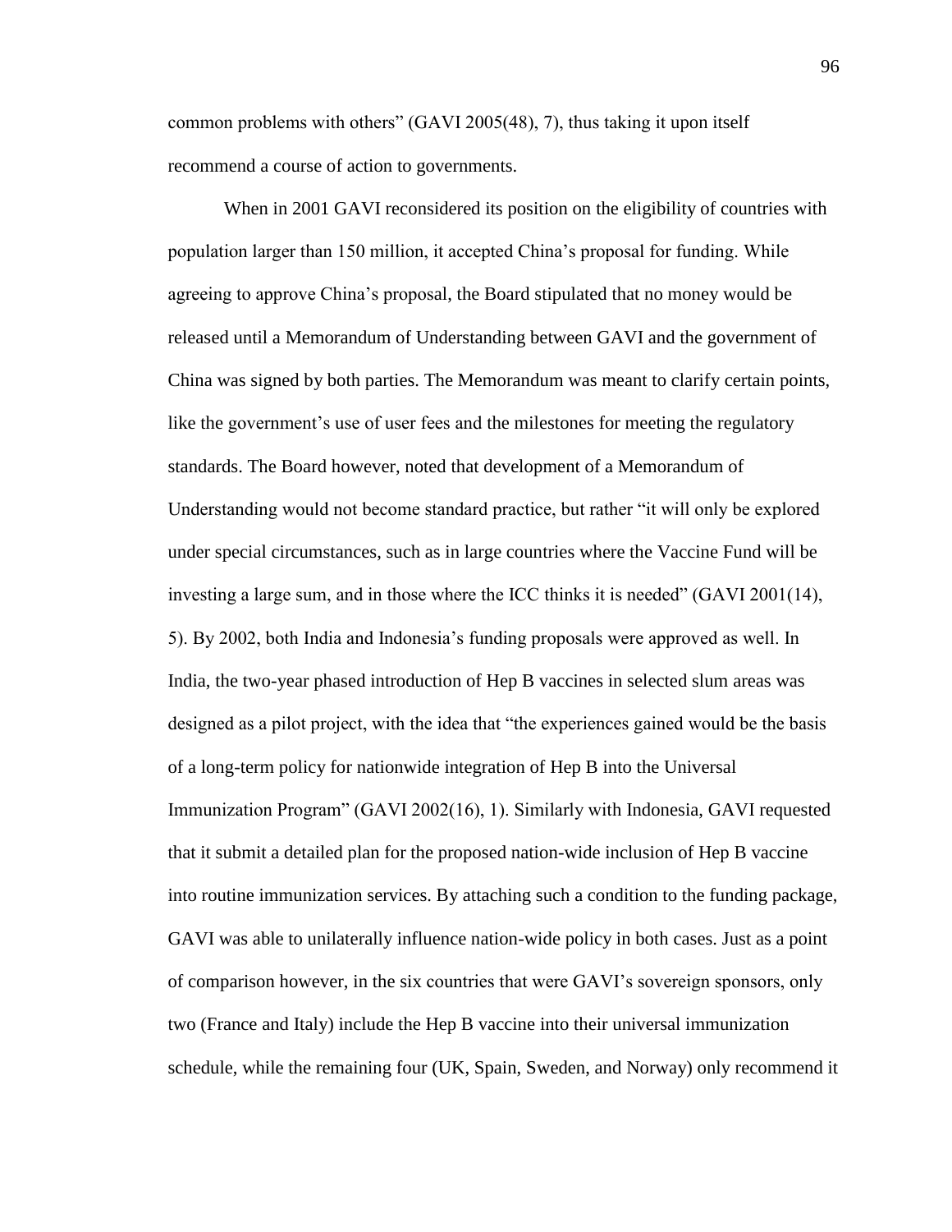common problems with others" (GAVI 2005(48), 7), thus taking it upon itself recommend a course of action to governments.

When in 2001 GAVI reconsidered its position on the eligibility of countries with population larger than 150 million, it accepted China's proposal for funding. While agreeing to approve China's proposal, the Board stipulated that no money would be released until a Memorandum of Understanding between GAVI and the government of China was signed by both parties. The Memorandum was meant to clarify certain points, like the government's use of user fees and the milestones for meeting the regulatory standards. The Board however, noted that development of a Memorandum of Understanding would not become standard practice, but rather "it will only be explored under special circumstances, such as in large countries where the Vaccine Fund will be investing a large sum, and in those where the ICC thinks it is needed" (GAVI 2001(14), 5). By 2002, both India and Indonesia's funding proposals were approved as well. In India, the two-year phased introduction of Hep B vaccines in selected slum areas was designed as a pilot project, with the idea that "the experiences gained would be the basis of a long-term policy for nationwide integration of Hep B into the Universal Immunization Program" (GAVI 2002(16), 1). Similarly with Indonesia, GAVI requested that it submit a detailed plan for the proposed nation-wide inclusion of Hep B vaccine into routine immunization services. By attaching such a condition to the funding package, GAVI was able to unilaterally influence nation-wide policy in both cases. Just as a point of comparison however, in the six countries that were GAVI's sovereign sponsors, only two (France and Italy) include the Hep B vaccine into their universal immunization schedule, while the remaining four (UK, Spain, Sweden, and Norway) only recommend it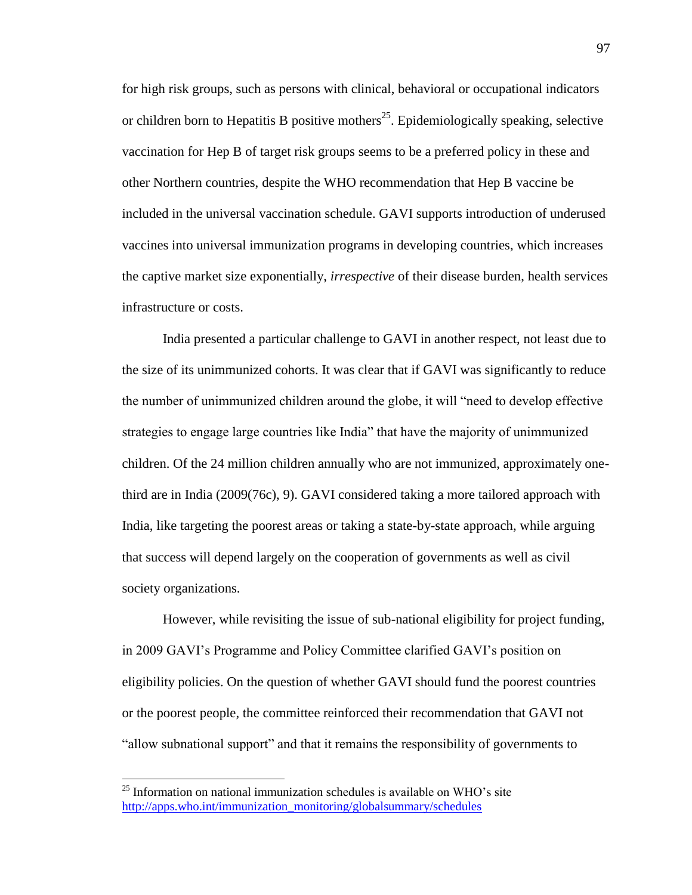for high risk groups, such as persons with clinical, behavioral or occupational indicators or children born to Hepatitis B positive mothers[25]. Epidemiologically speaking, selective vaccination for Hep B of target risk groups seems to be a preferred policy in these and other Northern countries, despite the WHO recommendation that Hep B vaccine be included in the universal vaccination schedule. GAVI supports introduction of underused vaccines into universal immunization programs in developing countries, which increases the captive market size exponentially, *irrespective* of their disease burden, health services infrastructure or costs.

India presented a particular challenge to GAVI in another respect, not least due to the size of its unimmunized cohorts. It was clear that if GAVI was significantly to reduce the number of unimmunized children around the globe, it will "need to develop effective strategies to engage large countries like India" that have the majority of unimmunized children. Of the 24 million children annually who are not immunized, approximately one-third are in India (2009(76c), 9). GAVI considered taking a more tailored approach with India, like targeting the poorest areas or taking a state-by-state approach, while arguing that success will depend largely on the cooperation of governments as well as civil society organizations.

However, while revisiting the issue of sub-national eligibility for project funding, in 2009 GAVI's Programme and Policy Committee clarified GAVI's position on eligibility policies. On the question of whether GAVI should fund the poorest countries or the poorest people, the committee reinforced their recommendation that GAVI not "allow subnational support" and that it remains the responsibility of governments to

[25] Information on national immunization schedules is available on WHO's site http://apps.who.int/immunization_monitoring/globalsummary/schedules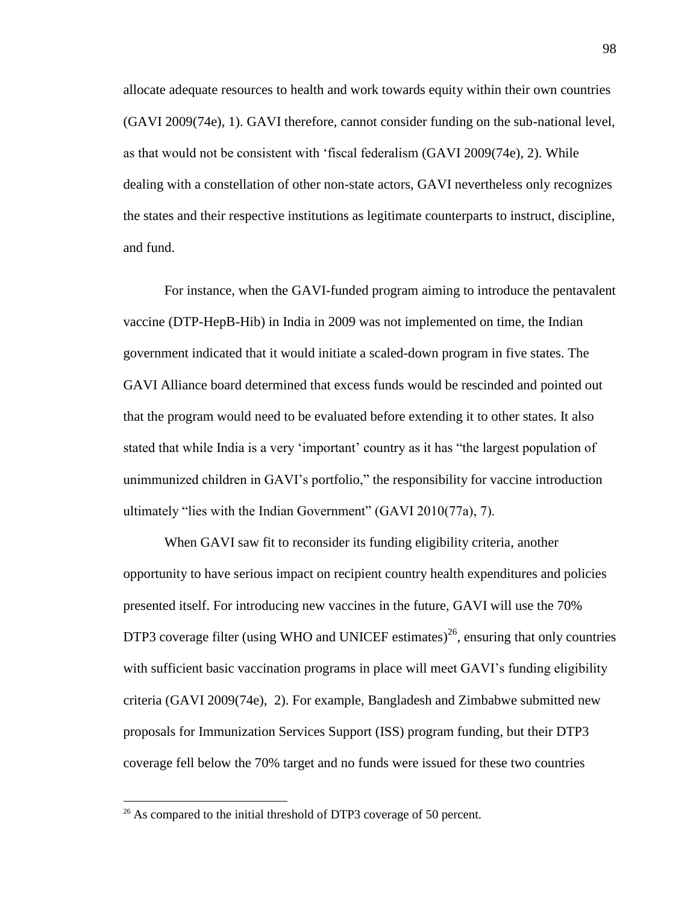allocate adequate resources to health and work towards equity within their own countries (GAVI 2009(74e), 1). GAVI therefore, cannot consider funding on the sub-national level, as that would not be consistent with 'fiscal federalism (GAVI 2009(74e), 2). While dealing with a constellation of other non-state actors, GAVI nevertheless only recognizes the states and their respective institutions as legitimate counterparts to instruct, discipline, and fund.

For instance, when the GAVI-funded program aiming to introduce the pentavalent vaccine (DTP-HepB-Hib) in India in 2009 was not implemented on time, the Indian government indicated that it would initiate a scaled-down program in five states. The GAVI Alliance board determined that excess funds would be rescinded and pointed out that the program would need to be evaluated before extending it to other states. It also stated that while India is a very 'important' country as it has "the largest population of unimmunized children in GAVI's portfolio," the responsibility for vaccine introduction ultimately "lies with the Indian Government" (GAVI 2010(77a), 7).

When GAVI saw fit to reconsider its funding eligibility criteria, another opportunity to have serious impact on recipient country health expenditures and policies presented itself. For introducing new vaccines in the future, GAVI will use the 70% DTP3 coverage filter (using WHO and UNICEF estimates)[26], ensuring that only countries with sufficient basic vaccination programs in place will meet GAVI's funding eligibility criteria (GAVI 2009(74e), 2). For example, Bangladesh and Zimbabwe submitted new proposals for Immunization Services Support (ISS) program funding, but their DTP3 coverage fell below the 70% target and no funds were issued for these two countries

[26] As compared to the initial threshold of DTP3 coverage of 50 percent.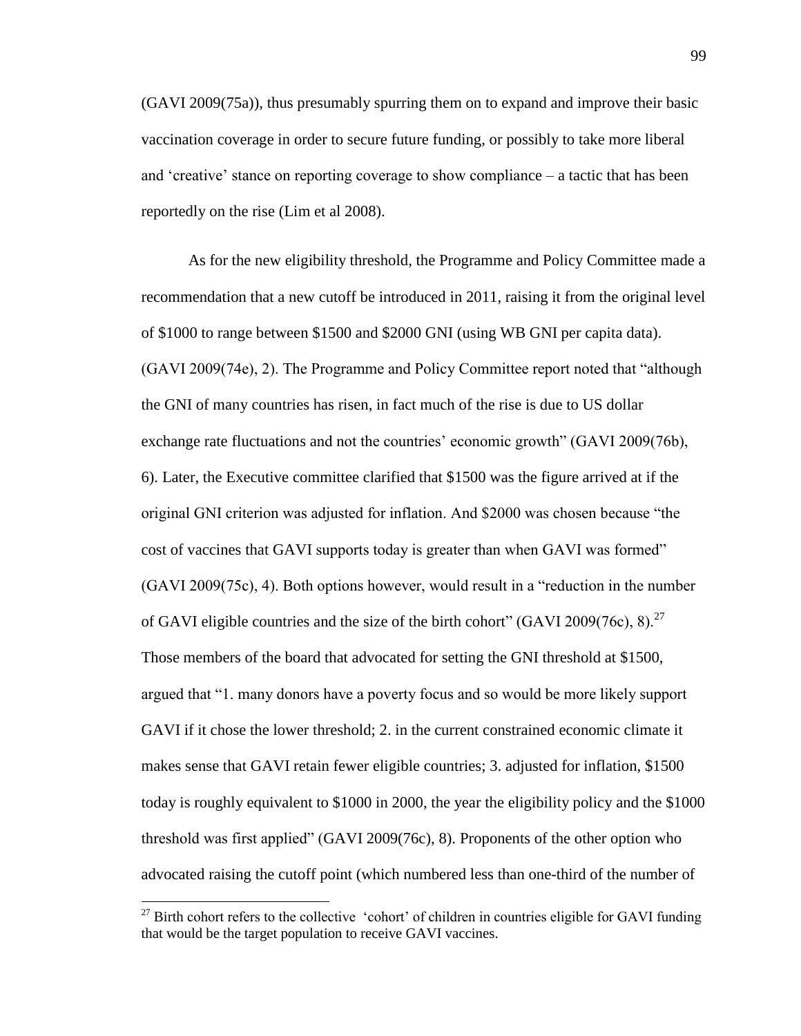(GAVI 2009(75a)), thus presumably spurring them on to expand and improve their basic vaccination coverage in order to secure future funding, or possibly to take more liberal and 'creative' stance on reporting coverage to show compliance – a tactic that has been reportedly on the rise (Lim et al 2008).

As for the new eligibility threshold, the Programme and Policy Committee made a recommendation that a new cutoff be introduced in 2011, raising it from the original level of $1000 to range between $1500 and $2000 GNI (using WB GNI per capita data). (GAVI 2009(74e), 2). The Programme and Policy Committee report noted that "although the GNI of many countries has risen, in fact much of the rise is due to US dollar exchange rate fluctuations and not the countries' economic growth" (GAVI 2009(76b), 6). Later, the Executive committee clarified that $1500 was the figure arrived at if the original GNI criterion was adjusted for inflation. And $2000 was chosen because "the cost of vaccines that GAVI supports today is greater than when GAVI was formed" (GAVI 2009(75c), 4). Both options however, would result in a "reduction in the number of GAVI eligible countries and the size of the birth cohort" (GAVI 2009(76c), 8).[27] Those members of the board that advocated for setting the GNI threshold at $1500, argued that "1. many donors have a poverty focus and so would be more likely support GAVI if it chose the lower threshold; 2. in the current constrained economic climate it makes sense that GAVI retain fewer eligible countries; 3. adjusted for inflation, $1500 today is roughly equivalent to $1000 in 2000, the year the eligibility policy and the $1000 threshold was first applied" (GAVI 2009(76c), 8). Proponents of the other option who advocated raising the cutoff point (which numbered less than one-third of the number of

[27] Birth cohort refers to the collective 'cohort' of children in countries eligible for GAVI funding that would be the target population to receive GAVI vaccines.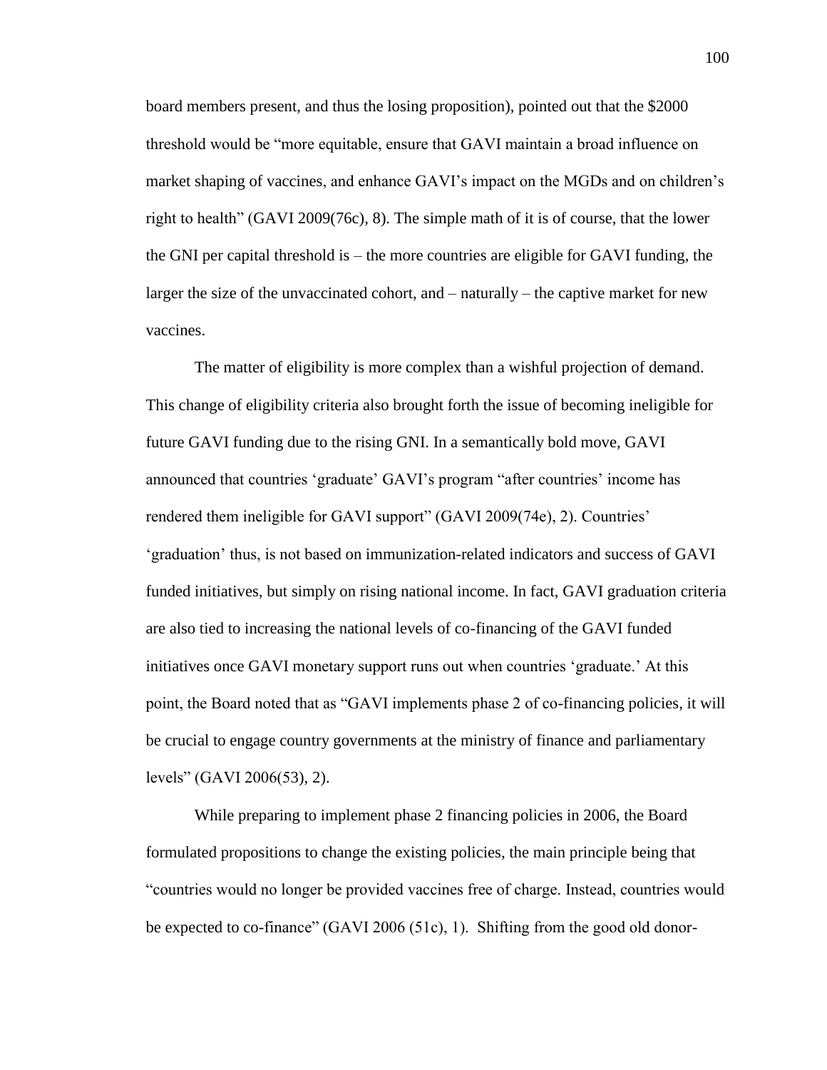board members present, and thus the losing proposition), pointed out that the $2000 threshold would be "more equitable, ensure that GAVI maintain a broad influence on market shaping of vaccines, and enhance GAVI's impact on the MGDs and on children's right to health" (GAVI 2009(76c), 8). The simple math of it is of course, that the lower the GNI per capital threshold is – the more countries are eligible for GAVI funding, the larger the size of the unvaccinated cohort, and – naturally – the captive market for new vaccines.

The matter of eligibility is more complex than a wishful projection of demand. This change of eligibility criteria also brought forth the issue of becoming ineligible for future GAVI funding due to the rising GNI. In a semantically bold move, GAVI announced that countries 'graduate' GAVI's program "after countries' income has rendered them ineligible for GAVI support" (GAVI 2009(74e), 2). Countries' 'graduation' thus, is not based on immunization-related indicators and success of GAVI funded initiatives, but simply on rising national income. In fact, GAVI graduation criteria are also tied to increasing the national levels of co-financing of the GAVI funded initiatives once GAVI monetary support runs out when countries 'graduate.' At this point, the Board noted that as "GAVI implements phase 2 of co-financing policies, it will be crucial to engage country governments at the ministry of finance and parliamentary levels" (GAVI 2006(53), 2).

While preparing to implement phase 2 financing policies in 2006, the Board formulated propositions to change the existing policies, the main principle being that "countries would no longer be provided vaccines free of charge. Instead, countries would be expected to co-finance" (GAVI 2006 (51c), 1). Shifting from the good old donor-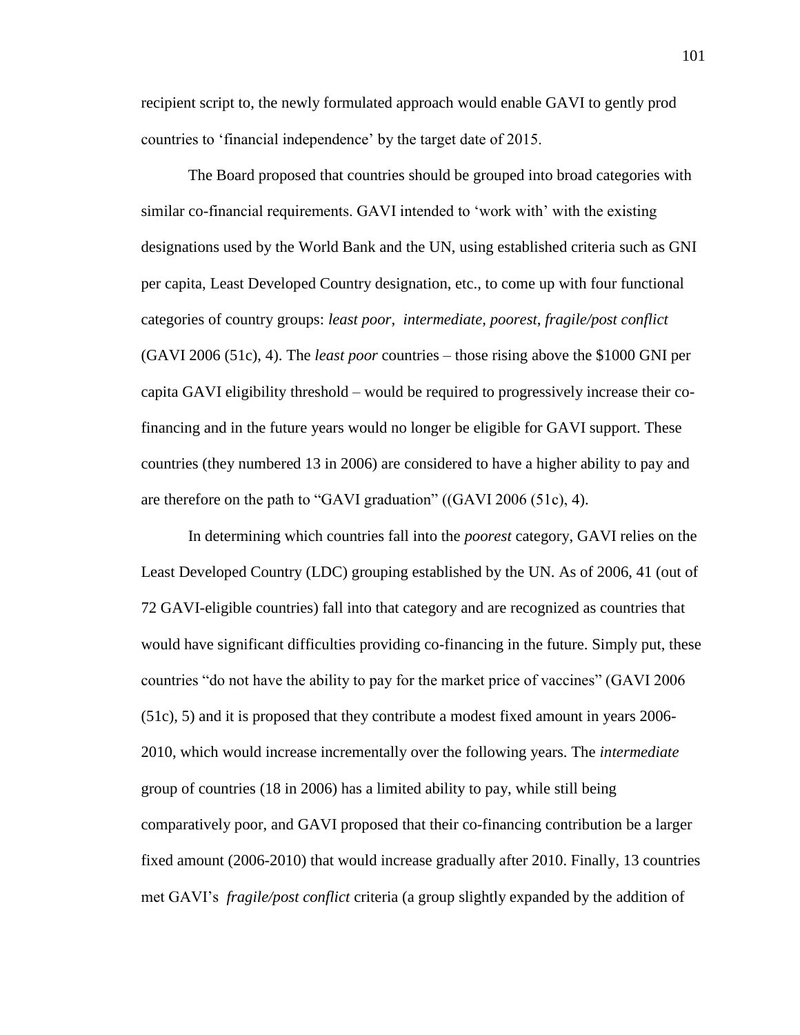recipient script to, the newly formulated approach would enable GAVI to gently prod countries to 'financial independence' by the target date of 2015.

The Board proposed that countries should be grouped into broad categories with similar co-financial requirements. GAVI intended to 'work with' with the existing designations used by the World Bank and the UN, using established criteria such as GNI per capita, Least Developed Country designation, etc., to come up with four functional categories of country groups: *least poor*, *intermediate*, *poorest*, *fragile/post conflict* (GAVI 2006 (51c), 4). The *least poor* countries – those rising above the $1000 GNI per capita GAVI eligibility threshold – would be required to progressively increase their co-financing and in the future years would no longer be eligible for GAVI support. These countries (they numbered 13 in 2006) are considered to have a higher ability to pay and are therefore on the path to "GAVI graduation" ((GAVI 2006 (51c), 4).

In determining which countries fall into the *poorest* category, GAVI relies on the Least Developed Country (LDC) grouping established by the UN. As of 2006, 41 (out of 72 GAVI-eligible countries) fall into that category and are recognized as countries that would have significant difficulties providing co-financing in the future. Simply put, these countries "do not have the ability to pay for the market price of vaccines" (GAVI 2006 (51c), 5) and it is proposed that they contribute a modest fixed amount in years 2006-2010, which would increase incrementally over the following years. The *intermediate* group of countries (18 in 2006) has a limited ability to pay, while still being comparatively poor, and GAVI proposed that their co-financing contribution be a larger fixed amount (2006-2010) that would increase gradually after 2010. Finally, 13 countries met GAVI's *fragile/post conflict* criteria (a group slightly expanded by the addition of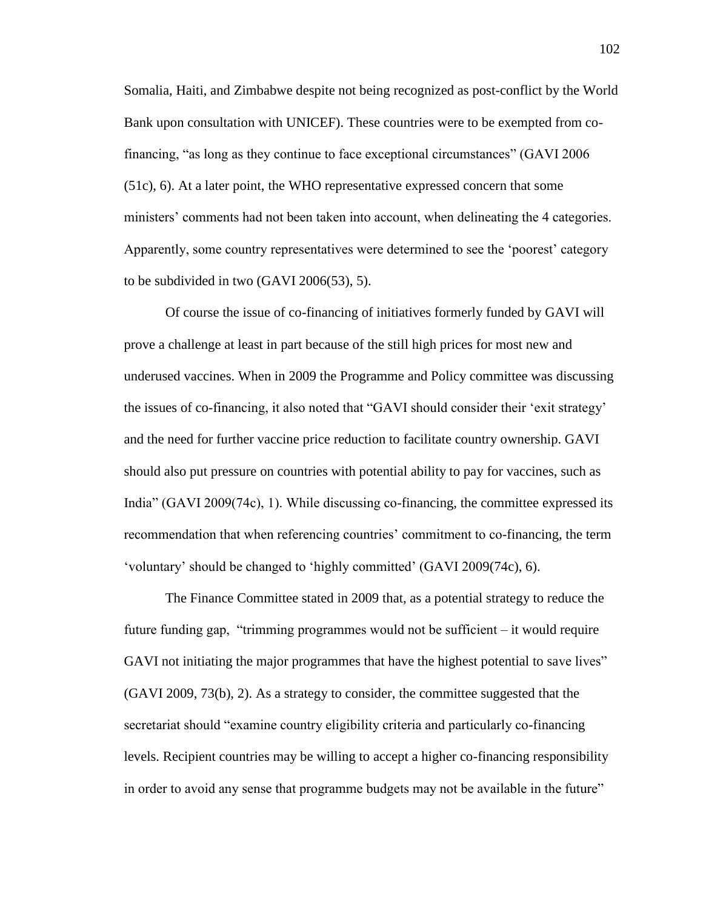Somalia, Haiti, and Zimbabwe despite not being recognized as post-conflict by the World Bank upon consultation with UNICEF). These countries were to be exempted from co-financing, "as long as they continue to face exceptional circumstances" (GAVI 2006 (51c), 6). At a later point, the WHO representative expressed concern that some ministers' comments had not been taken into account, when delineating the 4 categories. Apparently, some country representatives were determined to see the 'poorest' category to be subdivided in two (GAVI 2006(53), 5).

Of course the issue of co-financing of initiatives formerly funded by GAVI will prove a challenge at least in part because of the still high prices for most new and underused vaccines. When in 2009 the Programme and Policy committee was discussing the issues of co-financing, it also noted that "GAVI should consider their 'exit strategy' and the need for further vaccine price reduction to facilitate country ownership. GAVI should also put pressure on countries with potential ability to pay for vaccines, such as India" (GAVI 2009(74c), 1). While discussing co-financing, the committee expressed its recommendation that when referencing countries' commitment to co-financing, the term 'voluntary' should be changed to 'highly committed' (GAVI 2009(74c), 6).

The Finance Committee stated in 2009 that, as a potential strategy to reduce the future funding gap, "trimming programmes would not be sufficient – it would require GAVI not initiating the major programmes that have the highest potential to save lives" (GAVI 2009, 73(b), 2). As a strategy to consider, the committee suggested that the secretariat should "examine country eligibility criteria and particularly co-financing levels. Recipient countries may be willing to accept a higher co-financing responsibility in order to avoid any sense that programme budgets may not be available in the future"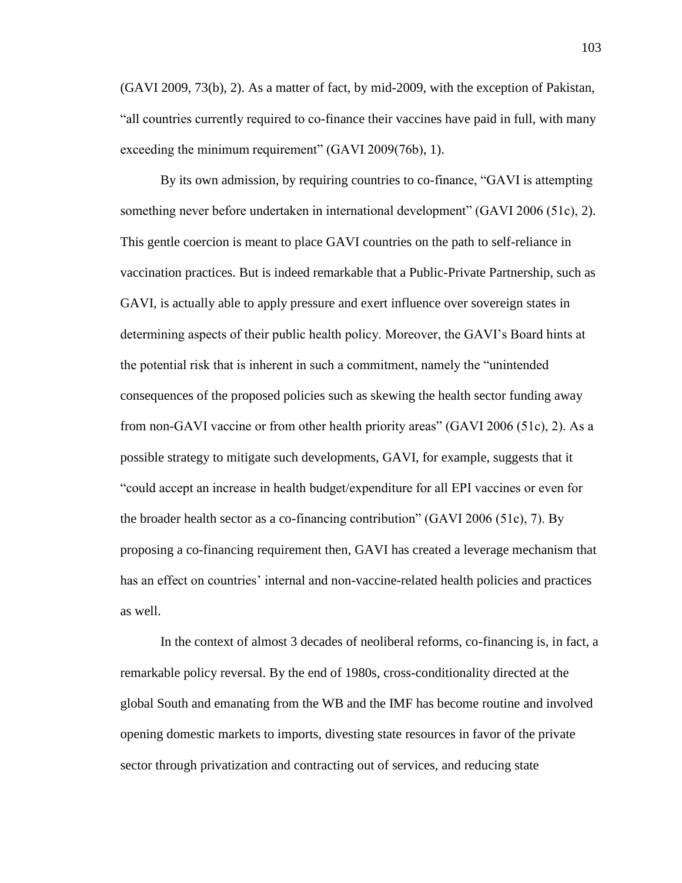(GAVI 2009, 73(b), 2). As a matter of fact, by mid-2009, with the exception of Pakistan, "all countries currently required to co-finance their vaccines have paid in full, with many exceeding the minimum requirement" (GAVI 2009(76b), 1).

By its own admission, by requiring countries to co-finance, "GAVI is attempting something never before undertaken in international development" (GAVI 2006 (51c), 2). This gentle coercion is meant to place GAVI countries on the path to self-reliance in vaccination practices. But is indeed remarkable that a Public-Private Partnership, such as GAVI, is actually able to apply pressure and exert influence over sovereign states in determining aspects of their public health policy. Moreover, the GAVI's Board hints at the potential risk that is inherent in such a commitment, namely the "unintended consequences of the proposed policies such as skewing the health sector funding away from non-GAVI vaccine or from other health priority areas" (GAVI 2006 (51c), 2). As a possible strategy to mitigate such developments, GAVI, for example, suggests that it "could accept an increase in health budget/expenditure for all EPI vaccines or even for the broader health sector as a co-financing contribution" (GAVI 2006 (51c), 7). By proposing a co-financing requirement then, GAVI has created a leverage mechanism that has an effect on countries' internal and non-vaccine-related health policies and practices as well.

In the context of almost 3 decades of neoliberal reforms, co-financing is, in fact, a remarkable policy reversal. By the end of 1980s, cross-conditionality directed at the global South and emanating from the WB and the IMF has become routine and involved opening domestic markets to imports, divesting state resources in favor of the private sector through privatization and contracting out of services, and reducing state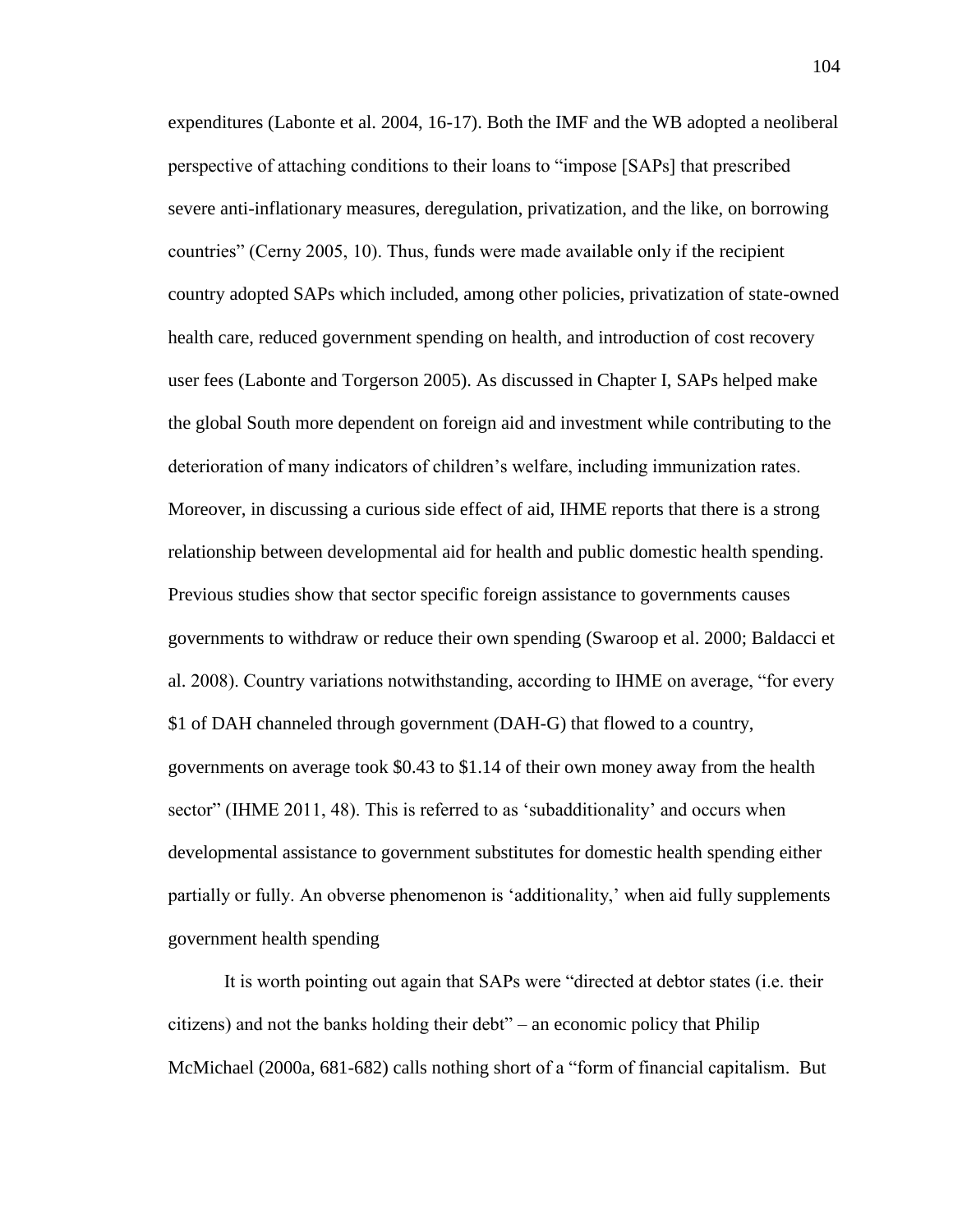expenditures (Labonte et al. 2004, 16-17). Both the IMF and the WB adopted a neoliberal perspective of attaching conditions to their loans to "impose [SAPs] that prescribed severe anti-inflationary measures, deregulation, privatization, and the like, on borrowing countries" (Cerny 2005, 10). Thus, funds were made available only if the recipient country adopted SAPs which included, among other policies, privatization of state-owned health care, reduced government spending on health, and introduction of cost recovery user fees (Labonte and Torgerson 2005). As discussed in Chapter I, SAPs helped make the global South more dependent on foreign aid and investment while contributing to the deterioration of many indicators of children's welfare, including immunization rates. Moreover, in discussing a curious side effect of aid, IHME reports that there is a strong relationship between developmental aid for health and public domestic health spending. Previous studies show that sector specific foreign assistance to governments causes governments to withdraw or reduce their own spending (Swaroop et al. 2000; Baldacci et al. 2008). Country variations notwithstanding, according to IHME on average, "for every \$1 of DAH channeled through government (DAH-G) that flowed to a country, governments on average took \$0.43 to \$1.14 of their own money away from the health sector" (IHME 2011, 48). This is referred to as 'subadditionality' and occurs when developmental assistance to government substitutes for domestic health spending either partially or fully. An obverse phenomenon is 'additionality,' when aid fully supplements government health spending

It is worth pointing out again that SAPs were "directed at debtor states (i.e. their citizens) and not the banks holding their debt" – an economic policy that Philip McMichael (2000a, 681-682) calls nothing short of a "form of financial capitalism. But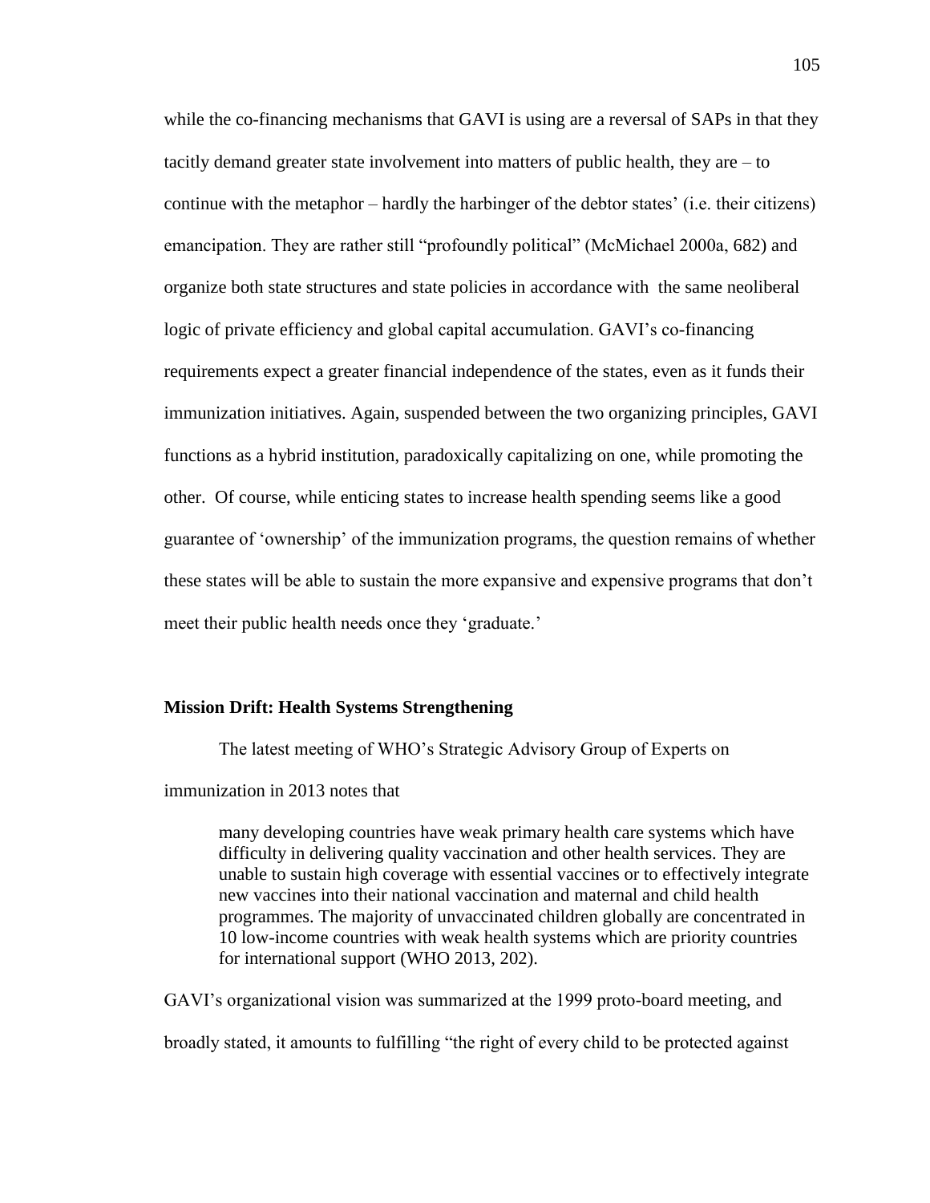while the co-financing mechanisms that GAVI is using are a reversal of SAPs in that they tacitly demand greater state involvement into matters of public health, they are – to continue with the metaphor – hardly the harbinger of the debtor states' (i.e. their citizens) emancipation. They are rather still "profoundly political" (McMichael 2000a, 682) and organize both state structures and state policies in accordance with the same neoliberal logic of private efficiency and global capital accumulation. GAVI's co-financing requirements expect a greater financial independence of the states, even as it funds their immunization initiatives. Again, suspended between the two organizing principles, GAVI functions as a hybrid institution, paradoxically capitalizing on one, while promoting the other. Of course, while enticing states to increase health spending seems like a good guarantee of 'ownership' of the immunization programs, the question remains of whether these states will be able to sustain the more expansive and expensive programs that don't meet their public health needs once they 'graduate.'

**Mission Drift: Health Systems Strengthening**

The latest meeting of WHO's Strategic Advisory Group of Experts on immunization in 2013 notes that

> many developing countries have weak primary health care systems which have difficulty in delivering quality vaccination and other health services. They are unable to sustain high coverage with essential vaccines or to effectively integrate new vaccines into their national vaccination and maternal and child health programmes. The majority of unvaccinated children globally are concentrated in 10 low-income countries with weak health systems which are priority countries for international support (WHO 2013, 202).

GAVI's organizational vision was summarized at the 1999 proto-board meeting, and broadly stated, it amounts to fulfilling "the right of every child to be protected against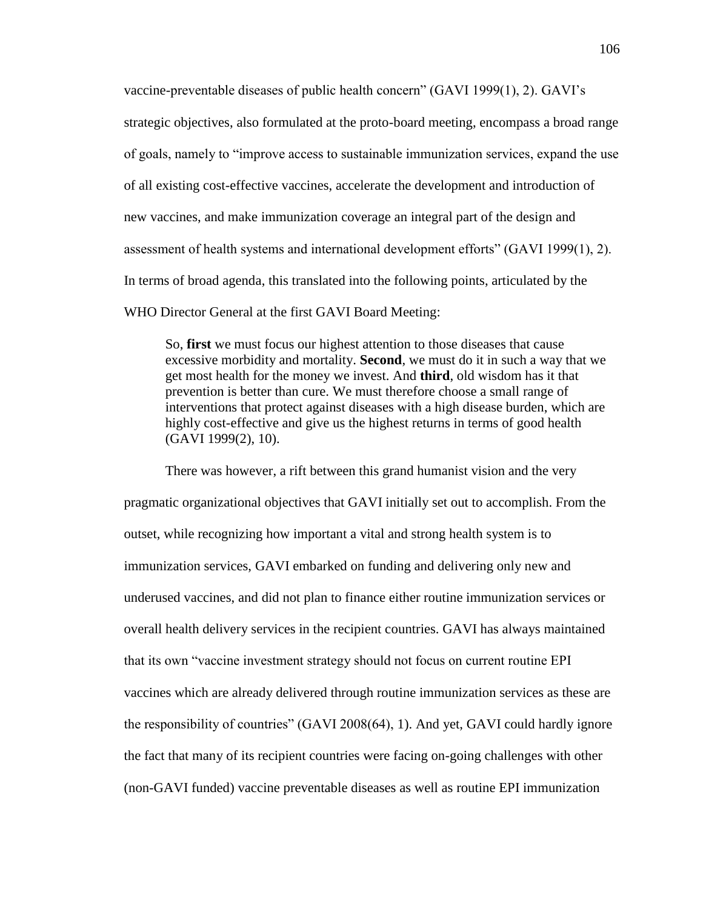vaccine-preventable diseases of public health concern" (GAVI 1999(1), 2). GAVI's strategic objectives, also formulated at the proto-board meeting, encompass a broad range of goals, namely to "improve access to sustainable immunization services, expand the use of all existing cost-effective vaccines, accelerate the development and introduction of new vaccines, and make immunization coverage an integral part of the design and assessment of health systems and international development efforts" (GAVI 1999(1), 2). In terms of broad agenda, this translated into the following points, articulated by the WHO Director General at the first GAVI Board Meeting:

> So, **first** we must focus our highest attention to those diseases that cause excessive morbidity and mortality. **Second**, we must do it in such a way that we get most health for the money we invest. And **third**, old wisdom has it that prevention is better than cure. We must therefore choose a small range of interventions that protect against diseases with a high disease burden, which are highly cost-effective and give us the highest returns in terms of good health (GAVI 1999(2), 10).

There was however, a rift between this grand humanist vision and the very pragmatic organizational objectives that GAVI initially set out to accomplish. From the outset, while recognizing how important a vital and strong health system is to immunization services, GAVI embarked on funding and delivering only new and underused vaccines, and did not plan to finance either routine immunization services or overall health delivery services in the recipient countries. GAVI has always maintained that its own "vaccine investment strategy should not focus on current routine EPI vaccines which are already delivered through routine immunization services as these are the responsibility of countries" (GAVI 2008(64), 1). And yet, GAVI could hardly ignore the fact that many of its recipient countries were facing on-going challenges with other (non-GAVI funded) vaccine preventable diseases as well as routine EPI immunization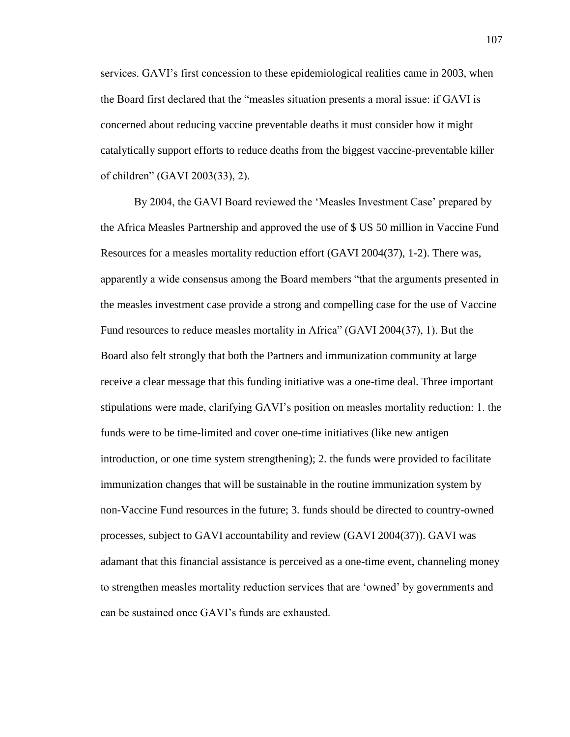services. GAVI's first concession to these epidemiological realities came in 2003, when the Board first declared that the "measles situation presents a moral issue: if GAVI is concerned about reducing vaccine preventable deaths it must consider how it might catalytically support efforts to reduce deaths from the biggest vaccine-preventable killer of children" (GAVI 2003(33), 2).

By 2004, the GAVI Board reviewed the 'Measles Investment Case' prepared by the Africa Measles Partnership and approved the use of $ US 50 million in Vaccine Fund Resources for a measles mortality reduction effort (GAVI 2004(37), 1-2). There was, apparently a wide consensus among the Board members "that the arguments presented in the measles investment case provide a strong and compelling case for the use of Vaccine Fund resources to reduce measles mortality in Africa" (GAVI 2004(37), 1). But the Board also felt strongly that both the Partners and immunization community at large receive a clear message that this funding initiative was a one-time deal. Three important stipulations were made, clarifying GAVI's position on measles mortality reduction: 1. the funds were to be time-limited and cover one-time initiatives (like new antigen introduction, or one time system strengthening); 2. the funds were provided to facilitate immunization changes that will be sustainable in the routine immunization system by non-Vaccine Fund resources in the future; 3. funds should be directed to country-owned processes, subject to GAVI accountability and review (GAVI 2004(37)). GAVI was adamant that this financial assistance is perceived as a one-time event, channeling money to strengthen measles mortality reduction services that are 'owned' by governments and can be sustained once GAVI's funds are exhausted.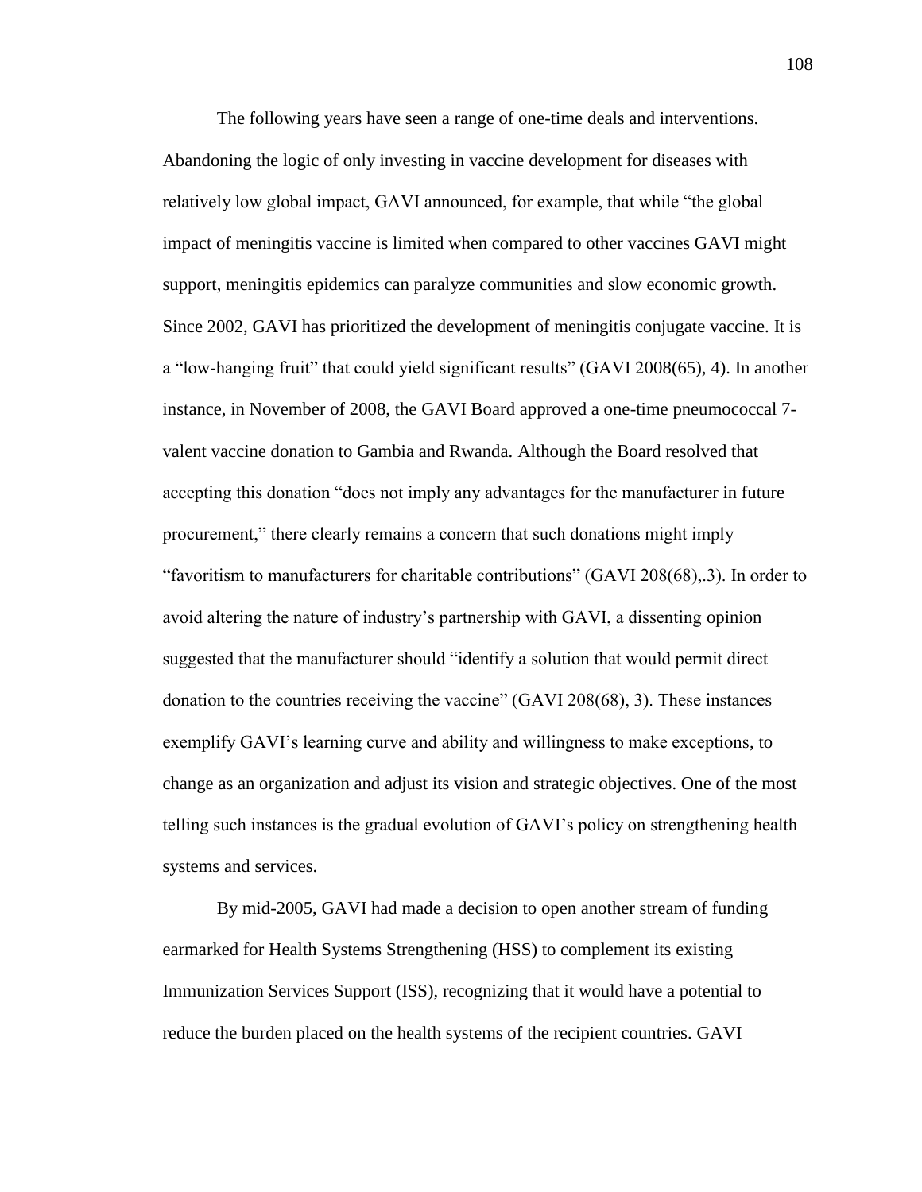The following years have seen a range of one-time deals and interventions. Abandoning the logic of only investing in vaccine development for diseases with relatively low global impact, GAVI announced, for example, that while "the global impact of meningitis vaccine is limited when compared to other vaccines GAVI might support, meningitis epidemics can paralyze communities and slow economic growth. Since 2002, GAVI has prioritized the development of meningitis conjugate vaccine. It is a "low-hanging fruit" that could yield significant results" (GAVI 2008(65), 4). In another instance, in November of 2008, the GAVI Board approved a one-time pneumococcal 7-valent vaccine donation to Gambia and Rwanda. Although the Board resolved that accepting this donation "does not imply any advantages for the manufacturer in future procurement," there clearly remains a concern that such donations might imply "favoritism to manufacturers for charitable contributions" (GAVI 208(68),.3). In order to avoid altering the nature of industry's partnership with GAVI, a dissenting opinion suggested that the manufacturer should "identify a solution that would permit direct donation to the countries receiving the vaccine" (GAVI 208(68), 3). These instances exemplify GAVI's learning curve and ability and willingness to make exceptions, to change as an organization and adjust its vision and strategic objectives. One of the most telling such instances is the gradual evolution of GAVI's policy on strengthening health systems and services.

By mid-2005, GAVI had made a decision to open another stream of funding earmarked for Health Systems Strengthening (HSS) to complement its existing Immunization Services Support (ISS), recognizing that it would have a potential to reduce the burden placed on the health systems of the recipient countries. GAVI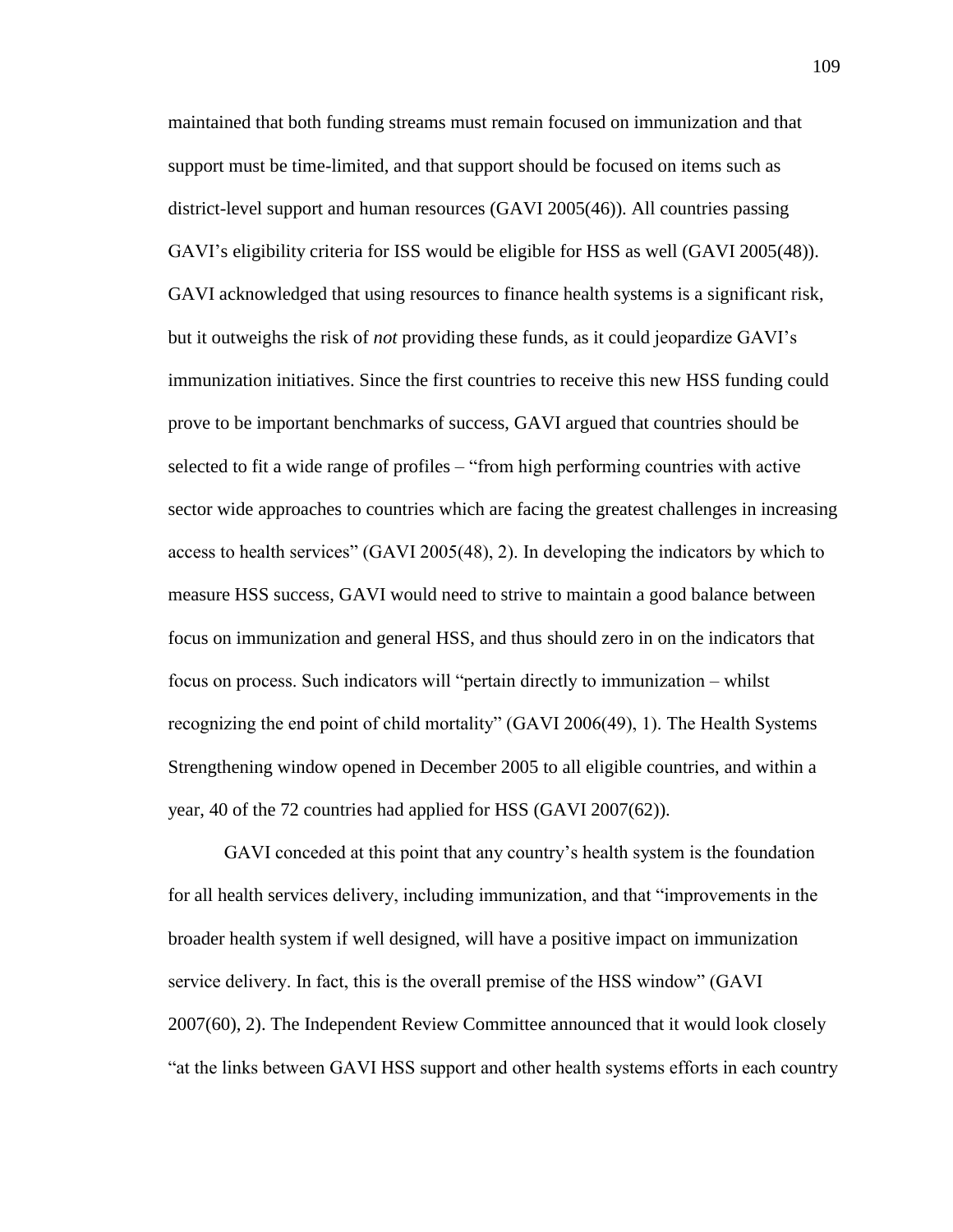maintained that both funding streams must remain focused on immunization and that support must be time-limited, and that support should be focused on items such as district-level support and human resources (GAVI 2005(46)). All countries passing GAVI's eligibility criteria for ISS would be eligible for HSS as well (GAVI 2005(48)). GAVI acknowledged that using resources to finance health systems is a significant risk, but it outweighs the risk of *not* providing these funds, as it could jeopardize GAVI's immunization initiatives. Since the first countries to receive this new HSS funding could prove to be important benchmarks of success, GAVI argued that countries should be selected to fit a wide range of profiles – "from high performing countries with active sector wide approaches to countries which are facing the greatest challenges in increasing access to health services" (GAVI 2005(48), 2). In developing the indicators by which to measure HSS success, GAVI would need to strive to maintain a good balance between focus on immunization and general HSS, and thus should zero in on the indicators that focus on process. Such indicators will "pertain directly to immunization – whilst recognizing the end point of child mortality" (GAVI 2006(49), 1). The Health Systems Strengthening window opened in December 2005 to all eligible countries, and within a year, 40 of the 72 countries had applied for HSS (GAVI 2007(62)).

GAVI conceded at this point that any country's health system is the foundation for all health services delivery, including immunization, and that "improvements in the broader health system if well designed, will have a positive impact on immunization service delivery. In fact, this is the overall premise of the HSS window" (GAVI 2007(60), 2). The Independent Review Committee announced that it would look closely "at the links between GAVI HSS support and other health systems efforts in each country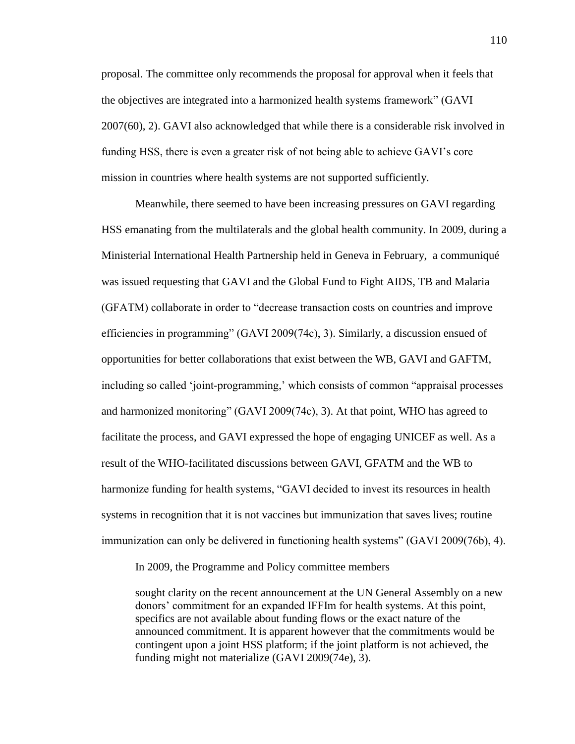proposal. The committee only recommends the proposal for approval when it feels that the objectives are integrated into a harmonized health systems framework" (GAVI 2007(60), 2). GAVI also acknowledged that while there is a considerable risk involved in funding HSS, there is even a greater risk of not being able to achieve GAVI's core mission in countries where health systems are not supported sufficiently.

Meanwhile, there seemed to have been increasing pressures on GAVI regarding HSS emanating from the multilaterals and the global health community. In 2009, during a Ministerial International Health Partnership held in Geneva in February, a communiqué was issued requesting that GAVI and the Global Fund to Fight AIDS, TB and Malaria (GFATM) collaborate in order to "decrease transaction costs on countries and improve efficiencies in programming" (GAVI 2009(74c), 3). Similarly, a discussion ensued of opportunities for better collaborations that exist between the WB, GAVI and GAFTM, including so called 'joint-programming,' which consists of common "appraisal processes and harmonized monitoring" (GAVI 2009(74c), 3). At that point, WHO has agreed to facilitate the process, and GAVI expressed the hope of engaging UNICEF as well. As a result of the WHO-facilitated discussions between GAVI, GFATM and the WB to harmonize funding for health systems, "GAVI decided to invest its resources in health systems in recognition that it is not vaccines but immunization that saves lives; routine immunization can only be delivered in functioning health systems" (GAVI 2009(76b), 4).

In 2009, the Programme and Policy committee members

> sought clarity on the recent announcement at the UN General Assembly on a new donors' commitment for an expanded IFFIm for health systems. At this point, specifics are not available about funding flows or the exact nature of the announced commitment. It is apparent however that the commitments would be contingent upon a joint HSS platform; if the joint platform is not achieved, the funding might not materialize (GAVI 2009(74e), 3).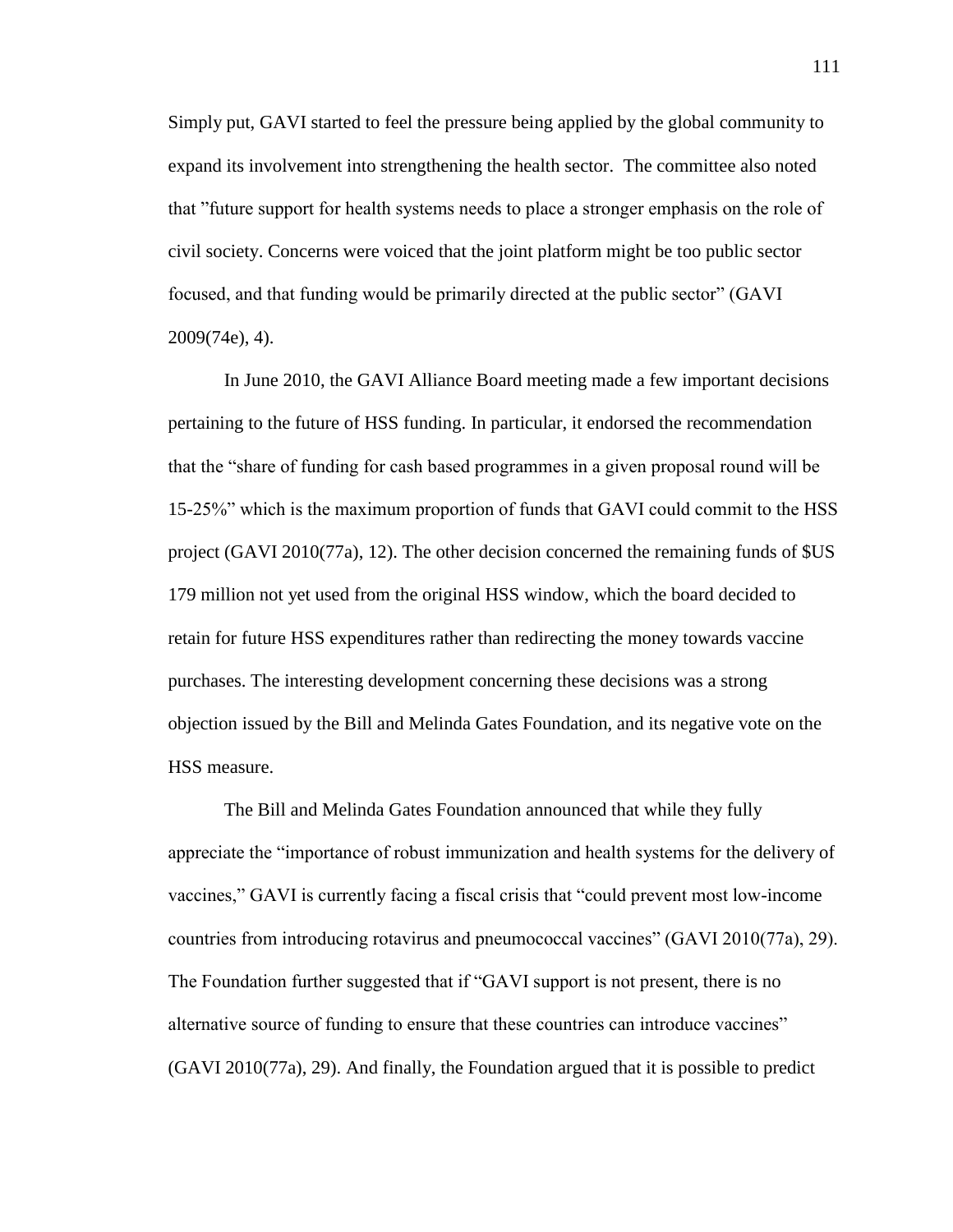Simply put, GAVI started to feel the pressure being applied by the global community to expand its involvement into strengthening the health sector. The committee also noted that "future support for health systems needs to place a stronger emphasis on the role of civil society. Concerns were voiced that the joint platform might be too public sector focused, and that funding would be primarily directed at the public sector" (GAVI 2009(74e), 4).

In June 2010, the GAVI Alliance Board meeting made a few important decisions pertaining to the future of HSS funding. In particular, it endorsed the recommendation that the "share of funding for cash based programmes in a given proposal round will be 15-25%" which is the maximum proportion of funds that GAVI could commit to the HSS project (GAVI 2010(77a), 12). The other decision concerned the remaining funds of $US 179 million not yet used from the original HSS window, which the board decided to retain for future HSS expenditures rather than redirecting the money towards vaccine purchases. The interesting development concerning these decisions was a strong objection issued by the Bill and Melinda Gates Foundation, and its negative vote on the HSS measure.

The Bill and Melinda Gates Foundation announced that while they fully appreciate the "importance of robust immunization and health systems for the delivery of vaccines," GAVI is currently facing a fiscal crisis that "could prevent most low-income countries from introducing rotavirus and pneumococcal vaccines" (GAVI 2010(77a), 29). The Foundation further suggested that if "GAVI support is not present, there is no alternative source of funding to ensure that these countries can introduce vaccines" (GAVI 2010(77a), 29). And finally, the Foundation argued that it is possible to predict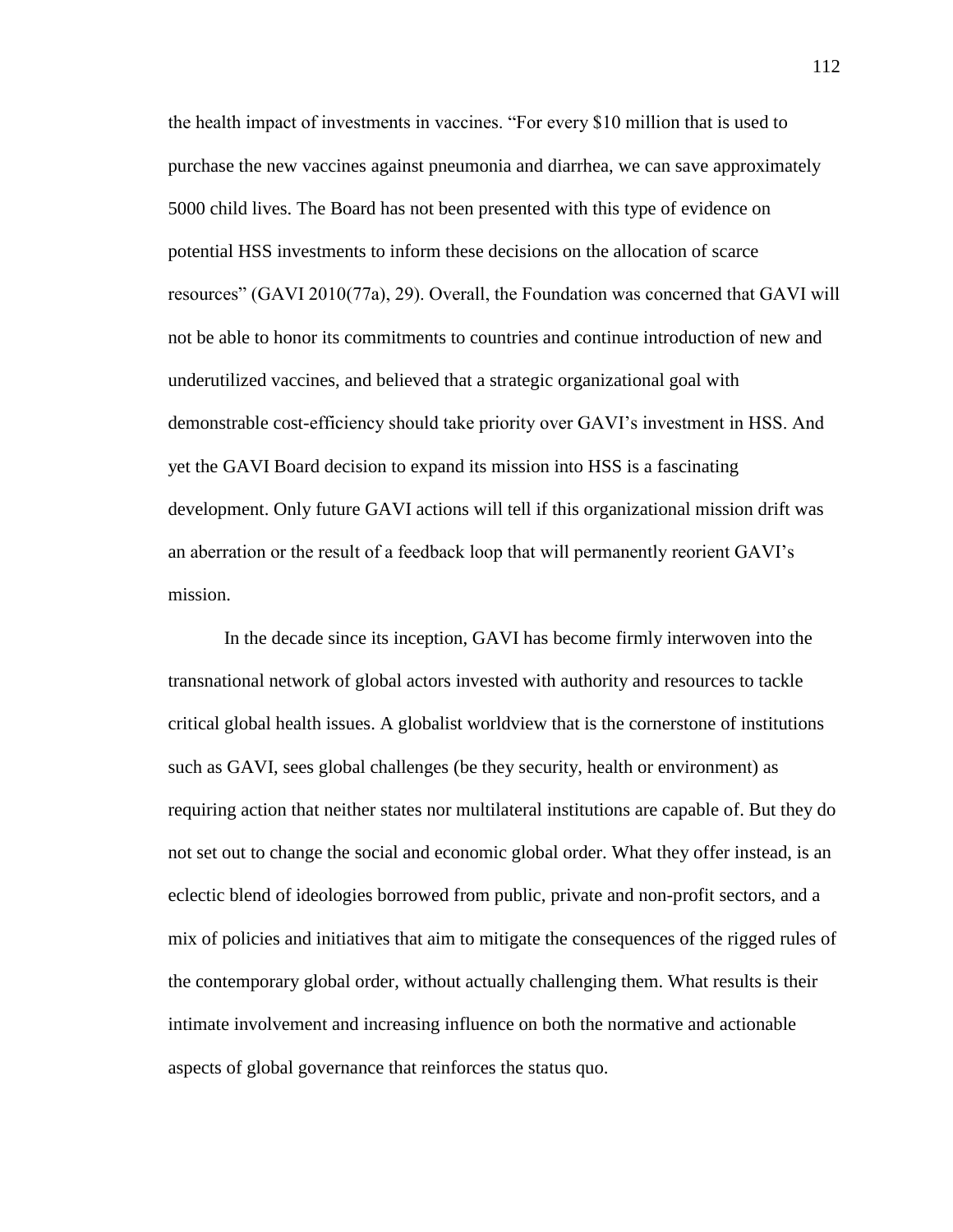the health impact of investments in vaccines. "For every $10 million that is used to purchase the new vaccines against pneumonia and diarrhea, we can save approximately 5000 child lives. The Board has not been presented with this type of evidence on potential HSS investments to inform these decisions on the allocation of scarce resources" (GAVI 2010(77a), 29). Overall, the Foundation was concerned that GAVI will not be able to honor its commitments to countries and continue introduction of new and underutilized vaccines, and believed that a strategic organizational goal with demonstrable cost-efficiency should take priority over GAVI's investment in HSS. And yet the GAVI Board decision to expand its mission into HSS is a fascinating development. Only future GAVI actions will tell if this organizational mission drift was an aberration or the result of a feedback loop that will permanently reorient GAVI's mission.

In the decade since its inception, GAVI has become firmly interwoven into the transnational network of global actors invested with authority and resources to tackle critical global health issues. A globalist worldview that is the cornerstone of institutions such as GAVI, sees global challenges (be they security, health or environment) as requiring action that neither states nor multilateral institutions are capable of. But they do not set out to change the social and economic global order. What they offer instead, is an eclectic blend of ideologies borrowed from public, private and non-profit sectors, and a mix of policies and initiatives that aim to mitigate the consequences of the rigged rules of the contemporary global order, without actually challenging them. What results is their intimate involvement and increasing influence on both the normative and actionable aspects of global governance that reinforces the status quo.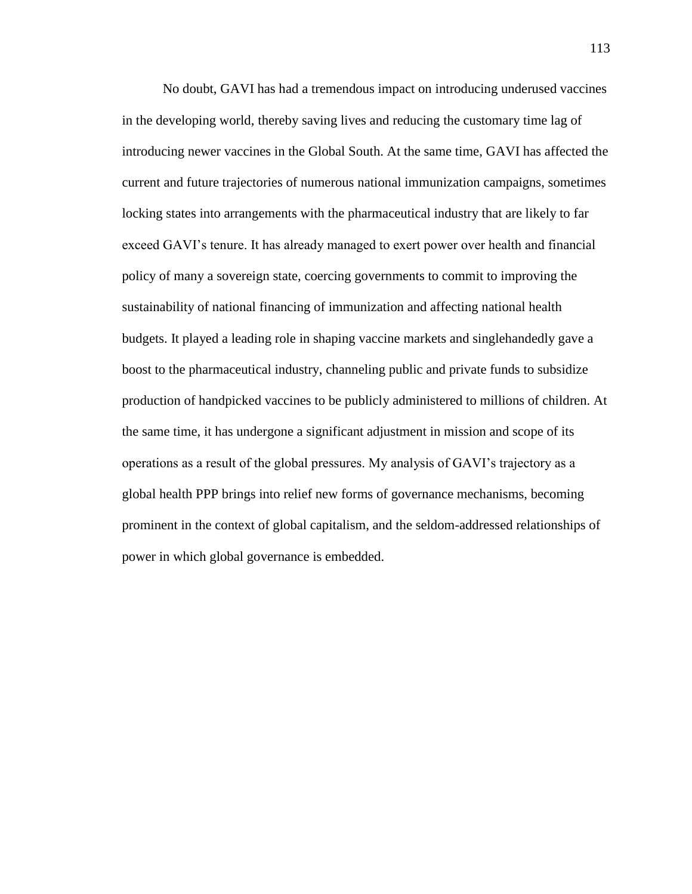No doubt, GAVI has had a tremendous impact on introducing underused vaccines in the developing world, thereby saving lives and reducing the customary time lag of introducing newer vaccines in the Global South. At the same time, GAVI has affected the current and future trajectories of numerous national immunization campaigns, sometimes locking states into arrangements with the pharmaceutical industry that are likely to far exceed GAVI's tenure. It has already managed to exert power over health and financial policy of many a sovereign state, coercing governments to commit to improving the sustainability of national financing of immunization and affecting national health budgets. It played a leading role in shaping vaccine markets and singlehandedly gave a boost to the pharmaceutical industry, channeling public and private funds to subsidize production of handpicked vaccines to be publicly administered to millions of children. At the same time, it has undergone a significant adjustment in mission and scope of its operations as a result of the global pressures. My analysis of GAVI's trajectory as a global health PPP brings into relief new forms of governance mechanisms, becoming prominent in the context of global capitalism, and the seldom-addressed relationships of power in which global governance is embedded.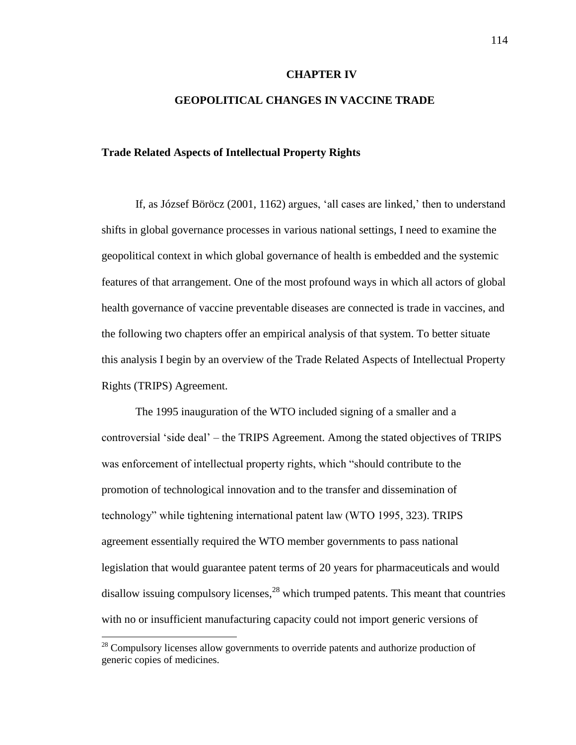# CHAPTER IV

# GEOPOLITICAL CHANGES IN VACCINE TRADE

## Trade Related Aspects of Intellectual Property Rights

If, as József Böröcz (2001, 1162) argues, 'all cases are linked,' then to understand shifts in global governance processes in various national settings, I need to examine the geopolitical context in which global governance of health is embedded and the systemic features of that arrangement. One of the most profound ways in which all actors of global health governance of vaccine preventable diseases are connected is trade in vaccines, and the following two chapters offer an empirical analysis of that system. To better situate this analysis I begin by an overview of the Trade Related Aspects of Intellectual Property Rights (TRIPS) Agreement.

The 1995 inauguration of the WTO included signing of a smaller and a controversial 'side deal' – the TRIPS Agreement. Among the stated objectives of TRIPS was enforcement of intellectual property rights, which "should contribute to the promotion of technological innovation and to the transfer and dissemination of technology" while tightening international patent law (WTO 1995, 323). TRIPS agreement essentially required the WTO member governments to pass national legislation that would guarantee patent terms of 20 years for pharmaceuticals and would disallow issuing compulsory licenses,[28] which trumped patents. This meant that countries with no or insufficient manufacturing capacity could not import generic versions of

[28] Compulsory licenses allow governments to override patents and authorize production of generic copies of medicines.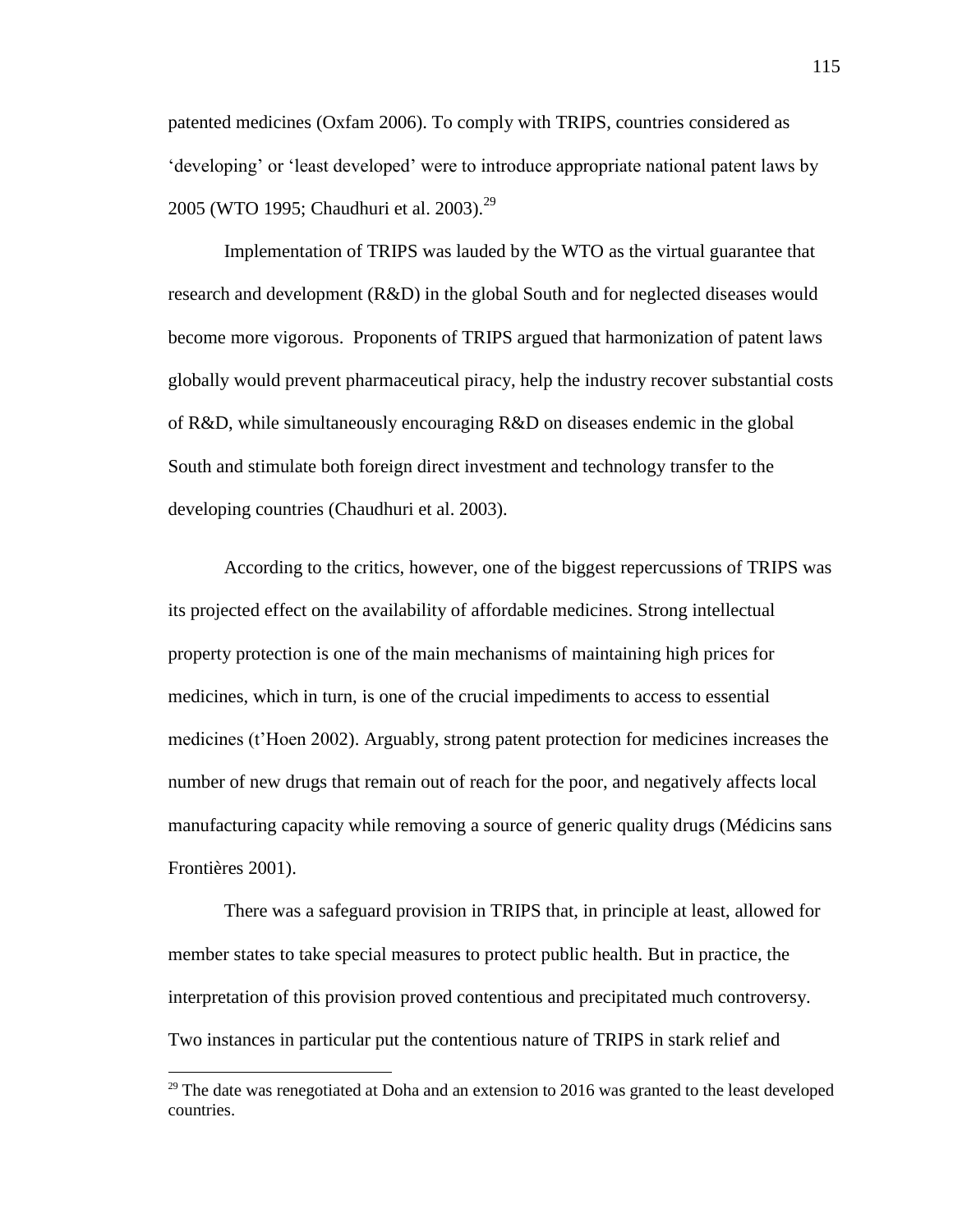patented medicines (Oxfam 2006). To comply with TRIPS, countries considered as 'developing' or 'least developed' were to introduce appropriate national patent laws by 2005 (WTO 1995; Chaudhuri et al. 2003).[29]

Implementation of TRIPS was lauded by the WTO as the virtual guarantee that research and development (R&D) in the global South and for neglected diseases would become more vigorous. Proponents of TRIPS argued that harmonization of patent laws globally would prevent pharmaceutical piracy, help the industry recover substantial costs of R&D, while simultaneously encouraging R&D on diseases endemic in the global South and stimulate both foreign direct investment and technology transfer to the developing countries (Chaudhuri et al. 2003).

According to the critics, however, one of the biggest repercussions of TRIPS was its projected effect on the availability of affordable medicines. Strong intellectual property protection is one of the main mechanisms of maintaining high prices for medicines, which in turn, is one of the crucial impediments to access to essential medicines (t'Hoen 2002). Arguably, strong patent protection for medicines increases the number of new drugs that remain out of reach for the poor, and negatively affects local manufacturing capacity while removing a source of generic quality drugs (Médicins sans Frontières 2001).

There was a safeguard provision in TRIPS that, in principle at least, allowed for member states to take special measures to protect public health. But in practice, the interpretation of this provision proved contentious and precipitated much controversy. Two instances in particular put the contentious nature of TRIPS in stark relief and

---

[29] The date was renegotiated at Doha and an extension to 2016 was granted to the least developed countries.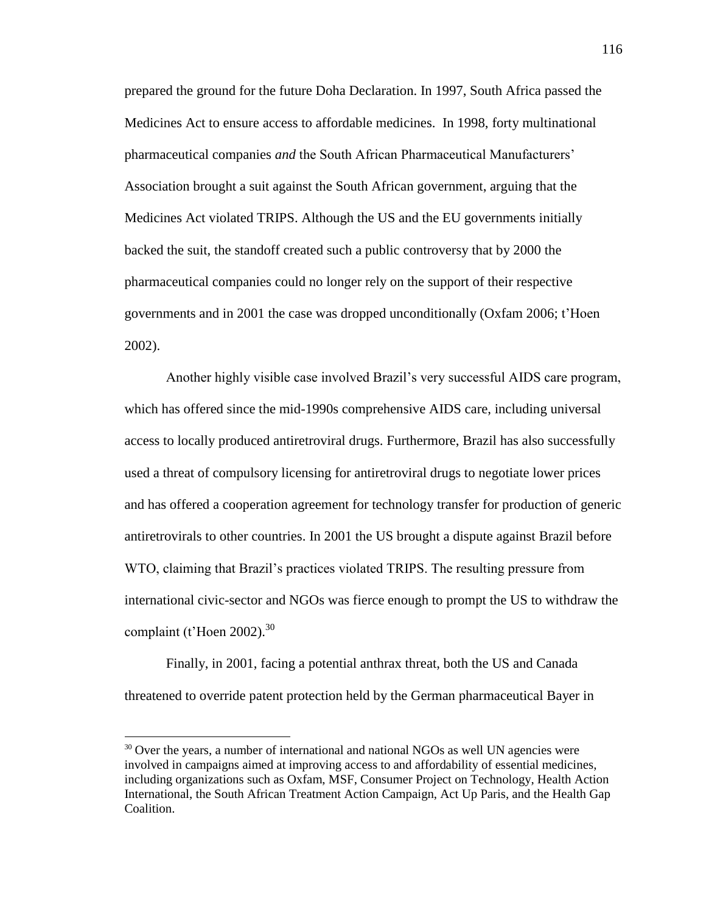prepared the ground for the future Doha Declaration. In 1997, South Africa passed the Medicines Act to ensure access to affordable medicines. In 1998, forty multinational pharmaceutical companies *and* the South African Pharmaceutical Manufacturers' Association brought a suit against the South African government, arguing that the Medicines Act violated TRIPS. Although the US and the EU governments initially backed the suit, the standoff created such a public controversy that by 2000 the pharmaceutical companies could no longer rely on the support of their respective governments and in 2001 the case was dropped unconditionally (Oxfam 2006; t'Hoen 2002).

Another highly visible case involved Brazil's very successful AIDS care program, which has offered since the mid-1990s comprehensive AIDS care, including universal access to locally produced antiretroviral drugs. Furthermore, Brazil has also successfully used a threat of compulsory licensing for antiretroviral drugs to negotiate lower prices and has offered a cooperation agreement for technology transfer for production of generic antiretrovirals to other countries. In 2001 the US brought a dispute against Brazil before WTO, claiming that Brazil's practices violated TRIPS. The resulting pressure from international civic-sector and NGOs was fierce enough to prompt the US to withdraw the complaint (t'Hoen 2002).[30]

Finally, in 2001, facing a potential anthrax threat, both the US and Canada threatened to override patent protection held by the German pharmaceutical Bayer in

[30] Over the years, a number of international and national NGOs as well UN agencies were involved in campaigns aimed at improving access to and affordability of essential medicines, including organizations such as Oxfam, MSF, Consumer Project on Technology, Health Action International, the South African Treatment Action Campaign, Act Up Paris, and the Health Gap Coalition.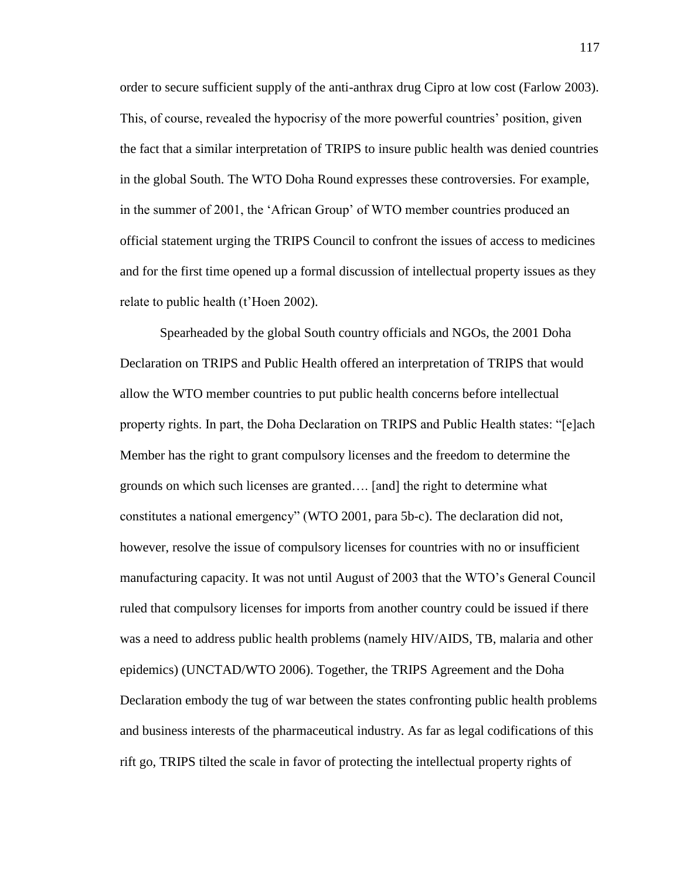order to secure sufficient supply of the anti-anthrax drug Cipro at low cost (Farlow 2003). This, of course, revealed the hypocrisy of the more powerful countries' position, given the fact that a similar interpretation of TRIPS to insure public health was denied countries in the global South. The WTO Doha Round expresses these controversies. For example, in the summer of 2001, the 'African Group' of WTO member countries produced an official statement urging the TRIPS Council to confront the issues of access to medicines and for the first time opened up a formal discussion of intellectual property issues as they relate to public health (t'Hoen 2002).

Spearheaded by the global South country officials and NGOs, the 2001 Doha Declaration on TRIPS and Public Health offered an interpretation of TRIPS that would allow the WTO member countries to put public health concerns before intellectual property rights. In part, the Doha Declaration on TRIPS and Public Health states: "[e]ach Member has the right to grant compulsory licenses and the freedom to determine the grounds on which such licenses are granted…. [and] the right to determine what constitutes a national emergency" (WTO 2001, para 5b-c). The declaration did not, however, resolve the issue of compulsory licenses for countries with no or insufficient manufacturing capacity. It was not until August of 2003 that the WTO's General Council ruled that compulsory licenses for imports from another country could be issued if there was a need to address public health problems (namely HIV/AIDS, TB, malaria and other epidemics) (UNCTAD/WTO 2006). Together, the TRIPS Agreement and the Doha Declaration embody the tug of war between the states confronting public health problems and business interests of the pharmaceutical industry. As far as legal codifications of this rift go, TRIPS tilted the scale in favor of protecting the intellectual property rights of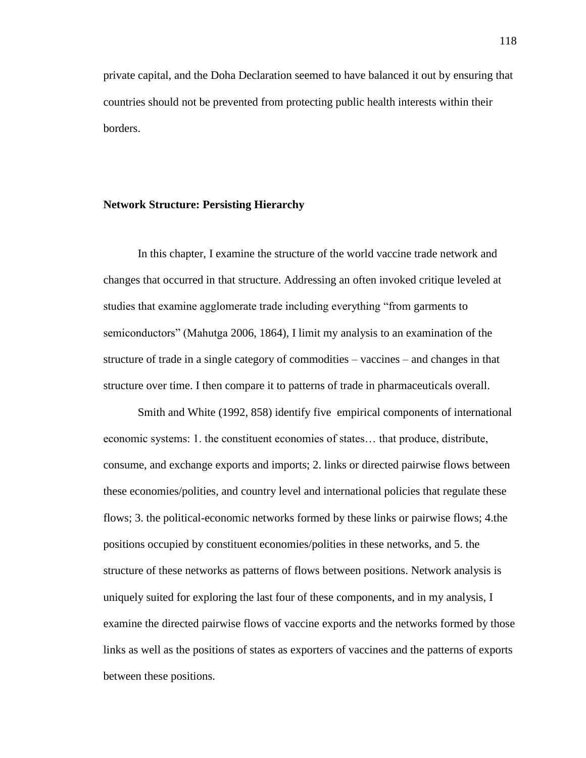private capital, and the Doha Declaration seemed to have balanced it out by ensuring that countries should not be prevented from protecting public health interests within their borders.

## Network Structure: Persisting Hierarchy

In this chapter, I examine the structure of the world vaccine trade network and changes that occurred in that structure. Addressing an often invoked critique leveled at studies that examine agglomerate trade including everything "from garments to semiconductors" (Mahutga 2006, 1864), I limit my analysis to an examination of the structure of trade in a single category of commodities – vaccines – and changes in that structure over time. I then compare it to patterns of trade in pharmaceuticals overall.

Smith and White (1992, 858) identify five empirical components of international economic systems: 1. the constituent economies of states… that produce, distribute, consume, and exchange exports and imports; 2. links or directed pairwise flows between these economies/polities, and country level and international policies that regulate these flows; 3. the political-economic networks formed by these links or pairwise flows; 4.the positions occupied by constituent economies/polities in these networks, and 5. the structure of these networks as patterns of flows between positions. Network analysis is uniquely suited for exploring the last four of these components, and in my analysis, I examine the directed pairwise flows of vaccine exports and the networks formed by those links as well as the positions of states as exporters of vaccines and the patterns of exports between these positions.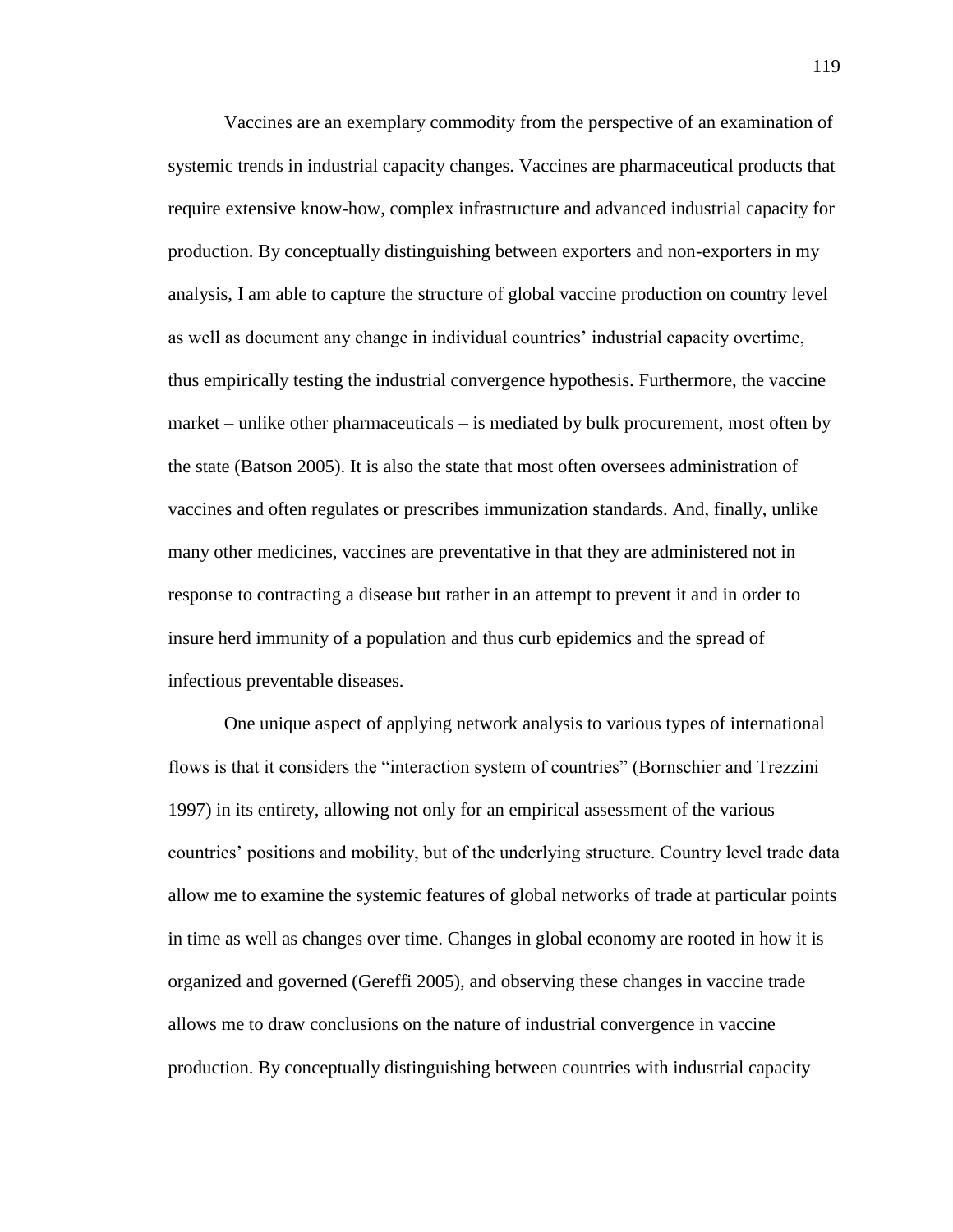Vaccines are an exemplary commodity from the perspective of an examination of systemic trends in industrial capacity changes. Vaccines are pharmaceutical products that require extensive know-how, complex infrastructure and advanced industrial capacity for production. By conceptually distinguishing between exporters and non-exporters in my analysis, I am able to capture the structure of global vaccine production on country level as well as document any change in individual countries' industrial capacity overtime, thus empirically testing the industrial convergence hypothesis. Furthermore, the vaccine market – unlike other pharmaceuticals – is mediated by bulk procurement, most often by the state (Batson 2005). It is also the state that most often oversees administration of vaccines and often regulates or prescribes immunization standards. And, finally, unlike many other medicines, vaccines are preventative in that they are administered not in response to contracting a disease but rather in an attempt to prevent it and in order to insure herd immunity of a population and thus curb epidemics and the spread of infectious preventable diseases.

One unique aspect of applying network analysis to various types of international flows is that it considers the "interaction system of countries" (Bornschier and Trezzini 1997) in its entirety, allowing not only for an empirical assessment of the various countries' positions and mobility, but of the underlying structure. Country level trade data allow me to examine the systemic features of global networks of trade at particular points in time as well as changes over time. Changes in global economy are rooted in how it is organized and governed (Gereffi 2005), and observing these changes in vaccine trade allows me to draw conclusions on the nature of industrial convergence in vaccine production. By conceptually distinguishing between countries with industrial capacity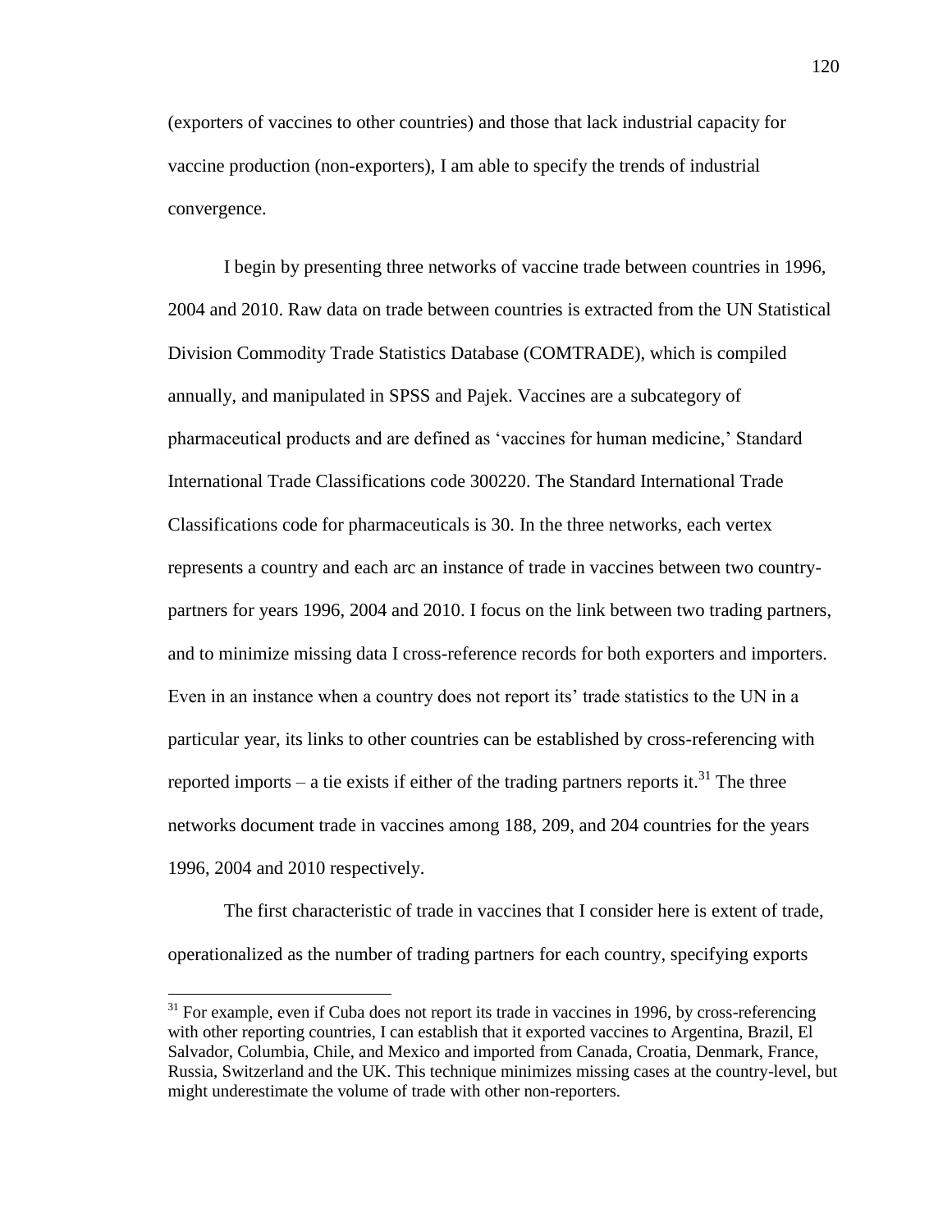(exporters of vaccines to other countries) and those that lack industrial capacity for vaccine production (non-exporters), I am able to specify the trends of industrial convergence.

I begin by presenting three networks of vaccine trade between countries in 1996, 2004 and 2010. Raw data on trade between countries is extracted from the UN Statistical Division Commodity Trade Statistics Database (COMTRADE), which is compiled annually, and manipulated in SPSS and Pajek. Vaccines are a subcategory of pharmaceutical products and are defined as 'vaccines for human medicine,' Standard International Trade Classifications code 300220. The Standard International Trade Classifications code for pharmaceuticals is 30. In the three networks, each vertex represents a country and each arc an instance of trade in vaccines between two country-partners for years 1996, 2004 and 2010. I focus on the link between two trading partners, and to minimize missing data I cross-reference records for both exporters and importers. Even in an instance when a country does not report its' trade statistics to the UN in a particular year, its links to other countries can be established by cross-referencing with reported imports – a tie exists if either of the trading partners reports it.[31] The three networks document trade in vaccines among 188, 209, and 204 countries for the years 1996, 2004 and 2010 respectively.

The first characteristic of trade in vaccines that I consider here is extent of trade, operationalized as the number of trading partners for each country, specifying exports

[31] For example, even if Cuba does not report its trade in vaccines in 1996, by cross-referencing with other reporting countries, I can establish that it exported vaccines to Argentina, Brazil, El Salvador, Columbia, Chile, and Mexico and imported from Canada, Croatia, Denmark, France, Russia, Switzerland and the UK. This technique minimizes missing cases at the country-level, but might underestimate the volume of trade with other non-reporters.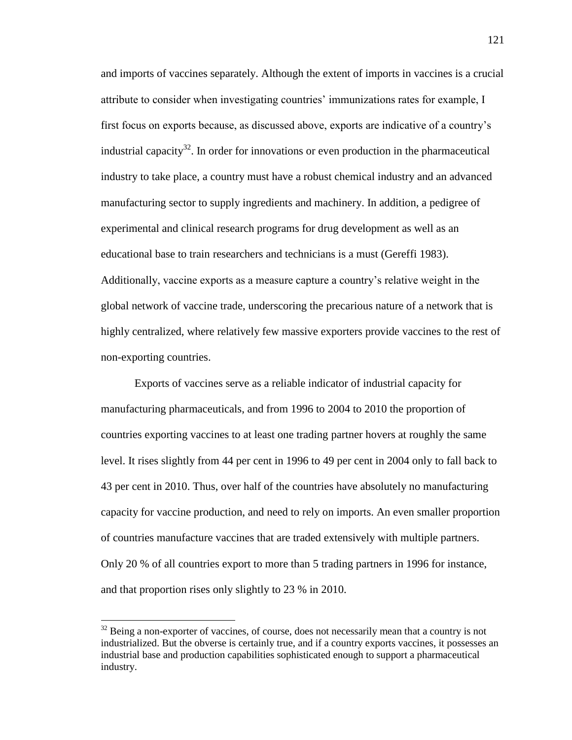and imports of vaccines separately. Although the extent of imports in vaccines is a crucial attribute to consider when investigating countries' immunizations rates for example, I first focus on exports because, as discussed above, exports are indicative of a country's industrial capacity[32]. In order for innovations or even production in the pharmaceutical industry to take place, a country must have a robust chemical industry and an advanced manufacturing sector to supply ingredients and machinery. In addition, a pedigree of experimental and clinical research programs for drug development as well as an educational base to train researchers and technicians is a must (Gereffi 1983). Additionally, vaccine exports as a measure capture a country's relative weight in the global network of vaccine trade, underscoring the precarious nature of a network that is highly centralized, where relatively few massive exporters provide vaccines to the rest of non-exporting countries.

Exports of vaccines serve as a reliable indicator of industrial capacity for manufacturing pharmaceuticals, and from 1996 to 2004 to 2010 the proportion of countries exporting vaccines to at least one trading partner hovers at roughly the same level. It rises slightly from 44 per cent in 1996 to 49 per cent in 2004 only to fall back to 43 per cent in 2010. Thus, over half of the countries have absolutely no manufacturing capacity for vaccine production, and need to rely on imports. An even smaller proportion of countries manufacture vaccines that are traded extensively with multiple partners. Only 20 % of all countries export to more than 5 trading partners in 1996 for instance, and that proportion rises only slightly to 23 % in 2010.

---

[32] Being a non-exporter of vaccines, of course, does not necessarily mean that a country is not industrialized. But the obverse is certainly true, and if a country exports vaccines, it possesses an industrial base and production capabilities sophisticated enough to support a pharmaceutical industry.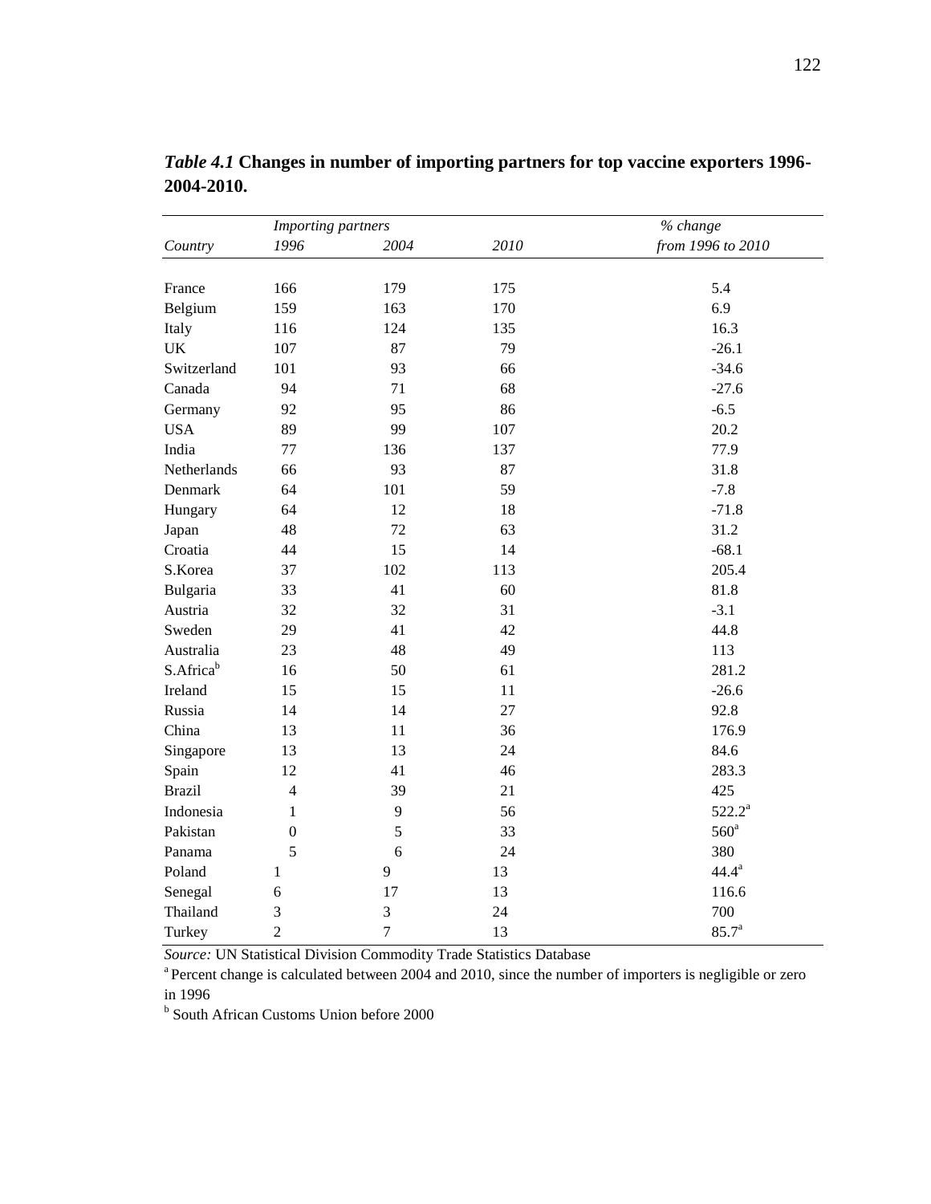*Table 4.1* **Changes in number of importing partners for top vaccine exporters 1996-2004-2010.**

| | *Importing partners* | | | *% change* |
|---|---|---|---|---|
| *Country* | *1996* | *2004* | *2010* | *from 1996 to 2010* |
| France | 166 | 179 | 175 | 5.4 |
| Belgium | 159 | 163 | 170 | 6.9 |
| Italy | 116 | 124 | 135 | 16.3 |
| UK | 107 | 87 | 79 | -26.1 |
| Switzerland | 101 | 93 | 66 | -34.6 |
| Canada | 94 | 71 | 68 | -27.6 |
| Germany | 92 | 95 | 86 | -6.5 |
| USA | 89 | 99 | 107 | 20.2 |
| India | 77 | 136 | 137 | 77.9 |
| Netherlands | 66 | 93 | 87 | 31.8 |
| Denmark | 64 | 101 | 59 | -7.8 |
| Hungary | 64 | 12 | 18 | -71.8 |
| Japan | 48 | 72 | 63 | 31.2 |
| Croatia | 44 | 15 | 14 | -68.1 |
| S.Korea | 37 | 102 | 113 | 205.4 |
| Bulgaria | 33 | 41 | 60 | 81.8 |
| Austria | 32 | 32 | 31 | -3.1 |
| Sweden | 29 | 41 | 42 | 44.8 |
| Australia | 23 | 48 | 49 | 113 |
| S.Africa[b] | 16 | 50 | 61 | 281.2 |
| Ireland | 15 | 15 | 11 | -26.6 |
| Russia | 14 | 14 | 27 | 92.8 |
| China | 13 | 11 | 36 | 176.9 |
| Singapore | 13 | 13 | 24 | 84.6 |
| Spain | 12 | 41 | 46 | 283.3 |
| Brazil | 4 | 39 | 21 | 425 |
| Indonesia | 1 | 9 | 56 | 522.2[a] |
| Pakistan | 0 | 5 | 33 | 560[a] |
| Panama | 5 | 6 | 24 | 380 |
| Poland | 1 | 9 | 13 | 44.4[a] |
| Senegal | 6 | 17 | 13 | 116.6 |
| Thailand | 3 | 3 | 24 | 700 |
| Turkey | 2 | 7 | 13 | 85.7[a] |

*Source:* UN Statistical Division Commodity Trade Statistics Database

[a] Percent change is calculated between 2004 and 2010, since the number of importers is negligible or zero in 1996

[b] South African Customs Union before 2000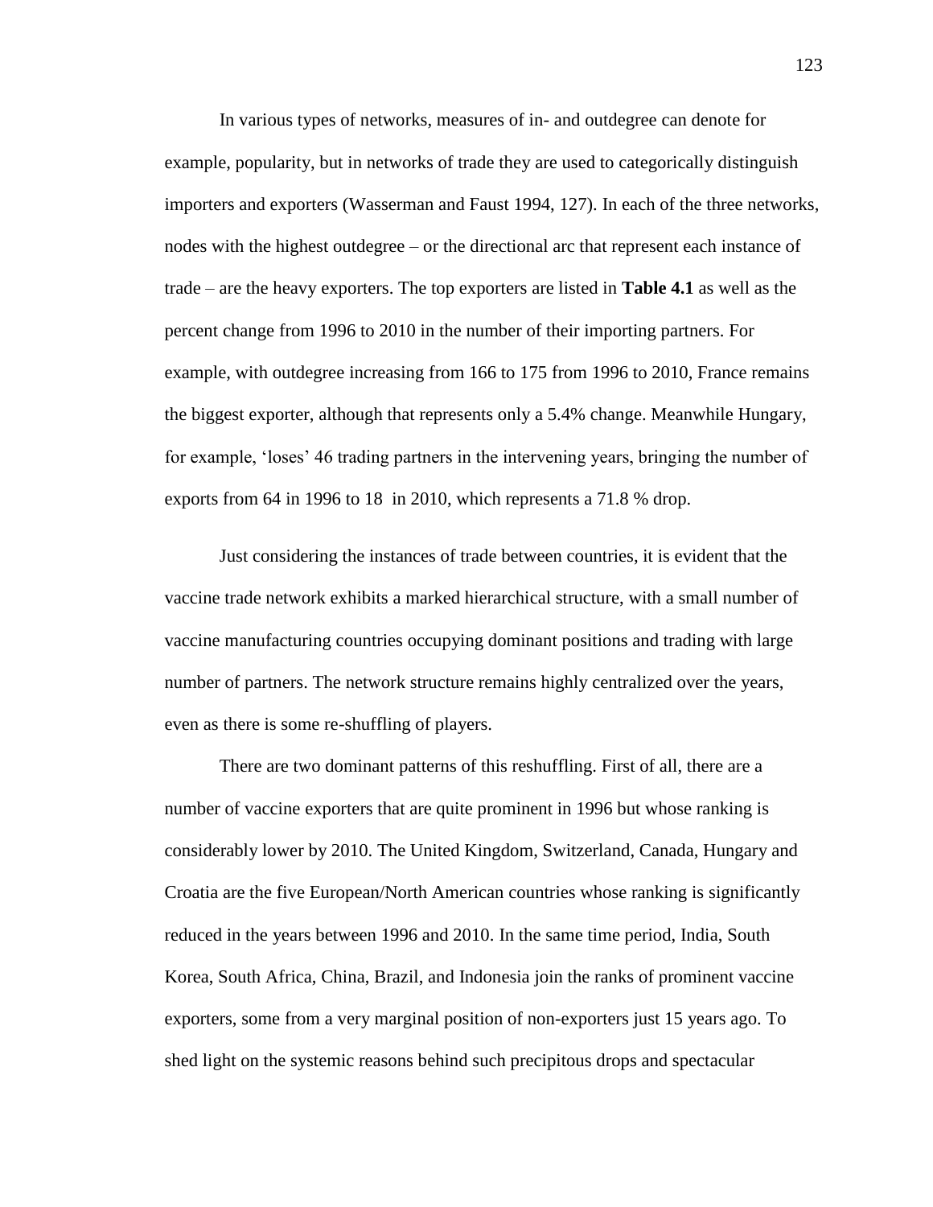In various types of networks, measures of in- and outdegree can denote for example, popularity, but in networks of trade they are used to categorically distinguish importers and exporters (Wasserman and Faust 1994, 127). In each of the three networks, nodes with the highest outdegree – or the directional arc that represent each instance of trade – are the heavy exporters. The top exporters are listed in **Table 4.1** as well as the percent change from 1996 to 2010 in the number of their importing partners. For example, with outdegree increasing from 166 to 175 from 1996 to 2010, France remains the biggest exporter, although that represents only a 5.4% change. Meanwhile Hungary, for example, 'loses' 46 trading partners in the intervening years, bringing the number of exports from 64 in 1996 to 18 in 2010, which represents a 71.8 % drop.

Just considering the instances of trade between countries, it is evident that the vaccine trade network exhibits a marked hierarchical structure, with a small number of vaccine manufacturing countries occupying dominant positions and trading with large number of partners. The network structure remains highly centralized over the years, even as there is some re-shuffling of players.

There are two dominant patterns of this reshuffling. First of all, there are a number of vaccine exporters that are quite prominent in 1996 but whose ranking is considerably lower by 2010. The United Kingdom, Switzerland, Canada, Hungary and Croatia are the five European/North American countries whose ranking is significantly reduced in the years between 1996 and 2010. In the same time period, India, South Korea, South Africa, China, Brazil, and Indonesia join the ranks of prominent vaccine exporters, some from a very marginal position of non-exporters just 15 years ago. To shed light on the systemic reasons behind such precipitous drops and spectacular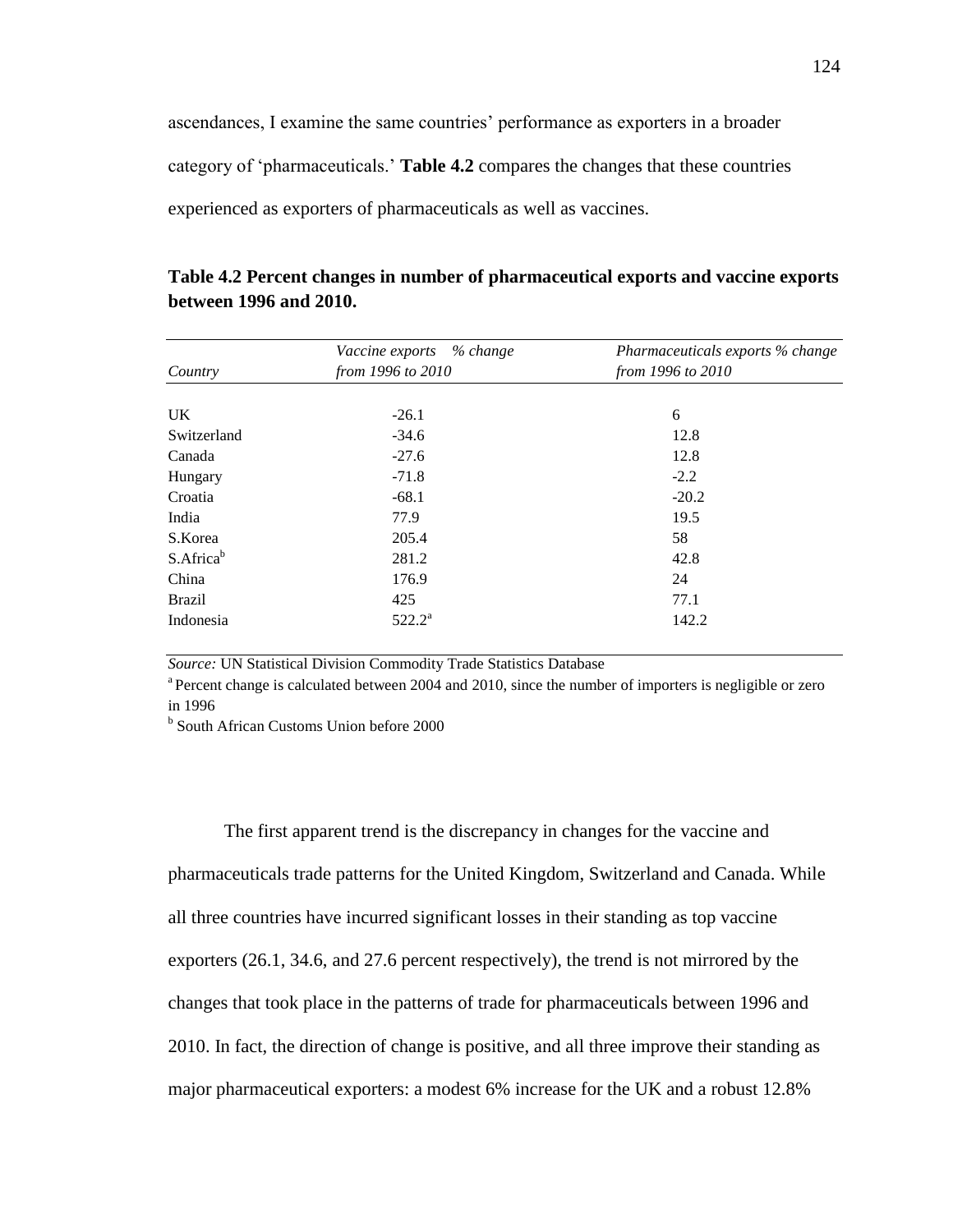ascendances, I examine the same countries' performance as exporters in a broader category of 'pharmaceuticals.' **Table 4.2** compares the changes that these countries experienced as exporters of pharmaceuticals as well as vaccines.

**Table 4.2 Percent changes in number of pharmaceutical exports and vaccine exports between 1996 and 2010.**

| *Country* | *Vaccine exports % change from 1996 to 2010* | *Pharmaceuticals exports % change from 1996 to 2010* |
|---|---|---|
| UK | -26.1 | 6 |
| Switzerland | -34.6 | 12.8 |
| Canada | -27.6 | 12.8 |
| Hungary | -71.8 | -2.2 |
| Croatia | -68.1 | -20.2 |
| India | 77.9 | 19.5 |
| S.Korea | 205.4 | 58 |
| S.Africa[b] | 281.2 | 42.8 |
| China | 176.9 | 24 |
| Brazil | 425 | 77.1 |
| Indonesia | 522.2[a] | 142.2 |

*Source:* UN Statistical Division Commodity Trade Statistics Database

[a] Percent change is calculated between 2004 and 2010, since the number of importers is negligible or zero in 1996

[b] South African Customs Union before 2000

The first apparent trend is the discrepancy in changes for the vaccine and pharmaceuticals trade patterns for the United Kingdom, Switzerland and Canada. While all three countries have incurred significant losses in their standing as top vaccine exporters (26.1, 34.6, and 27.6 percent respectively), the trend is not mirrored by the changes that took place in the patterns of trade for pharmaceuticals between 1996 and 2010. In fact, the direction of change is positive, and all three improve their standing as major pharmaceutical exporters: a modest 6% increase for the UK and a robust 12.8%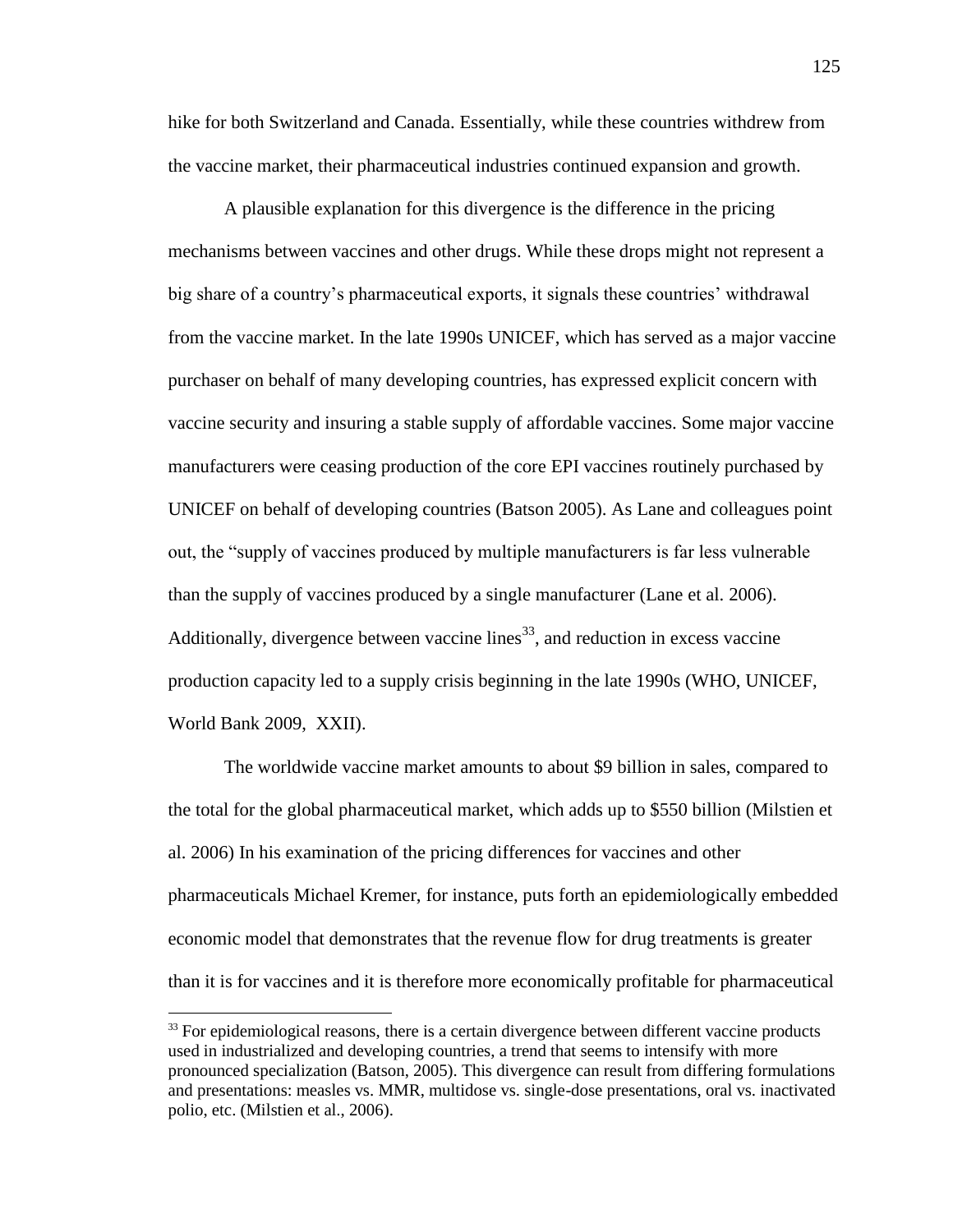hike for both Switzerland and Canada. Essentially, while these countries withdrew from the vaccine market, their pharmaceutical industries continued expansion and growth.

A plausible explanation for this divergence is the difference in the pricing mechanisms between vaccines and other drugs. While these drops might not represent a big share of a country's pharmaceutical exports, it signals these countries' withdrawal from the vaccine market. In the late 1990s UNICEF, which has served as a major vaccine purchaser on behalf of many developing countries, has expressed explicit concern with vaccine security and insuring a stable supply of affordable vaccines. Some major vaccine manufacturers were ceasing production of the core EPI vaccines routinely purchased by UNICEF on behalf of developing countries (Batson 2005). As Lane and colleagues point out, the "supply of vaccines produced by multiple manufacturers is far less vulnerable than the supply of vaccines produced by a single manufacturer (Lane et al. 2006). Additionally, divergence between vaccine lines[33], and reduction in excess vaccine production capacity led to a supply crisis beginning in the late 1990s (WHO, UNICEF, World Bank 2009, XXII).

The worldwide vaccine market amounts to about \$9 billion in sales, compared to the total for the global pharmaceutical market, which adds up to \$550 billion (Milstien et al. 2006) In his examination of the pricing differences for vaccines and other pharmaceuticals Michael Kremer, for instance, puts forth an epidemiologically embedded economic model that demonstrates that the revenue flow for drug treatments is greater than it is for vaccines and it is therefore more economically profitable for pharmaceutical

[33] For epidemiological reasons, there is a certain divergence between different vaccine products used in industrialized and developing countries, a trend that seems to intensify with more pronounced specialization (Batson, 2005). This divergence can result from differing formulations and presentations: measles vs. MMR, multidose vs. single-dose presentations, oral vs. inactivated polio, etc. (Milstien et al., 2006).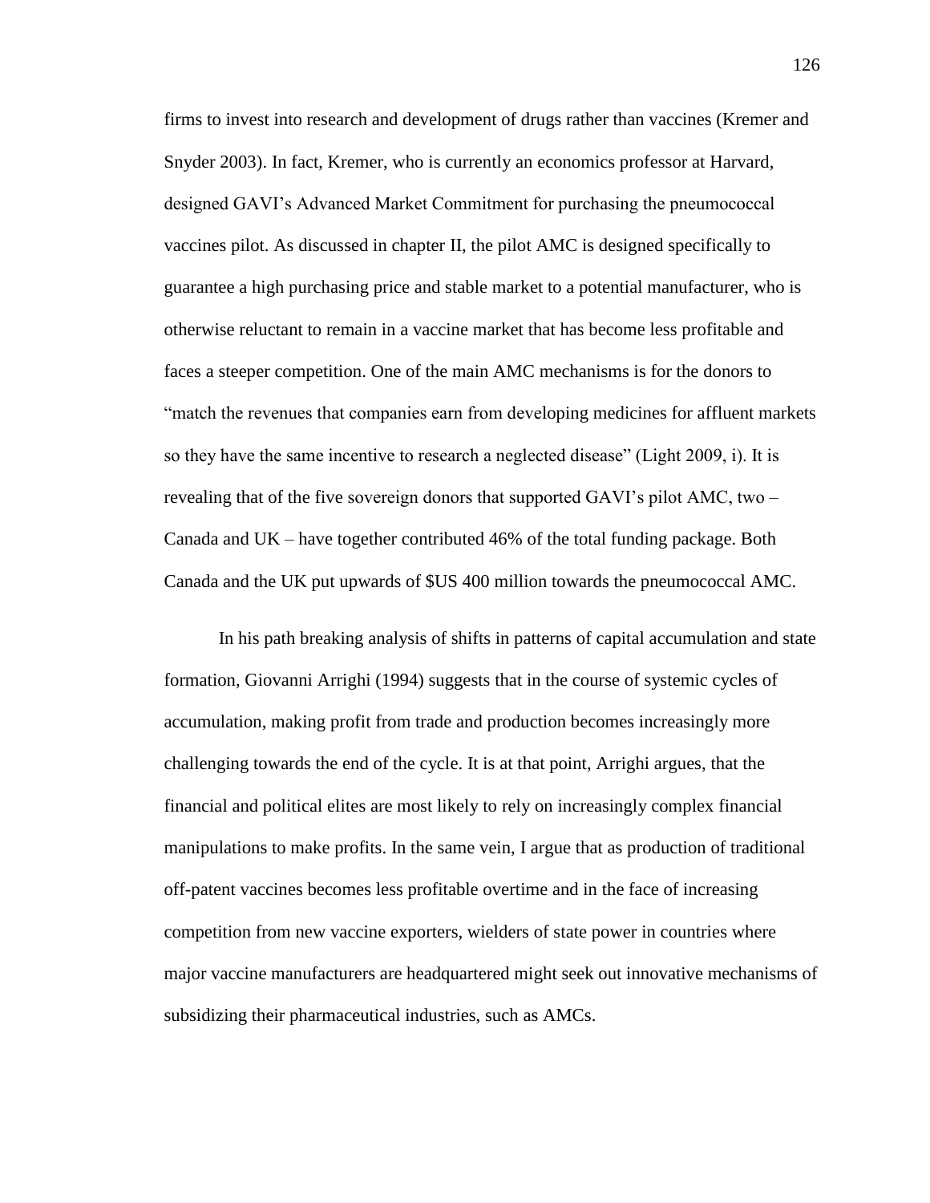firms to invest into research and development of drugs rather than vaccines (Kremer and Snyder 2003). In fact, Kremer, who is currently an economics professor at Harvard, designed GAVI's Advanced Market Commitment for purchasing the pneumococcal vaccines pilot. As discussed in chapter II, the pilot AMC is designed specifically to guarantee a high purchasing price and stable market to a potential manufacturer, who is otherwise reluctant to remain in a vaccine market that has become less profitable and faces a steeper competition. One of the main AMC mechanisms is for the donors to "match the revenues that companies earn from developing medicines for affluent markets so they have the same incentive to research a neglected disease" (Light 2009, i). It is revealing that of the five sovereign donors that supported GAVI's pilot AMC, two – Canada and UK – have together contributed 46% of the total funding package. Both Canada and the UK put upwards of $US 400 million towards the pneumococcal AMC.

In his path breaking analysis of shifts in patterns of capital accumulation and state formation, Giovanni Arrighi (1994) suggests that in the course of systemic cycles of accumulation, making profit from trade and production becomes increasingly more challenging towards the end of the cycle. It is at that point, Arrighi argues, that the financial and political elites are most likely to rely on increasingly complex financial manipulations to make profits. In the same vein, I argue that as production of traditional off-patent vaccines becomes less profitable overtime and in the face of increasing competition from new vaccine exporters, wielders of state power in countries where major vaccine manufacturers are headquartered might seek out innovative mechanisms of subsidizing their pharmaceutical industries, such as AMCs.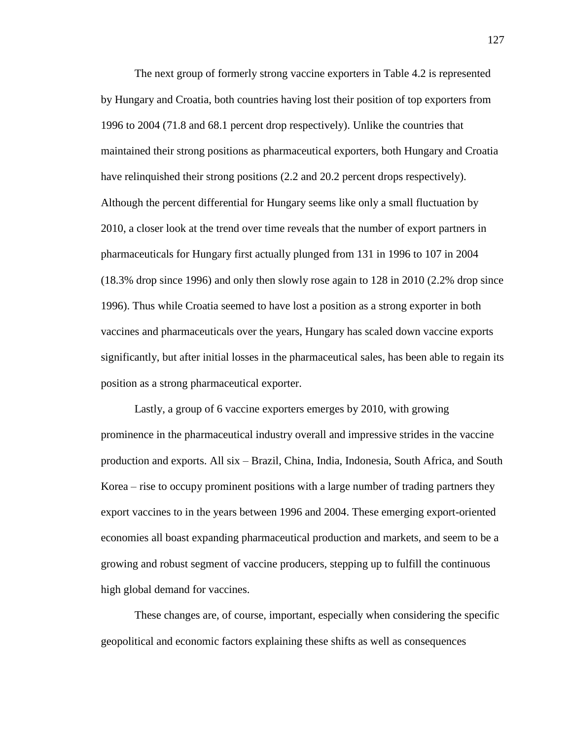The next group of formerly strong vaccine exporters in Table 4.2 is represented by Hungary and Croatia, both countries having lost their position of top exporters from 1996 to 2004 (71.8 and 68.1 percent drop respectively). Unlike the countries that maintained their strong positions as pharmaceutical exporters, both Hungary and Croatia have relinquished their strong positions (2.2 and 20.2 percent drops respectively). Although the percent differential for Hungary seems like only a small fluctuation by 2010, a closer look at the trend over time reveals that the number of export partners in pharmaceuticals for Hungary first actually plunged from 131 in 1996 to 107 in 2004 (18.3% drop since 1996) and only then slowly rose again to 128 in 2010 (2.2% drop since 1996). Thus while Croatia seemed to have lost a position as a strong exporter in both vaccines and pharmaceuticals over the years, Hungary has scaled down vaccine exports significantly, but after initial losses in the pharmaceutical sales, has been able to regain its position as a strong pharmaceutical exporter.

Lastly, a group of 6 vaccine exporters emerges by 2010, with growing prominence in the pharmaceutical industry overall and impressive strides in the vaccine production and exports. All six – Brazil, China, India, Indonesia, South Africa, and South Korea – rise to occupy prominent positions with a large number of trading partners they export vaccines to in the years between 1996 and 2004. These emerging export-oriented economies all boast expanding pharmaceutical production and markets, and seem to be a growing and robust segment of vaccine producers, stepping up to fulfill the continuous high global demand for vaccines.

These changes are, of course, important, especially when considering the specific geopolitical and economic factors explaining these shifts as well as consequences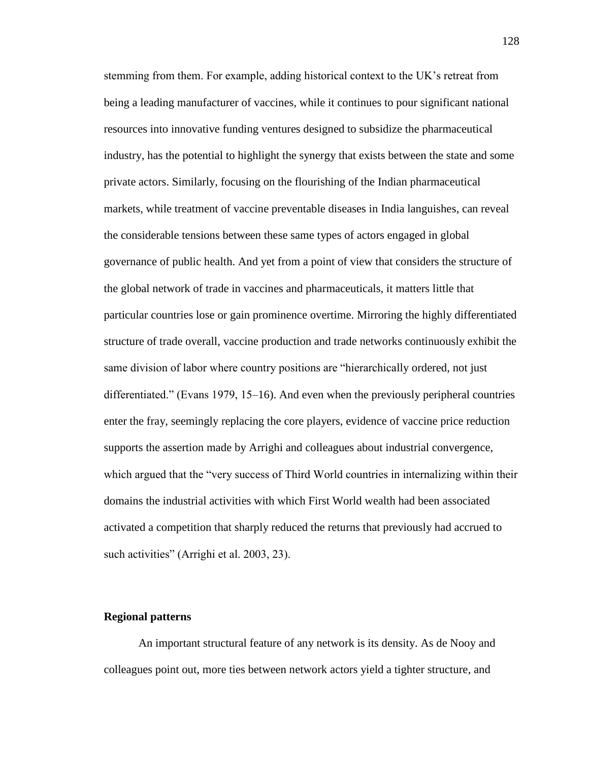stemming from them. For example, adding historical context to the UK's retreat from being a leading manufacturer of vaccines, while it continues to pour significant national resources into innovative funding ventures designed to subsidize the pharmaceutical industry, has the potential to highlight the synergy that exists between the state and some private actors. Similarly, focusing on the flourishing of the Indian pharmaceutical markets, while treatment of vaccine preventable diseases in India languishes, can reveal the considerable tensions between these same types of actors engaged in global governance of public health. And yet from a point of view that considers the structure of the global network of trade in vaccines and pharmaceuticals, it matters little that particular countries lose or gain prominence overtime. Mirroring the highly differentiated structure of trade overall, vaccine production and trade networks continuously exhibit the same division of labor where country positions are "hierarchically ordered, not just differentiated." (Evans 1979, 15–16). And even when the previously peripheral countries enter the fray, seemingly replacing the core players, evidence of vaccine price reduction supports the assertion made by Arrighi and colleagues about industrial convergence, which argued that the "very success of Third World countries in internalizing within their domains the industrial activities with which First World wealth had been associated activated a competition that sharply reduced the returns that previously had accrued to such activities" (Arrighi et al. 2003, 23).

### Regional patterns

An important structural feature of any network is its density. As de Nooy and colleagues point out, more ties between network actors yield a tighter structure, and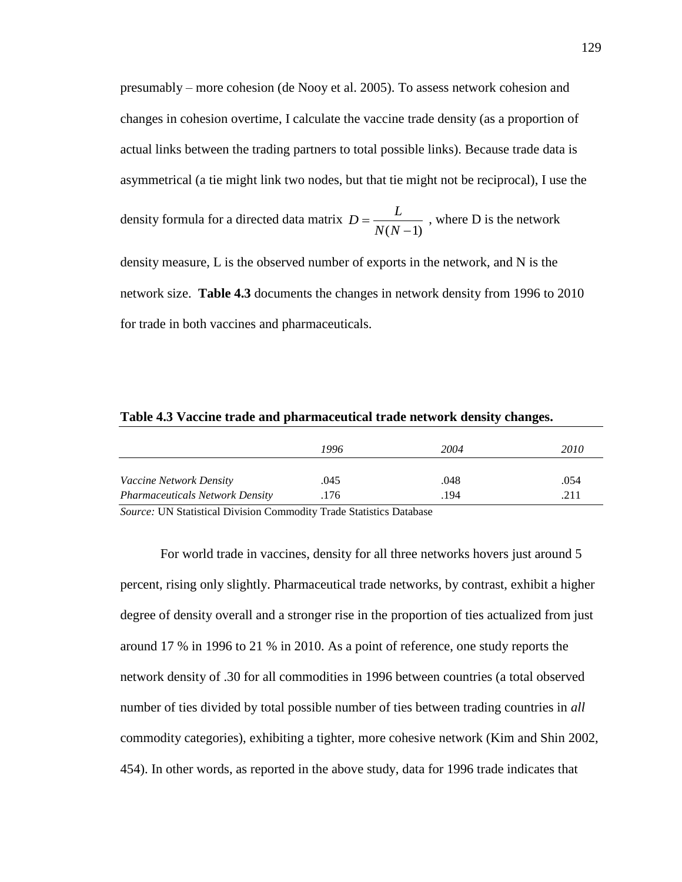presumably – more cohesion (de Nooy et al. 2005). To assess network cohesion and changes in cohesion overtime, I calculate the vaccine trade density (as a proportion of actual links between the trading partners to total possible links). Because trade data is asymmetrical (a tie might link two nodes, but that tie might not be reciprocal), I use the density formula for a directed data matrix $D = \frac{L}{N(N-1)}$ , where D is the network density measure, L is the observed number of exports in the network, and N is the network size. **Table 4.3** documents the changes in network density from 1996 to 2010 for trade in both vaccines and pharmaceuticals.

**Table 4.3 Vaccine trade and pharmaceutical trade network density changes.**

| | *1996* | *2004* | *2010* |
|---|---|---|---|
| *Vaccine Network Density* | .045 | .048 | .054 |
| *Pharmaceuticals Network Density* | .176 | .194 | .211 |

*Source:* UN Statistical Division Commodity Trade Statistics Database

For world trade in vaccines, density for all three networks hovers just around 5 percent, rising only slightly. Pharmaceutical trade networks, by contrast, exhibit a higher degree of density overall and a stronger rise in the proportion of ties actualized from just around 17 % in 1996 to 21 % in 2010. As a point of reference, one study reports the network density of .30 for all commodities in 1996 between countries (a total observed number of ties divided by total possible number of ties between trading countries in *all* commodity categories), exhibiting a tighter, more cohesive network (Kim and Shin 2002, 454). In other words, as reported in the above study, data for 1996 trade indicates that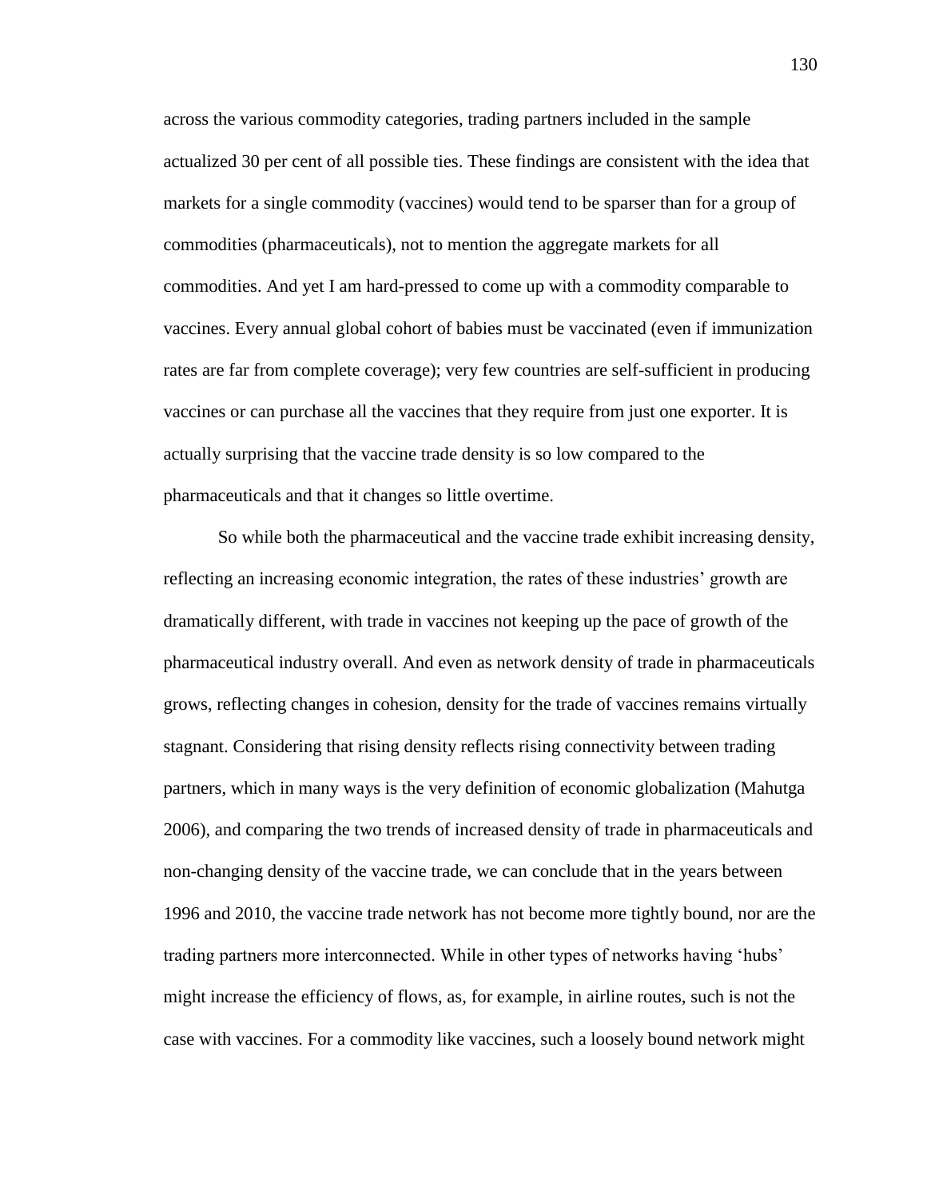across the various commodity categories, trading partners included in the sample actualized 30 per cent of all possible ties. These findings are consistent with the idea that markets for a single commodity (vaccines) would tend to be sparser than for a group of commodities (pharmaceuticals), not to mention the aggregate markets for all commodities. And yet I am hard-pressed to come up with a commodity comparable to vaccines. Every annual global cohort of babies must be vaccinated (even if immunization rates are far from complete coverage); very few countries are self-sufficient in producing vaccines or can purchase all the vaccines that they require from just one exporter. It is actually surprising that the vaccine trade density is so low compared to the pharmaceuticals and that it changes so little overtime.

So while both the pharmaceutical and the vaccine trade exhibit increasing density, reflecting an increasing economic integration, the rates of these industries' growth are dramatically different, with trade in vaccines not keeping up the pace of growth of the pharmaceutical industry overall. And even as network density of trade in pharmaceuticals grows, reflecting changes in cohesion, density for the trade of vaccines remains virtually stagnant. Considering that rising density reflects rising connectivity between trading partners, which in many ways is the very definition of economic globalization (Mahutga 2006), and comparing the two trends of increased density of trade in pharmaceuticals and non-changing density of the vaccine trade, we can conclude that in the years between 1996 and 2010, the vaccine trade network has not become more tightly bound, nor are the trading partners more interconnected. While in other types of networks having 'hubs' might increase the efficiency of flows, as, for example, in airline routes, such is not the case with vaccines. For a commodity like vaccines, such a loosely bound network might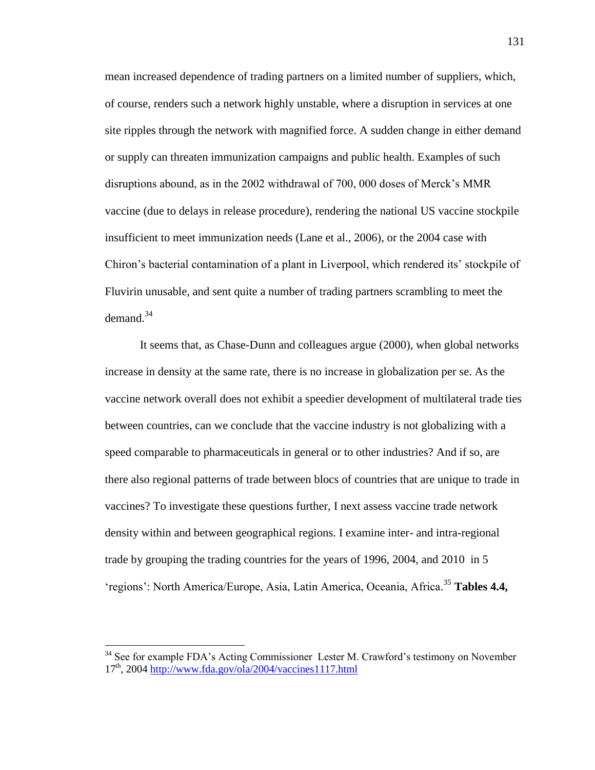mean increased dependence of trading partners on a limited number of suppliers, which, of course, renders such a network highly unstable, where a disruption in services at one site ripples through the network with magnified force. A sudden change in either demand or supply can threaten immunization campaigns and public health. Examples of such disruptions abound, as in the 2002 withdrawal of 700, 000 doses of Merck's MMR vaccine (due to delays in release procedure), rendering the national US vaccine stockpile insufficient to meet immunization needs (Lane et al., 2006), or the 2004 case with Chiron's bacterial contamination of a plant in Liverpool, which rendered its' stockpile of Fluvirin unusable, and sent quite a number of trading partners scrambling to meet the demand.[34]

It seems that, as Chase-Dunn and colleagues argue (2000), when global networks increase in density at the same rate, there is no increase in globalization per se. As the vaccine network overall does not exhibit a speedier development of multilateral trade ties between countries, can we conclude that the vaccine industry is not globalizing with a speed comparable to pharmaceuticals in general or to other industries? And if so, are there also regional patterns of trade between blocs of countries that are unique to trade in vaccines? To investigate these questions further, I next assess vaccine trade network density within and between geographical regions. I examine inter- and intra-regional trade by grouping the trading countries for the years of 1996, 2004, and 2010 in 5 'regions': North America/Europe, Asia, Latin America, Oceania, Africa.[35] **Tables 4.4,**

---

[34] See for example FDA's Acting Commissioner Lester M. Crawford's testimony on November 17th, 2004 http://www.fda.gov/ola/2004/vaccines1117.html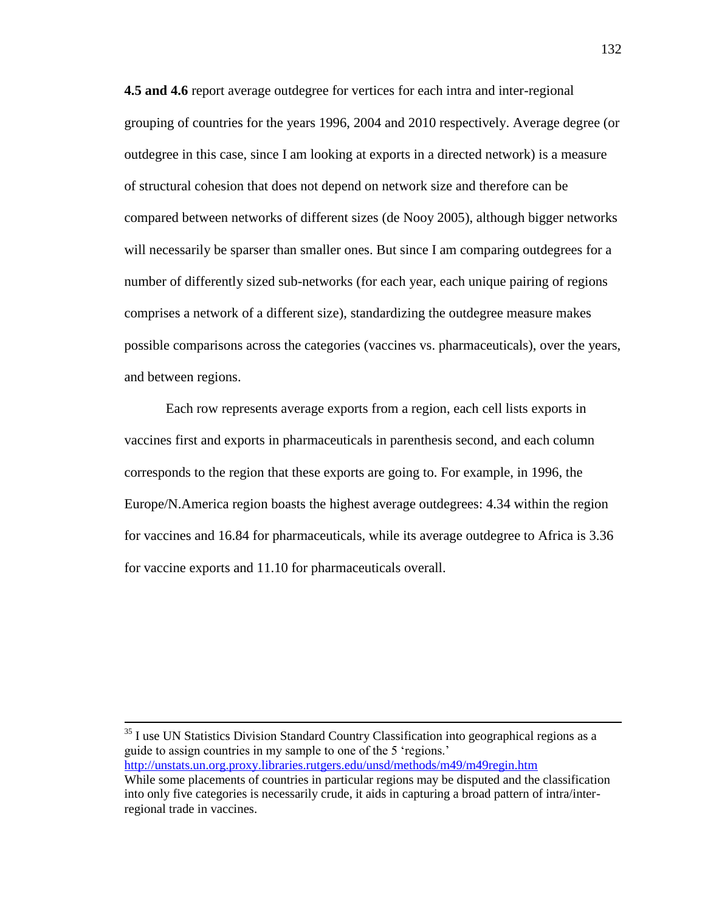**4.5 and 4.6** report average outdegree for vertices for each intra and inter-regional grouping of countries for the years 1996, 2004 and 2010 respectively. Average degree (or outdegree in this case, since I am looking at exports in a directed network) is a measure of structural cohesion that does not depend on network size and therefore can be compared between networks of different sizes (de Nooy 2005), although bigger networks will necessarily be sparser than smaller ones. But since I am comparing outdegrees for a number of differently sized sub-networks (for each year, each unique pairing of regions comprises a network of a different size), standardizing the outdegree measure makes possible comparisons across the categories (vaccines vs. pharmaceuticals), over the years, and between regions.

Each row represents average exports from a region, each cell lists exports in vaccines first and exports in pharmaceuticals in parenthesis second, and each column corresponds to the region that these exports are going to. For example, in 1996, the Europe/N.America region boasts the highest average outdegrees: 4.34 within the region for vaccines and 16.84 for pharmaceuticals, while its average outdegree to Africa is 3.36 for vaccine exports and 11.10 for pharmaceuticals overall.

---

[35] I use UN Statistics Division Standard Country Classification into geographical regions as a guide to assign countries in my sample to one of the 5 'regions.' http://unstats.un.org.proxy.libraries.rutgers.edu/unsd/methods/m49/m49regin.htm
While some placements of countries in particular regions may be disputed and the classification into only five categories is necessarily crude, it aids in capturing a broad pattern of intra/inter-regional trade in vaccines.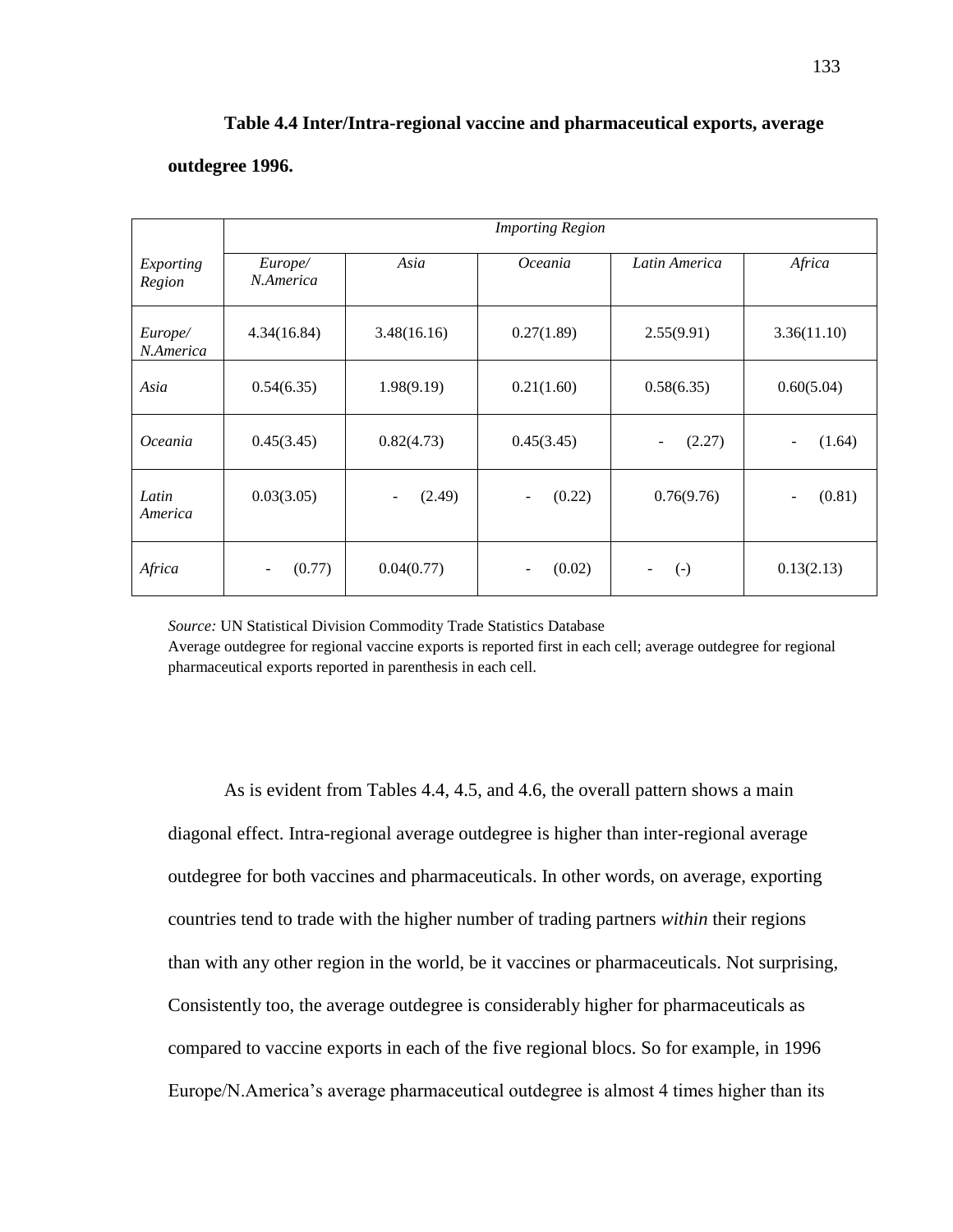**Table 4.4 Inter/Intra-regional vaccine and pharmaceutical exports, average outdegree 1996.**

| | *Importing Region* | | | | |
|---|---|---|---|---|---|
| *Exporting Region* | *Europe/ N.America* | *Asia* | *Oceania* | *Latin America* | *Africa* |
| *Europe/ N.America* | 4.34(16.84) | 3.48(16.16) | 0.27(1.89) | 2.55(9.91) | 3.36(11.10) |
| *Asia* | 0.54(6.35) | 1.98(9.19) | 0.21(1.60) | 0.58(6.35) | 0.60(5.04) |
| *Oceania* | 0.45(3.45) | 0.82(4.73) | 0.45(3.45) | - (2.27) | - (1.64) |
| *Latin America* | 0.03(3.05) | - (2.49) | - (0.22) | 0.76(9.76) | - (0.81) |
| *Africa* | - (0.77) | 0.04(0.77) | - (0.02) | - (-) | 0.13(2.13) |

*Source:* UN Statistical Division Commodity Trade Statistics Database
Average outdegree for regional vaccine exports is reported first in each cell; average outdegree for regional pharmaceutical exports reported in parenthesis in each cell.

As is evident from Tables 4.4, 4.5, and 4.6, the overall pattern shows a main diagonal effect. Intra-regional average outdegree is higher than inter-regional average outdegree for both vaccines and pharmaceuticals. In other words, on average, exporting countries tend to trade with the higher number of trading partners *within* their regions than with any other region in the world, be it vaccines or pharmaceuticals. Not surprising, Consistently too, the average outdegree is considerably higher for pharmaceuticals as compared to vaccine exports in each of the five regional blocs. So for example, in 1996 Europe/N.America's average pharmaceutical outdegree is almost 4 times higher than its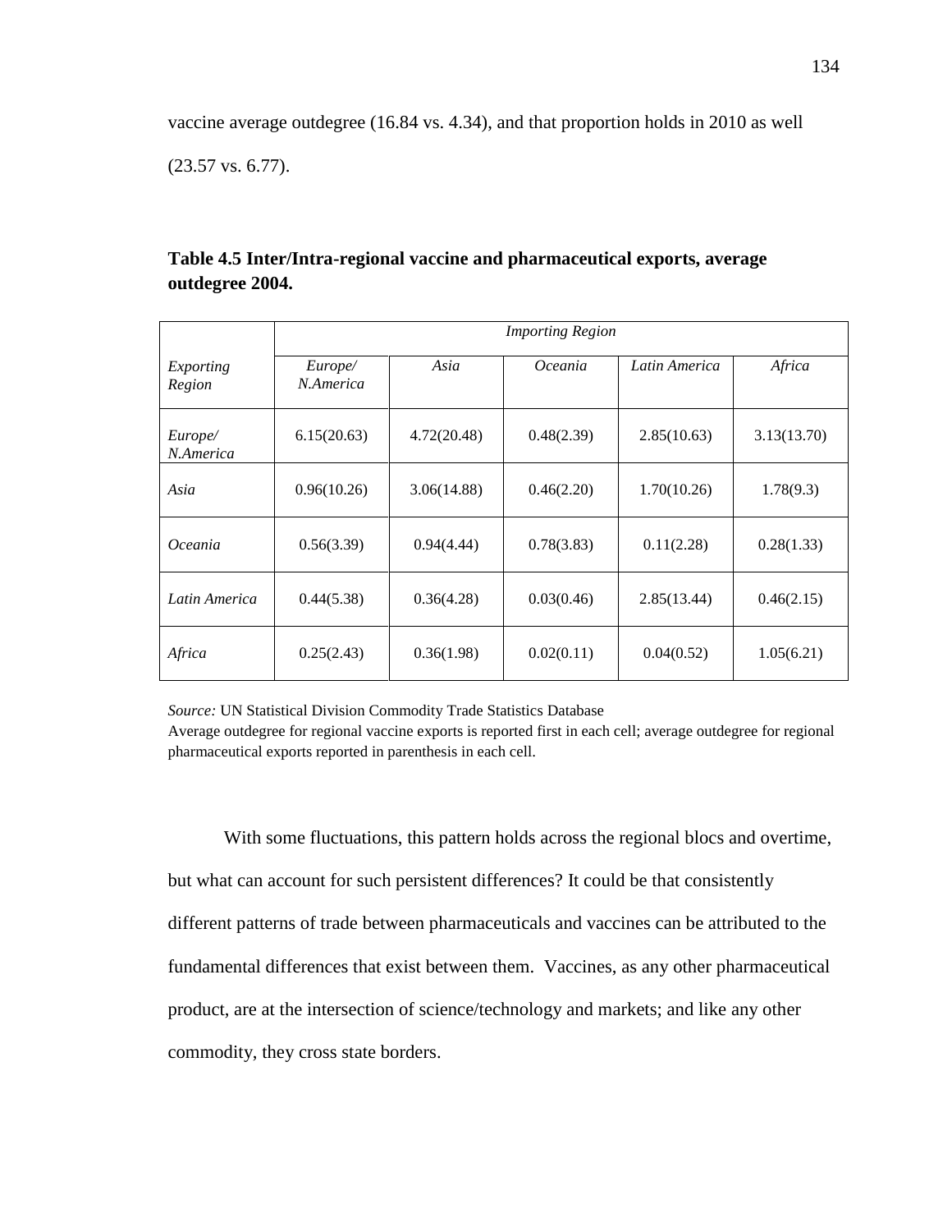vaccine average outdegree (16.84 vs. 4.34), and that proportion holds in 2010 as well (23.57 vs. 6.77).

**Table 4.5 Inter/Intra-regional vaccine and pharmaceutical exports, average outdegree 2004.**

| | *Importing Region* | | | | |
|---|---|---|---|---|---|
| *Exporting Region* | *Europe/ N.America* | *Asia* | *Oceania* | *Latin America* | *Africa* |
| *Europe/ N.America* | 6.15(20.63) | 4.72(20.48) | 0.48(2.39) | 2.85(10.63) | 3.13(13.70) |
| *Asia* | 0.96(10.26) | 3.06(14.88) | 0.46(2.20) | 1.70(10.26) | 1.78(9.3) |
| *Oceania* | 0.56(3.39) | 0.94(4.44) | 0.78(3.83) | 0.11(2.28) | 0.28(1.33) |
| *Latin America* | 0.44(5.38) | 0.36(4.28) | 0.03(0.46) | 2.85(13.44) | 0.46(2.15) |
| *Africa* | 0.25(2.43) | 0.36(1.98) | 0.02(0.11) | 0.04(0.52) | 1.05(6.21) |

*Source:* UN Statistical Division Commodity Trade Statistics Database
Average outdegree for regional vaccine exports is reported first in each cell; average outdegree for regional pharmaceutical exports reported in parenthesis in each cell.

With some fluctuations, this pattern holds across the regional blocs and overtime, but what can account for such persistent differences? It could be that consistently different patterns of trade between pharmaceuticals and vaccines can be attributed to the fundamental differences that exist between them. Vaccines, as any other pharmaceutical product, are at the intersection of science/technology and markets; and like any other commodity, they cross state borders.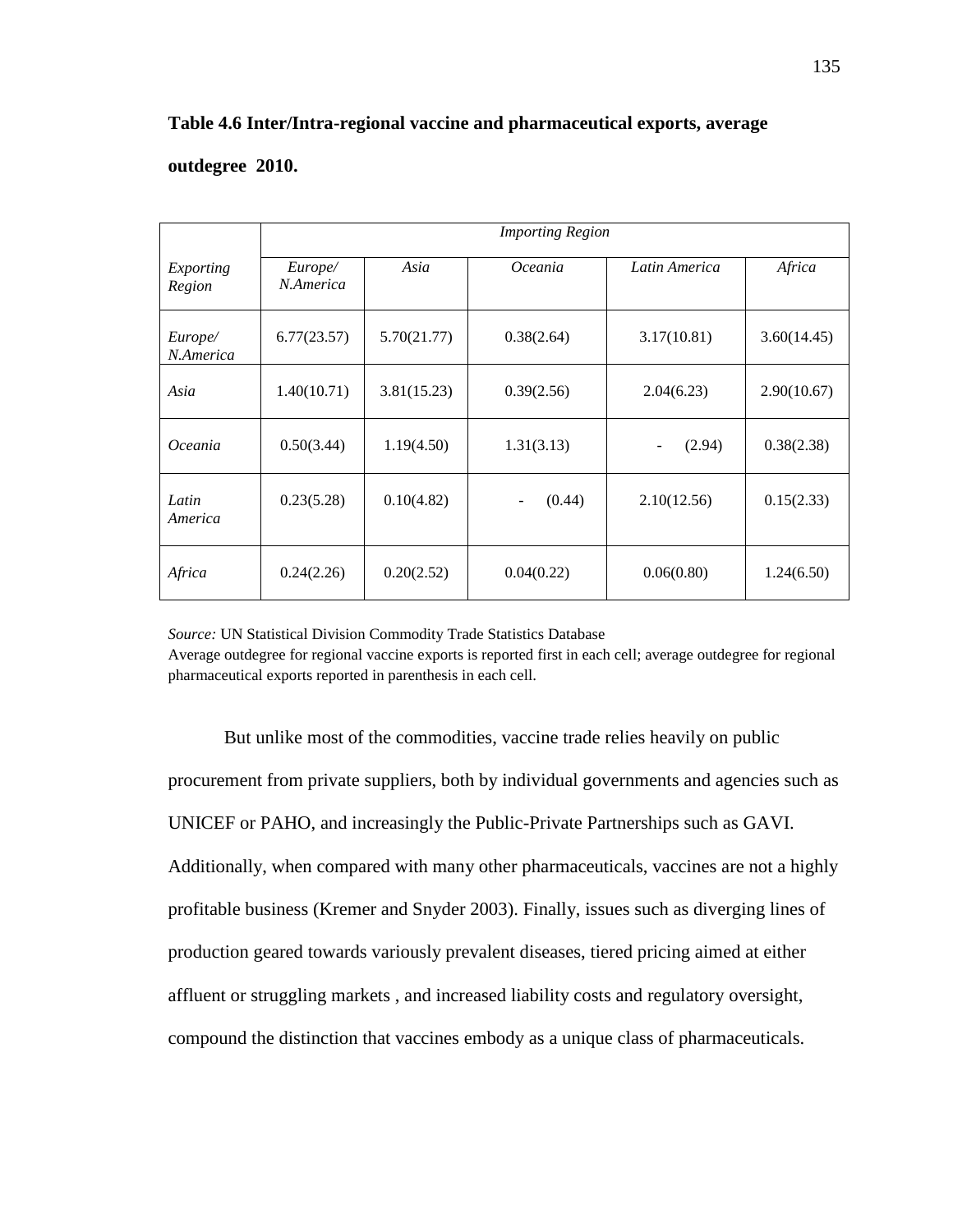**Table 4.6 Inter/Intra-regional vaccine and pharmaceutical exports, average outdegree 2010.**

| | *Importing Region* | | | | |
|---|---|---|---|---|---|
| *Exporting Region* | *Europe/ N.America* | *Asia* | *Oceania* | *Latin America* | *Africa* |
| *Europe/ N.America* | 6.77(23.57) | 5.70(21.77) | 0.38(2.64) | 3.17(10.81) | 3.60(14.45) |
| *Asia* | 1.40(10.71) | 3.81(15.23) | 0.39(2.56) | 2.04(6.23) | 2.90(10.67) |
| *Oceania* | 0.50(3.44) | 1.19(4.50) | 1.31(3.13) | - (2.94) | 0.38(2.38) |
| *Latin America* | 0.23(5.28) | 0.10(4.82) | - (0.44) | 2.10(12.56) | 0.15(2.33) |
| *Africa* | 0.24(2.26) | 0.20(2.52) | 0.04(0.22) | 0.06(0.80) | 1.24(6.50) |

*Source:* UN Statistical Division Commodity Trade Statistics Database
Average outdegree for regional vaccine exports is reported first in each cell; average outdegree for regional pharmaceutical exports reported in parenthesis in each cell.

But unlike most of the commodities, vaccine trade relies heavily on public procurement from private suppliers, both by individual governments and agencies such as UNICEF or PAHO, and increasingly the Public-Private Partnerships such as GAVI. Additionally, when compared with many other pharmaceuticals, vaccines are not a highly profitable business (Kremer and Snyder 2003). Finally, issues such as diverging lines of production geared towards variously prevalent diseases, tiered pricing aimed at either affluent or struggling markets , and increased liability costs and regulatory oversight, compound the distinction that vaccines embody as a unique class of pharmaceuticals.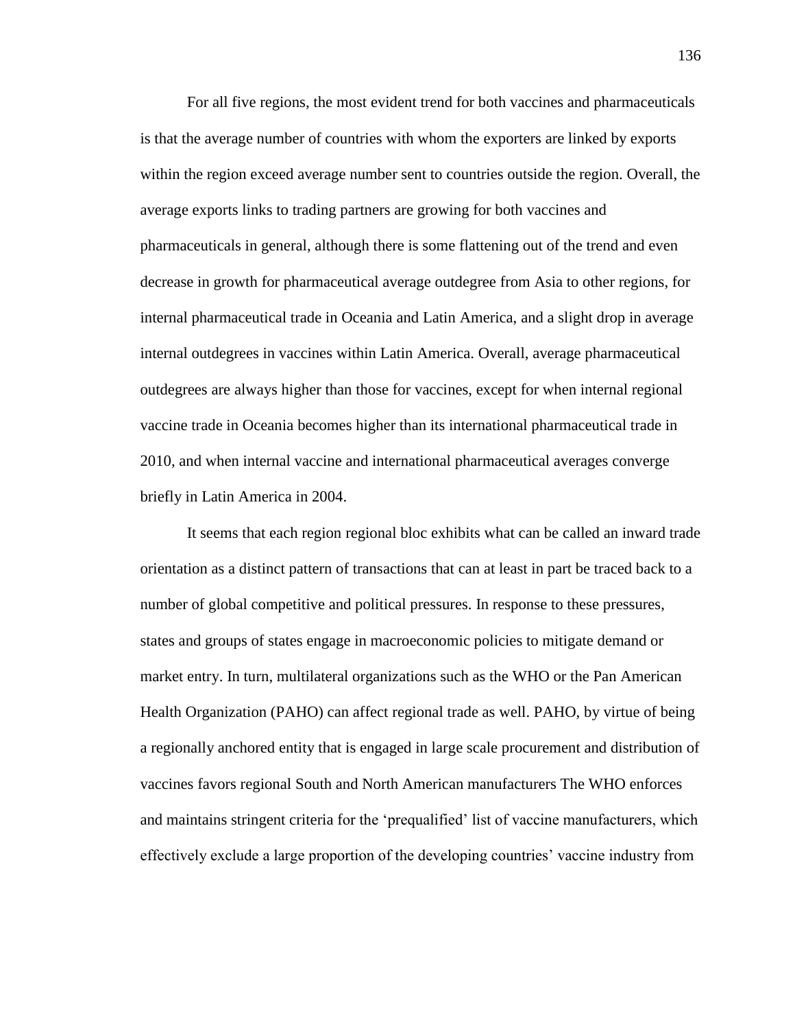For all five regions, the most evident trend for both vaccines and pharmaceuticals is that the average number of countries with whom the exporters are linked by exports within the region exceed average number sent to countries outside the region. Overall, the average exports links to trading partners are growing for both vaccines and pharmaceuticals in general, although there is some flattening out of the trend and even decrease in growth for pharmaceutical average outdegree from Asia to other regions, for internal pharmaceutical trade in Oceania and Latin America, and a slight drop in average internal outdegrees in vaccines within Latin America. Overall, average pharmaceutical outdegrees are always higher than those for vaccines, except for when internal regional vaccine trade in Oceania becomes higher than its international pharmaceutical trade in 2010, and when internal vaccine and international pharmaceutical averages converge briefly in Latin America in 2004.

It seems that each region regional bloc exhibits what can be called an inward trade orientation as a distinct pattern of transactions that can at least in part be traced back to a number of global competitive and political pressures. In response to these pressures, states and groups of states engage in macroeconomic policies to mitigate demand or market entry. In turn, multilateral organizations such as the WHO or the Pan American Health Organization (PAHO) can affect regional trade as well. PAHO, by virtue of being a regionally anchored entity that is engaged in large scale procurement and distribution of vaccines favors regional South and North American manufacturers The WHO enforces and maintains stringent criteria for the 'prequalified' list of vaccine manufacturers, which effectively exclude a large proportion of the developing countries' vaccine industry from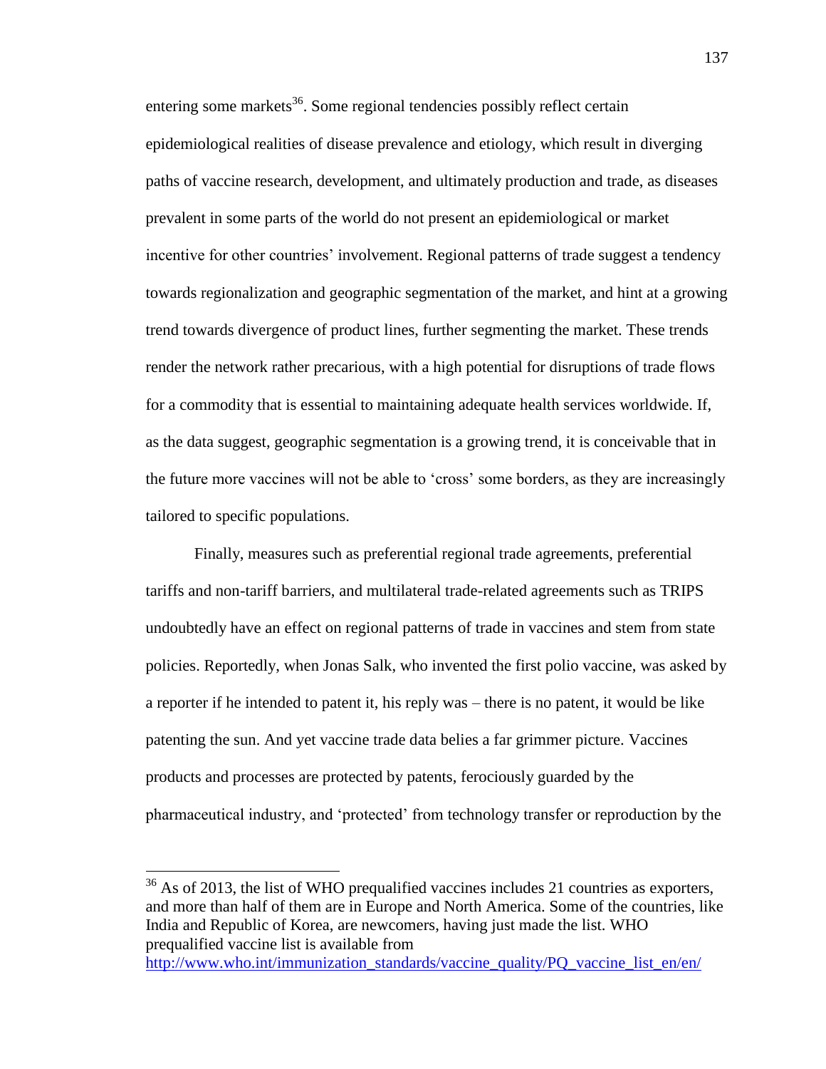entering some markets[36]. Some regional tendencies possibly reflect certain epidemiological realities of disease prevalence and etiology, which result in diverging paths of vaccine research, development, and ultimately production and trade, as diseases prevalent in some parts of the world do not present an epidemiological or market incentive for other countries' involvement. Regional patterns of trade suggest a tendency towards regionalization and geographic segmentation of the market, and hint at a growing trend towards divergence of product lines, further segmenting the market. These trends render the network rather precarious, with a high potential for disruptions of trade flows for a commodity that is essential to maintaining adequate health services worldwide. If, as the data suggest, geographic segmentation is a growing trend, it is conceivable that in the future more vaccines will not be able to 'cross' some borders, as they are increasingly tailored to specific populations.

Finally, measures such as preferential regional trade agreements, preferential tariffs and non-tariff barriers, and multilateral trade-related agreements such as TRIPS undoubtedly have an effect on regional patterns of trade in vaccines and stem from state policies. Reportedly, when Jonas Salk, who invented the first polio vaccine, was asked by a reporter if he intended to patent it, his reply was – there is no patent, it would be like patenting the sun. And yet vaccine trade data belies a far grimmer picture. Vaccines products and processes are protected by patents, ferociously guarded by the pharmaceutical industry, and 'protected' from technology transfer or reproduction by the

---

[36] As of 2013, the list of WHO prequalified vaccines includes 21 countries as exporters, and more than half of them are in Europe and North America. Some of the countries, like India and Republic of Korea, are newcomers, having just made the list. WHO prequalified vaccine list is available from http://www.who.int/immunization_standards/vaccine_quality/PQ_vaccine_list_en/en/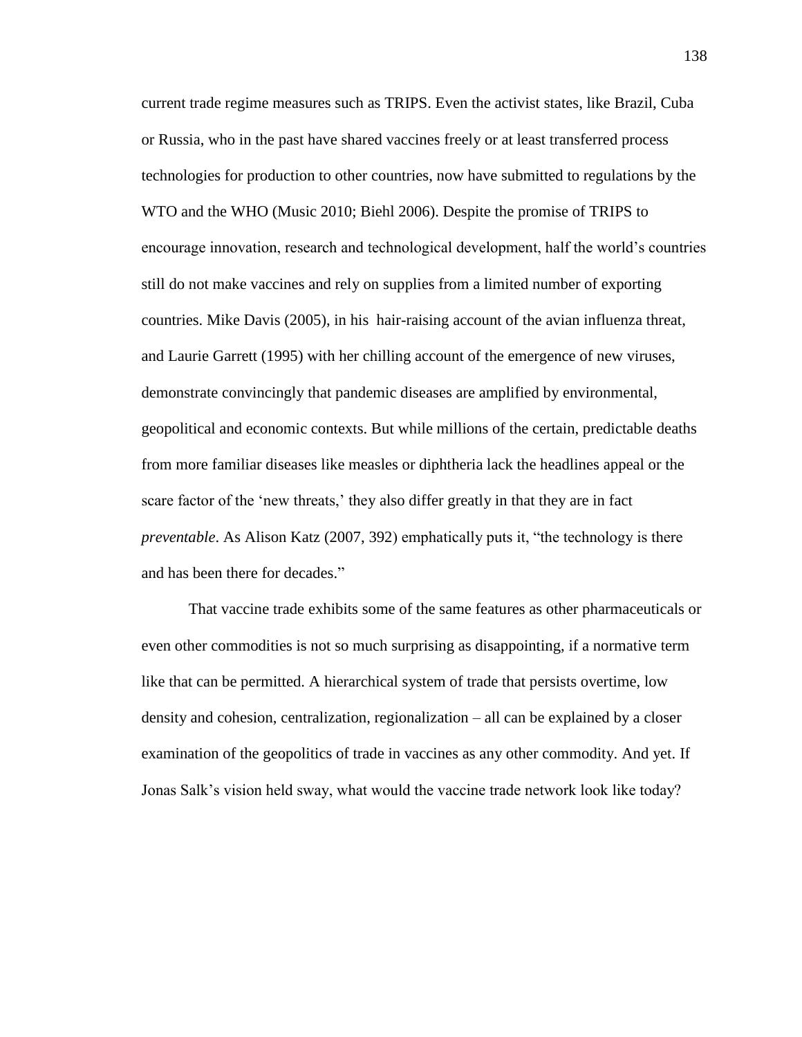current trade regime measures such as TRIPS. Even the activist states, like Brazil, Cuba or Russia, who in the past have shared vaccines freely or at least transferred process technologies for production to other countries, now have submitted to regulations by the WTO and the WHO (Music 2010; Biehl 2006). Despite the promise of TRIPS to encourage innovation, research and technological development, half the world's countries still do not make vaccines and rely on supplies from a limited number of exporting countries. Mike Davis (2005), in his  hair-raising account of the avian influenza threat, and Laurie Garrett (1995) with her chilling account of the emergence of new viruses, demonstrate convincingly that pandemic diseases are amplified by environmental, geopolitical and economic contexts. But while millions of the certain, predictable deaths from more familiar diseases like measles or diphtheria lack the headlines appeal or the scare factor of the 'new threats,' they also differ greatly in that they are in fact *preventable*. As Alison Katz (2007, 392) emphatically puts it, "the technology is there and has been there for decades."

That vaccine trade exhibits some of the same features as other pharmaceuticals or even other commodities is not so much surprising as disappointing, if a normative term like that can be permitted. A hierarchical system of trade that persists overtime, low density and cohesion, centralization, regionalization – all can be explained by a closer examination of the geopolitics of trade in vaccines as any other commodity. And yet. If Jonas Salk's vision held sway, what would the vaccine trade network look like today?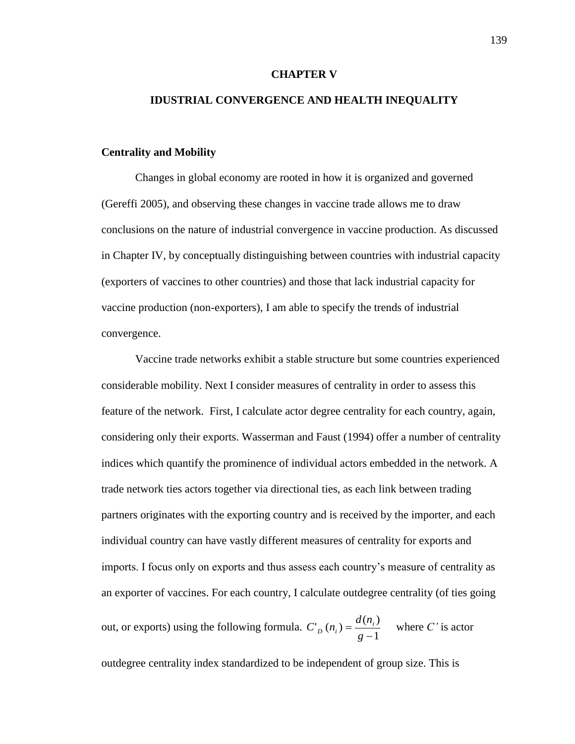# CHAPTER V

# IDUSTRIAL CONVERGENCE AND HEALTH INEQUALITY

## Centrality and Mobility

Changes in global economy are rooted in how it is organized and governed (Gereffi 2005), and observing these changes in vaccine trade allows me to draw conclusions on the nature of industrial convergence in vaccine production. As discussed in Chapter IV, by conceptually distinguishing between countries with industrial capacity (exporters of vaccines to other countries) and those that lack industrial capacity for vaccine production (non-exporters), I am able to specify the trends of industrial convergence.

Vaccine trade networks exhibit a stable structure but some countries experienced considerable mobility. Next I consider measures of centrality in order to assess this feature of the network. First, I calculate actor degree centrality for each country, again, considering only their exports. Wasserman and Faust (1994) offer a number of centrality indices which quantify the prominence of individual actors embedded in the network. A trade network ties actors together via directional ties, as each link between trading partners originates with the exporting country and is received by the importer, and each individual country can have vastly different measures of centrality for exports and imports. I focus only on exports and thus assess each country's measure of centrality as an exporter of vaccines. For each country, I calculate outdegree centrality (of ties going out, or exports) using the following formula. $C'_D(n_i) = \frac{d(n_i)}{g-1}$ where *C'* is actor outdegree centrality index standardized to be independent of group size. This is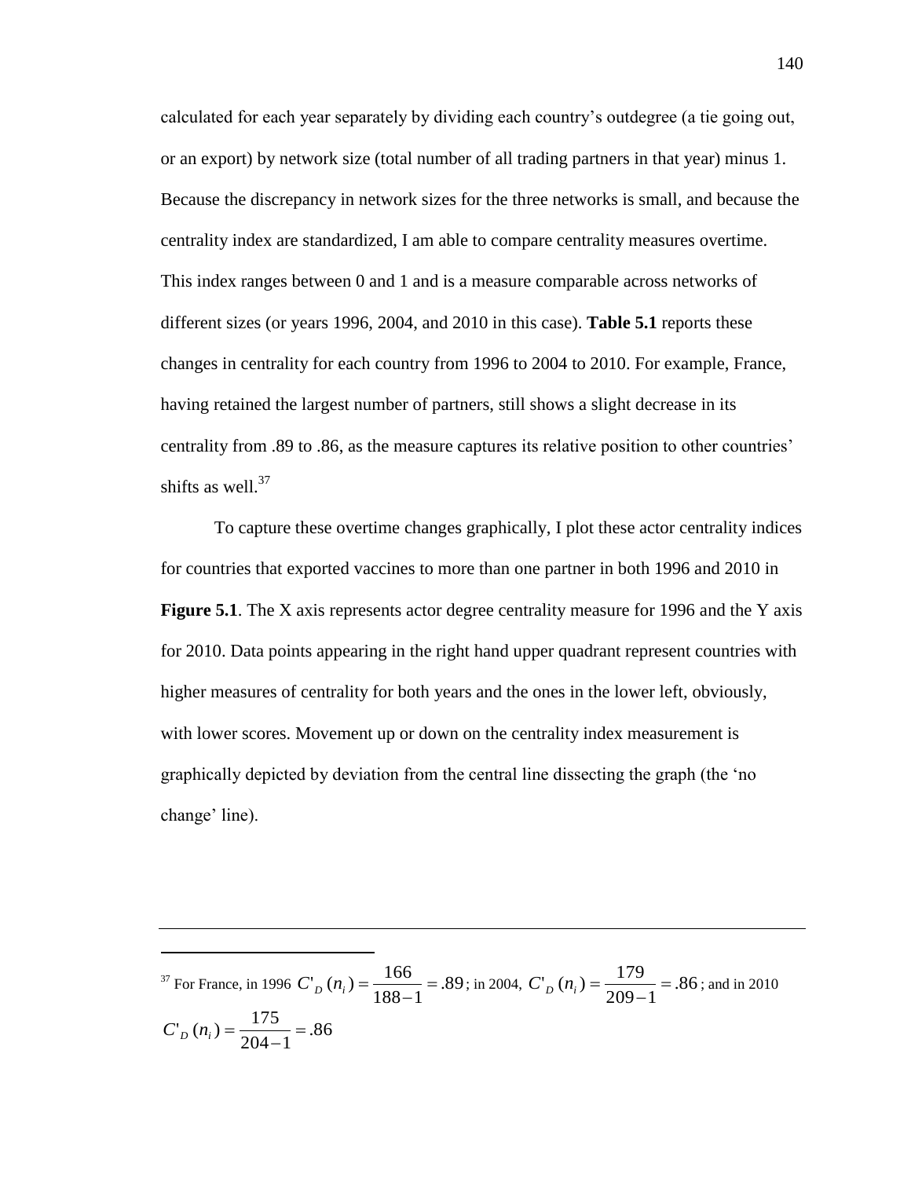calculated for each year separately by dividing each country's outdegree (a tie going out, or an export) by network size (total number of all trading partners in that year) minus 1. Because the discrepancy in network sizes for the three networks is small, and because the centrality index are standardized, I am able to compare centrality measures overtime. This index ranges between 0 and 1 and is a measure comparable across networks of different sizes (or years 1996, 2004, and 2010 in this case). **Table 5.1** reports these changes in centrality for each country from 1996 to 2004 to 2010. For example, France, having retained the largest number of partners, still shows a slight decrease in its centrality from .89 to .86, as the measure captures its relative position to other countries' shifts as well.[37]

To capture these overtime changes graphically, I plot these actor centrality indices for countries that exported vaccines to more than one partner in both 1996 and 2010 in **Figure 5.1**. The X axis represents actor degree centrality measure for 1996 and the Y axis for 2010. Data points appearing in the right hand upper quadrant represent countries with higher measures of centrality for both years and the ones in the lower left, obviously, with lower scores. Movement up or down on the centrality index measurement is graphically depicted by deviation from the central line dissecting the graph (the 'no change' line).

---

[37] For France, in 1996 $C'_D(n_i) = \frac{166}{188-1} = .89$; in 2004, $C'_D(n_i) = \frac{179}{209-1} = .86$; and in 2010 $C'_D(n_i) = \frac{175}{204-1} = .86$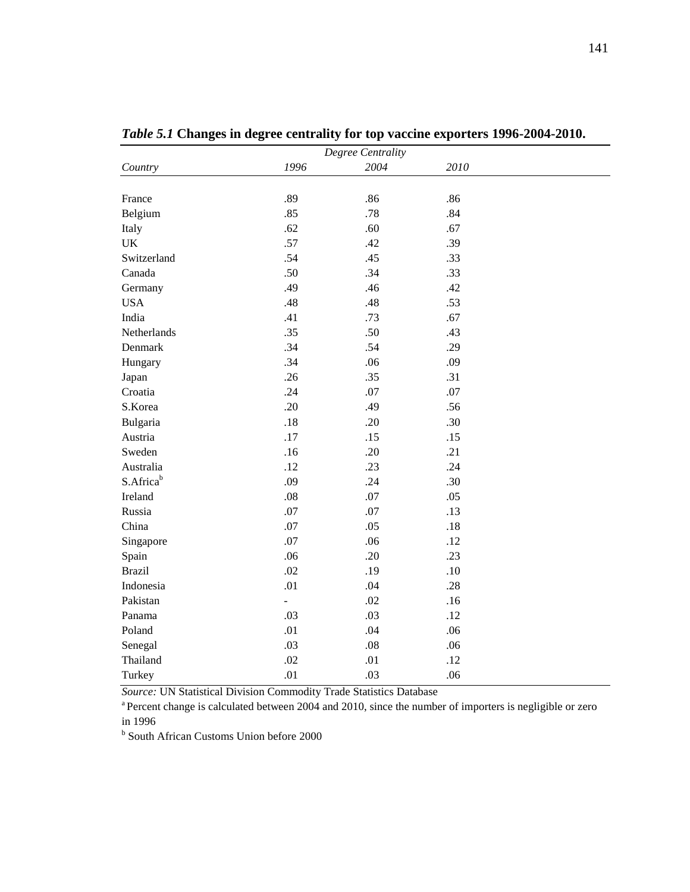*Table 5.1* **Changes in degree centrality for top vaccine exporters 1996-2004-2010.**

| | *Degree Centrality* | | |
|---|---|---|---|
| *Country* | *1996* | *2004* | *2010* |
| France | .89 | .86 | .86 |
| Belgium | .85 | .78 | .84 |
| Italy | .62 | .60 | .67 |
| UK | .57 | .42 | .39 |
| Switzerland | .54 | .45 | .33 |
| Canada | .50 | .34 | .33 |
| Germany | .49 | .46 | .42 |
| USA | .48 | .48 | .53 |
| India | .41 | .73 | .67 |
| Netherlands | .35 | .50 | .43 |
| Denmark | .34 | .54 | .29 |
| Hungary | .34 | .06 | .09 |
| Japan | .26 | .35 | .31 |
| Croatia | .24 | .07 | .07 |
| S.Korea | .20 | .49 | .56 |
| Bulgaria | .18 | .20 | .30 |
| Austria | .17 | .15 | .15 |
| Sweden | .16 | .20 | .21 |
| Australia | .12 | .23 | .24 |
| S.Africa[b] | .09 | .24 | .30 |
| Ireland | .08 | .07 | .05 |
| Russia | .07 | .07 | .13 |
| China | .07 | .05 | .18 |
| Singapore | .07 | .06 | .12 |
| Spain | .06 | .20 | .23 |
| Brazil | .02 | .19 | .10 |
| Indonesia | .01 | .04 | .28 |
| Pakistan | - | .02 | .16 |
| Panama | .03 | .03 | .12 |
| Poland | .01 | .04 | .06 |
| Senegal | .03 | .08 | .06 |
| Thailand | .02 | .01 | .12 |
| Turkey | .01 | .03 | .06 |

*Source:* UN Statistical Division Commodity Trade Statistics Database

[a] Percent change is calculated between 2004 and 2010, since the number of importers is negligible or zero in 1996

[b] South African Customs Union before 2000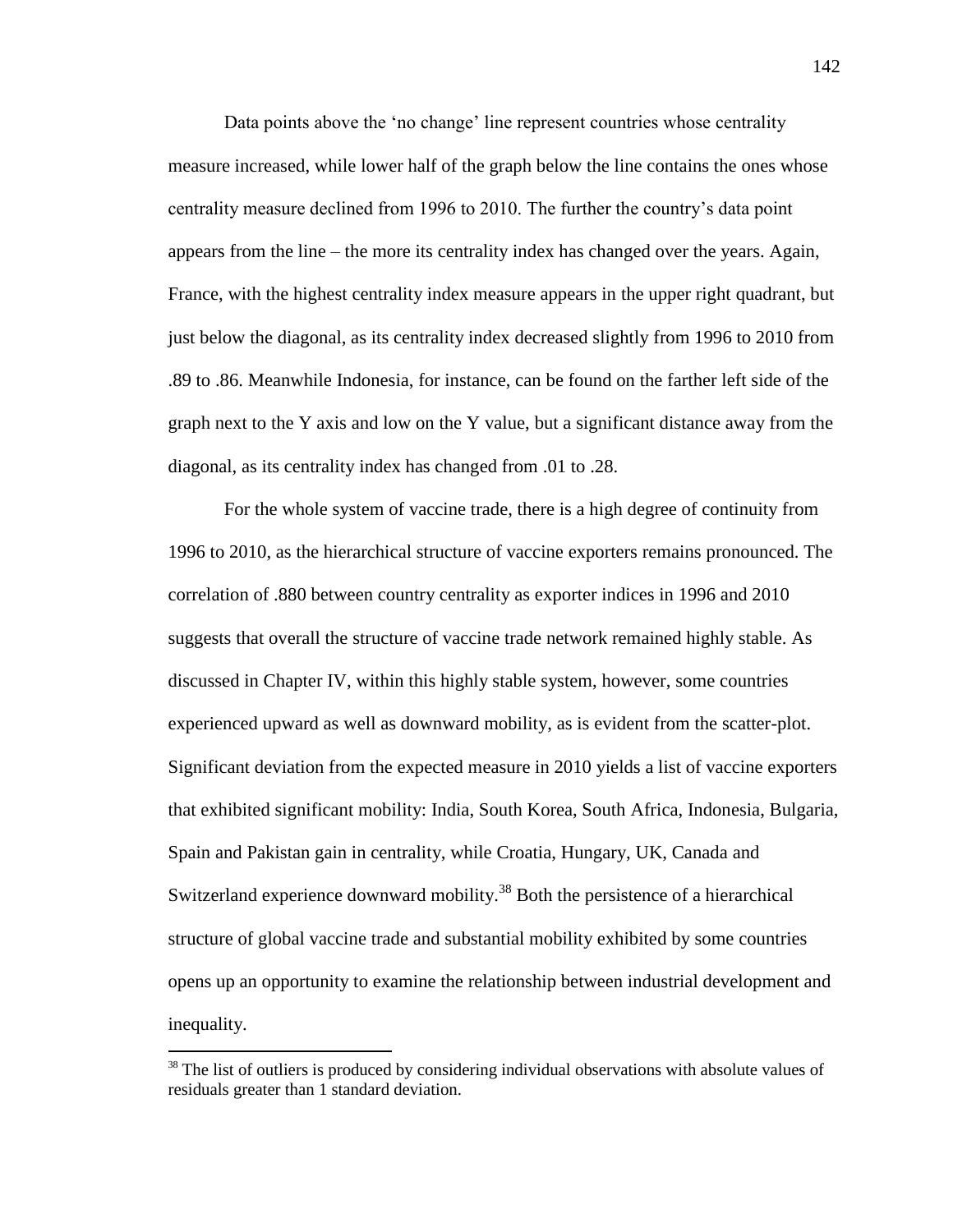Data points above the 'no change' line represent countries whose centrality measure increased, while lower half of the graph below the line contains the ones whose centrality measure declined from 1996 to 2010. The further the country's data point appears from the line – the more its centrality index has changed over the years. Again, France, with the highest centrality index measure appears in the upper right quadrant, but just below the diagonal, as its centrality index decreased slightly from 1996 to 2010 from .89 to .86. Meanwhile Indonesia, for instance, can be found on the farther left side of the graph next to the Y axis and low on the Y value, but a significant distance away from the diagonal, as its centrality index has changed from .01 to .28.

For the whole system of vaccine trade, there is a high degree of continuity from 1996 to 2010, as the hierarchical structure of vaccine exporters remains pronounced. The correlation of .880 between country centrality as exporter indices in 1996 and 2010 suggests that overall the structure of vaccine trade network remained highly stable. As discussed in Chapter IV, within this highly stable system, however, some countries experienced upward as well as downward mobility, as is evident from the scatter-plot. Significant deviation from the expected measure in 2010 yields a list of vaccine exporters that exhibited significant mobility: India, South Korea, South Africa, Indonesia, Bulgaria, Spain and Pakistan gain in centrality, while Croatia, Hungary, UK, Canada and Switzerland experience downward mobility.[38] Both the persistence of a hierarchical structure of global vaccine trade and substantial mobility exhibited by some countries opens up an opportunity to examine the relationship between industrial development and inequality.

---

[38] The list of outliers is produced by considering individual observations with absolute values of residuals greater than 1 standard deviation.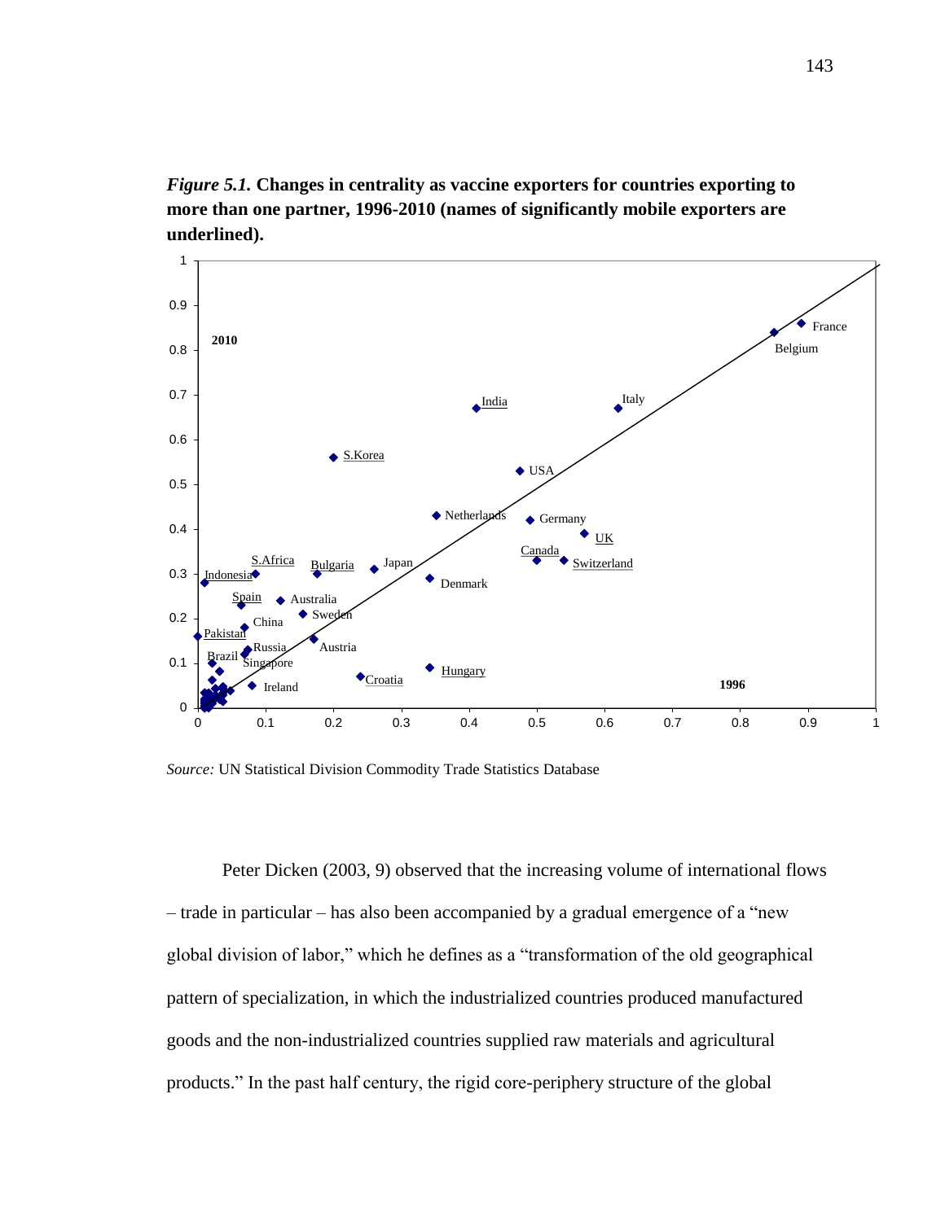*Figure 5.1.* **Changes in centrality as vaccine exporters for countries exporting to more than one partner, 1996-2010 (names of significantly mobile exporters are underlined).**

*Source:* UN Statistical Division Commodity Trade Statistics Database

Peter Dicken (2003, 9) observed that the increasing volume of international flows – trade in particular – has also been accompanied by a gradual emergence of a "new global division of labor," which he defines as a "transformation of the old geographical pattern of specialization, in which the industrialized countries produced manufactured goods and the non-industrialized countries supplied raw materials and agricultural products." In the past half century, the rigid core-periphery structure of the global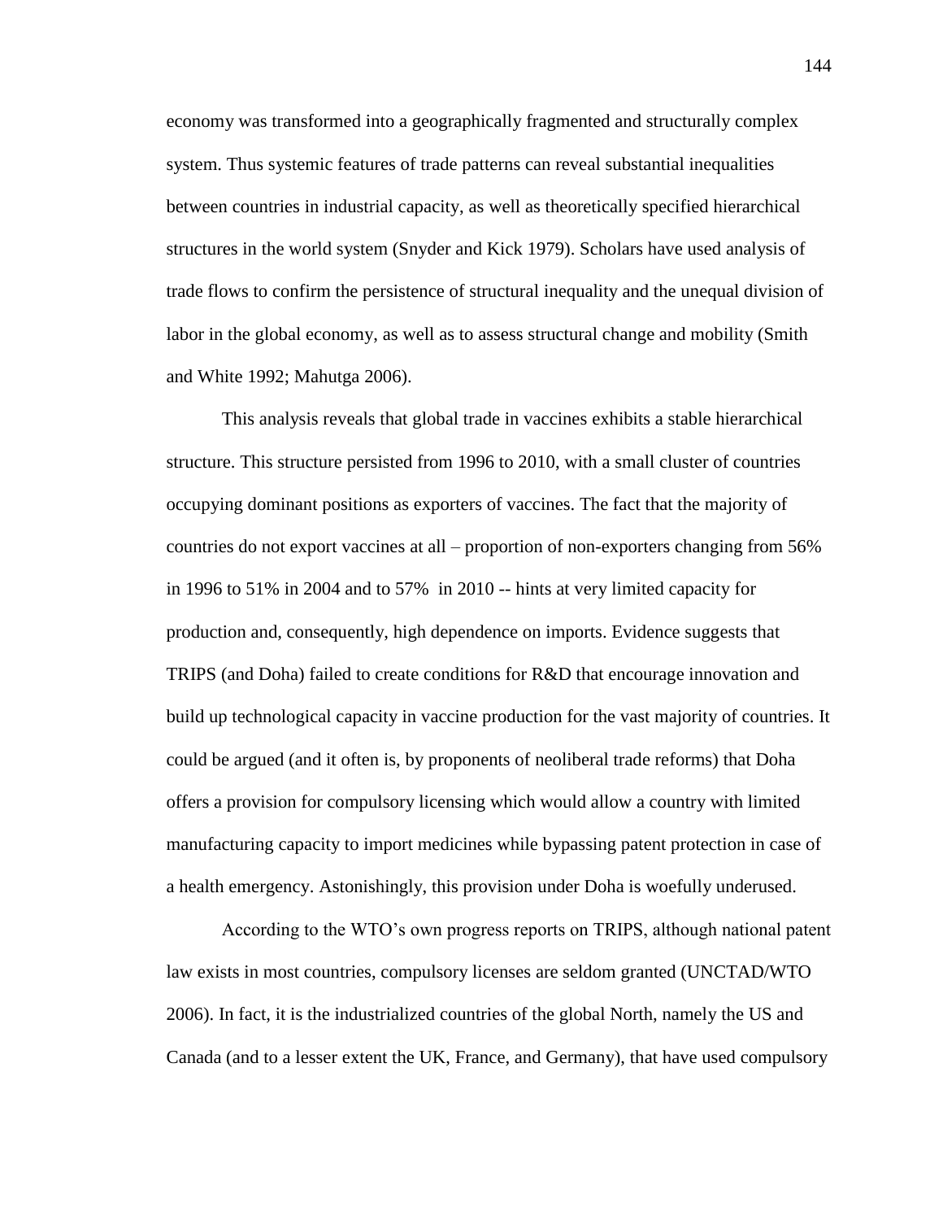economy was transformed into a geographically fragmented and structurally complex system. Thus systemic features of trade patterns can reveal substantial inequalities between countries in industrial capacity, as well as theoretically specified hierarchical structures in the world system (Snyder and Kick 1979). Scholars have used analysis of trade flows to confirm the persistence of structural inequality and the unequal division of labor in the global economy, as well as to assess structural change and mobility (Smith and White 1992; Mahutga 2006).

This analysis reveals that global trade in vaccines exhibits a stable hierarchical structure. This structure persisted from 1996 to 2010, with a small cluster of countries occupying dominant positions as exporters of vaccines. The fact that the majority of countries do not export vaccines at all – proportion of non-exporters changing from 56% in 1996 to 51% in 2004 and to 57% in 2010 -- hints at very limited capacity for production and, consequently, high dependence on imports. Evidence suggests that TRIPS (and Doha) failed to create conditions for R&D that encourage innovation and build up technological capacity in vaccine production for the vast majority of countries. It could be argued (and it often is, by proponents of neoliberal trade reforms) that Doha offers a provision for compulsory licensing which would allow a country with limited manufacturing capacity to import medicines while bypassing patent protection in case of a health emergency. Astonishingly, this provision under Doha is woefully underused.

According to the WTO's own progress reports on TRIPS, although national patent law exists in most countries, compulsory licenses are seldom granted (UNCTAD/WTO 2006). In fact, it is the industrialized countries of the global North, namely the US and Canada (and to a lesser extent the UK, France, and Germany), that have used compulsory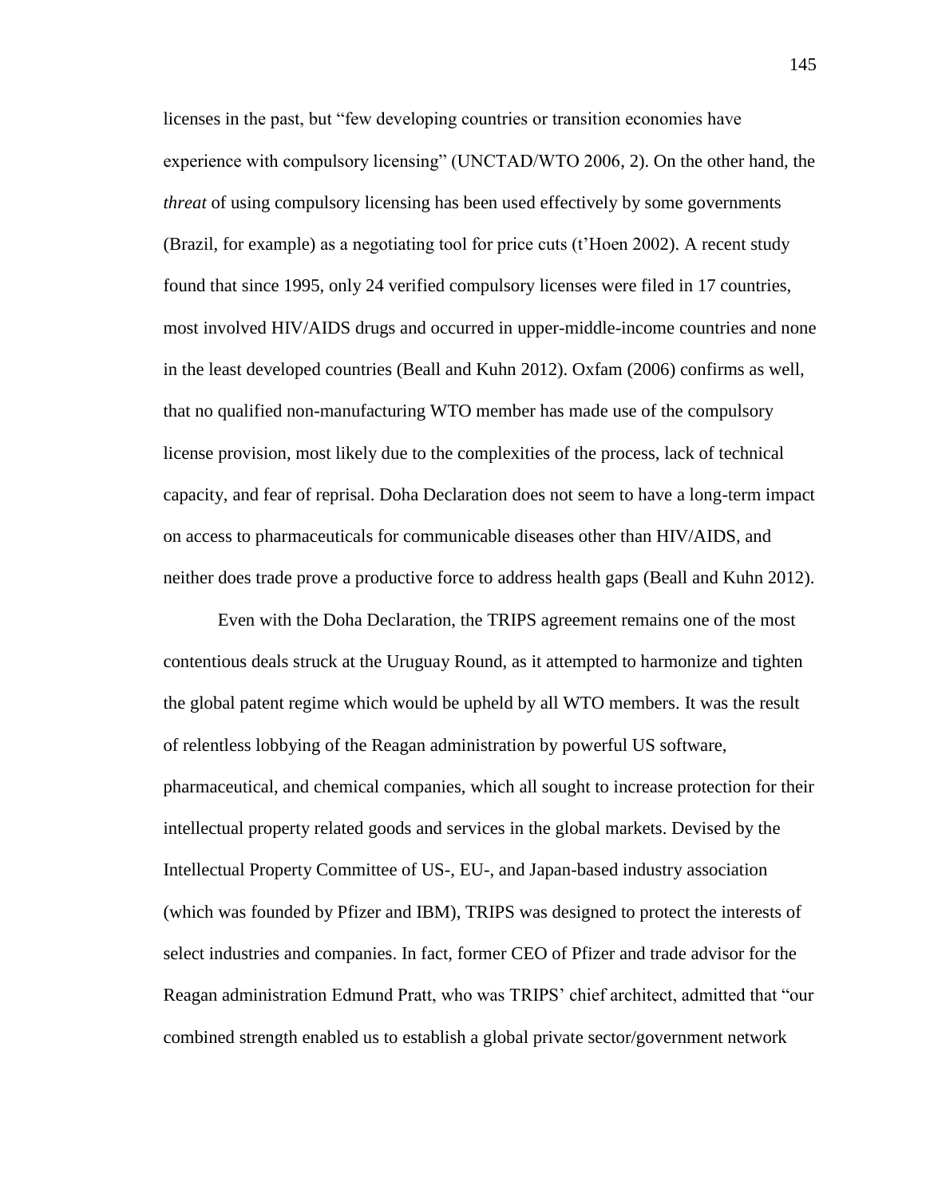licenses in the past, but "few developing countries or transition economies have experience with compulsory licensing" (UNCTAD/WTO 2006, 2). On the other hand, the *threat* of using compulsory licensing has been used effectively by some governments (Brazil, for example) as a negotiating tool for price cuts (t'Hoen 2002). A recent study found that since 1995, only 24 verified compulsory licenses were filed in 17 countries, most involved HIV/AIDS drugs and occurred in upper-middle-income countries and none in the least developed countries (Beall and Kuhn 2012). Oxfam (2006) confirms as well, that no qualified non-manufacturing WTO member has made use of the compulsory license provision, most likely due to the complexities of the process, lack of technical capacity, and fear of reprisal. Doha Declaration does not seem to have a long-term impact on access to pharmaceuticals for communicable diseases other than HIV/AIDS, and neither does trade prove a productive force to address health gaps (Beall and Kuhn 2012).

Even with the Doha Declaration, the TRIPS agreement remains one of the most contentious deals struck at the Uruguay Round, as it attempted to harmonize and tighten the global patent regime which would be upheld by all WTO members. It was the result of relentless lobbying of the Reagan administration by powerful US software, pharmaceutical, and chemical companies, which all sought to increase protection for their intellectual property related goods and services in the global markets. Devised by the Intellectual Property Committee of US-, EU-, and Japan-based industry association (which was founded by Pfizer and IBM), TRIPS was designed to protect the interests of select industries and companies. In fact, former CEO of Pfizer and trade advisor for the Reagan administration Edmund Pratt, who was TRIPS' chief architect, admitted that "our combined strength enabled us to establish a global private sector/government network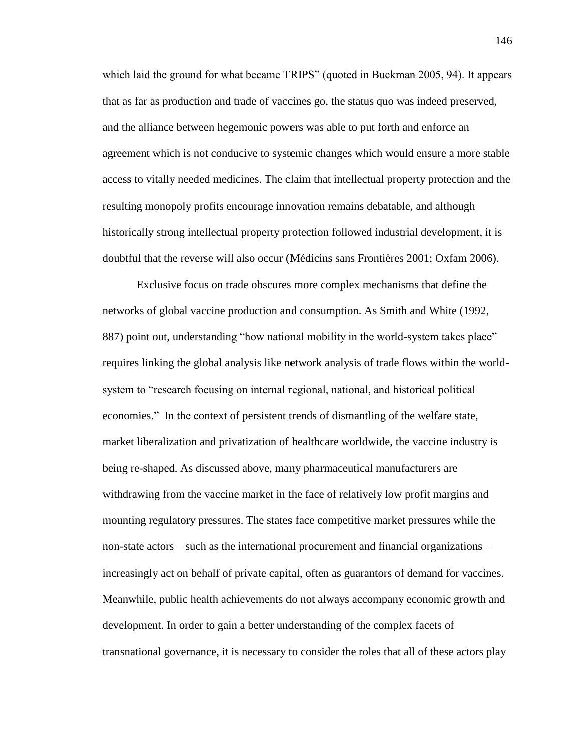which laid the ground for what became TRIPS" (quoted in Buckman 2005, 94). It appears that as far as production and trade of vaccines go, the status quo was indeed preserved, and the alliance between hegemonic powers was able to put forth and enforce an agreement which is not conducive to systemic changes which would ensure a more stable access to vitally needed medicines. The claim that intellectual property protection and the resulting monopoly profits encourage innovation remains debatable, and although historically strong intellectual property protection followed industrial development, it is doubtful that the reverse will also occur (Médicins sans Frontières 2001; Oxfam 2006).

Exclusive focus on trade obscures more complex mechanisms that define the networks of global vaccine production and consumption. As Smith and White (1992, 887) point out, understanding "how national mobility in the world-system takes place" requires linking the global analysis like network analysis of trade flows within the world-system to "research focusing on internal regional, national, and historical political economies." In the context of persistent trends of dismantling of the welfare state, market liberalization and privatization of healthcare worldwide, the vaccine industry is being re-shaped. As discussed above, many pharmaceutical manufacturers are withdrawing from the vaccine market in the face of relatively low profit margins and mounting regulatory pressures. The states face competitive market pressures while the non-state actors – such as the international procurement and financial organizations – increasingly act on behalf of private capital, often as guarantors of demand for vaccines. Meanwhile, public health achievements do not always accompany economic growth and development. In order to gain a better understanding of the complex facets of transnational governance, it is necessary to consider the roles that all of these actors play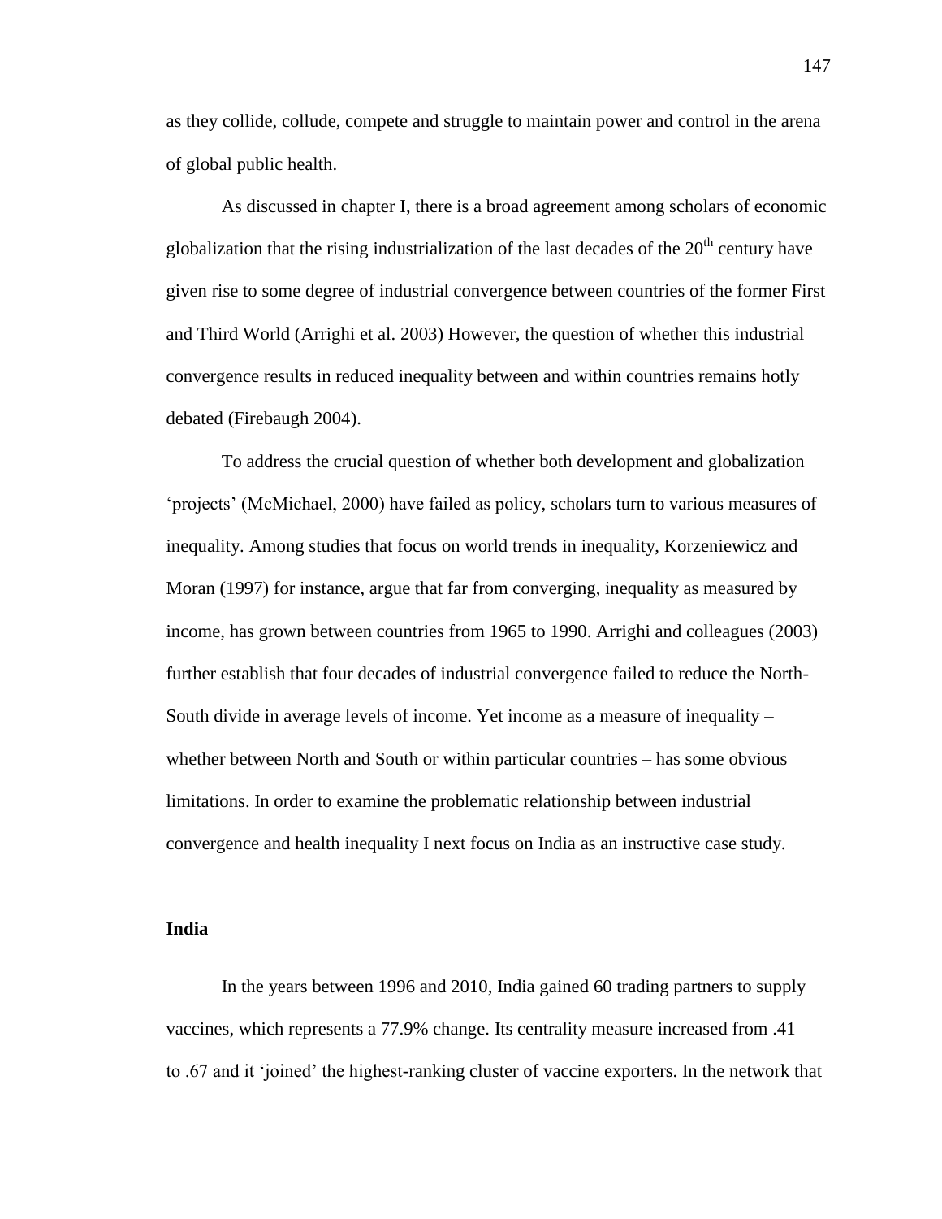as they collide, collude, compete and struggle to maintain power and control in the arena of global public health.

As discussed in chapter I, there is a broad agreement among scholars of economic globalization that the rising industrialization of the last decades of the 20th century have given rise to some degree of industrial convergence between countries of the former First and Third World (Arrighi et al. 2003) However, the question of whether this industrial convergence results in reduced inequality between and within countries remains hotly debated (Firebaugh 2004).

To address the crucial question of whether both development and globalization 'projects' (McMichael, 2000) have failed as policy, scholars turn to various measures of inequality. Among studies that focus on world trends in inequality, Korzeniewicz and Moran (1997) for instance, argue that far from converging, inequality as measured by income, has grown between countries from 1965 to 1990. Arrighi and colleagues (2003) further establish that four decades of industrial convergence failed to reduce the North-South divide in average levels of income. Yet income as a measure of inequality – whether between North and South or within particular countries – has some obvious limitations. In order to examine the problematic relationship between industrial convergence and health inequality I next focus on India as an instructive case study.

**India**

In the years between 1996 and 2010, India gained 60 trading partners to supply vaccines, which represents a 77.9% change. Its centrality measure increased from .41 to .67 and it 'joined' the highest-ranking cluster of vaccine exporters. In the network that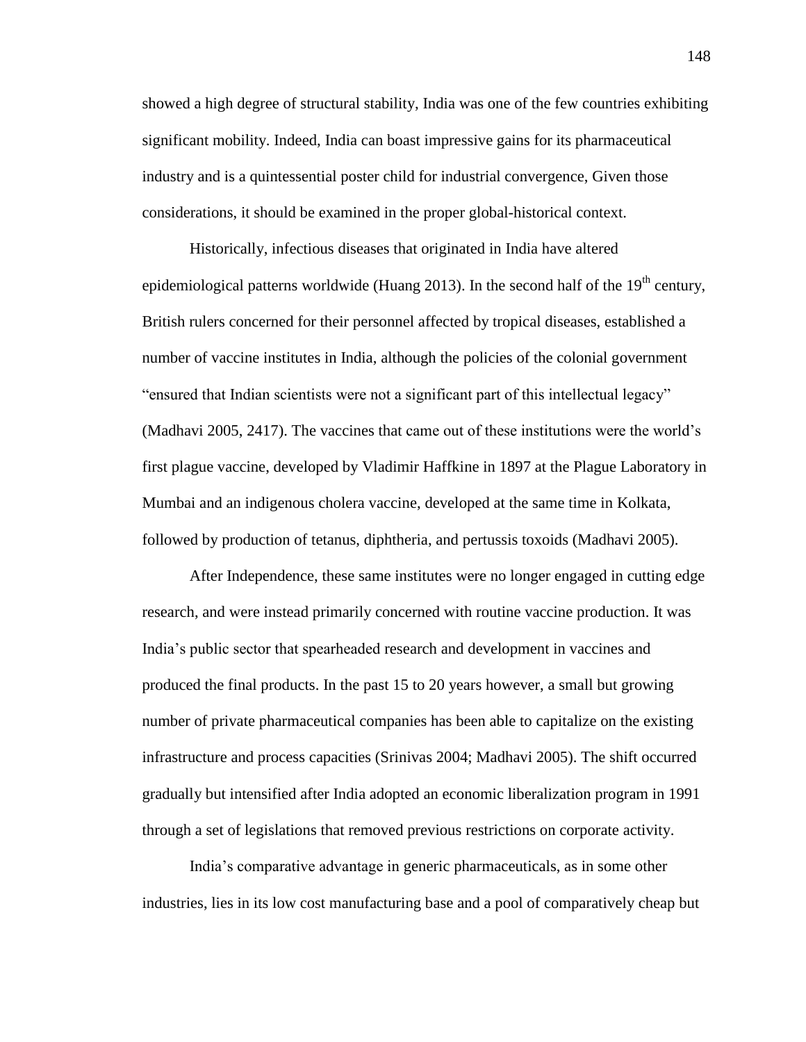showed a high degree of structural stability, India was one of the few countries exhibiting significant mobility. Indeed, India can boast impressive gains for its pharmaceutical industry and is a quintessential poster child for industrial convergence, Given those considerations, it should be examined in the proper global-historical context.

Historically, infectious diseases that originated in India have altered epidemiological patterns worldwide (Huang 2013). In the second half of the 19th century, British rulers concerned for their personnel affected by tropical diseases, established a number of vaccine institutes in India, although the policies of the colonial government "ensured that Indian scientists were not a significant part of this intellectual legacy" (Madhavi 2005, 2417). The vaccines that came out of these institutions were the world's first plague vaccine, developed by Vladimir Haffkine in 1897 at the Plague Laboratory in Mumbai and an indigenous cholera vaccine, developed at the same time in Kolkata, followed by production of tetanus, diphtheria, and pertussis toxoids (Madhavi 2005).

After Independence, these same institutes were no longer engaged in cutting edge research, and were instead primarily concerned with routine vaccine production. It was India's public sector that spearheaded research and development in vaccines and produced the final products. In the past 15 to 20 years however, a small but growing number of private pharmaceutical companies has been able to capitalize on the existing infrastructure and process capacities (Srinivas 2004; Madhavi 2005). The shift occurred gradually but intensified after India adopted an economic liberalization program in 1991 through a set of legislations that removed previous restrictions on corporate activity.

India's comparative advantage in generic pharmaceuticals, as in some other industries, lies in its low cost manufacturing base and a pool of comparatively cheap but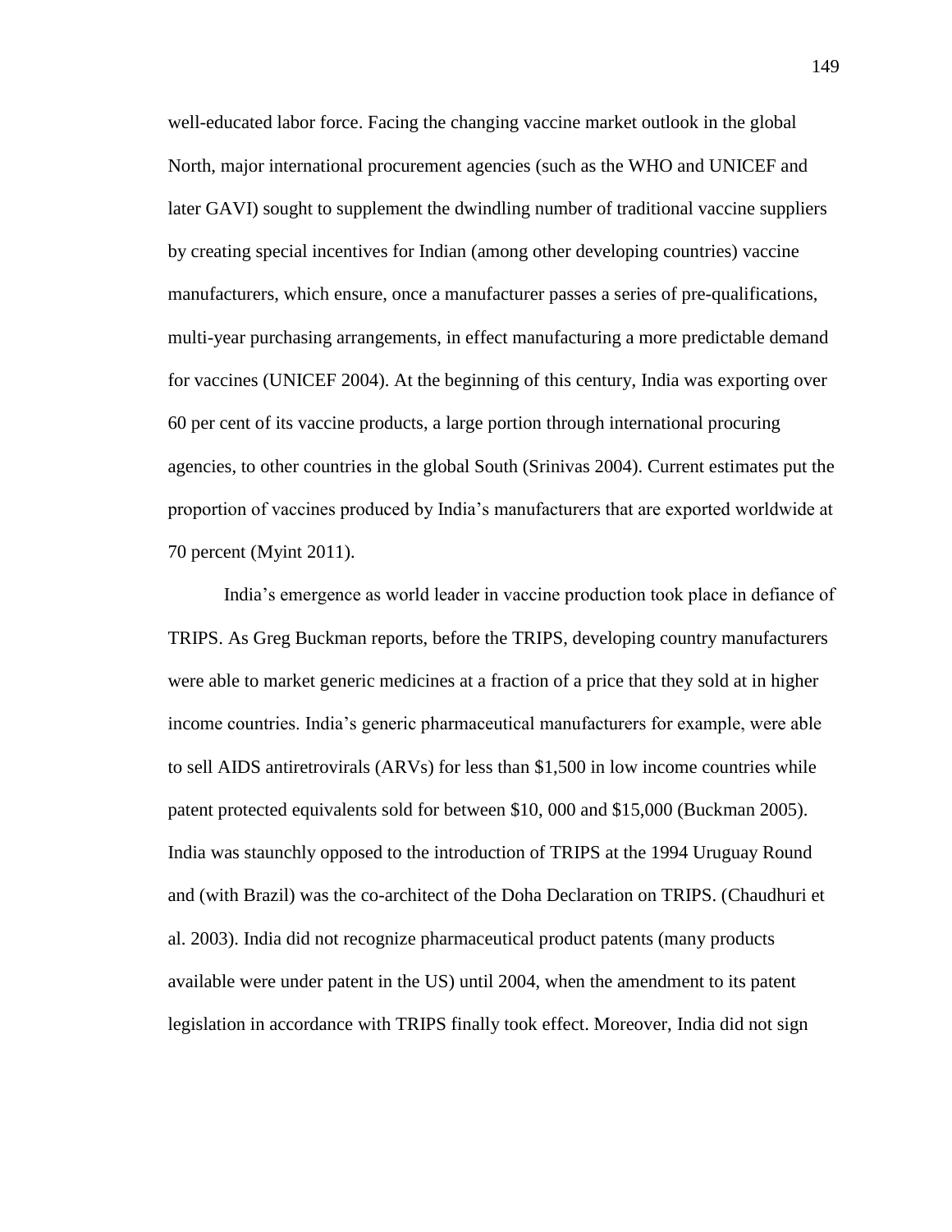well-educated labor force. Facing the changing vaccine market outlook in the global North, major international procurement agencies (such as the WHO and UNICEF and later GAVI) sought to supplement the dwindling number of traditional vaccine suppliers by creating special incentives for Indian (among other developing countries) vaccine manufacturers, which ensure, once a manufacturer passes a series of pre-qualifications, multi-year purchasing arrangements, in effect manufacturing a more predictable demand for vaccines (UNICEF 2004). At the beginning of this century, India was exporting over 60 per cent of its vaccine products, a large portion through international procuring agencies, to other countries in the global South (Srinivas 2004). Current estimates put the proportion of vaccines produced by India's manufacturers that are exported worldwide at 70 percent (Myint 2011).

India's emergence as world leader in vaccine production took place in defiance of TRIPS. As Greg Buckman reports, before the TRIPS, developing country manufacturers were able to market generic medicines at a fraction of a price that they sold at in higher income countries. India's generic pharmaceutical manufacturers for example, were able to sell AIDS antiretrovirals (ARVs) for less than $1,500 in low income countries while patent protected equivalents sold for between $10, 000 and $15,000 (Buckman 2005). India was staunchly opposed to the introduction of TRIPS at the 1994 Uruguay Round and (with Brazil) was the co-architect of the Doha Declaration on TRIPS. (Chaudhuri et al. 2003). India did not recognize pharmaceutical product patents (many products available were under patent in the US) until 2004, when the amendment to its patent legislation in accordance with TRIPS finally took effect. Moreover, India did not sign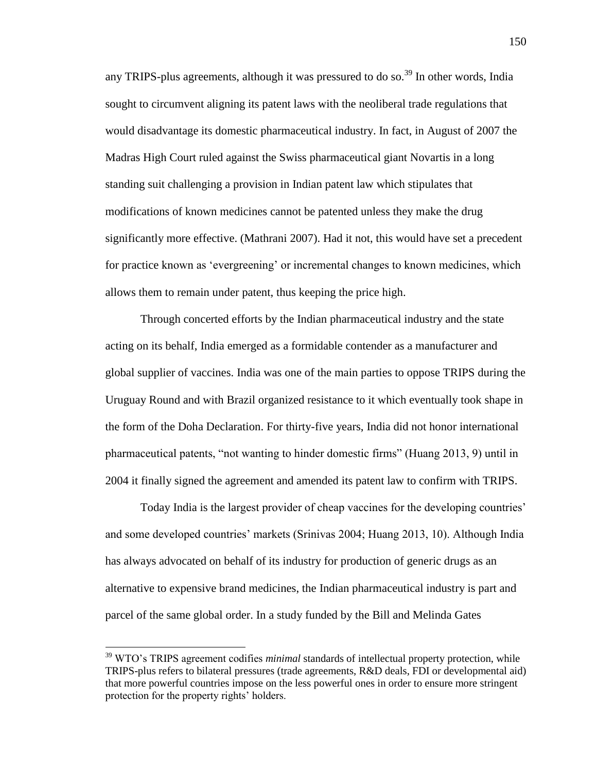any TRIPS-plus agreements, although it was pressured to do so.[39] In other words, India sought to circumvent aligning its patent laws with the neoliberal trade regulations that would disadvantage its domestic pharmaceutical industry. In fact, in August of 2007 the Madras High Court ruled against the Swiss pharmaceutical giant Novartis in a long standing suit challenging a provision in Indian patent law which stipulates that modifications of known medicines cannot be patented unless they make the drug significantly more effective. (Mathrani 2007). Had it not, this would have set a precedent for practice known as 'evergreening' or incremental changes to known medicines, which allows them to remain under patent, thus keeping the price high.

Through concerted efforts by the Indian pharmaceutical industry and the state acting on its behalf, India emerged as a formidable contender as a manufacturer and global supplier of vaccines. India was one of the main parties to oppose TRIPS during the Uruguay Round and with Brazil organized resistance to it which eventually took shape in the form of the Doha Declaration. For thirty-five years, India did not honor international pharmaceutical patents, "not wanting to hinder domestic firms" (Huang 2013, 9) until in 2004 it finally signed the agreement and amended its patent law to confirm with TRIPS.

Today India is the largest provider of cheap vaccines for the developing countries' and some developed countries' markets (Srinivas 2004; Huang 2013, 10). Although India has always advocated on behalf of its industry for production of generic drugs as an alternative to expensive brand medicines, the Indian pharmaceutical industry is part and parcel of the same global order. In a study funded by the Bill and Melinda Gates

---

[39] WTO's TRIPS agreement codifies *minimal* standards of intellectual property protection, while TRIPS-plus refers to bilateral pressures (trade agreements, R&D deals, FDI or developmental aid) that more powerful countries impose on the less powerful ones in order to ensure more stringent protection for the property rights' holders.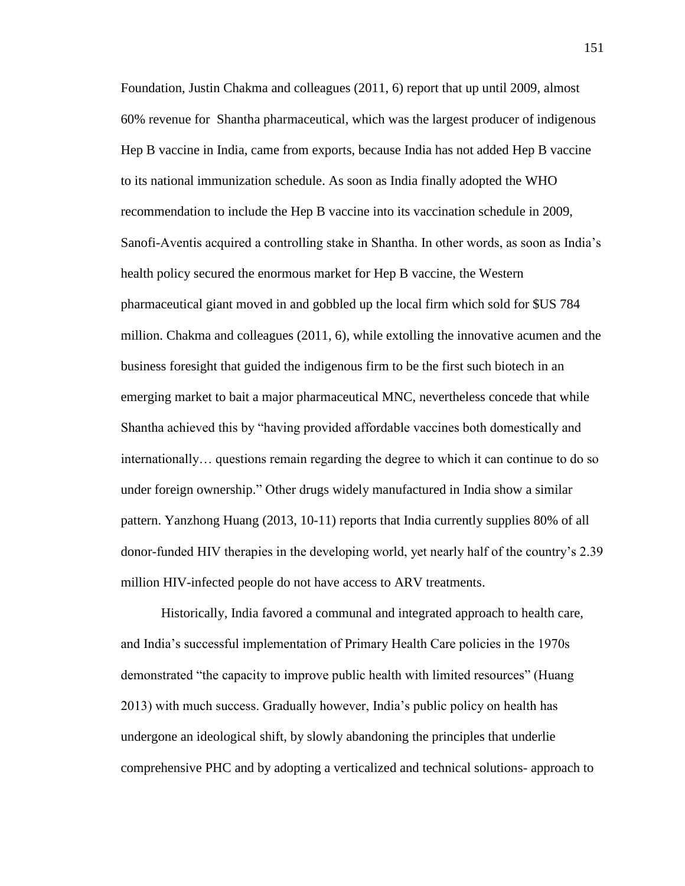Foundation, Justin Chakma and colleagues (2011, 6) report that up until 2009, almost 60% revenue for  Shantha pharmaceutical, which was the largest producer of indigenous Hep B vaccine in India, came from exports, because India has not added Hep B vaccine to its national immunization schedule. As soon as India finally adopted the WHO recommendation to include the Hep B vaccine into its vaccination schedule in 2009, Sanofi-Aventis acquired a controlling stake in Shantha. In other words, as soon as India's health policy secured the enormous market for Hep B vaccine, the Western pharmaceutical giant moved in and gobbled up the local firm which sold for $US 784 million. Chakma and colleagues (2011, 6), while extolling the innovative acumen and the business foresight that guided the indigenous firm to be the first such biotech in an emerging market to bait a major pharmaceutical MNC, nevertheless concede that while Shantha achieved this by "having provided affordable vaccines both domestically and internationally… questions remain regarding the degree to which it can continue to do so under foreign ownership." Other drugs widely manufactured in India show a similar pattern. Yanzhong Huang (2013, 10-11) reports that India currently supplies 80% of all donor-funded HIV therapies in the developing world, yet nearly half of the country's 2.39 million HIV-infected people do not have access to ARV treatments.

Historically, India favored a communal and integrated approach to health care, and India's successful implementation of Primary Health Care policies in the 1970s demonstrated "the capacity to improve public health with limited resources" (Huang 2013) with much success. Gradually however, India's public policy on health has undergone an ideological shift, by slowly abandoning the principles that underlie comprehensive PHC and by adopting a verticalized and technical solutions- approach to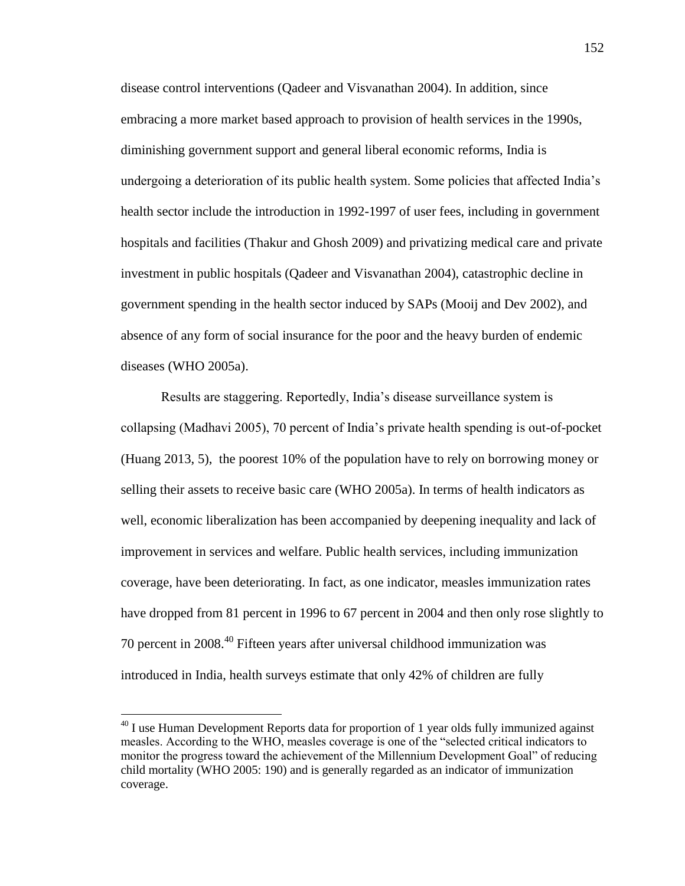disease control interventions (Qadeer and Visvanathan 2004). In addition, since embracing a more market based approach to provision of health services in the 1990s, diminishing government support and general liberal economic reforms, India is undergoing a deterioration of its public health system. Some policies that affected India's health sector include the introduction in 1992-1997 of user fees, including in government hospitals and facilities (Thakur and Ghosh 2009) and privatizing medical care and private investment in public hospitals (Qadeer and Visvanathan 2004), catastrophic decline in government spending in the health sector induced by SAPs (Mooij and Dev 2002), and absence of any form of social insurance for the poor and the heavy burden of endemic diseases (WHO 2005a).

Results are staggering. Reportedly, India's disease surveillance system is collapsing (Madhavi 2005), 70 percent of India's private health spending is out-of-pocket (Huang 2013, 5), the poorest 10% of the population have to rely on borrowing money or selling their assets to receive basic care (WHO 2005a). In terms of health indicators as well, economic liberalization has been accompanied by deepening inequality and lack of improvement in services and welfare. Public health services, including immunization coverage, have been deteriorating. In fact, as one indicator, measles immunization rates have dropped from 81 percent in 1996 to 67 percent in 2004 and then only rose slightly to 70 percent in 2008.[40] Fifteen years after universal childhood immunization was introduced in India, health surveys estimate that only 42% of children are fully

[40] I use Human Development Reports data for proportion of 1 year olds fully immunized against measles. According to the WHO, measles coverage is one of the "selected critical indicators to monitor the progress toward the achievement of the Millennium Development Goal" of reducing child mortality (WHO 2005: 190) and is generally regarded as an indicator of immunization coverage.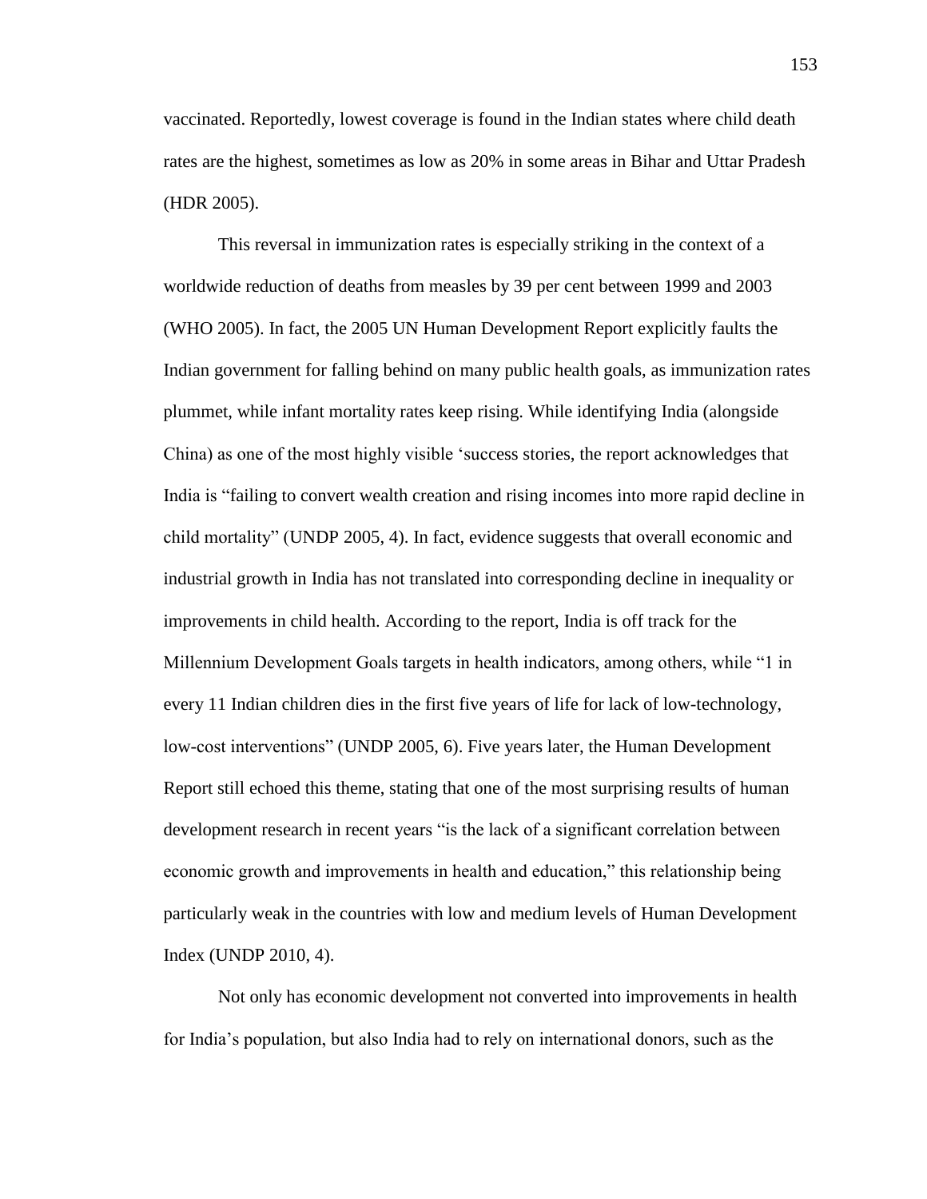vaccinated. Reportedly, lowest coverage is found in the Indian states where child death rates are the highest, sometimes as low as 20% in some areas in Bihar and Uttar Pradesh (HDR 2005).

This reversal in immunization rates is especially striking in the context of a worldwide reduction of deaths from measles by 39 per cent between 1999 and 2003 (WHO 2005). In fact, the 2005 UN Human Development Report explicitly faults the Indian government for falling behind on many public health goals, as immunization rates plummet, while infant mortality rates keep rising. While identifying India (alongside China) as one of the most highly visible 'success stories, the report acknowledges that India is "failing to convert wealth creation and rising incomes into more rapid decline in child mortality" (UNDP 2005, 4). In fact, evidence suggests that overall economic and industrial growth in India has not translated into corresponding decline in inequality or improvements in child health. According to the report, India is off track for the Millennium Development Goals targets in health indicators, among others, while "1 in every 11 Indian children dies in the first five years of life for lack of low-technology, low-cost interventions" (UNDP 2005, 6). Five years later, the Human Development Report still echoed this theme, stating that one of the most surprising results of human development research in recent years "is the lack of a significant correlation between economic growth and improvements in health and education," this relationship being particularly weak in the countries with low and medium levels of Human Development Index (UNDP 2010, 4).

Not only has economic development not converted into improvements in health for India's population, but also India had to rely on international donors, such as the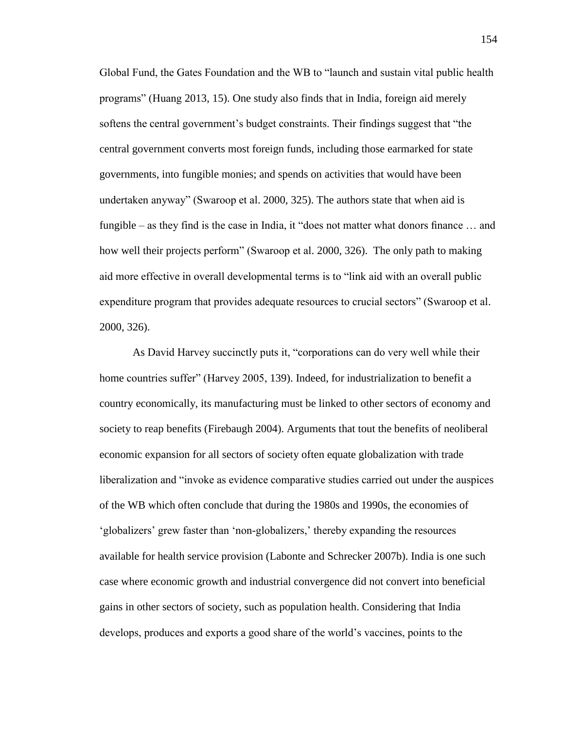Global Fund, the Gates Foundation and the WB to "launch and sustain vital public health programs" (Huang 2013, 15). One study also finds that in India, foreign aid merely softens the central government's budget constraints. Their findings suggest that "the central government converts most foreign funds, including those earmarked for state governments, into fungible monies; and spends on activities that would have been undertaken anyway" (Swaroop et al. 2000, 325). The authors state that when aid is fungible – as they find is the case in India, it "does not matter what donors finance … and how well their projects perform" (Swaroop et al. 2000, 326). The only path to making aid more effective in overall developmental terms is to "link aid with an overall public expenditure program that provides adequate resources to crucial sectors" (Swaroop et al. 2000, 326).

As David Harvey succinctly puts it, "corporations can do very well while their home countries suffer" (Harvey 2005, 139). Indeed, for industrialization to benefit a country economically, its manufacturing must be linked to other sectors of economy and society to reap benefits (Firebaugh 2004). Arguments that tout the benefits of neoliberal economic expansion for all sectors of society often equate globalization with trade liberalization and "invoke as evidence comparative studies carried out under the auspices of the WB which often conclude that during the 1980s and 1990s, the economies of 'globalizers' grew faster than 'non-globalizers,' thereby expanding the resources available for health service provision (Labonte and Schrecker 2007b). India is one such case where economic growth and industrial convergence did not convert into beneficial gains in other sectors of society, such as population health. Considering that India develops, produces and exports a good share of the world's vaccines, points to the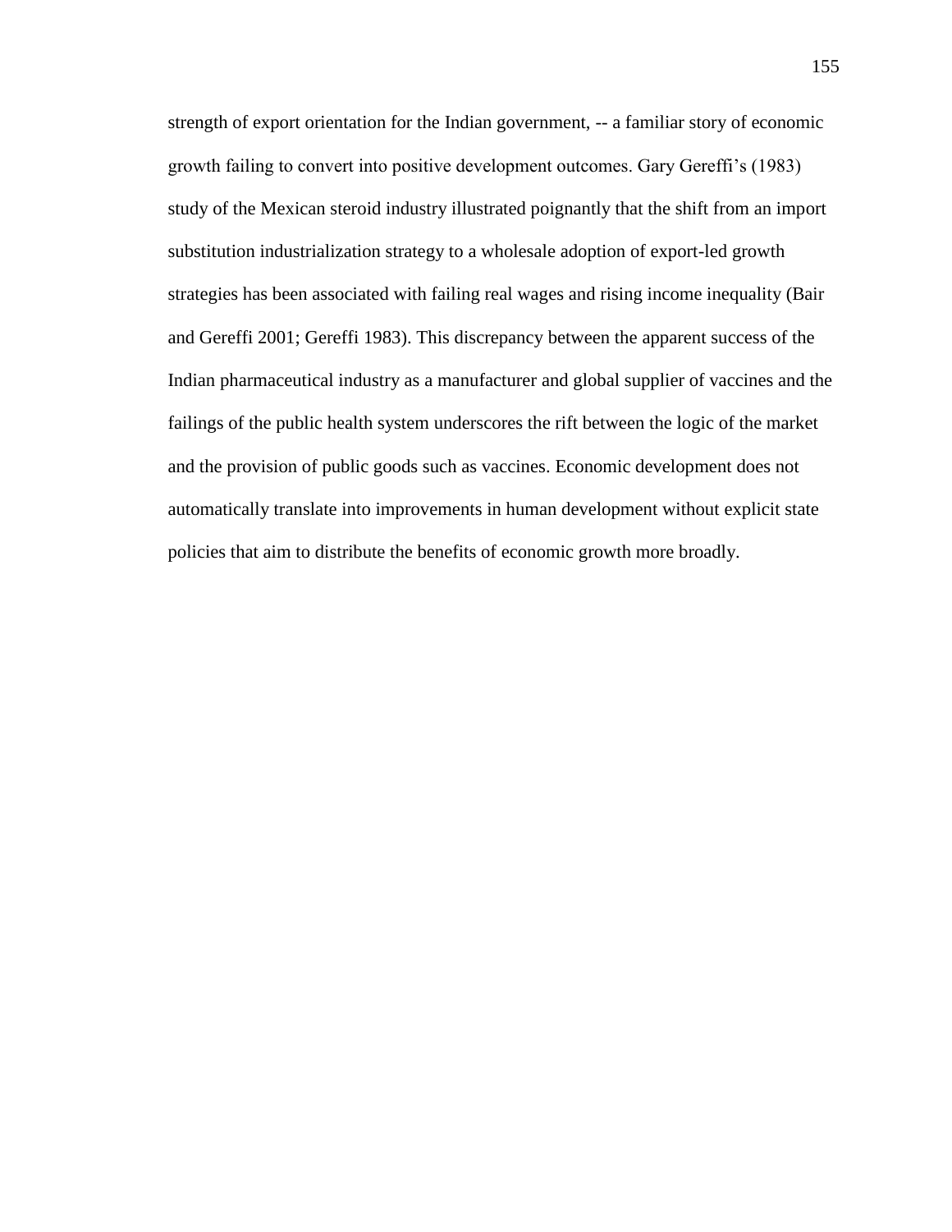strength of export orientation for the Indian government, -- a familiar story of economic growth failing to convert into positive development outcomes. Gary Gereffi's (1983) study of the Mexican steroid industry illustrated poignantly that the shift from an import substitution industrialization strategy to a wholesale adoption of export-led growth strategies has been associated with failing real wages and rising income inequality (Bair and Gereffi 2001; Gereffi 1983). This discrepancy between the apparent success of the Indian pharmaceutical industry as a manufacturer and global supplier of vaccines and the failings of the public health system underscores the rift between the logic of the market and the provision of public goods such as vaccines. Economic development does not automatically translate into improvements in human development without explicit state policies that aim to distribute the benefits of economic growth more broadly.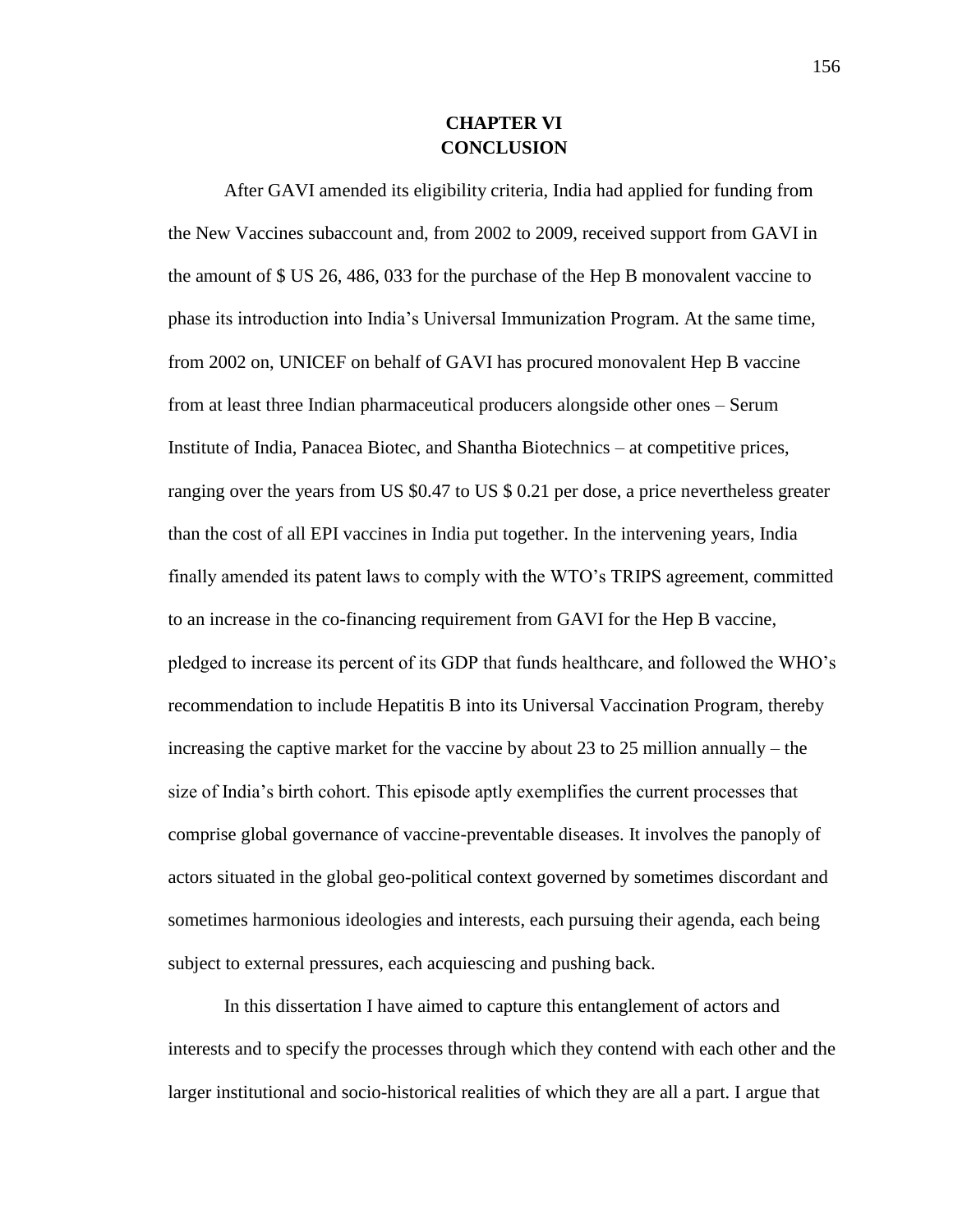# CHAPTER VI
# CONCLUSION

After GAVI amended its eligibility criteria, India had applied for funding from the New Vaccines subaccount and, from 2002 to 2009, received support from GAVI in the amount of $ US 26, 486, 033 for the purchase of the Hep B monovalent vaccine to phase its introduction into India's Universal Immunization Program. At the same time, from 2002 on, UNICEF on behalf of GAVI has procured monovalent Hep B vaccine from at least three Indian pharmaceutical producers alongside other ones – Serum Institute of India, Panacea Biotec, and Shantha Biotechnics – at competitive prices, ranging over the years from US $0.47 to US $ 0.21 per dose, a price nevertheless greater than the cost of all EPI vaccines in India put together. In the intervening years, India finally amended its patent laws to comply with the WTO's TRIPS agreement, committed to an increase in the co-financing requirement from GAVI for the Hep B vaccine, pledged to increase its percent of its GDP that funds healthcare, and followed the WHO's recommendation to include Hepatitis B into its Universal Vaccination Program, thereby increasing the captive market for the vaccine by about 23 to 25 million annually – the size of India's birth cohort. This episode aptly exemplifies the current processes that comprise global governance of vaccine-preventable diseases. It involves the panoply of actors situated in the global geo-political context governed by sometimes discordant and sometimes harmonious ideologies and interests, each pursuing their agenda, each being subject to external pressures, each acquiescing and pushing back.

In this dissertation I have aimed to capture this entanglement of actors and interests and to specify the processes through which they contend with each other and the larger institutional and socio-historical realities of which they are all a part. I argue that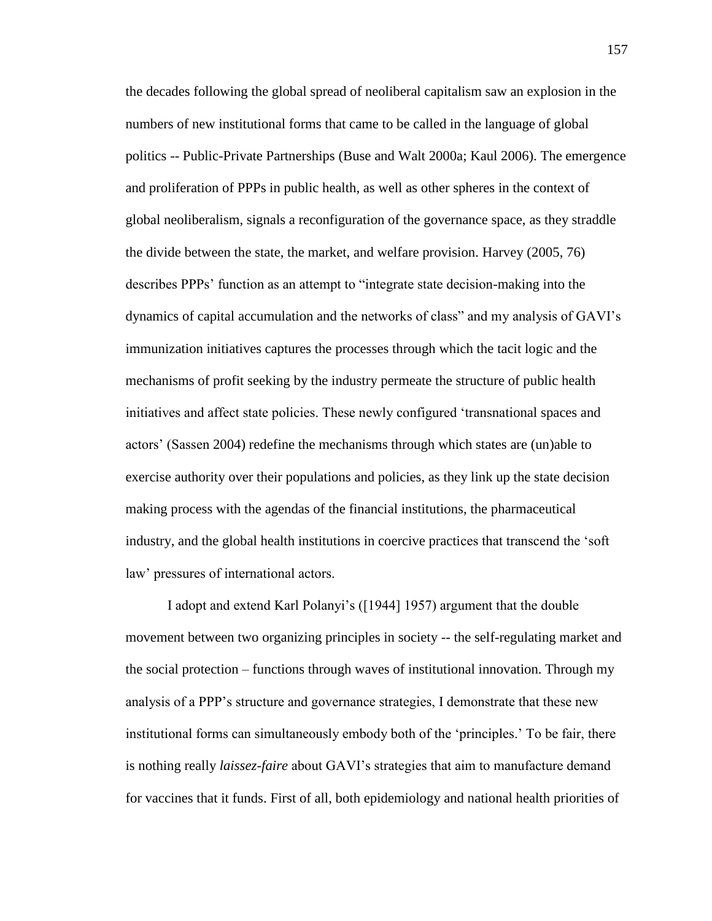the decades following the global spread of neoliberal capitalism saw an explosion in the numbers of new institutional forms that came to be called in the language of global politics -- Public-Private Partnerships (Buse and Walt 2000a; Kaul 2006). The emergence and proliferation of PPPs in public health, as well as other spheres in the context of global neoliberalism, signals a reconfiguration of the governance space, as they straddle the divide between the state, the market, and welfare provision. Harvey (2005, 76) describes PPPs' function as an attempt to "integrate state decision-making into the dynamics of capital accumulation and the networks of class" and my analysis of GAVI's immunization initiatives captures the processes through which the tacit logic and the mechanisms of profit seeking by the industry permeate the structure of public health initiatives and affect state policies. These newly configured 'transnational spaces and actors' (Sassen 2004) redefine the mechanisms through which states are (un)able to exercise authority over their populations and policies, as they link up the state decision making process with the agendas of the financial institutions, the pharmaceutical industry, and the global health institutions in coercive practices that transcend the 'soft law' pressures of international actors.

I adopt and extend Karl Polanyi's ([1944] 1957) argument that the double movement between two organizing principles in society -- the self-regulating market and the social protection – functions through waves of institutional innovation. Through my analysis of a PPP's structure and governance strategies, I demonstrate that these new institutional forms can simultaneously embody both of the 'principles.' To be fair, there is nothing really *laissez-faire* about GAVI's strategies that aim to manufacture demand for vaccines that it funds. First of all, both epidemiology and national health priorities of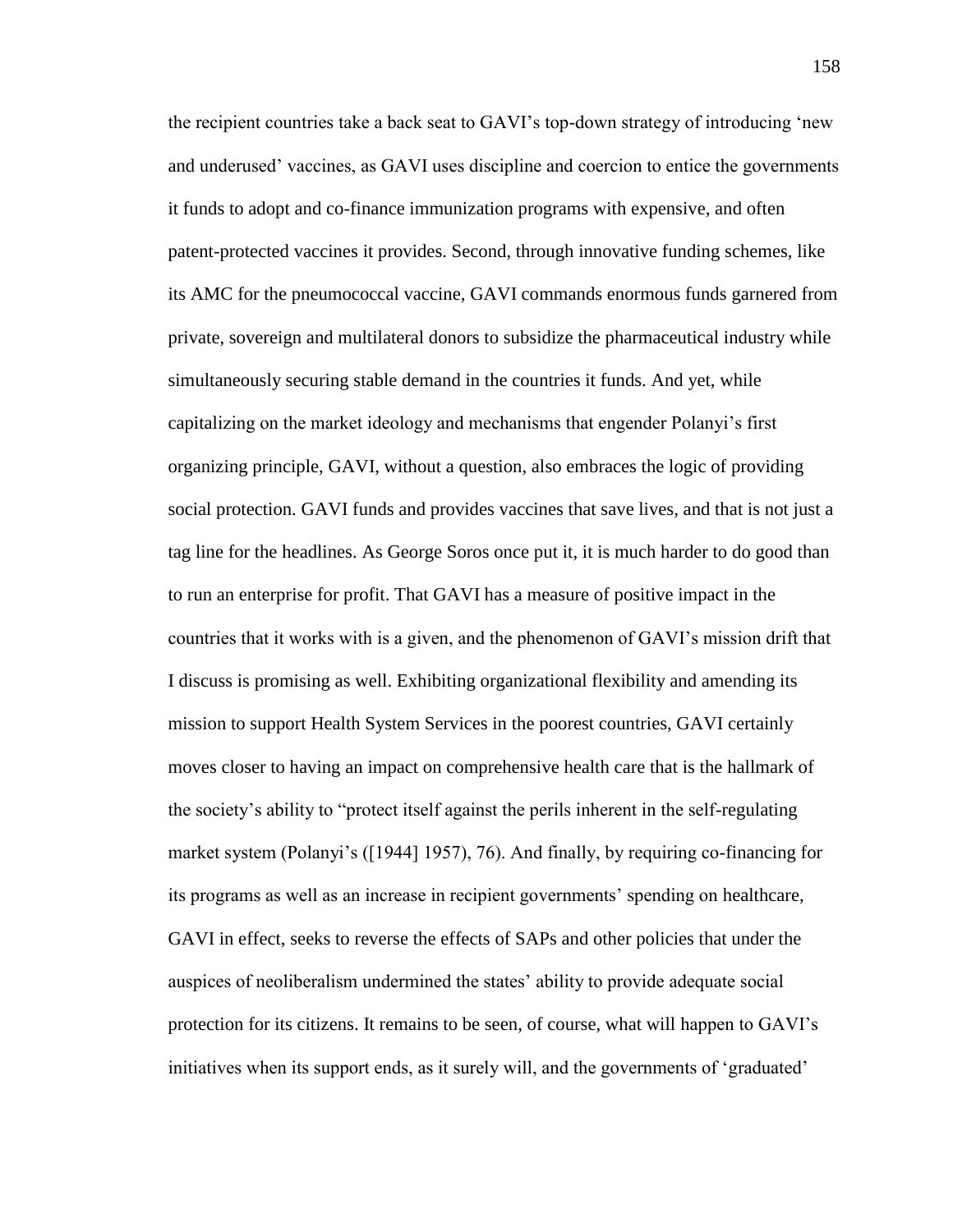the recipient countries take a back seat to GAVI's top-down strategy of introducing 'new and underused' vaccines, as GAVI uses discipline and coercion to entice the governments it funds to adopt and co-finance immunization programs with expensive, and often patent-protected vaccines it provides. Second, through innovative funding schemes, like its AMC for the pneumococcal vaccine, GAVI commands enormous funds garnered from private, sovereign and multilateral donors to subsidize the pharmaceutical industry while simultaneously securing stable demand in the countries it funds. And yet, while capitalizing on the market ideology and mechanisms that engender Polanyi's first organizing principle, GAVI, without a question, also embraces the logic of providing social protection. GAVI funds and provides vaccines that save lives, and that is not just a tag line for the headlines. As George Soros once put it, it is much harder to do good than to run an enterprise for profit. That GAVI has a measure of positive impact in the countries that it works with is a given, and the phenomenon of GAVI's mission drift that I discuss is promising as well. Exhibiting organizational flexibility and amending its mission to support Health System Services in the poorest countries, GAVI certainly moves closer to having an impact on comprehensive health care that is the hallmark of the society's ability to "protect itself against the perils inherent in the self-regulating market system (Polanyi's ([1944] 1957), 76). And finally, by requiring co-financing for its programs as well as an increase in recipient governments' spending on healthcare, GAVI in effect, seeks to reverse the effects of SAPs and other policies that under the auspices of neoliberalism undermined the states' ability to provide adequate social protection for its citizens. It remains to be seen, of course, what will happen to GAVI's initiatives when its support ends, as it surely will, and the governments of 'graduated'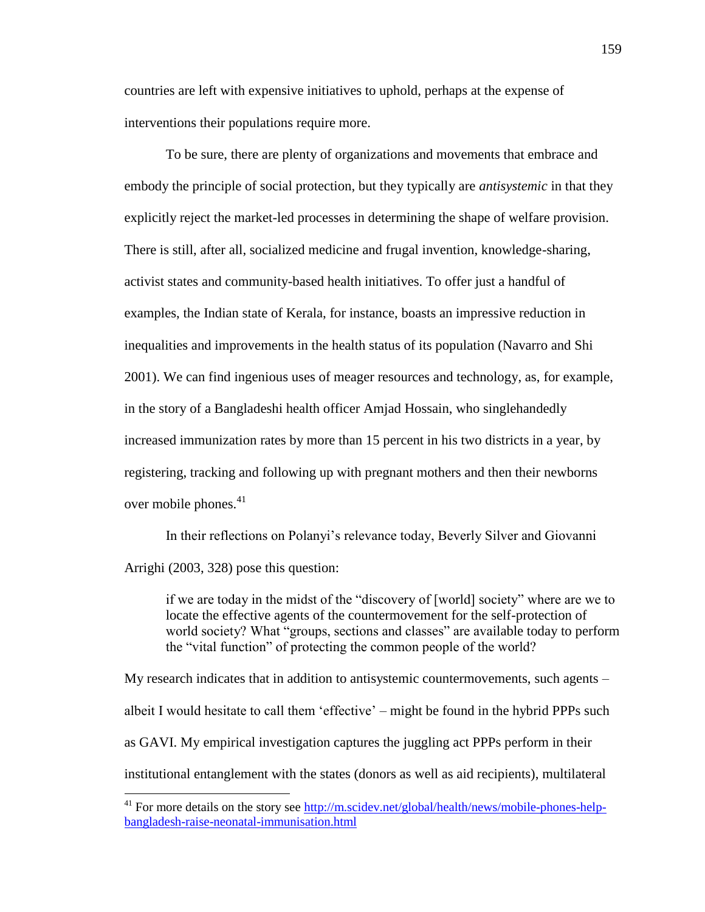countries are left with expensive initiatives to uphold, perhaps at the expense of interventions their populations require more.

To be sure, there are plenty of organizations and movements that embrace and embody the principle of social protection, but they typically are *antisystemic* in that they explicitly reject the market-led processes in determining the shape of welfare provision. There is still, after all, socialized medicine and frugal invention, knowledge-sharing, activist states and community-based health initiatives. To offer just a handful of examples, the Indian state of Kerala, for instance, boasts an impressive reduction in inequalities and improvements in the health status of its population (Navarro and Shi 2001). We can find ingenious uses of meager resources and technology, as, for example, in the story of a Bangladeshi health officer Amjad Hossain, who singlehandedly increased immunization rates by more than 15 percent in his two districts in a year, by registering, tracking and following up with pregnant mothers and then their newborns over mobile phones.[41]

In their reflections on Polanyi's relevance today, Beverly Silver and Giovanni Arrighi (2003, 328) pose this question:

> if we are today in the midst of the "discovery of [world] society" where are we to locate the effective agents of the countermovement for the self-protection of world society? What "groups, sections and classes" are available today to perform the "vital function" of protecting the common people of the world?

My research indicates that in addition to antisystemic countermovements, such agents – albeit I would hesitate to call them 'effective' – might be found in the hybrid PPPs such as GAVI. My empirical investigation captures the juggling act PPPs perform in their institutional entanglement with the states (donors as well as aid recipients), multilateral

---

[41] For more details on the story see http://m.scidev.net/global/health/news/mobile-phones-help-bangladesh-raise-neonatal-immunisation.html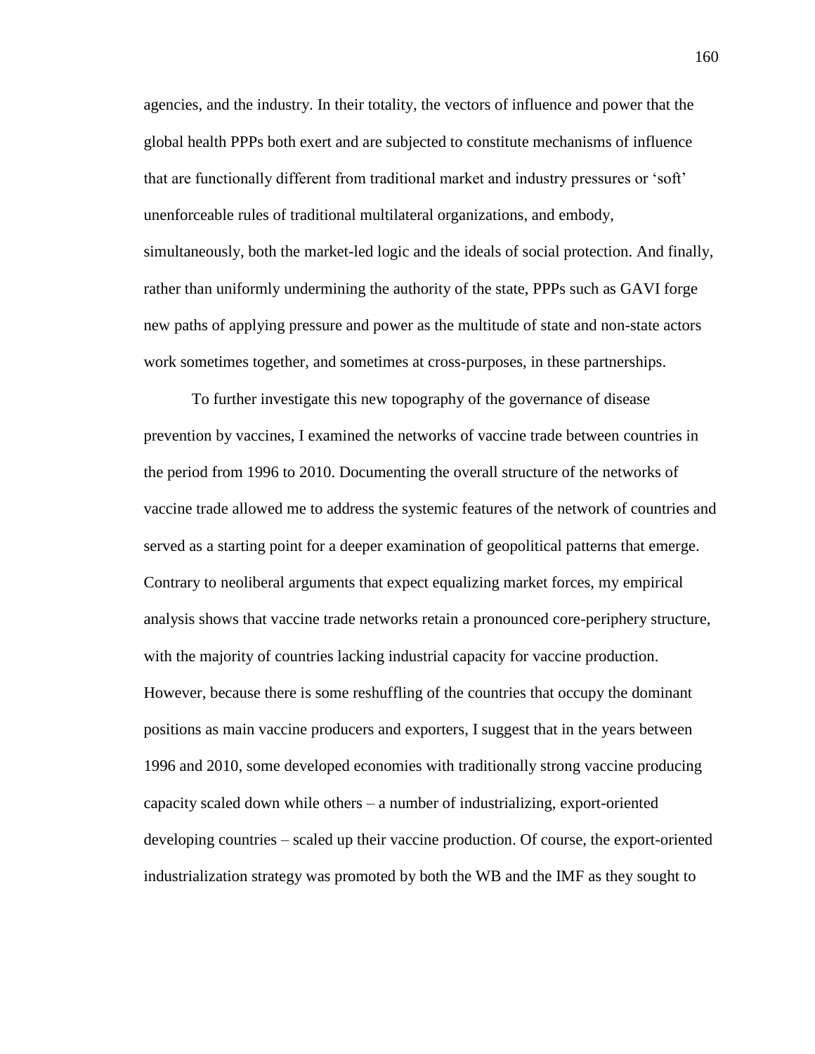agencies, and the industry. In their totality, the vectors of influence and power that the global health PPPs both exert and are subjected to constitute mechanisms of influence that are functionally different from traditional market and industry pressures or 'soft' unenforceable rules of traditional multilateral organizations, and embody, simultaneously, both the market-led logic and the ideals of social protection. And finally, rather than uniformly undermining the authority of the state, PPPs such as GAVI forge new paths of applying pressure and power as the multitude of state and non-state actors work sometimes together, and sometimes at cross-purposes, in these partnerships.

To further investigate this new topography of the governance of disease prevention by vaccines, I examined the networks of vaccine trade between countries in the period from 1996 to 2010. Documenting the overall structure of the networks of vaccine trade allowed me to address the systemic features of the network of countries and served as a starting point for a deeper examination of geopolitical patterns that emerge. Contrary to neoliberal arguments that expect equalizing market forces, my empirical analysis shows that vaccine trade networks retain a pronounced core-periphery structure, with the majority of countries lacking industrial capacity for vaccine production. However, because there is some reshuffling of the countries that occupy the dominant positions as main vaccine producers and exporters, I suggest that in the years between 1996 and 2010, some developed economies with traditionally strong vaccine producing capacity scaled down while others – a number of industrializing, export-oriented developing countries – scaled up their vaccine production. Of course, the export-oriented industrialization strategy was promoted by both the WB and the IMF as they sought to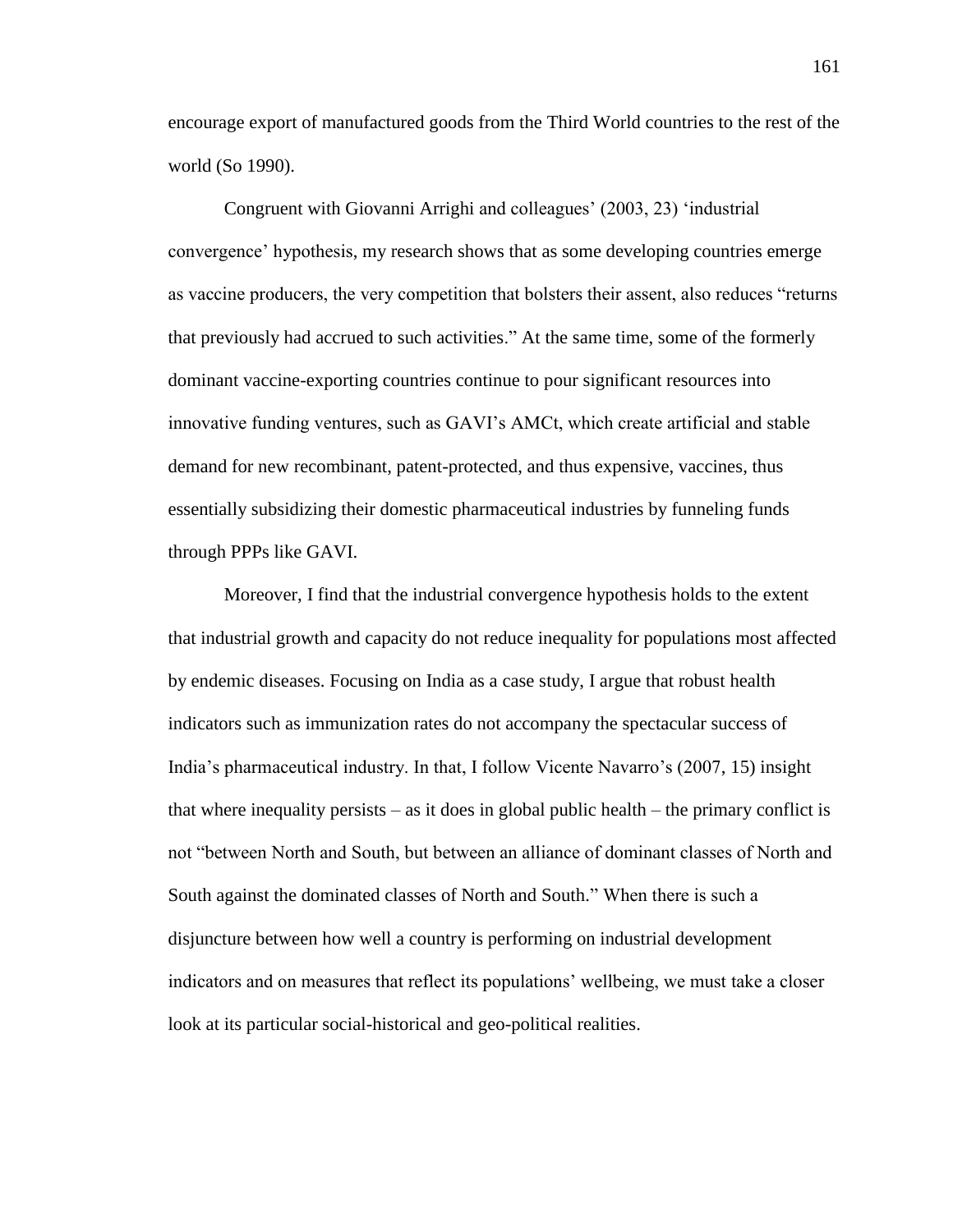encourage export of manufactured goods from the Third World countries to the rest of the world (So 1990).

Congruent with Giovanni Arrighi and colleagues' (2003, 23) 'industrial convergence' hypothesis, my research shows that as some developing countries emerge as vaccine producers, the very competition that bolsters their assent, also reduces "returns that previously had accrued to such activities." At the same time, some of the formerly dominant vaccine-exporting countries continue to pour significant resources into innovative funding ventures, such as GAVI's AMCt, which create artificial and stable demand for new recombinant, patent-protected, and thus expensive, vaccines, thus essentially subsidizing their domestic pharmaceutical industries by funneling funds through PPPs like GAVI.

Moreover, I find that the industrial convergence hypothesis holds to the extent that industrial growth and capacity do not reduce inequality for populations most affected by endemic diseases. Focusing on India as a case study, I argue that robust health indicators such as immunization rates do not accompany the spectacular success of India's pharmaceutical industry. In that, I follow Vicente Navarro's (2007, 15) insight that where inequality persists – as it does in global public health – the primary conflict is not "between North and South, but between an alliance of dominant classes of North and South against the dominated classes of North and South." When there is such a disjuncture between how well a country is performing on industrial development indicators and on measures that reflect its populations' wellbeing, we must take a closer look at its particular social-historical and geo-political realities.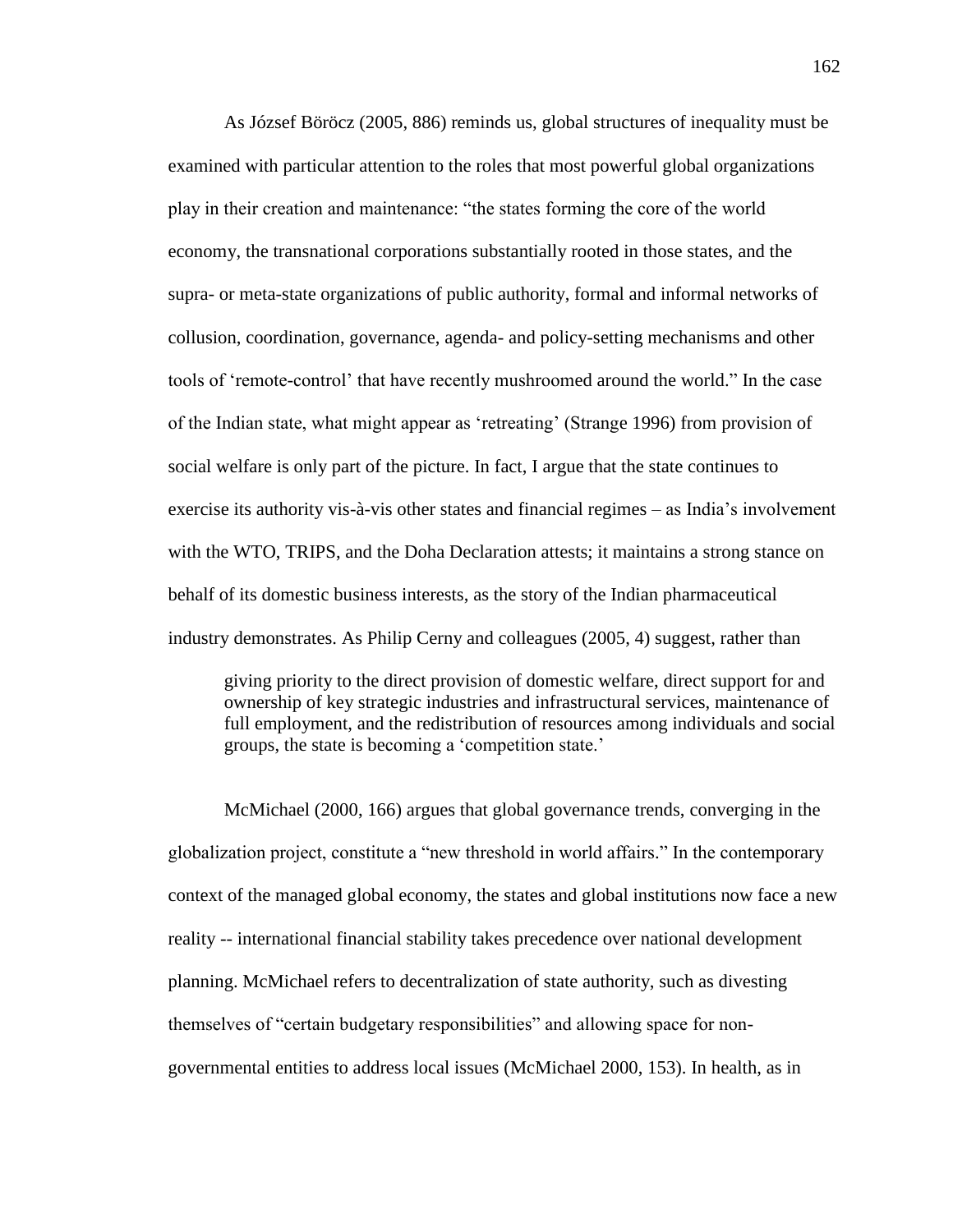As József Böröcz (2005, 886) reminds us, global structures of inequality must be examined with particular attention to the roles that most powerful global organizations play in their creation and maintenance: "the states forming the core of the world economy, the transnational corporations substantially rooted in those states, and the supra- or meta-state organizations of public authority, formal and informal networks of collusion, coordination, governance, agenda- and policy-setting mechanisms and other tools of 'remote-control' that have recently mushroomed around the world." In the case of the Indian state, what might appear as 'retreating' (Strange 1996) from provision of social welfare is only part of the picture. In fact, I argue that the state continues to exercise its authority vis-à-vis other states and financial regimes – as India's involvement with the WTO, TRIPS, and the Doha Declaration attests; it maintains a strong stance on behalf of its domestic business interests, as the story of the Indian pharmaceutical industry demonstrates. As Philip Cerny and colleagues (2005, 4) suggest, rather than

> giving priority to the direct provision of domestic welfare, direct support for and ownership of key strategic industries and infrastructural services, maintenance of full employment, and the redistribution of resources among individuals and social groups, the state is becoming a 'competition state.'

McMichael (2000, 166) argues that global governance trends, converging in the globalization project, constitute a "new threshold in world affairs." In the contemporary context of the managed global economy, the states and global institutions now face a new reality -- international financial stability takes precedence over national development planning. McMichael refers to decentralization of state authority, such as divesting themselves of "certain budgetary responsibilities" and allowing space for non-governmental entities to address local issues (McMichael 2000, 153). In health, as in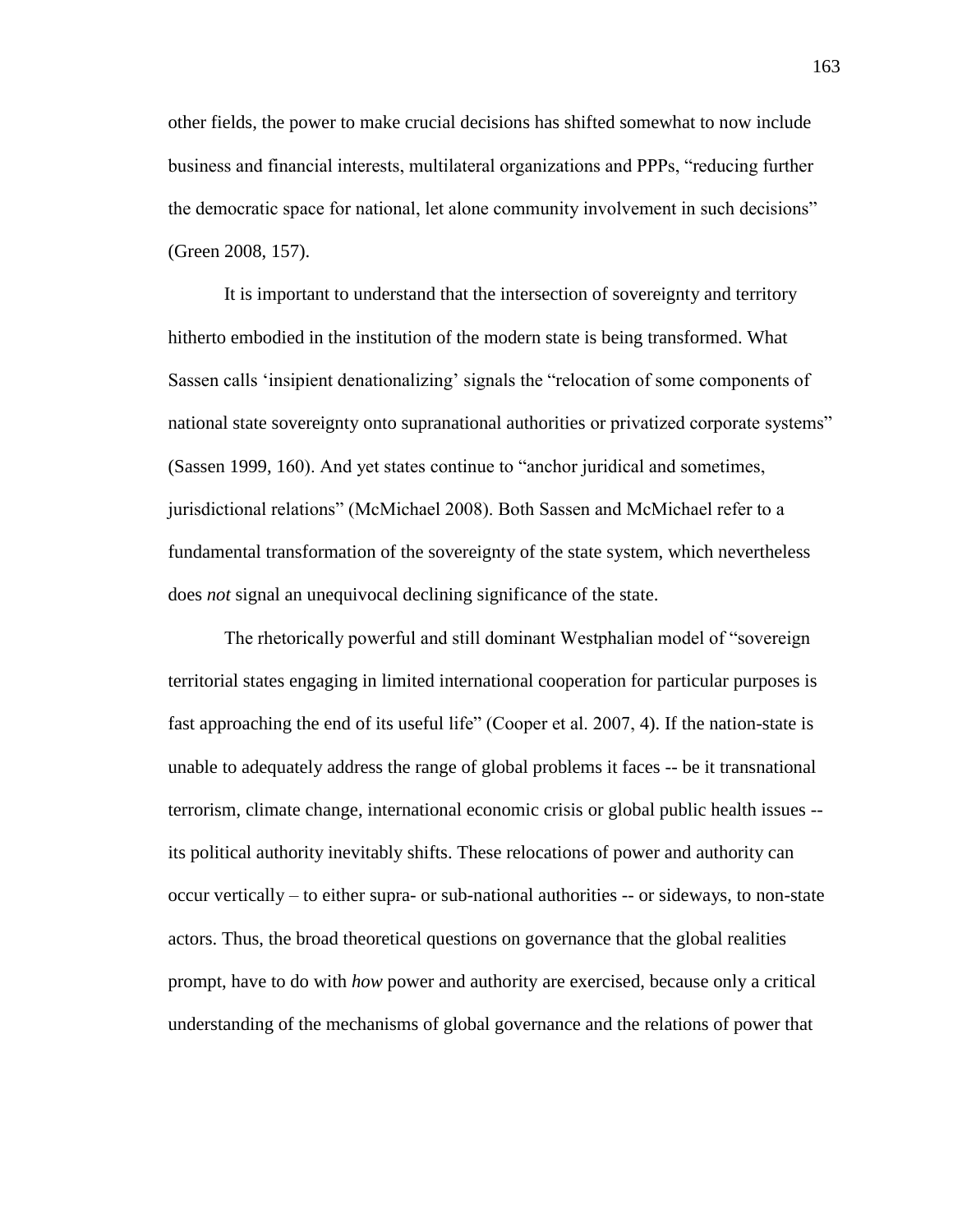other fields, the power to make crucial decisions has shifted somewhat to now include business and financial interests, multilateral organizations and PPPs, "reducing further the democratic space for national, let alone community involvement in such decisions" (Green 2008, 157).

It is important to understand that the intersection of sovereignty and territory hitherto embodied in the institution of the modern state is being transformed. What Sassen calls 'insipient denationalizing' signals the "relocation of some components of national state sovereignty onto supranational authorities or privatized corporate systems" (Sassen 1999, 160). And yet states continue to "anchor juridical and sometimes, jurisdictional relations" (McMichael 2008). Both Sassen and McMichael refer to a fundamental transformation of the sovereignty of the state system, which nevertheless does *not* signal an unequivocal declining significance of the state.

The rhetorically powerful and still dominant Westphalian model of "sovereign territorial states engaging in limited international cooperation for particular purposes is fast approaching the end of its useful life" (Cooper et al. 2007, 4). If the nation-state is unable to adequately address the range of global problems it faces -- be it transnational terrorism, climate change, international economic crisis or global public health issues -- its political authority inevitably shifts. These relocations of power and authority can occur vertically – to either supra- or sub-national authorities -- or sideways, to non-state actors. Thus, the broad theoretical questions on governance that the global realities prompt, have to do with *how* power and authority are exercised, because only a critical understanding of the mechanisms of global governance and the relations of power that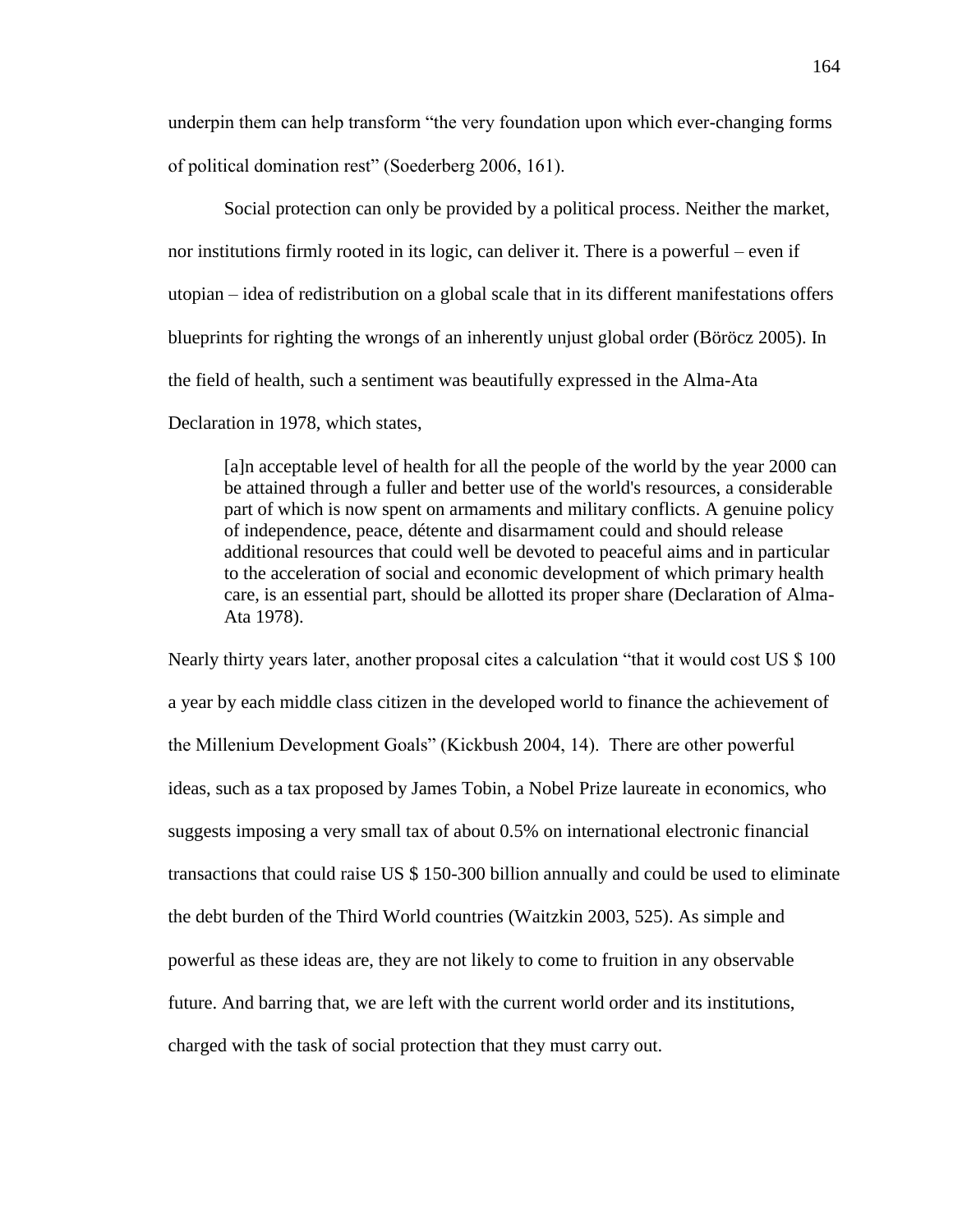underpin them can help transform "the very foundation upon which ever-changing forms of political domination rest" (Soederberg 2006, 161).

Social protection can only be provided by a political process. Neither the market, nor institutions firmly rooted in its logic, can deliver it. There is a powerful – even if utopian – idea of redistribution on a global scale that in its different manifestations offers blueprints for righting the wrongs of an inherently unjust global order (Böröcz 2005). In the field of health, such a sentiment was beautifully expressed in the Alma-Ata Declaration in 1978, which states,

> [a]n acceptable level of health for all the people of the world by the year 2000 can be attained through a fuller and better use of the world's resources, a considerable part of which is now spent on armaments and military conflicts. A genuine policy of independence, peace, détente and disarmament could and should release additional resources that could well be devoted to peaceful aims and in particular to the acceleration of social and economic development of which primary health care, is an essential part, should be allotted its proper share (Declaration of Alma-Ata 1978).

Nearly thirty years later, another proposal cites a calculation "that it would cost US $ 100 a year by each middle class citizen in the developed world to finance the achievement of the Millenium Development Goals" (Kickbush 2004, 14). There are other powerful ideas, such as a tax proposed by James Tobin, a Nobel Prize laureate in economics, who suggests imposing a very small tax of about 0.5% on international electronic financial transactions that could raise US $ 150-300 billion annually and could be used to eliminate the debt burden of the Third World countries (Waitzkin 2003, 525). As simple and powerful as these ideas are, they are not likely to come to fruition in any observable future. And barring that, we are left with the current world order and its institutions, charged with the task of social protection that they must carry out.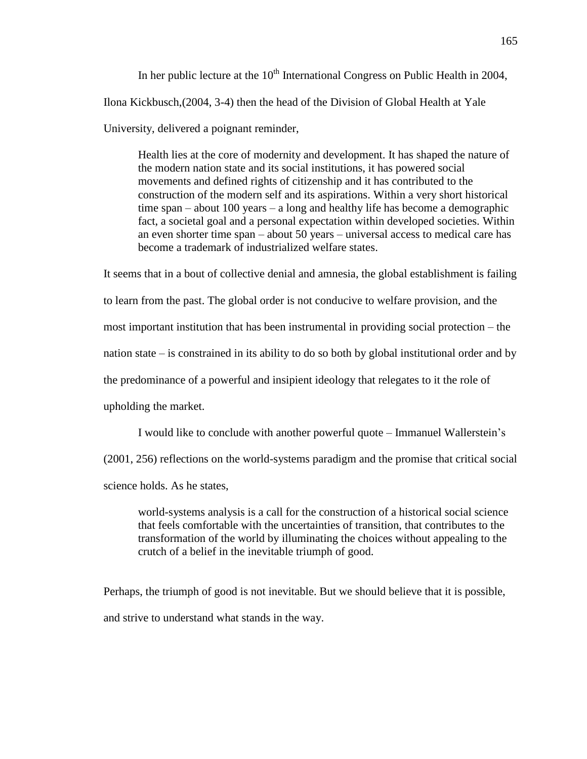In her public lecture at the 10th International Congress on Public Health in 2004, Ilona Kickbusch,(2004, 3-4) then the head of the Division of Global Health at Yale University, delivered a poignant reminder,

> Health lies at the core of modernity and development. It has shaped the nature of the modern nation state and its social institutions, it has powered social movements and defined rights of citizenship and it has contributed to the construction of the modern self and its aspirations. Within a very short historical time span – about 100 years – a long and healthy life has become a demographic fact, a societal goal and a personal expectation within developed societies. Within an even shorter time span – about 50 years – universal access to medical care has become a trademark of industrialized welfare states.

It seems that in a bout of collective denial and amnesia, the global establishment is failing to learn from the past. The global order is not conducive to welfare provision, and the most important institution that has been instrumental in providing social protection – the nation state – is constrained in its ability to do so both by global institutional order and by the predominance of a powerful and insipient ideology that relegates to it the role of upholding the market.

I would like to conclude with another powerful quote – Immanuel Wallerstein's (2001, 256) reflections on the world-systems paradigm and the promise that critical social science holds. As he states,

> world-systems analysis is a call for the construction of a historical social science that feels comfortable with the uncertainties of transition, that contributes to the transformation of the world by illuminating the choices without appealing to the crutch of a belief in the inevitable triumph of good.

Perhaps, the triumph of good is not inevitable. But we should believe that it is possible, and strive to understand what stands in the way.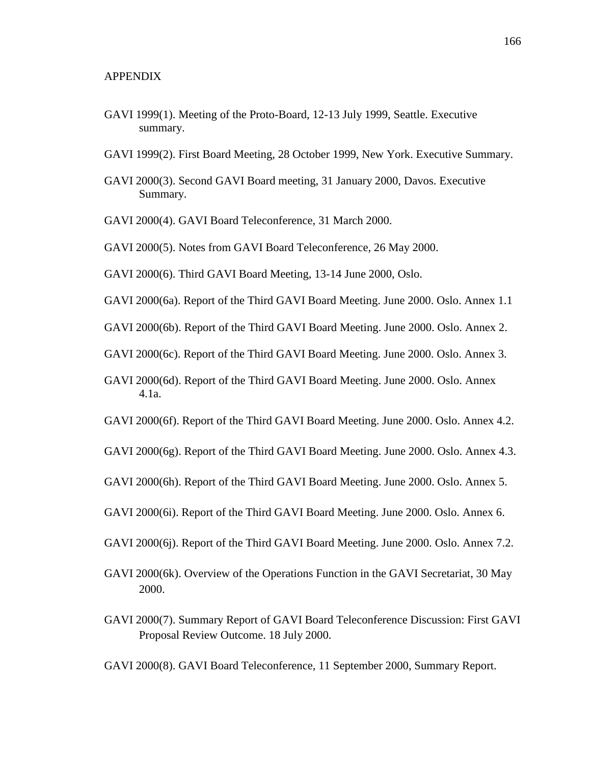APPENDIX

GAVI 1999(1). Meeting of the Proto-Board, 12-13 July 1999, Seattle. Executive summary.

GAVI 1999(2). First Board Meeting, 28 October 1999, New York. Executive Summary.

GAVI 2000(3). Second GAVI Board meeting, 31 January 2000, Davos. Executive Summary.

GAVI 2000(4). GAVI Board Teleconference, 31 March 2000.

GAVI 2000(5). Notes from GAVI Board Teleconference, 26 May 2000.

GAVI 2000(6). Third GAVI Board Meeting, 13-14 June 2000, Oslo.

GAVI 2000(6a). Report of the Third GAVI Board Meeting. June 2000. Oslo. Annex 1.1

GAVI 2000(6b). Report of the Third GAVI Board Meeting. June 2000. Oslo. Annex 2.

GAVI 2000(6c). Report of the Third GAVI Board Meeting. June 2000. Oslo. Annex 3.

GAVI 2000(6d). Report of the Third GAVI Board Meeting. June 2000. Oslo. Annex 4.1a.

GAVI 2000(6f). Report of the Third GAVI Board Meeting. June 2000. Oslo. Annex 4.2.

GAVI 2000(6g). Report of the Third GAVI Board Meeting. June 2000. Oslo. Annex 4.3.

GAVI 2000(6h). Report of the Third GAVI Board Meeting. June 2000. Oslo. Annex 5.

GAVI 2000(6i). Report of the Third GAVI Board Meeting. June 2000. Oslo. Annex 6.

GAVI 2000(6j). Report of the Third GAVI Board Meeting. June 2000. Oslo. Annex 7.2.

GAVI 2000(6k). Overview of the Operations Function in the GAVI Secretariat, 30 May 2000.

GAVI 2000(7). Summary Report of GAVI Board Teleconference Discussion: First GAVI Proposal Review Outcome. 18 July 2000.

GAVI 2000(8). GAVI Board Teleconference, 11 September 2000, Summary Report.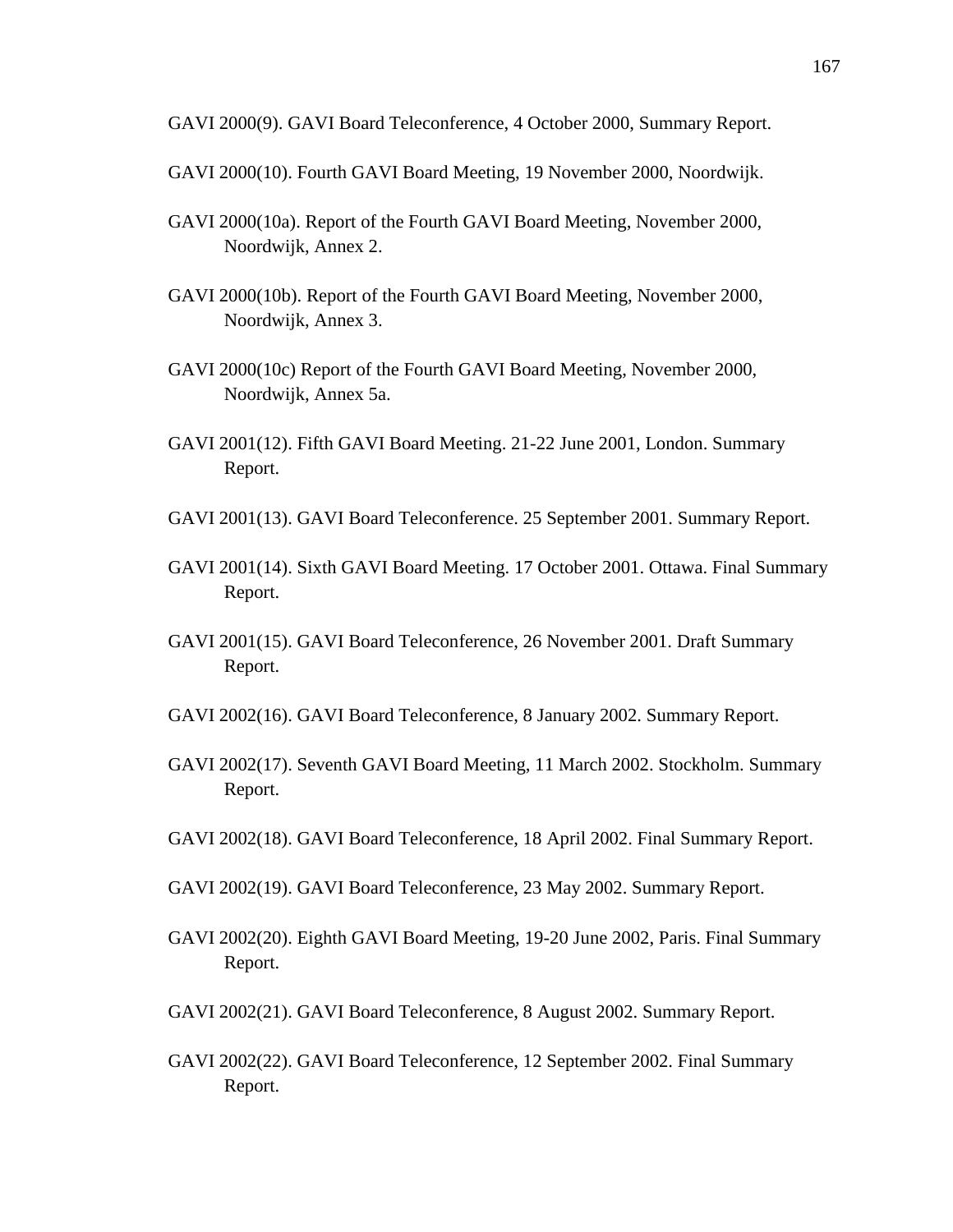GAVI 2000(9). GAVI Board Teleconference, 4 October 2000, Summary Report.

GAVI 2000(10). Fourth GAVI Board Meeting, 19 November 2000, Noordwijk.

GAVI 2000(10a). Report of the Fourth GAVI Board Meeting, November 2000, Noordwijk, Annex 2.

GAVI 2000(10b). Report of the Fourth GAVI Board Meeting, November 2000, Noordwijk, Annex 3.

GAVI 2000(10c) Report of the Fourth GAVI Board Meeting, November 2000, Noordwijk, Annex 5a.

GAVI 2001(12). Fifth GAVI Board Meeting. 21-22 June 2001, London. Summary Report.

GAVI 2001(13). GAVI Board Teleconference. 25 September 2001. Summary Report.

GAVI 2001(14). Sixth GAVI Board Meeting. 17 October 2001. Ottawa. Final Summary Report.

GAVI 2001(15). GAVI Board Teleconference, 26 November 2001. Draft Summary Report.

GAVI 2002(16). GAVI Board Teleconference, 8 January 2002. Summary Report.

GAVI 2002(17). Seventh GAVI Board Meeting, 11 March 2002. Stockholm. Summary Report.

GAVI 2002(18). GAVI Board Teleconference, 18 April 2002. Final Summary Report.

GAVI 2002(19). GAVI Board Teleconference, 23 May 2002. Summary Report.

GAVI 2002(20). Eighth GAVI Board Meeting, 19-20 June 2002, Paris. Final Summary Report.

GAVI 2002(21). GAVI Board Teleconference, 8 August 2002. Summary Report.

GAVI 2002(22). GAVI Board Teleconference, 12 September 2002. Final Summary Report.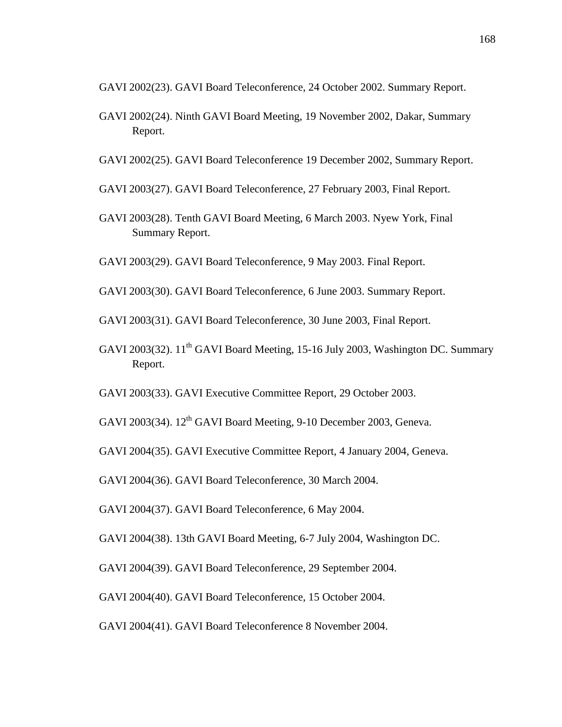GAVI 2002(23). GAVI Board Teleconference, 24 October 2002. Summary Report.

GAVI 2002(24). Ninth GAVI Board Meeting, 19 November 2002, Dakar, Summary Report.

GAVI 2002(25). GAVI Board Teleconference 19 December 2002, Summary Report.

GAVI 2003(27). GAVI Board Teleconference, 27 February 2003, Final Report.

GAVI 2003(28). Tenth GAVI Board Meeting, 6 March 2003. Nyew York, Final Summary Report.

GAVI 2003(29). GAVI Board Teleconference, 9 May 2003. Final Report.

GAVI 2003(30). GAVI Board Teleconference, 6 June 2003. Summary Report.

GAVI 2003(31). GAVI Board Teleconference, 30 June 2003, Final Report.

GAVI 2003(32). 11th GAVI Board Meeting, 15-16 July 2003, Washington DC. Summary Report.

GAVI 2003(33). GAVI Executive Committee Report, 29 October 2003.

GAVI 2003(34). 12th GAVI Board Meeting, 9-10 December 2003, Geneva.

GAVI 2004(35). GAVI Executive Committee Report, 4 January 2004, Geneva.

GAVI 2004(36). GAVI Board Teleconference, 30 March 2004.

GAVI 2004(37). GAVI Board Teleconference, 6 May 2004.

GAVI 2004(38). 13th GAVI Board Meeting, 6-7 July 2004, Washington DC.

GAVI 2004(39). GAVI Board Teleconference, 29 September 2004.

GAVI 2004(40). GAVI Board Teleconference, 15 October 2004.

GAVI 2004(41). GAVI Board Teleconference 8 November 2004.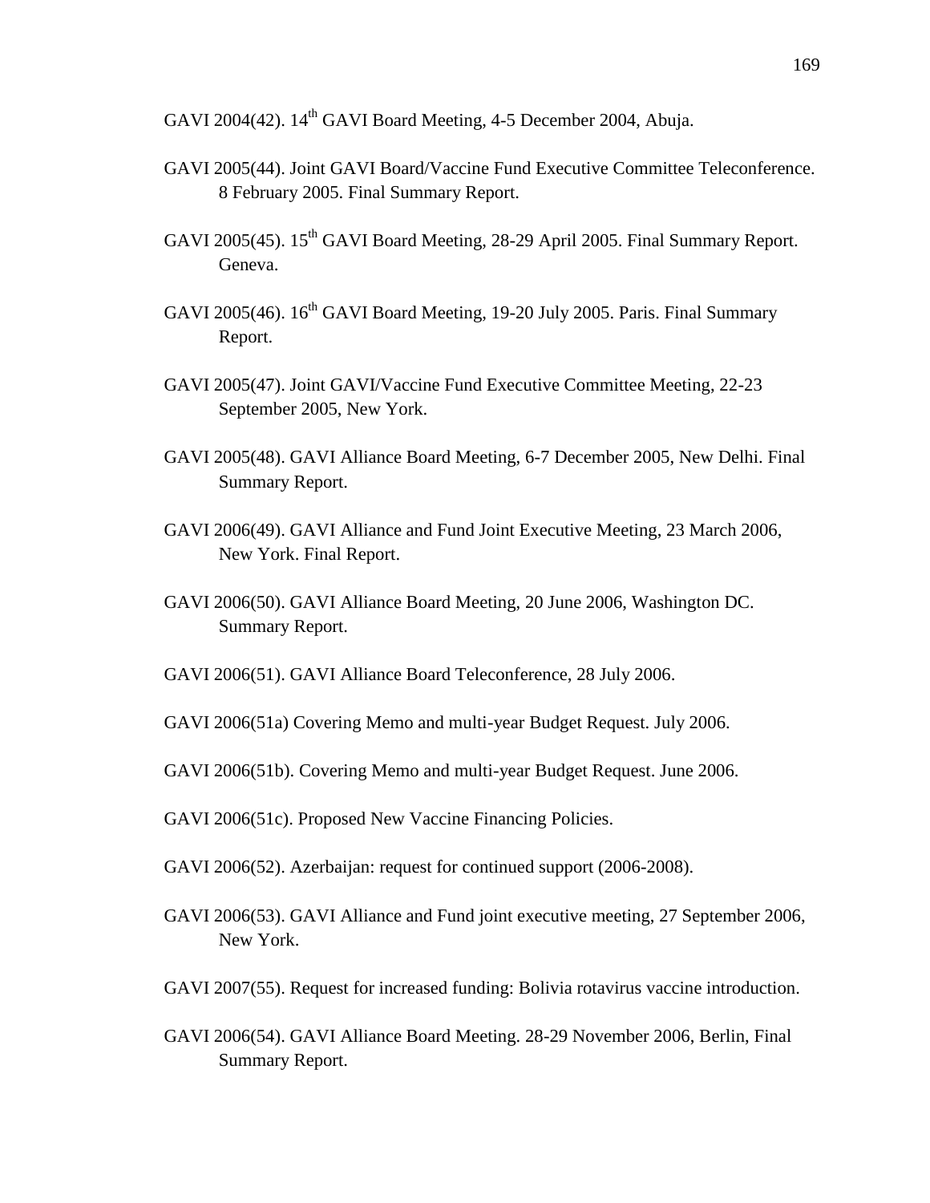GAVI 2004(42). 14th GAVI Board Meeting, 4-5 December 2004, Abuja.

GAVI 2005(44). Joint GAVI Board/Vaccine Fund Executive Committee Teleconference. 8 February 2005. Final Summary Report.

GAVI 2005(45). 15th GAVI Board Meeting, 28-29 April 2005. Final Summary Report. Geneva.

GAVI 2005(46). 16th GAVI Board Meeting, 19-20 July 2005. Paris. Final Summary Report.

GAVI 2005(47). Joint GAVI/Vaccine Fund Executive Committee Meeting, 22-23 September 2005, New York.

GAVI 2005(48). GAVI Alliance Board Meeting, 6-7 December 2005, New Delhi. Final Summary Report.

GAVI 2006(49). GAVI Alliance and Fund Joint Executive Meeting, 23 March 2006, New York. Final Report.

GAVI 2006(50). GAVI Alliance Board Meeting, 20 June 2006, Washington DC. Summary Report.

GAVI 2006(51). GAVI Alliance Board Teleconference, 28 July 2006.

GAVI 2006(51a) Covering Memo and multi-year Budget Request. July 2006.

GAVI 2006(51b). Covering Memo and multi-year Budget Request. June 2006.

GAVI 2006(51c). Proposed New Vaccine Financing Policies.

GAVI 2006(52). Azerbaijan: request for continued support (2006-2008).

GAVI 2006(53). GAVI Alliance and Fund joint executive meeting, 27 September 2006, New York.

GAVI 2007(55). Request for increased funding: Bolivia rotavirus vaccine introduction.

GAVI 2006(54). GAVI Alliance Board Meeting. 28-29 November 2006, Berlin, Final Summary Report.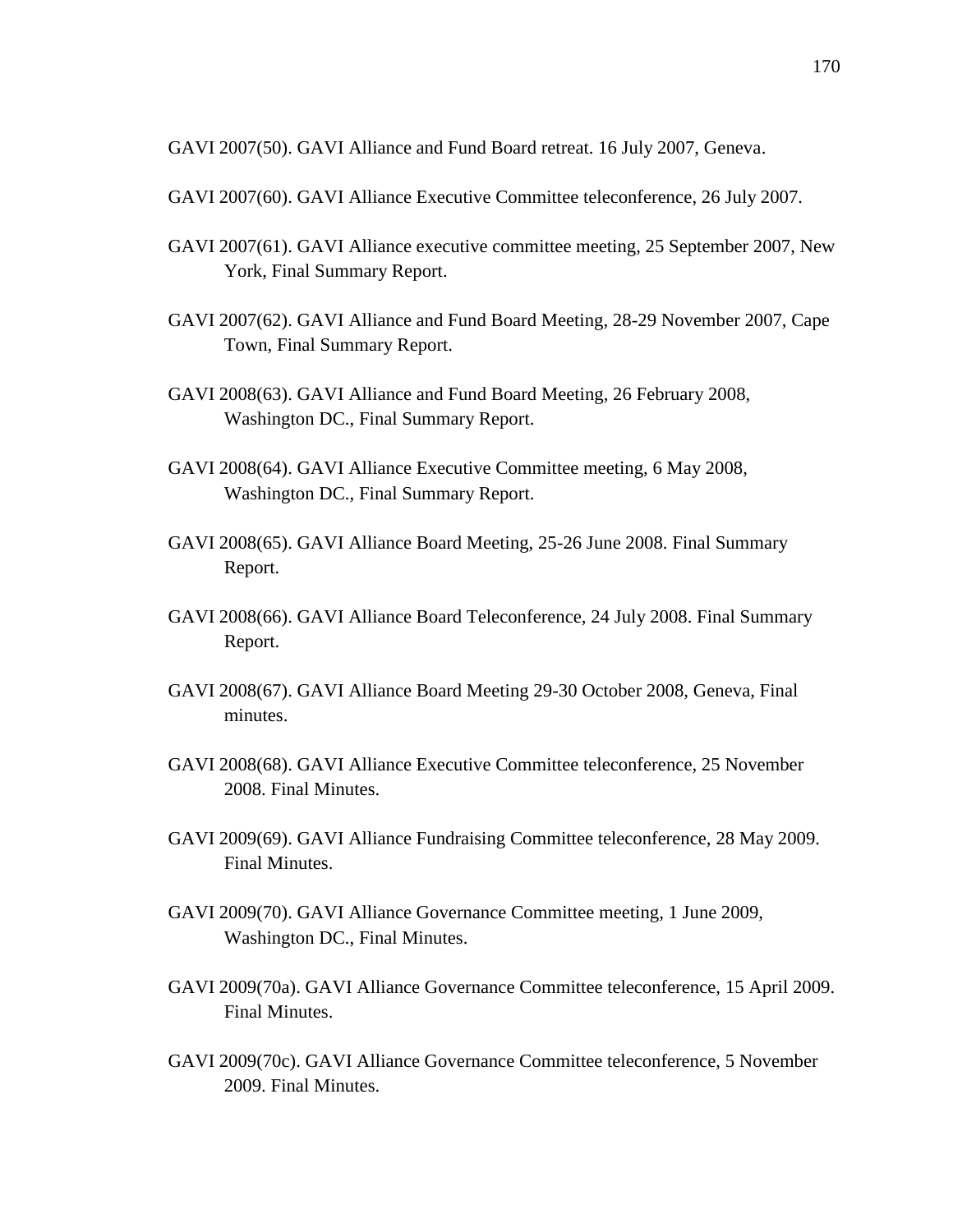GAVI 2007(50). GAVI Alliance and Fund Board retreat. 16 July 2007, Geneva.

GAVI 2007(60). GAVI Alliance Executive Committee teleconference, 26 July 2007.

GAVI 2007(61). GAVI Alliance executive committee meeting, 25 September 2007, New York, Final Summary Report.

GAVI 2007(62). GAVI Alliance and Fund Board Meeting, 28-29 November 2007, Cape Town, Final Summary Report.

GAVI 2008(63). GAVI Alliance and Fund Board Meeting, 26 February 2008, Washington DC., Final Summary Report.

GAVI 2008(64). GAVI Alliance Executive Committee meeting, 6 May 2008, Washington DC., Final Summary Report.

GAVI 2008(65). GAVI Alliance Board Meeting, 25-26 June 2008. Final Summary Report.

GAVI 2008(66). GAVI Alliance Board Teleconference, 24 July 2008. Final Summary Report.

GAVI 2008(67). GAVI Alliance Board Meeting 29-30 October 2008, Geneva, Final minutes.

GAVI 2008(68). GAVI Alliance Executive Committee teleconference, 25 November 2008. Final Minutes.

GAVI 2009(69). GAVI Alliance Fundraising Committee teleconference, 28 May 2009. Final Minutes.

GAVI 2009(70). GAVI Alliance Governance Committee meeting, 1 June 2009, Washington DC., Final Minutes.

GAVI 2009(70a). GAVI Alliance Governance Committee teleconference, 15 April 2009. Final Minutes.

GAVI 2009(70c). GAVI Alliance Governance Committee teleconference, 5 November 2009. Final Minutes.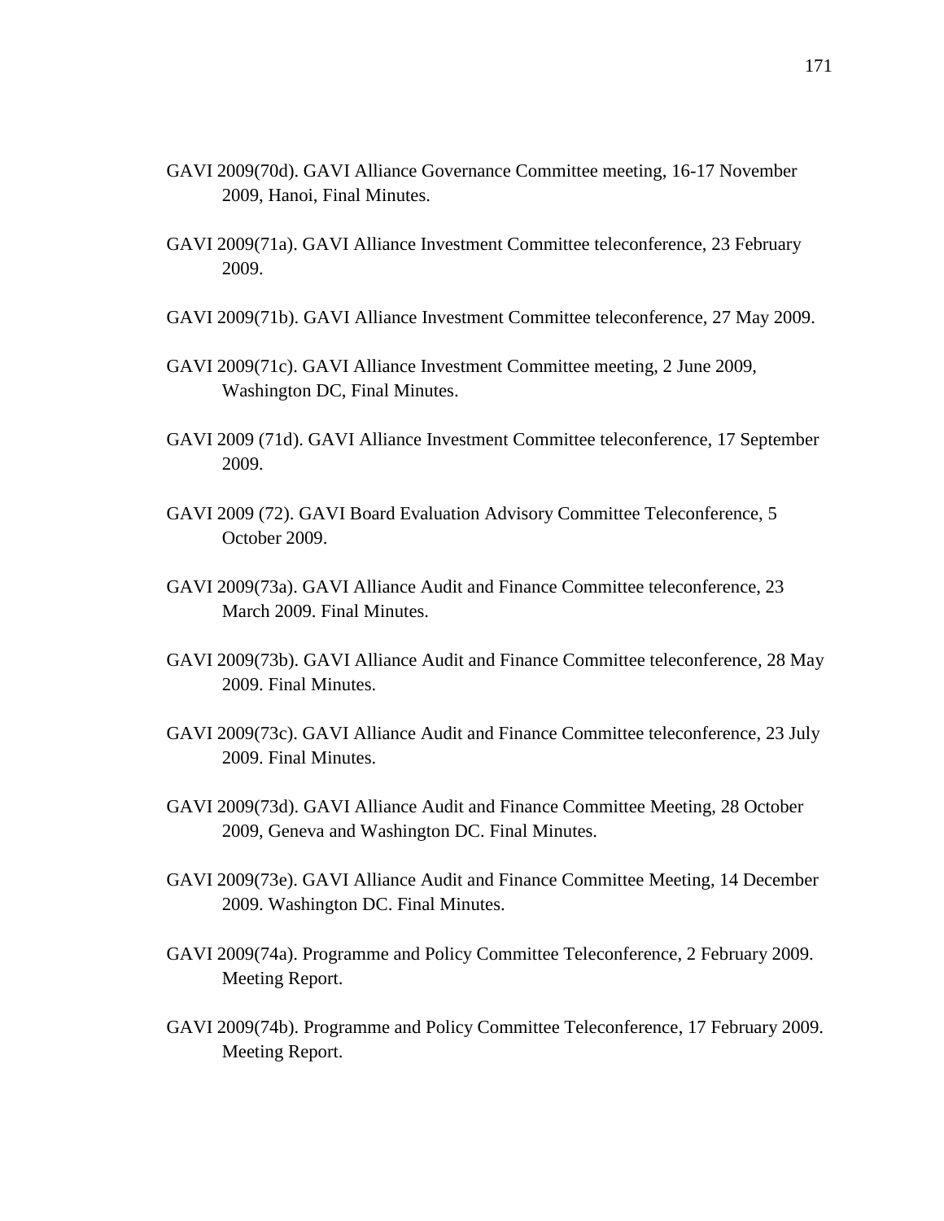GAVI 2009(70d). GAVI Alliance Governance Committee meeting, 16-17 November 2009, Hanoi, Final Minutes.

GAVI 2009(71a). GAVI Alliance Investment Committee teleconference, 23 February 2009.

GAVI 2009(71b). GAVI Alliance Investment Committee teleconference, 27 May 2009.

GAVI 2009(71c). GAVI Alliance Investment Committee meeting, 2 June 2009, Washington DC, Final Minutes.

GAVI 2009 (71d). GAVI Alliance Investment Committee teleconference, 17 September 2009.

GAVI 2009 (72). GAVI Board Evaluation Advisory Committee Teleconference, 5 October 2009.

GAVI 2009(73a). GAVI Alliance Audit and Finance Committee teleconference, 23 March 2009. Final Minutes.

GAVI 2009(73b). GAVI Alliance Audit and Finance Committee teleconference, 28 May 2009. Final Minutes.

GAVI 2009(73c). GAVI Alliance Audit and Finance Committee teleconference, 23 July 2009. Final Minutes.

GAVI 2009(73d). GAVI Alliance Audit and Finance Committee Meeting, 28 October 2009, Geneva and Washington DC. Final Minutes.

GAVI 2009(73e). GAVI Alliance Audit and Finance Committee Meeting, 14 December 2009. Washington DC. Final Minutes.

GAVI 2009(74a). Programme and Policy Committee Teleconference, 2 February 2009. Meeting Report.

GAVI 2009(74b). Programme and Policy Committee Teleconference, 17 February 2009. Meeting Report.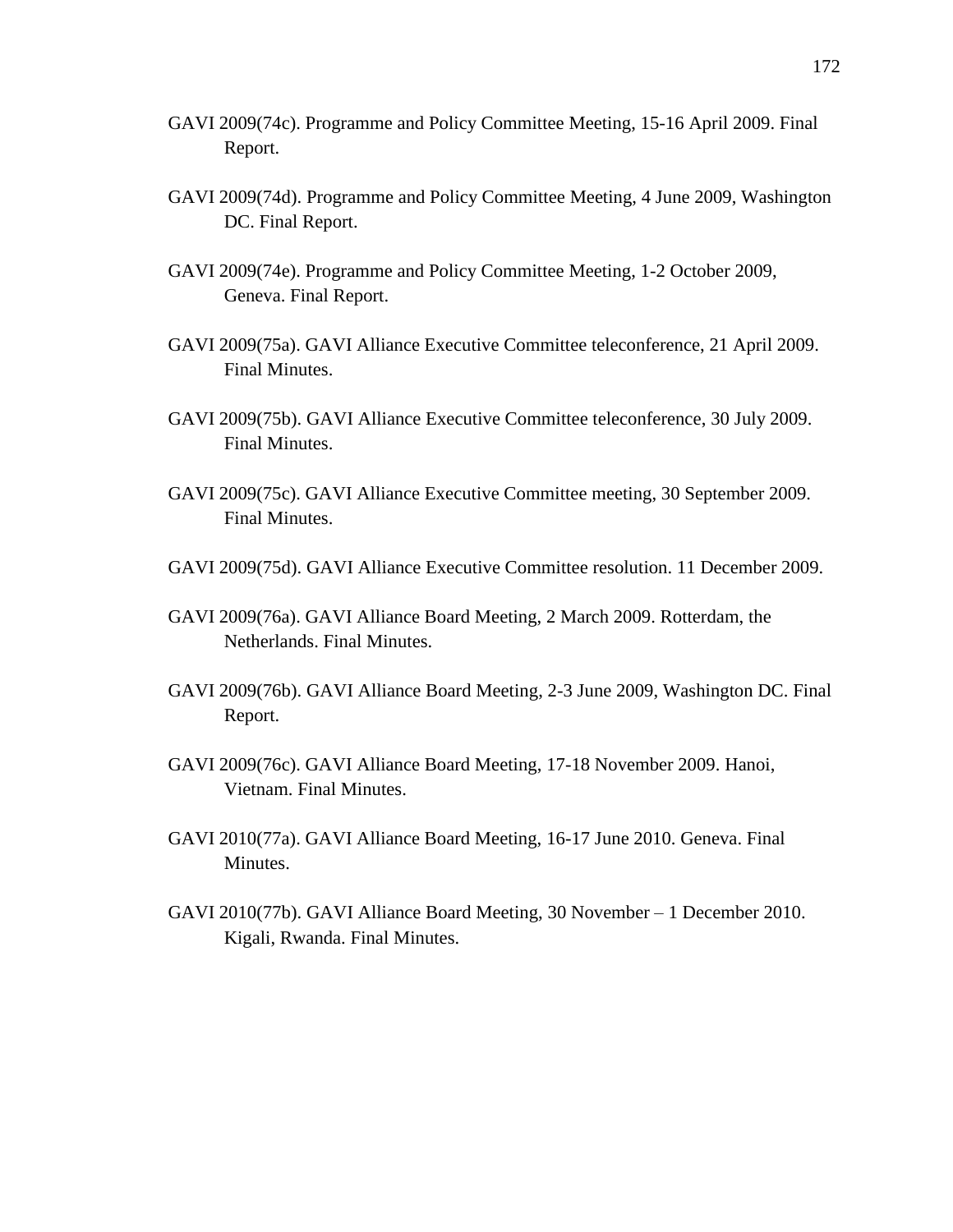GAVI 2009(74c). Programme and Policy Committee Meeting, 15-16 April 2009. Final Report.

GAVI 2009(74d). Programme and Policy Committee Meeting, 4 June 2009, Washington DC. Final Report.

GAVI 2009(74e). Programme and Policy Committee Meeting, 1-2 October 2009, Geneva. Final Report.

GAVI 2009(75a). GAVI Alliance Executive Committee teleconference, 21 April 2009. Final Minutes.

GAVI 2009(75b). GAVI Alliance Executive Committee teleconference, 30 July 2009. Final Minutes.

GAVI 2009(75c). GAVI Alliance Executive Committee meeting, 30 September 2009. Final Minutes.

GAVI 2009(75d). GAVI Alliance Executive Committee resolution. 11 December 2009.

GAVI 2009(76a). GAVI Alliance Board Meeting, 2 March 2009. Rotterdam, the Netherlands. Final Minutes.

GAVI 2009(76b). GAVI Alliance Board Meeting, 2-3 June 2009, Washington DC. Final Report.

GAVI 2009(76c). GAVI Alliance Board Meeting, 17-18 November 2009. Hanoi, Vietnam. Final Minutes.

GAVI 2010(77a). GAVI Alliance Board Meeting, 16-17 June 2010. Geneva. Final Minutes.

GAVI 2010(77b). GAVI Alliance Board Meeting, 30 November – 1 December 2010. Kigali, Rwanda. Final Minutes.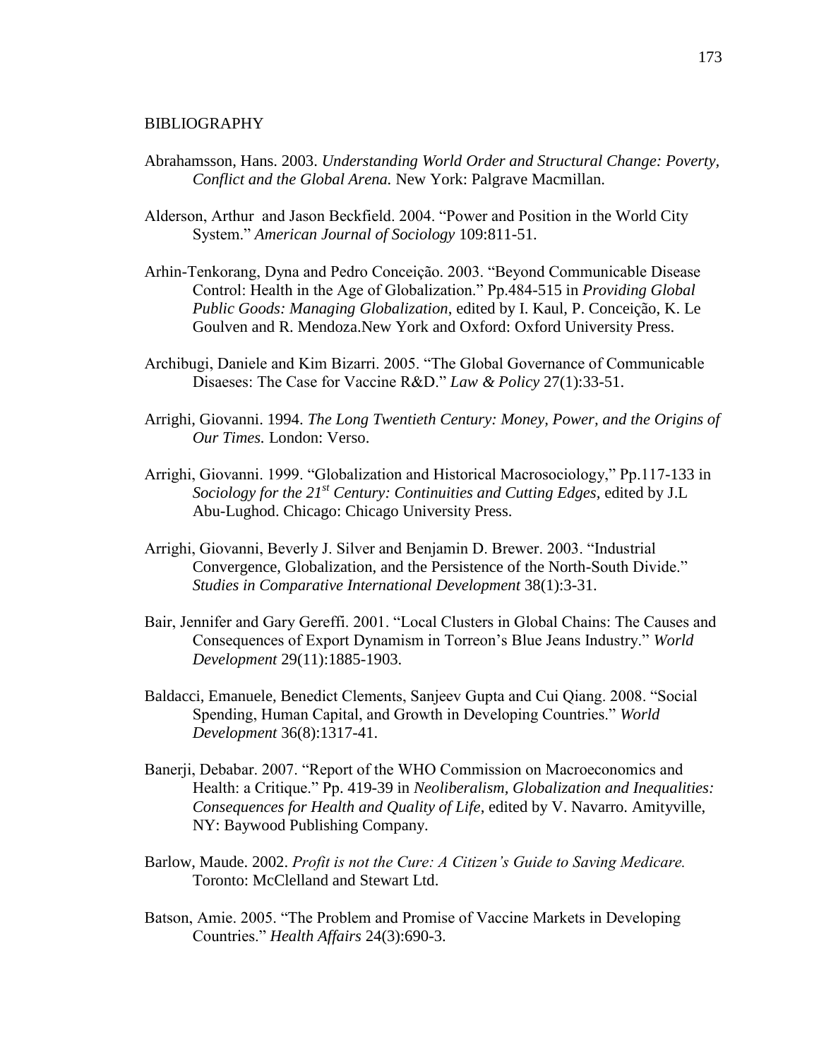# BIBLIOGRAPHY

Abrahamsson, Hans. 2003. *Understanding World Order and Structural Change: Poverty, Conflict and the Global Arena.* New York: Palgrave Macmillan.

Alderson, Arthur and Jason Beckfield. 2004. "Power and Position in the World City System." *American Journal of Sociology* 109:811-51.

Arhin-Tenkorang, Dyna and Pedro Conceição. 2003. "Beyond Communicable Disease Control: Health in the Age of Globalization." Pp.484-515 in *Providing Global Public Goods: Managing Globalization*, edited by I. Kaul, P. Conceição, K. Le Goulven and R. Mendoza.New York and Oxford: Oxford University Press.

Archibugi, Daniele and Kim Bizarri. 2005. "The Global Governance of Communicable Disaeses: The Case for Vaccine R&D." *Law & Policy* 27(1):33-51.

Arrighi, Giovanni. 1994. *The Long Twentieth Century: Money, Power, and the Origins of Our Times.* London: Verso.

Arrighi, Giovanni. 1999. "Globalization and Historical Macrosociology," Pp.117-133 in *Sociology for the 21st Century: Continuities and Cutting Edges,* edited by J.L Abu-Lughod. Chicago: Chicago University Press.

Arrighi, Giovanni, Beverly J. Silver and Benjamin D. Brewer. 2003. "Industrial Convergence, Globalization, and the Persistence of the North-South Divide." *Studies in Comparative International Development* 38(1):3-31.

Bair, Jennifer and Gary Gereffi. 2001. "Local Clusters in Global Chains: The Causes and Consequences of Export Dynamism in Torreon's Blue Jeans Industry." *World Development* 29(11):1885-1903.

Baldacci, Emanuele, Benedict Clements, Sanjeev Gupta and Cui Qiang. 2008. "Social Spending, Human Capital, and Growth in Developing Countries." *World Development* 36(8):1317-41.

Banerji, Debabar. 2007. "Report of the WHO Commission on Macroeconomics and Health: a Critique." Pp. 419-39 in *Neoliberalism, Globalization and Inequalities: Consequences for Health and Quality of Life*, edited by V. Navarro. Amityville, NY: Baywood Publishing Company.

Barlow, Maude. 2002. *Profit is not the Cure: A Citizen's Guide to Saving Medicare.* Toronto: McClelland and Stewart Ltd.

Batson, Amie. 2005. "The Problem and Promise of Vaccine Markets in Developing Countries." *Health Affairs* 24(3):690-3.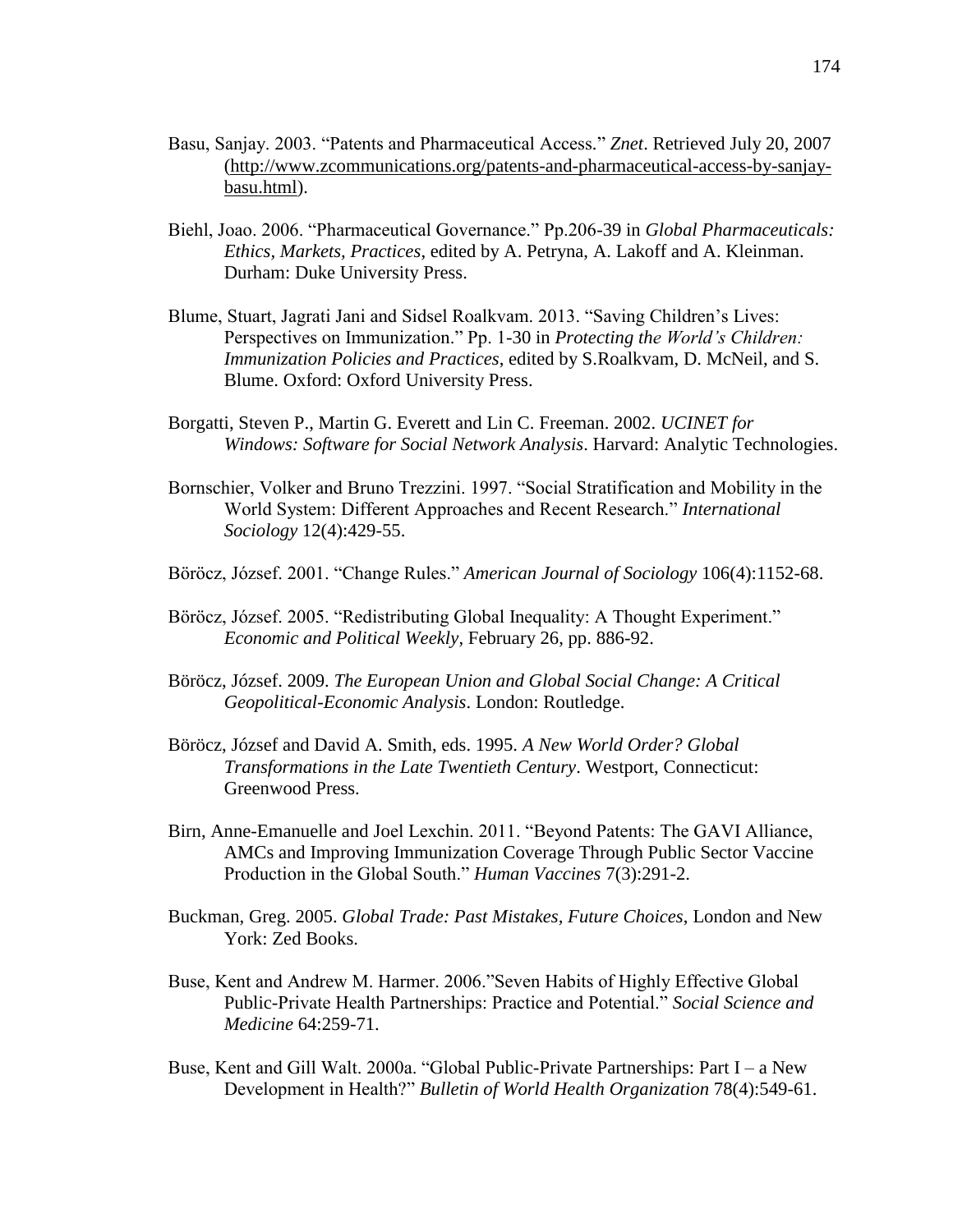Basu, Sanjay. 2003. "Patents and Pharmaceutical Access." *Znet*. Retrieved July 20, 2007 (http://www.zcommunications.org/patents-and-pharmaceutical-access-by-sanjay-basu.html).

Biehl, Joao. 2006. "Pharmaceutical Governance." Pp.206-39 in *Global Pharmaceuticals: Ethics, Markets, Practices*, edited by A. Petryna, A. Lakoff and A. Kleinman. Durham: Duke University Press.

Blume, Stuart, Jagrati Jani and Sidsel Roalkvam. 2013. "Saving Children's Lives: Perspectives on Immunization." Pp. 1-30 in *Protecting the World's Children: Immunization Policies and Practices*, edited by S.Roalkvam, D. McNeil, and S. Blume. Oxford: Oxford University Press.

Borgatti, Steven P., Martin G. Everett and Lin C. Freeman. 2002. *UCINET for Windows: Software for Social Network Analysis*. Harvard: Analytic Technologies.

Bornschier, Volker and Bruno Trezzini. 1997. "Social Stratification and Mobility in the World System: Different Approaches and Recent Research." *International Sociology* 12(4):429-55.

Böröcz, József. 2001. "Change Rules." *American Journal of Sociology* 106(4):1152-68.

Böröcz, József. 2005. "Redistributing Global Inequality: A Thought Experiment." *Economic and Political Weekly*, February 26, pp. 886-92.

Böröcz, József. 2009. *The European Union and Global Social Change: A Critical Geopolitical-Economic Analysis*. London: Routledge.

Böröcz, József and David A. Smith, eds. 1995. *A New World Order? Global Transformations in the Late Twentieth Century*. Westport, Connecticut: Greenwood Press.

Birn, Anne-Emanuelle and Joel Lexchin. 2011. "Beyond Patents: The GAVI Alliance, AMCs and Improving Immunization Coverage Through Public Sector Vaccine Production in the Global South." *Human Vaccines* 7(3):291-2.

Buckman, Greg. 2005. *Global Trade: Past Mistakes, Future Choices*, London and New York: Zed Books.

Buse, Kent and Andrew M. Harmer. 2006."Seven Habits of Highly Effective Global Public-Private Health Partnerships: Practice and Potential." *Social Science and Medicine* 64:259-71.

Buse, Kent and Gill Walt. 2000a. "Global Public-Private Partnerships: Part I – a New Development in Health?" *Bulletin of World Health Organization* 78(4):549-61.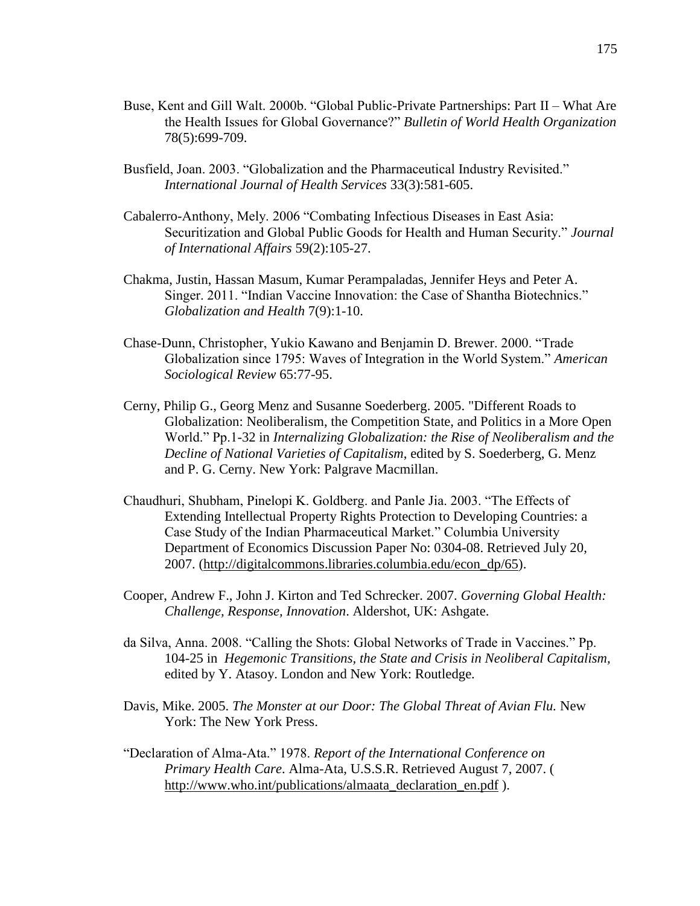Buse, Kent and Gill Walt. 2000b. “Global Public-Private Partnerships: Part II – What Are the Health Issues for Global Governance?” *Bulletin of World Health Organization* 78(5):699-709.

Busfield, Joan. 2003. “Globalization and the Pharmaceutical Industry Revisited.” *International Journal of Health Services* 33(3):581-605.

Cabalerro-Anthony, Mely. 2006 “Combating Infectious Diseases in East Asia: Securitization and Global Public Goods for Health and Human Security.” *Journal of International Affairs* 59(2):105-27.

Chakma, Justin, Hassan Masum, Kumar Perampaladas, Jennifer Heys and Peter A. Singer. 2011. “Indian Vaccine Innovation: the Case of Shantha Biotechnics.” *Globalization and Health* 7(9):1-10.

Chase-Dunn, Christopher, Yukio Kawano and Benjamin D. Brewer. 2000. “Trade Globalization since 1795: Waves of Integration in the World System.” *American Sociological Review* 65:77-95.

Cerny, Philip G., Georg Menz and Susanne Soederberg. 2005. "Different Roads to Globalization: Neoliberalism, the Competition State, and Politics in a More Open World.” Pp.1-32 in *Internalizing Globalization: the Rise of Neoliberalism and the Decline of National Varieties of Capitalism*, edited by S. Soederberg, G. Menz and P. G. Cerny. New York: Palgrave Macmillan.

Chaudhuri, Shubham, Pinelopi K. Goldberg. and Panle Jia. 2003. “The Effects of Extending Intellectual Property Rights Protection to Developing Countries: a Case Study of the Indian Pharmaceutical Market.” Columbia University Department of Economics Discussion Paper No: 0304-08. Retrieved July 20, 2007. (http://digitalcommons.libraries.columbia.edu/econ_dp/65).

Cooper, Andrew F., John J. Kirton and Ted Schrecker. 2007. *Governing Global Health: Challenge, Response, Innovation*. Aldershot, UK: Ashgate.

da Silva, Anna. 2008. “Calling the Shots: Global Networks of Trade in Vaccines.” Pp. 104-25 in *Hegemonic Transitions, the State and Crisis in Neoliberal Capitalism*, edited by Y. Atasoy. London and New York: Routledge.

Davis, Mike. 2005. *The Monster at our Door: The Global Threat of Avian Flu.* New York: The New York Press.

“Declaration of Alma-Ata.” 1978. *Report of the International Conference on Primary Health Care*. Alma-Ata, U.S.S.R. Retrieved August 7, 2007. ( http://www.who.int/publications/almaata_declaration_en.pdf ).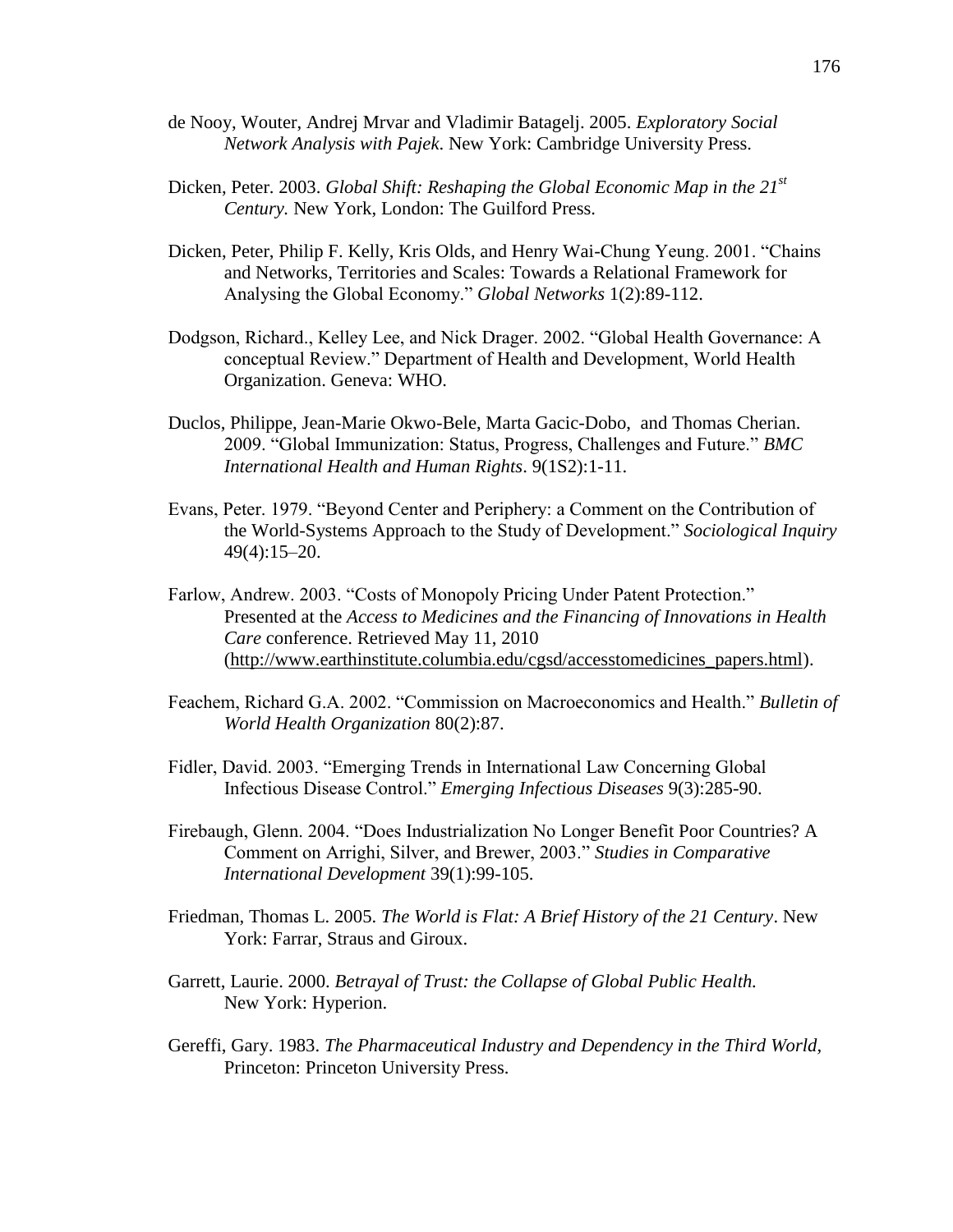de Nooy, Wouter, Andrej Mrvar and Vladimir Batagelj. 2005. *Exploratory Social Network Analysis with Pajek.* New York: Cambridge University Press.

Dicken, Peter. 2003. *Global Shift: Reshaping the Global Economic Map in the 21st Century.* New York, London: The Guilford Press.

Dicken, Peter, Philip F. Kelly, Kris Olds, and Henry Wai-Chung Yeung. 2001. "Chains and Networks, Territories and Scales: Towards a Relational Framework for Analysing the Global Economy." *Global Networks* 1(2):89-112.

Dodgson, Richard., Kelley Lee, and Nick Drager. 2002. "Global Health Governance: A conceptual Review." Department of Health and Development, World Health Organization. Geneva: WHO.

Duclos, Philippe, Jean-Marie Okwo-Bele, Marta Gacic-Dobo, and Thomas Cherian. 2009. "Global Immunization: Status, Progress, Challenges and Future." *BMC International Health and Human Rights*. 9(1S2):1-11.

Evans, Peter. 1979. "Beyond Center and Periphery: a Comment on the Contribution of the World-Systems Approach to the Study of Development." *Sociological Inquiry* 49(4):15–20.

Farlow, Andrew. 2003. "Costs of Monopoly Pricing Under Patent Protection." Presented at the *Access to Medicines and the Financing of Innovations in Health Care* conference. Retrieved May 11, 2010 (http://www.earthinstitute.columbia.edu/cgsd/accesstomedicines_papers.html).

Feachem, Richard G.A. 2002. "Commission on Macroeconomics and Health." *Bulletin of World Health Organization* 80(2):87.

Fidler, David. 2003. "Emerging Trends in International Law Concerning Global Infectious Disease Control." *Emerging Infectious Diseases* 9(3):285-90.

Firebaugh, Glenn. 2004. "Does Industrialization No Longer Benefit Poor Countries? A Comment on Arrighi, Silver, and Brewer, 2003." *Studies in Comparative International Development* 39(1):99-105.

Friedman, Thomas L. 2005. *The World is Flat: A Brief History of the 21 Century*. New York: Farrar, Straus and Giroux.

Garrett, Laurie. 2000. *Betrayal of Trust: the Collapse of Global Public Health.* New York: Hyperion.

Gereffi, Gary. 1983. *The Pharmaceutical Industry and Dependency in the Third World,* Princeton: Princeton University Press.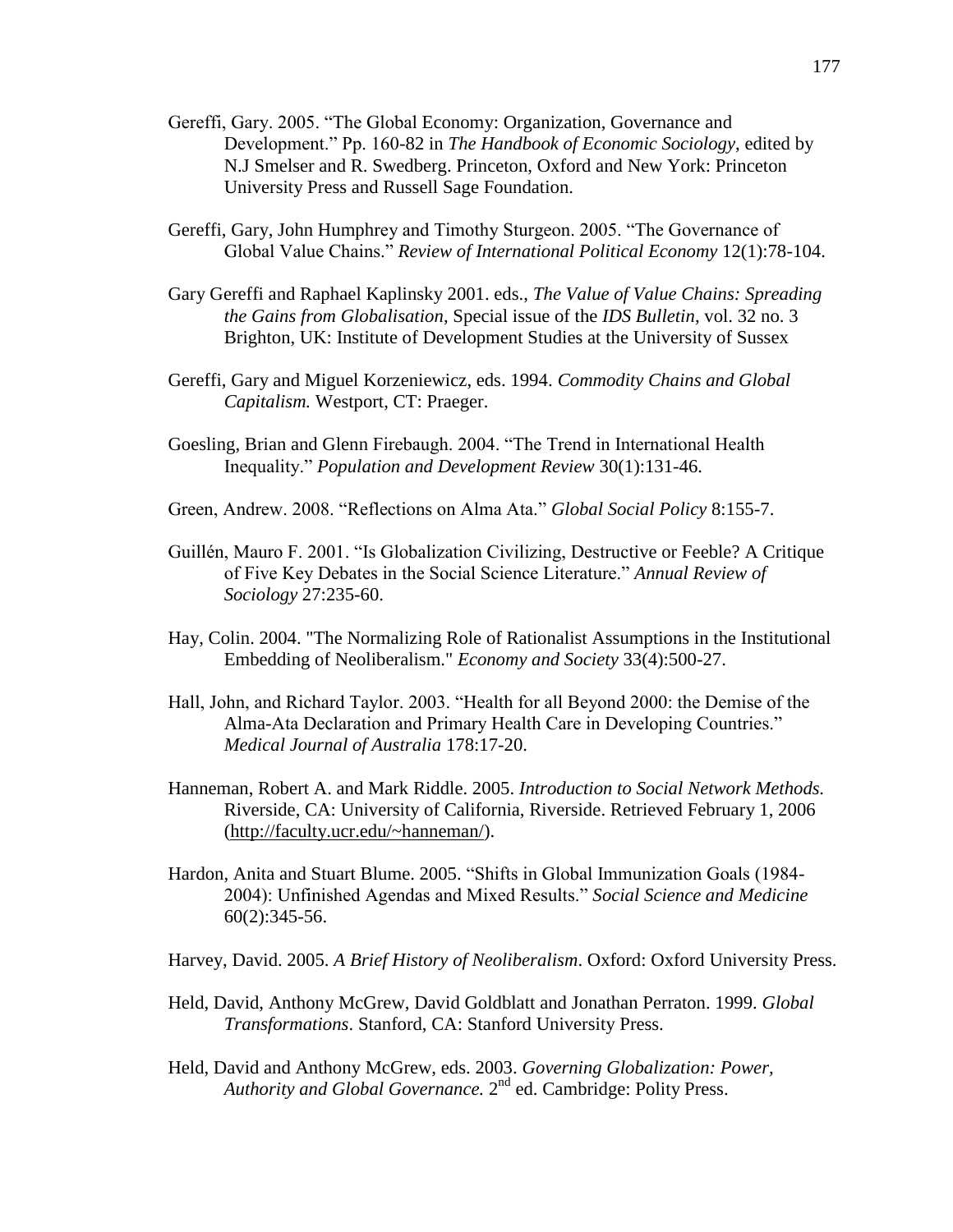Gereffi, Gary. 2005. "The Global Economy: Organization, Governance and Development." Pp. 160-82 in *The Handbook of Economic Sociology*, edited by N.J Smelser and R. Swedberg. Princeton, Oxford and New York: Princeton University Press and Russell Sage Foundation.

Gereffi, Gary, John Humphrey and Timothy Sturgeon. 2005. "The Governance of Global Value Chains." *Review of International Political Economy* 12(1):78-104.

Gary Gereffi and Raphael Kaplinsky 2001. eds., *The Value of Value Chains: Spreading the Gains from Globalisation*, Special issue of the *IDS Bulletin*, vol. 32 no. 3 Brighton, UK: Institute of Development Studies at the University of Sussex

Gereffi, Gary and Miguel Korzeniewicz, eds. 1994. *Commodity Chains and Global Capitalism.* Westport, CT: Praeger.

Goesling, Brian and Glenn Firebaugh. 2004. "The Trend in International Health Inequality." *Population and Development Review* 30(1):131-46.

Green, Andrew. 2008. "Reflections on Alma Ata." *Global Social Policy* 8:155-7.

Guillén, Mauro F. 2001. "Is Globalization Civilizing, Destructive or Feeble? A Critique of Five Key Debates in the Social Science Literature." *Annual Review of Sociology* 27:235-60.

Hay, Colin. 2004. "The Normalizing Role of Rationalist Assumptions in the Institutional Embedding of Neoliberalism." *Economy and Society* 33(4):500-27.

Hall, John, and Richard Taylor. 2003. "Health for all Beyond 2000: the Demise of the Alma-Ata Declaration and Primary Health Care in Developing Countries." *Medical Journal of Australia* 178:17-20.

Hanneman, Robert A. and Mark Riddle. 2005. *Introduction to Social Network Methods.* Riverside, CA: University of California, Riverside. Retrieved February 1, 2006 (http://faculty.ucr.edu/~hanneman/).

Hardon, Anita and Stuart Blume. 2005. "Shifts in Global Immunization Goals (1984-2004): Unfinished Agendas and Mixed Results." *Social Science and Medicine* 60(2):345-56.

Harvey, David. 2005. *A Brief History of Neoliberalism*. Oxford: Oxford University Press.

Held, David, Anthony McGrew, David Goldblatt and Jonathan Perraton. 1999. *Global Transformations*. Stanford, CA: Stanford University Press.

Held, David and Anthony McGrew, eds. 2003. *Governing Globalization: Power, Authority and Global Governance.* 2nd ed. Cambridge: Polity Press.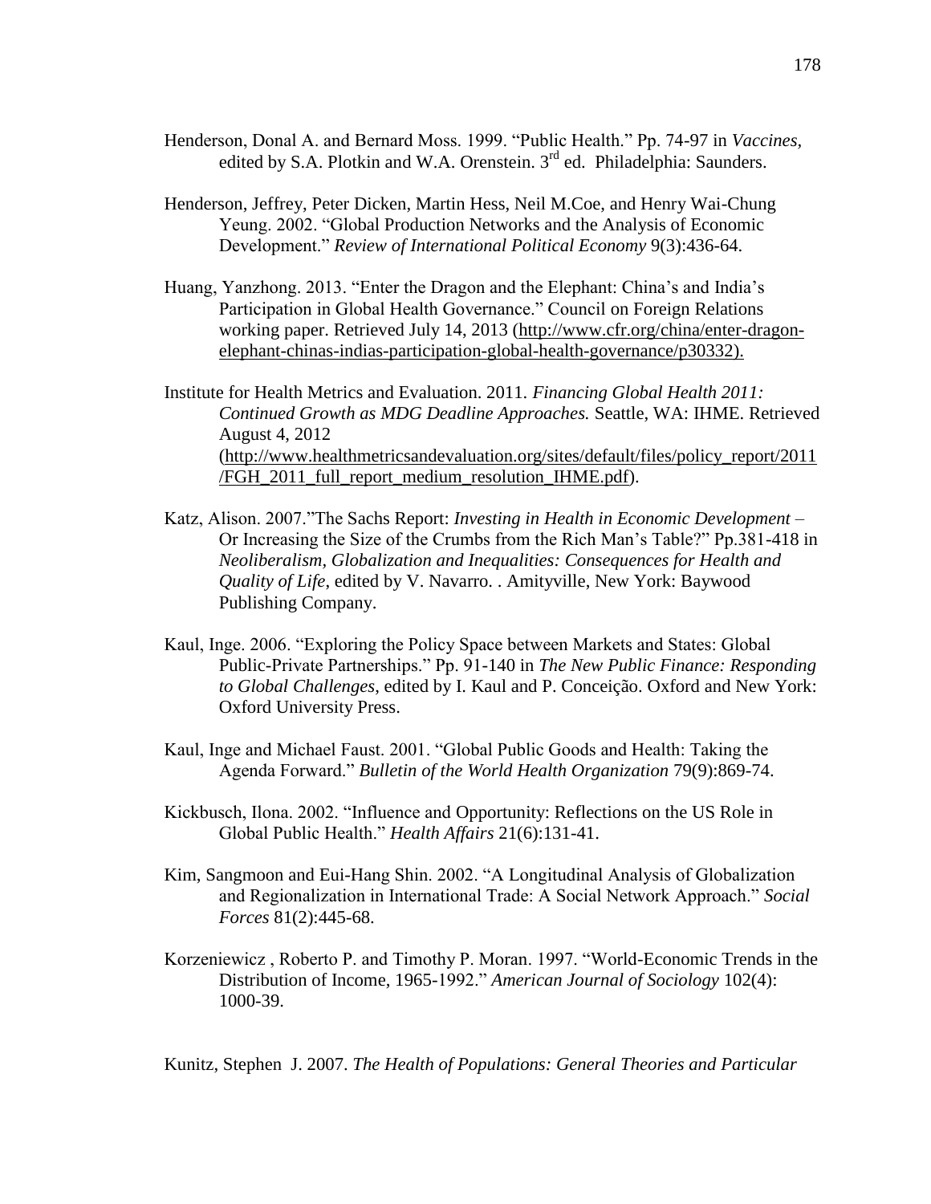Henderson, Donal A. and Bernard Moss. 1999. "Public Health." Pp. 74-97 in *Vaccines*, edited by S.A. Plotkin and W.A. Orenstein. 3rd ed. Philadelphia: Saunders.

Henderson, Jeffrey, Peter Dicken, Martin Hess, Neil M.Coe, and Henry Wai-Chung Yeung. 2002. "Global Production Networks and the Analysis of Economic Development." *Review of International Political Economy* 9(3):436-64.

Huang, Yanzhong. 2013. "Enter the Dragon and the Elephant: China's and India's Participation in Global Health Governance." Council on Foreign Relations working paper. Retrieved July 14, 2013 (http://www.cfr.org/china/enter-dragon-elephant-chinas-indias-participation-global-health-governance/p30332).

Institute for Health Metrics and Evaluation. 2011. *Financing Global Health 2011: Continued Growth as MDG Deadline Approaches.* Seattle, WA: IHME. Retrieved August 4, 2012 (http://www.healthmetricsandevaluation.org/sites/default/files/policy_report/2011/FGH_2011_full_report_medium_resolution_IHME.pdf).

Katz, Alison. 2007."The Sachs Report: *Investing in Health in Economic Development* – Or Increasing the Size of the Crumbs from the Rich Man's Table?" Pp.381-418 in *Neoliberalism, Globalization and Inequalities: Consequences for Health and Quality of Life*, edited by V. Navarro. . Amityville, New York: Baywood Publishing Company.

Kaul, Inge. 2006. "Exploring the Policy Space between Markets and States: Global Public-Private Partnerships." Pp. 91-140 in *The New Public Finance: Responding to Global Challenges*, edited by I. Kaul and P. Conceição. Oxford and New York: Oxford University Press.

Kaul, Inge and Michael Faust. 2001. "Global Public Goods and Health: Taking the Agenda Forward." *Bulletin of the World Health Organization* 79(9):869-74.

Kickbusch, Ilona. 2002. "Influence and Opportunity: Reflections on the US Role in Global Public Health." *Health Affairs* 21(6):131-41.

Kim, Sangmoon and Eui-Hang Shin. 2002. "A Longitudinal Analysis of Globalization and Regionalization in International Trade: A Social Network Approach." *Social Forces* 81(2):445-68.

Korzeniewicz , Roberto P. and Timothy P. Moran. 1997. "World-Economic Trends in the Distribution of Income, 1965-1992." *American Journal of Sociology* 102(4): 1000-39.

Kunitz, Stephen J. 2007. *The Health of Populations: General Theories and Particular*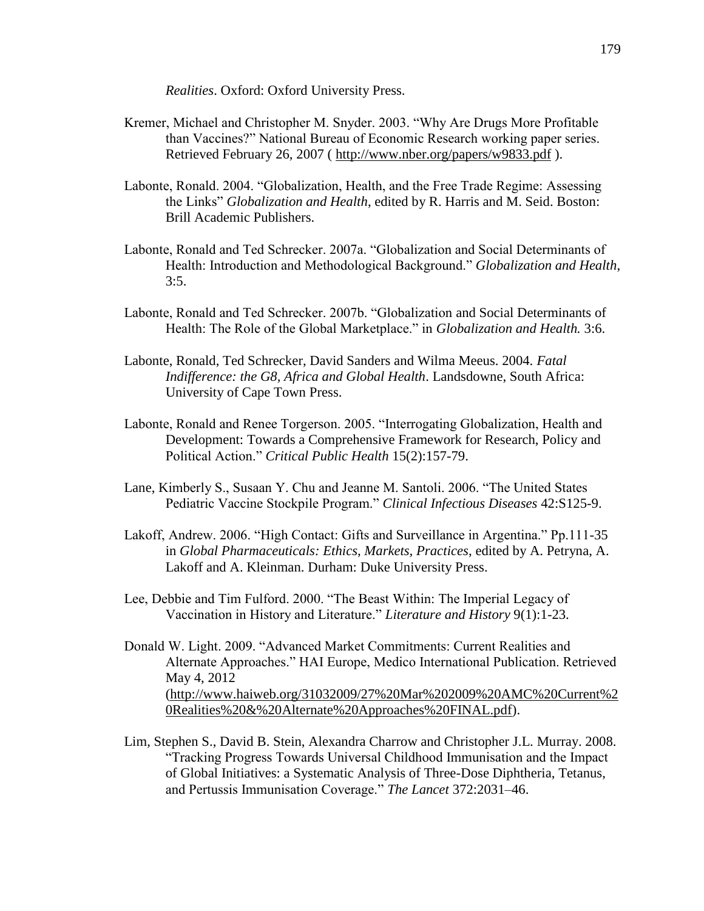*Realities*. Oxford: Oxford University Press.

Kremer, Michael and Christopher M. Snyder. 2003. "Why Are Drugs More Profitable than Vaccines?" National Bureau of Economic Research working paper series. Retrieved February 26, 2007 ( http://www.nber.org/papers/w9833.pdf ).

Labonte, Ronald. 2004. "Globalization, Health, and the Free Trade Regime: Assessing the Links" *Globalization and Health*, edited by R. Harris and M. Seid. Boston: Brill Academic Publishers.

Labonte, Ronald and Ted Schrecker. 2007a. "Globalization and Social Determinants of Health: Introduction and Methodological Background." *Globalization and Health*, 3:5.

Labonte, Ronald and Ted Schrecker. 2007b. "Globalization and Social Determinants of Health: The Role of the Global Marketplace." in *Globalization and Health.* 3:6.

Labonte, Ronald, Ted Schrecker, David Sanders and Wilma Meeus. 2004. *Fatal Indifference: the G8, Africa and Global Health*. Landsdowne, South Africa: University of Cape Town Press.

Labonte, Ronald and Renee Torgerson. 2005. "Interrogating Globalization, Health and Development: Towards a Comprehensive Framework for Research, Policy and Political Action." *Critical Public Health* 15(2):157-79.

Lane, Kimberly S., Susaan Y. Chu and Jeanne M. Santoli. 2006. "The United States Pediatric Vaccine Stockpile Program." *Clinical Infectious Diseases* 42:S125-9.

Lakoff, Andrew. 2006. "High Contact: Gifts and Surveillance in Argentina." Pp.111-35 in *Global Pharmaceuticals: Ethics, Markets, Practices*, edited by A. Petryna, A. Lakoff and A. Kleinman. Durham: Duke University Press.

Lee, Debbie and Tim Fulford. 2000. "The Beast Within: The Imperial Legacy of Vaccination in History and Literature." *Literature and History* 9(1):1-23.

Donald W. Light. 2009. "Advanced Market Commitments: Current Realities and Alternate Approaches." HAI Europe, Medico International Publication. Retrieved May 4, 2012 (http://www.haiweb.org/31032009/27%20Mar%202009%20AMC%20Current%20Realities%20&%20Alternate%20Approaches%20FINAL.pdf).

Lim, Stephen S., David B. Stein, Alexandra Charrow and Christopher J.L. Murray. 2008. "Tracking Progress Towards Universal Childhood Immunisation and the Impact of Global Initiatives: a Systematic Analysis of Three-Dose Diphtheria, Tetanus, and Pertussis Immunisation Coverage." *The Lancet* 372:2031–46.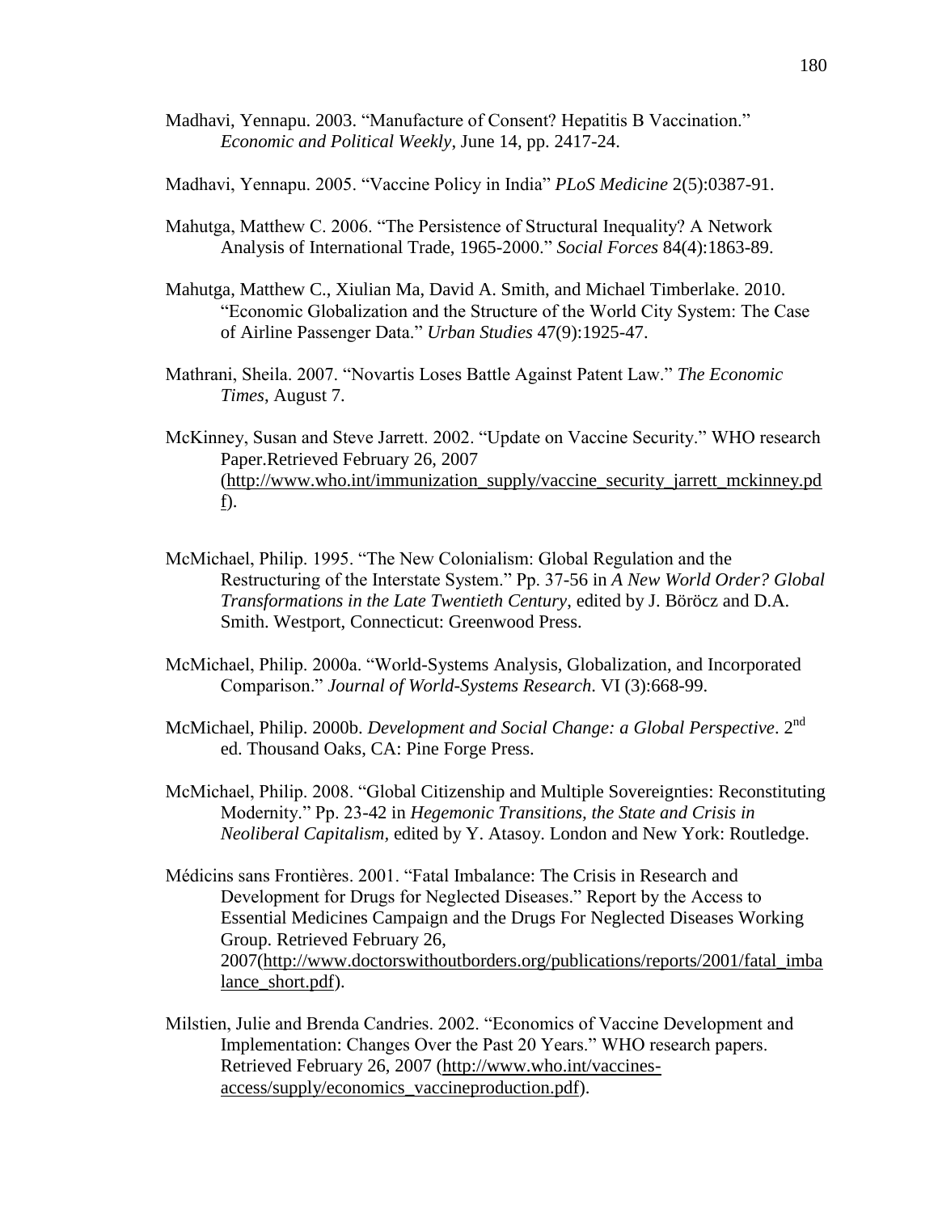Madhavi, Yennapu. 2003. “Manufacture of Consent? Hepatitis B Vaccination.” *Economic and Political Weekly*, June 14, pp. 2417-24.

Madhavi, Yennapu. 2005. “Vaccine Policy in India” *PLoS Medicine* 2(5):0387-91.

Mahutga, Matthew C. 2006. “The Persistence of Structural Inequality? A Network Analysis of International Trade, 1965-2000.” *Social Forces* 84(4):1863-89.

Mahutga, Matthew C., Xiulian Ma, David A. Smith, and Michael Timberlake. 2010. “Economic Globalization and the Structure of the World City System: The Case of Airline Passenger Data.” *Urban Studies* 47(9):1925-47.

Mathrani, Sheila. 2007. “Novartis Loses Battle Against Patent Law.” *The Economic Times*, August 7.

McKinney, Susan and Steve Jarrett. 2002. “Update on Vaccine Security.” WHO research Paper.Retrieved February 26, 2007 (http://www.who.int/immunization_supply/vaccine_security_jarrett_mckinney.pdf).

McMichael, Philip. 1995. “The New Colonialism: Global Regulation and the Restructuring of the Interstate System.” Pp. 37-56 in *A New World Order? Global Transformations in the Late Twentieth Century*, edited by J. Böröcz and D.A. Smith. Westport, Connecticut: Greenwood Press.

McMichael, Philip. 2000a. “World-Systems Analysis, Globalization, and Incorporated Comparison.” *Journal of World-Systems Research.* VI (3):668-99.

McMichael, Philip. 2000b. *Development and Social Change: a Global Perspective*. 2nd ed. Thousand Oaks, CA: Pine Forge Press.

McMichael, Philip. 2008. “Global Citizenship and Multiple Sovereignties: Reconstituting Modernity.” Pp. 23-42 in *Hegemonic Transitions, the State and Crisis in Neoliberal Capitalism*, edited by Y. Atasoy. London and New York: Routledge.

Médicins sans Frontières. 2001. “Fatal Imbalance: The Crisis in Research and Development for Drugs for Neglected Diseases.” Report by the Access to Essential Medicines Campaign and the Drugs For Neglected Diseases Working Group. Retrieved February 26, 2007(http://www.doctorswithoutborders.org/publications/reports/2001/fatal_imbalance_short.pdf).

Milstien, Julie and Brenda Candries. 2002. “Economics of Vaccine Development and Implementation: Changes Over the Past 20 Years.” WHO research papers. Retrieved February 26, 2007 (http://www.who.int/vaccines-access/supply/economics_vaccineproduction.pdf).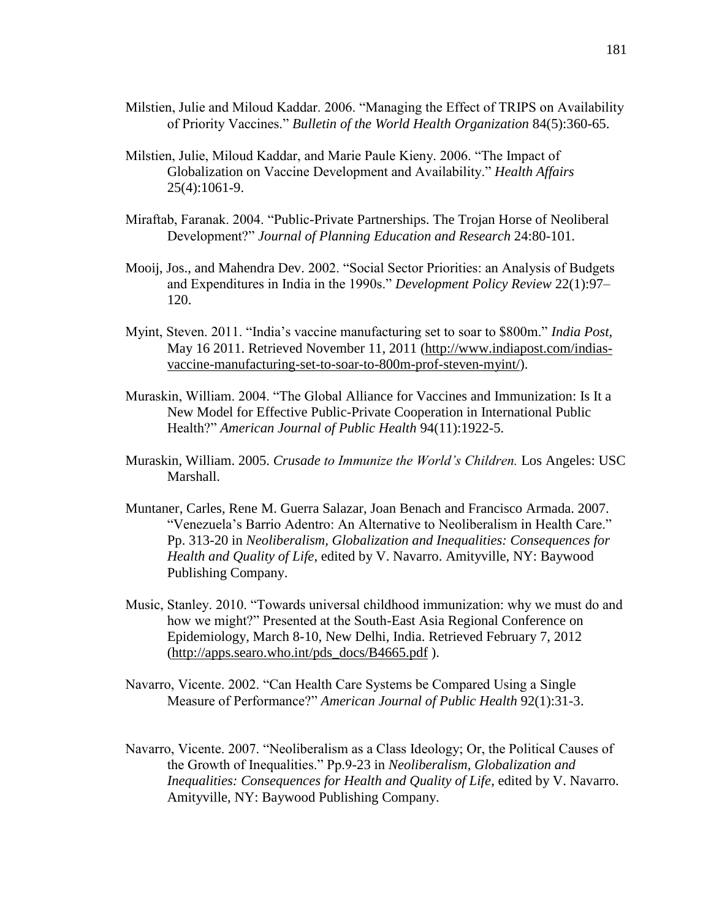Milstien, Julie and Miloud Kaddar. 2006. “Managing the Effect of TRIPS on Availability of Priority Vaccines.” *Bulletin of the World Health Organization* 84(5):360-65.

Milstien, Julie, Miloud Kaddar, and Marie Paule Kieny. 2006. “The Impact of Globalization on Vaccine Development and Availability.” *Health Affairs* 25(4):1061-9.

Miraftab, Faranak. 2004. “Public-Private Partnerships. The Trojan Horse of Neoliberal Development?” *Journal of Planning Education and Research* 24:80-101.

Mooij, Jos., and Mahendra Dev. 2002. “Social Sector Priorities: an Analysis of Budgets and Expenditures in India in the 1990s.” *Development Policy Review* 22(1):97–120.

Myint, Steven. 2011. “India’s vaccine manufacturing set to soar to $800m.” *India Post*, May 16 2011. Retrieved November 11, 2011 (http://www.indiapost.com/indias-vaccine-manufacturing-set-to-soar-to-800m-prof-steven-myint/).

Muraskin, William. 2004. “The Global Alliance for Vaccines and Immunization: Is It a New Model for Effective Public-Private Cooperation in International Public Health?” *American Journal of Public Health* 94(11):1922-5.

Muraskin, William. 2005. *Crusade to Immunize the World’s Children.* Los Angeles: USC Marshall.

Muntaner, Carles, Rene M. Guerra Salazar, Joan Benach and Francisco Armada. 2007. “Venezuela’s Barrio Adentro: An Alternative to Neoliberalism in Health Care.” Pp. 313-20 in *Neoliberalism, Globalization and Inequalities: Consequences for Health and Quality of Life*, edited by V. Navarro. Amityville, NY: Baywood Publishing Company.

Music, Stanley. 2010. “Towards universal childhood immunization: why we must do and how we might?” Presented at the South-East Asia Regional Conference on Epidemiology, March 8-10, New Delhi, India. Retrieved February 7, 2012 (http://apps.searo.who.int/pds_docs/B4665.pdf ).

Navarro, Vicente. 2002. “Can Health Care Systems be Compared Using a Single Measure of Performance?” *American Journal of Public Health* 92(1):31-3.

Navarro, Vicente. 2007. “Neoliberalism as a Class Ideology; Or, the Political Causes of the Growth of Inequalities.” Pp.9-23 in *Neoliberalism, Globalization and Inequalities: Consequences for Health and Quality of Life*, edited by V. Navarro. Amityville, NY: Baywood Publishing Company.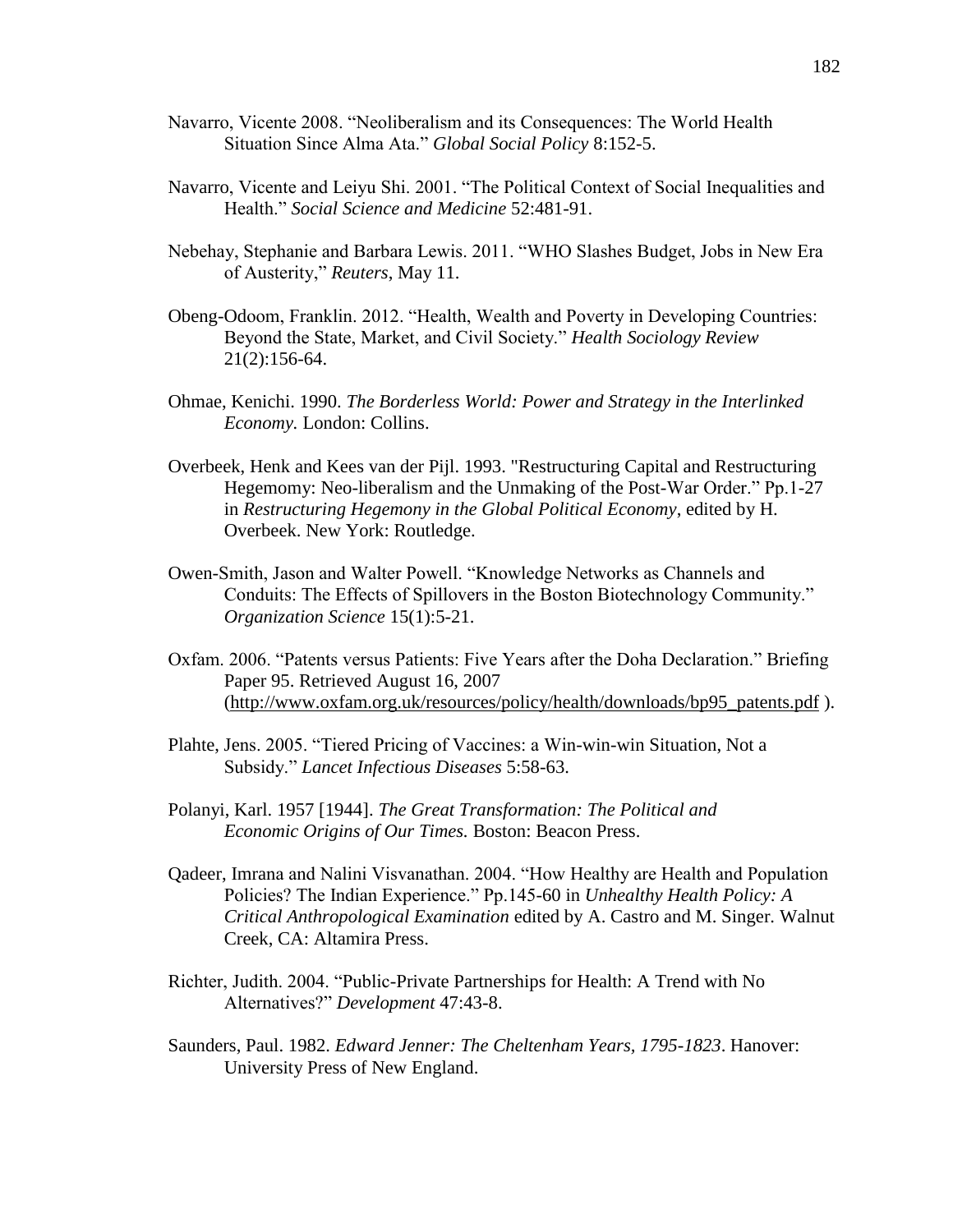Navarro, Vicente 2008. “Neoliberalism and its Consequences: The World Health Situation Since Alma Ata.” *Global Social Policy* 8:152-5.

Navarro, Vicente and Leiyu Shi. 2001. “The Political Context of Social Inequalities and Health.” *Social Science and Medicine* 52:481-91.

Nebehay, Stephanie and Barbara Lewis. 2011. “WHO Slashes Budget, Jobs in New Era of Austerity,” *Reuters*, May 11.

Obeng-Odoom, Franklin. 2012. “Health, Wealth and Poverty in Developing Countries: Beyond the State, Market, and Civil Society.” *Health Sociology Review* 21(2):156-64.

Ohmae, Kenichi. 1990. *The Borderless World: Power and Strategy in the Interlinked Economy.* London: Collins.

Overbeek, Henk and Kees van der Pijl. 1993. "Restructuring Capital and Restructuring Hegememy: Neo-liberalism and the Unmaking of the Post-War Order.” Pp.1-27 in *Restructuring Hegemony in the Global Political Economy*, edited by H. Overbeek. New York: Routledge.

Owen-Smith, Jason and Walter Powell. “Knowledge Networks as Channels and Conduits: The Effects of Spillovers in the Boston Biotechnology Community.” *Organization Science* 15(1):5-21.

Oxfam. 2006. “Patents versus Patients: Five Years after the Doha Declaration.” Briefing Paper 95. Retrieved August 16, 2007 (http://www.oxfam.org.uk/resources/policy/health/downloads/bp95_patents.pdf ).

Plahte, Jens. 2005. “Tiered Pricing of Vaccines: a Win-win-win Situation, Not a Subsidy.” *Lancet Infectious Diseases* 5:58-63.

Polanyi, Karl. 1957 [1944]. *The Great Transformation: The Political and Economic Origins of Our Times.* Boston: Beacon Press.

Qadeer, Imrana and Nalini Visvanathan. 2004. “How Healthy are Health and Population Policies? The Indian Experience.” Pp.145-60 in *Unhealthy Health Policy: A Critical Anthropological Examination* edited by A. Castro and M. Singer. Walnut Creek, CA: Altamira Press.

Richter, Judith. 2004. “Public-Private Partnerships for Health: A Trend with No Alternatives?” *Development* 47:43-8.

Saunders, Paul. 1982. *Edward Jenner: The Cheltenham Years, 1795-1823*. Hanover: University Press of New England.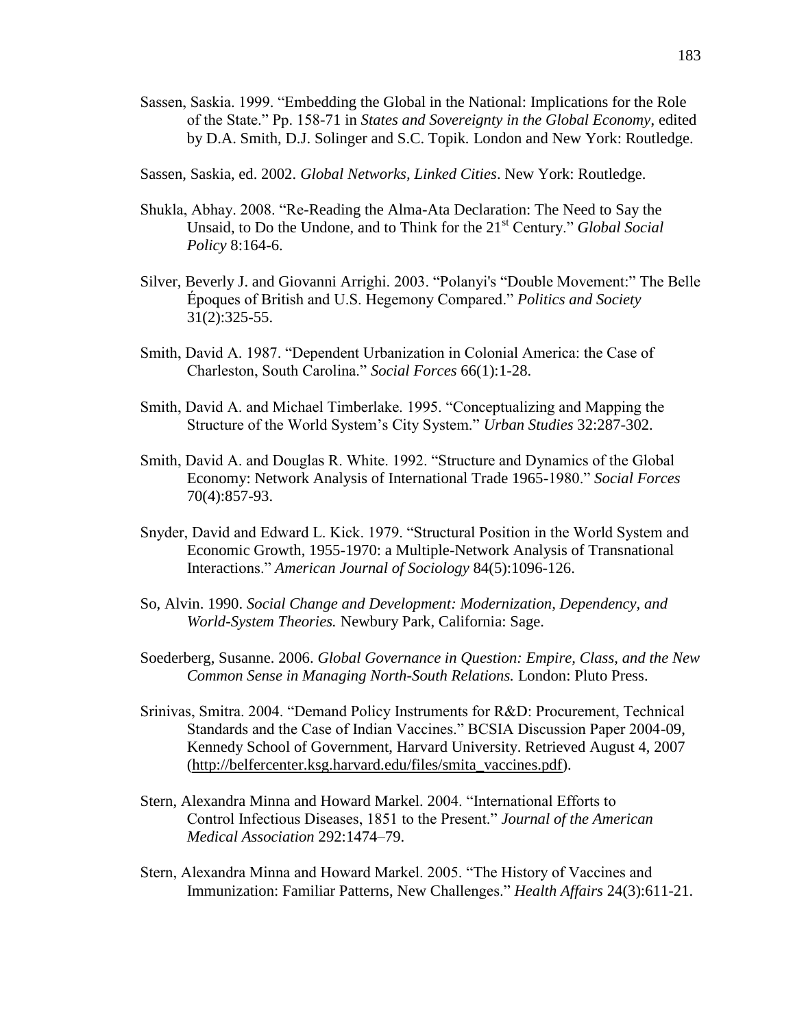Sassen, Saskia. 1999. "Embedding the Global in the National: Implications for the Role of the State." Pp. 158-71 in *States and Sovereignty in the Global Economy*, edited by D.A. Smith, D.J. Solinger and S.C. Topik. London and New York: Routledge.

Sassen, Saskia, ed. 2002. *Global Networks, Linked Cities*. New York: Routledge.

Shukla, Abhay. 2008. "Re-Reading the Alma-Ata Declaration: The Need to Say the Unsaid, to Do the Undone, and to Think for the 21st Century." *Global Social Policy* 8:164-6.

Silver, Beverly J. and Giovanni Arrighi. 2003. "Polanyi's "Double Movement:" The Belle Époques of British and U.S. Hegemony Compared." *Politics and Society* 31(2):325-55.

Smith, David A. 1987. "Dependent Urbanization in Colonial America: the Case of Charleston, South Carolina." *Social Forces* 66(1):1-28.

Smith, David A. and Michael Timberlake. 1995. "Conceptualizing and Mapping the Structure of the World System's City System." *Urban Studies* 32:287-302.

Smith, David A. and Douglas R. White. 1992. "Structure and Dynamics of the Global Economy: Network Analysis of International Trade 1965-1980." *Social Forces* 70(4):857-93.

Snyder, David and Edward L. Kick. 1979. "Structural Position in the World System and Economic Growth, 1955-1970: a Multiple-Network Analysis of Transnational Interactions." *American Journal of Sociology* 84(5):1096-126.

So, Alvin. 1990. *Social Change and Development: Modernization, Dependency, and World-System Theories.* Newbury Park, California: Sage.

Soederberg, Susanne. 2006. *Global Governance in Question: Empire, Class, and the New Common Sense in Managing North-South Relations.* London: Pluto Press.

Srinivas, Smitra. 2004. "Demand Policy Instruments for R&D: Procurement, Technical Standards and the Case of Indian Vaccines." BCSIA Discussion Paper 2004-09, Kennedy School of Government, Harvard University. Retrieved August 4, 2007 (http://belfercenter.ksg.harvard.edu/files/smita_vaccines.pdf).

Stern, Alexandra Minna and Howard Markel. 2004. "International Efforts to Control Infectious Diseases, 1851 to the Present." *Journal of the American Medical Association* 292:1474–79.

Stern, Alexandra Minna and Howard Markel. 2005. "The History of Vaccines and Immunization: Familiar Patterns, New Challenges." *Health Affairs* 24(3):611-21.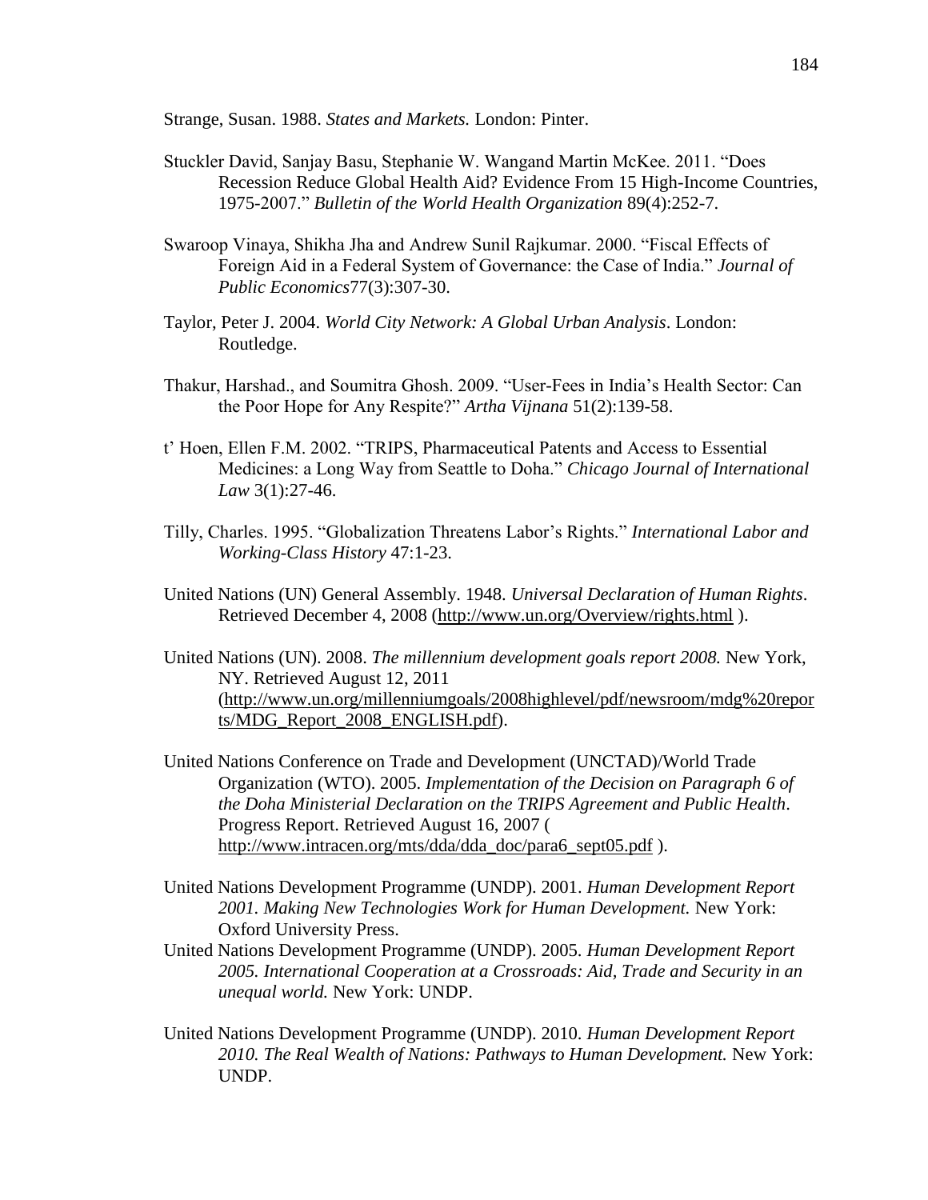Strange, Susan. 1988. *States and Markets.* London: Pinter.

Stuckler David, Sanjay Basu, Stephanie W. Wangand Martin McKee. 2011. "Does Recession Reduce Global Health Aid? Evidence From 15 High-Income Countries, 1975-2007." *Bulletin of the World Health Organization* 89(4):252-7.

Swaroop Vinaya, Shikha Jha and Andrew Sunil Rajkumar. 2000. "Fiscal Effects of Foreign Aid in a Federal System of Governance: the Case of India." *Journal of Public Economics*77(3):307-30.

Taylor, Peter J. 2004. *World City Network: A Global Urban Analysis*. London: Routledge.

Thakur, Harshad., and Soumitra Ghosh. 2009. "User-Fees in India's Health Sector: Can the Poor Hope for Any Respite?" *Artha Vijnana* 51(2):139-58.

t' Hoen, Ellen F.M. 2002. "TRIPS, Pharmaceutical Patents and Access to Essential Medicines: a Long Way from Seattle to Doha." *Chicago Journal of International Law* 3(1):27-46.

Tilly, Charles. 1995. "Globalization Threatens Labor's Rights." *International Labor and Working-Class History* 47:1-23.

United Nations (UN) General Assembly. 1948. *Universal Declaration of Human Rights*. Retrieved December 4, 2008 (http://www.un.org/Overview/rights.html ).

United Nations (UN). 2008. *The millennium development goals report 2008.* New York, NY. Retrieved August 12, 2011 (http://www.un.org/millenniumgoals/2008highlevel/pdf/newsroom/mdg%20reports/MDG_Report_2008_ENGLISH.pdf).

United Nations Conference on Trade and Development (UNCTAD)/World Trade Organization (WTO). 2005. *Implementation of the Decision on Paragraph 6 of the Doha Ministerial Declaration on the TRIPS Agreement and Public Health*. Progress Report. Retrieved August 16, 2007 ( http://www.intracen.org/mts/dda/dda_doc/para6_sept05.pdf ).

United Nations Development Programme (UNDP). 2001. *Human Development Report 2001. Making New Technologies Work for Human Development.* New York: Oxford University Press.

United Nations Development Programme (UNDP). 2005. *Human Development Report 2005. International Cooperation at a Crossroads: Aid, Trade and Security in an unequal world.* New York: UNDP.

United Nations Development Programme (UNDP). 2010. *Human Development Report 2010. The Real Wealth of Nations: Pathways to Human Development.* New York: UNDP.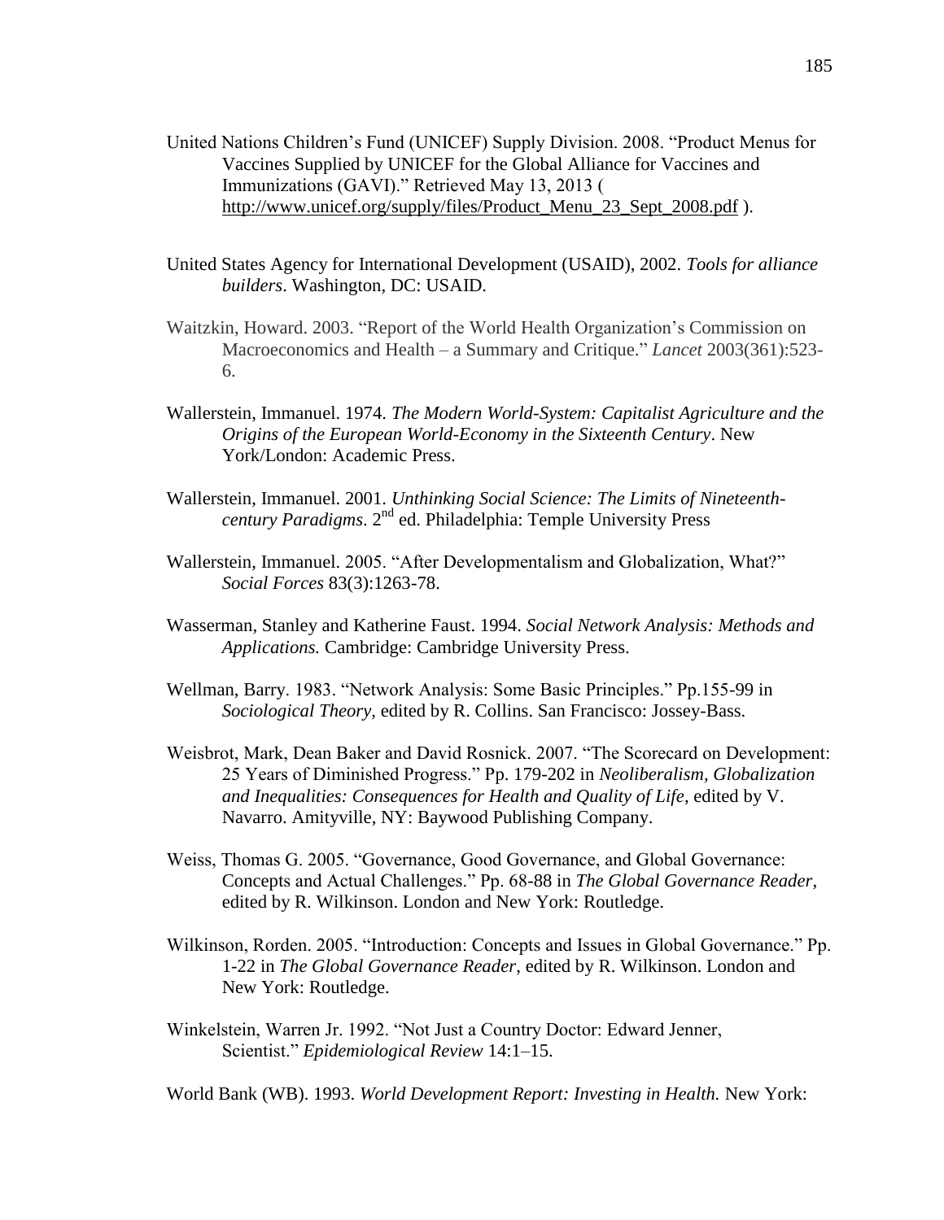United Nations Children's Fund (UNICEF) Supply Division. 2008. "Product Menus for Vaccines Supplied by UNICEF for the Global Alliance for Vaccines and Immunizations (GAVI)." Retrieved May 13, 2013 ( http://www.unicef.org/supply/files/Product_Menu_23_Sept_2008.pdf ).

United States Agency for International Development (USAID), 2002. *Tools for alliance builders*. Washington, DC: USAID.

Waitzkin, Howard. 2003. "Report of the World Health Organization's Commission on Macroeconomics and Health – a Summary and Critique." *Lancet* 2003(361):523-6.

Wallerstein, Immanuel. 1974. *The Modern World-System: Capitalist Agriculture and the Origins of the European World-Economy in the Sixteenth Century*. New York/London: Academic Press.

Wallerstein, Immanuel. 2001. *Unthinking Social Science: The Limits of Nineteenth-century Paradigms*. 2nd ed. Philadelphia: Temple University Press

Wallerstein, Immanuel. 2005. "After Developmentalism and Globalization, What?" *Social Forces* 83(3):1263-78.

Wasserman, Stanley and Katherine Faust. 1994. *Social Network Analysis: Methods and Applications.* Cambridge: Cambridge University Press.

Wellman, Barry. 1983. "Network Analysis: Some Basic Principles." Pp.155-99 in *Sociological Theory*, edited by R. Collins. San Francisco: Jossey-Bass.

Weisbrot, Mark, Dean Baker and David Rosnick. 2007. "The Scorecard on Development: 25 Years of Diminished Progress." Pp. 179-202 in *Neoliberalism, Globalization and Inequalities: Consequences for Health and Quality of Life*, edited by V. Navarro. Amityville, NY: Baywood Publishing Company.

Weiss, Thomas G. 2005. "Governance, Good Governance, and Global Governance: Concepts and Actual Challenges." Pp. 68-88 in *The Global Governance Reader*, edited by R. Wilkinson. London and New York: Routledge.

Wilkinson, Rorden. 2005. "Introduction: Concepts and Issues in Global Governance." Pp. 1-22 in *The Global Governance Reader*, edited by R. Wilkinson. London and New York: Routledge.

Winkelstein, Warren Jr. 1992. "Not Just a Country Doctor: Edward Jenner, Scientist." *Epidemiological Review* 14:1–15.

World Bank (WB). 1993. *World Development Report: Investing in Health.* New York: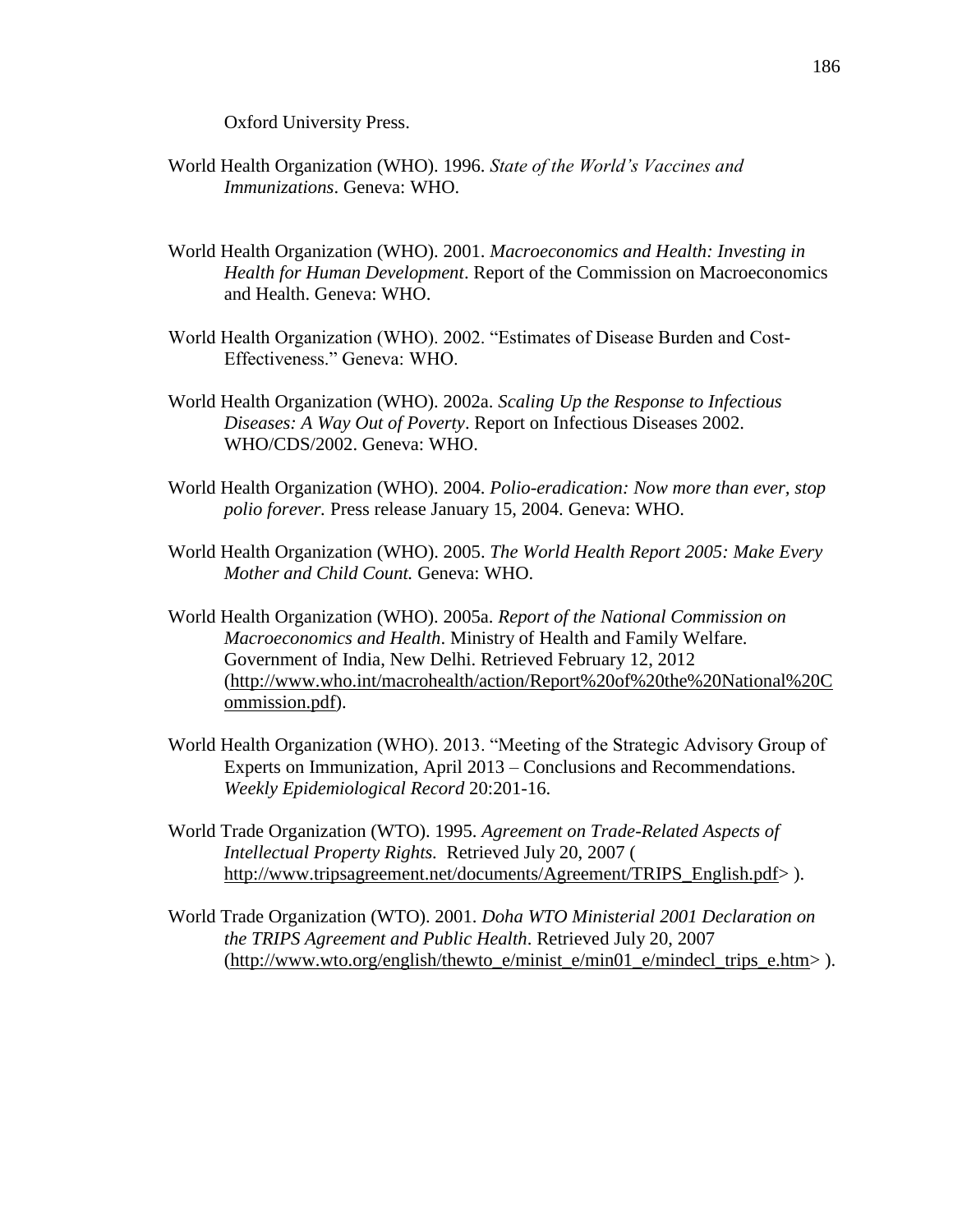Oxford University Press.

World Health Organization (WHO). 1996. *State of the World's Vaccines and Immunizations*. Geneva: WHO.

World Health Organization (WHO). 2001. *Macroeconomics and Health: Investing in Health for Human Development*. Report of the Commission on Macroeconomics and Health. Geneva: WHO.

World Health Organization (WHO). 2002. "Estimates of Disease Burden and Cost-Effectiveness." Geneva: WHO.

World Health Organization (WHO). 2002a. *Scaling Up the Response to Infectious Diseases: A Way Out of Poverty*. Report on Infectious Diseases 2002. WHO/CDS/2002. Geneva: WHO.

World Health Organization (WHO). 2004. *Polio-eradication: Now more than ever, stop polio forever.* Press release January 15, 2004. Geneva: WHO.

World Health Organization (WHO). 2005. *The World Health Report 2005: Make Every Mother and Child Count.* Geneva: WHO.

World Health Organization (WHO). 2005a. *Report of the National Commission on Macroeconomics and Health*. Ministry of Health and Family Welfare. Government of India, New Delhi. Retrieved February 12, 2012 (http://www.who.int/macrohealth/action/Report%20of%20the%20National%20Commission.pdf).

World Health Organization (WHO). 2013. "Meeting of the Strategic Advisory Group of Experts on Immunization, April 2013 – Conclusions and Recommendations. *Weekly Epidemiological Record* 20:201-16.

World Trade Organization (WTO). 1995. *Agreement on Trade-Related Aspects of Intellectual Property Rights.* Retrieved July 20, 2007 ( http://www.tripsagreement.net/documents/Agreement/TRIPS_English.pdf> ).

World Trade Organization (WTO). 2001. *Doha WTO Ministerial 2001 Declaration on the TRIPS Agreement and Public Health*. Retrieved July 20, 2007 (http://www.wto.org/english/thewto_e/minist_e/min01_e/mindecl_trips_e.htm> ).